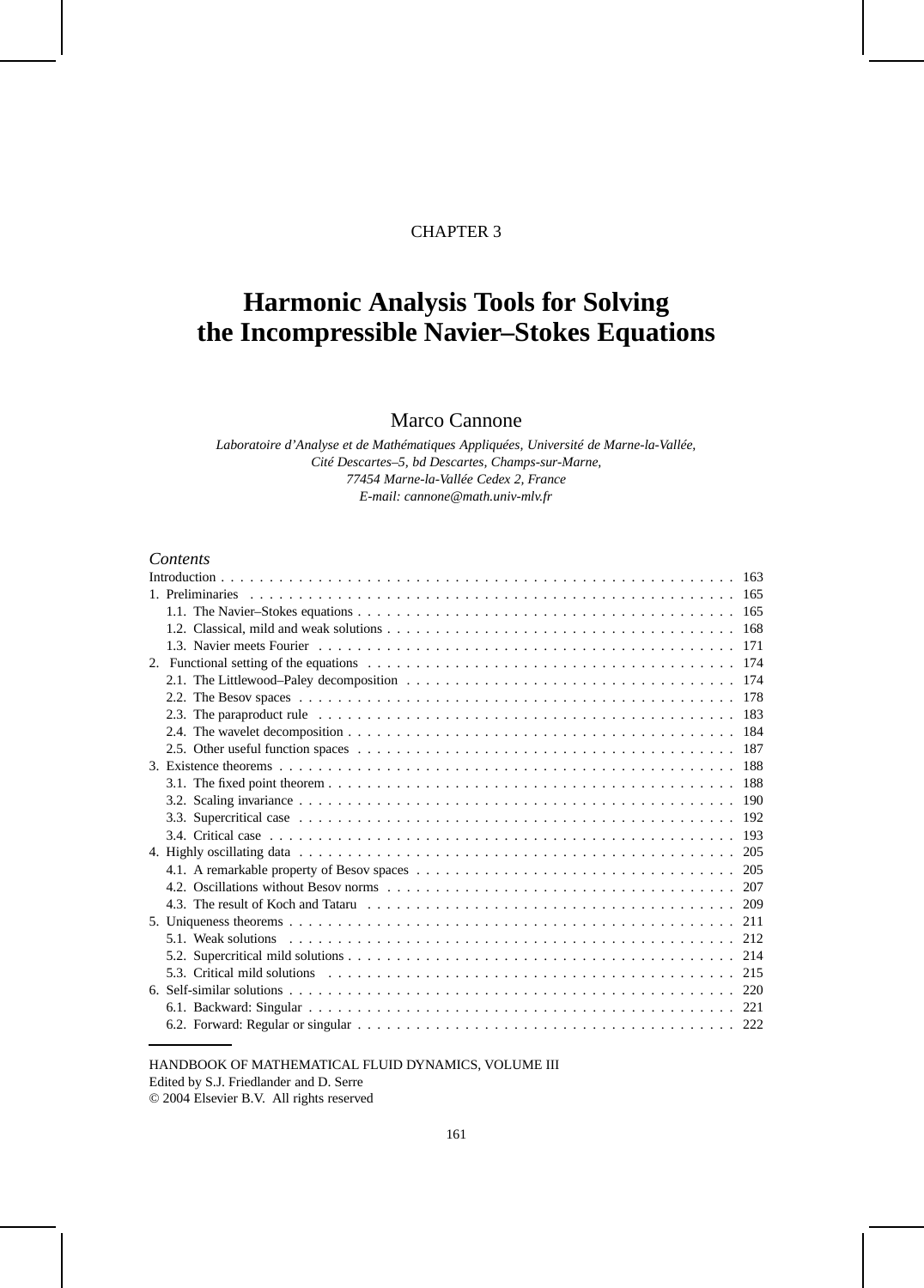CHAPTER 3

# Harmonic Analysis Tools for Solving the Incompressible Navier–Stokes Equations

## Marco Cannone

*Laboratoire d'Analyse et de Mathématiques Appliquées, Université de Marne-la-Vallée,*
*Cité Descartes–5, bd Descartes, Champs-sur-Marne,*
*77454 Marne-la-Vallée Cedex 2, France*
*E-mail: cannone@math.univ-mlv.fr*

### *Contents*

- Introduction . . . . . . . . . . 163
- 1. Preliminaries . . . . . . . . . . 165
  - 1.1. The Navier–Stokes equations . . . . . . . . . . 165
  - 1.2. Classical, mild and weak solutions . . . . . . . . . . 168
  - 1.3. Navier meets Fourier . . . . . . . . . . 171
- 2. Functional setting of the equations . . . . . . . . . . 174
  - 2.1. The Littlewood–Paley decomposition . . . . . . . . . . 174
  - 2.2. The Besov spaces . . . . . . . . . . 178
  - 2.3. The paraproduct rule . . . . . . . . . . 183
  - 2.4. The wavelet decomposition . . . . . . . . . . 184
  - 2.5. Other useful function spaces . . . . . . . . . . 187
- 3. Existence theorems . . . . . . . . . . 188
  - 3.1. The fixed point theorem . . . . . . . . . . 188
  - 3.2. Scaling invariance . . . . . . . . . . 190
  - 3.3. Supercritical case . . . . . . . . . . 192
  - 3.4. Critical case . . . . . . . . . . 193
- 4. Highly oscillating data . . . . . . . . . . 205
  - 4.1. A remarkable property of Besov spaces . . . . . . . . . . 205
  - 4.2. Oscillations without Besov norms . . . . . . . . . . 207
  - 4.3. The result of Koch and Tataru . . . . . . . . . . 209
- 5. Uniqueness theorems . . . . . . . . . . 211
  - 5.1. Weak solutions . . . . . . . . . . 212
  - 5.2. Supercritical mild solutions . . . . . . . . . . 214
  - 5.3. Critical mild solutions . . . . . . . . . . 215
- 6. Self-similar solutions . . . . . . . . . . 220
  - 6.1. Backward: Singular . . . . . . . . . . 221
  - 6.2. Forward: Regular or singular . . . . . . . . . . 222

---

HANDBOOK OF MATHEMATICAL FLUID DYNAMICS, VOLUME III
Edited by S.J. Friedlander and D. Serre
© 2004 Elsevier B.V. All rights reserved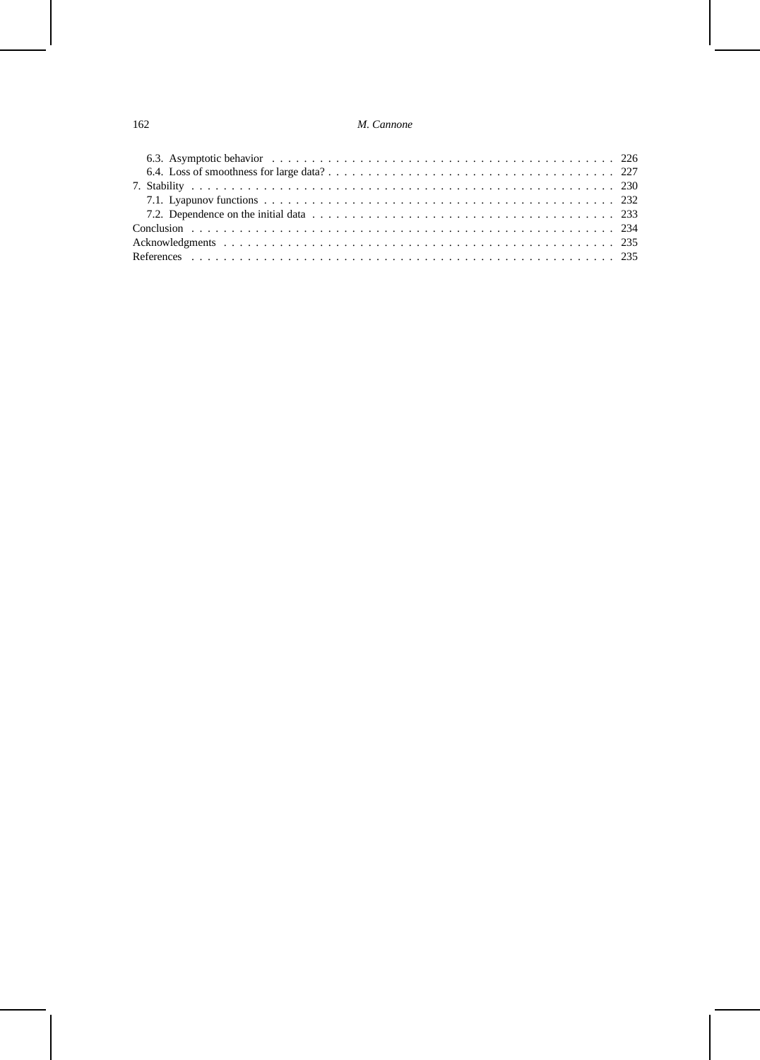6.3. Asymptotic behavior . . . . . . . . . . . . . . . . . . . . . . . . . . . . . . . . . . . . . . . . . . . . . 226
6.4. Loss of smoothness for large data? . . . . . . . . . . . . . . . . . . . . . . . . . . . . . . . . . . . . 227
7. Stability . . . . . . . . . . . . . . . . . . . . . . . . . . . . . . . . . . . . . . . . . . . . . . . . . . . . . 230
7.1. Lyapunov functions . . . . . . . . . . . . . . . . . . . . . . . . . . . . . . . . . . . . . . . . . . . . . 232
7.2. Dependence on the initial data . . . . . . . . . . . . . . . . . . . . . . . . . . . . . . . . . . . . . . 233
Conclusion . . . . . . . . . . . . . . . . . . . . . . . . . . . . . . . . . . . . . . . . . . . . . . . . . . . . 234
Acknowledgments . . . . . . . . . . . . . . . . . . . . . . . . . . . . . . . . . . . . . . . . . . . . . . . . 235
References . . . . . . . . . . . . . . . . . . . . . . . . . . . . . . . . . . . . . . . . . . . . . . . . . . . . 235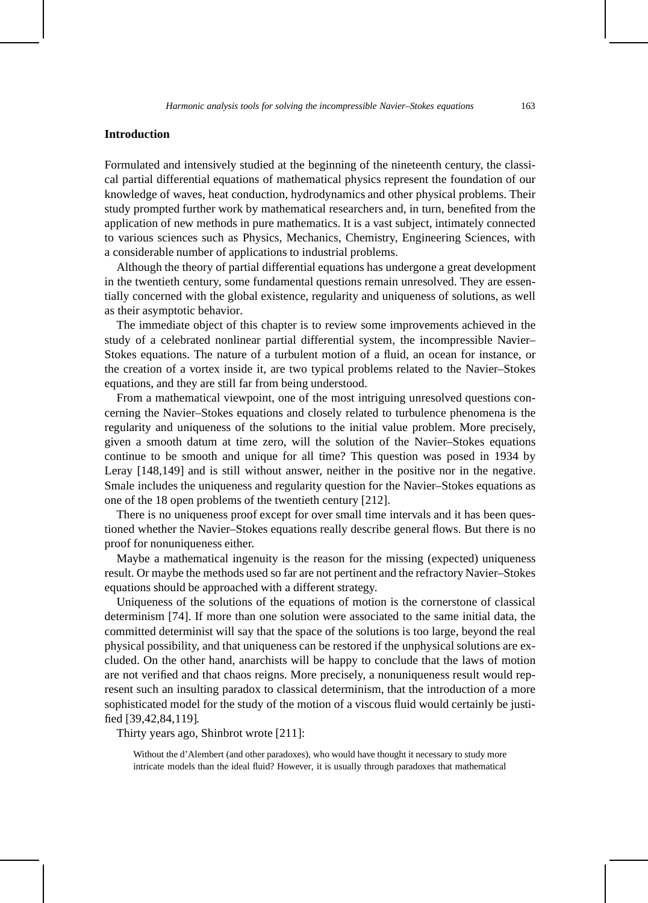## Introduction

Formulated and intensively studied at the beginning of the nineteenth century, the classical partial differential equations of mathematical physics represent the foundation of our knowledge of waves, heat conduction, hydrodynamics and other physical problems. Their study prompted further work by mathematical researchers and, in turn, benefited from the application of new methods in pure mathematics. It is a vast subject, intimately connected to various sciences such as Physics, Mechanics, Chemistry, Engineering Sciences, with a considerable number of applications to industrial problems.

Although the theory of partial differential equations has undergone a great development in the twentieth century, some fundamental questions remain unresolved. They are essentially concerned with the global existence, regularity and uniqueness of solutions, as well as their asymptotic behavior.

The immediate object of this chapter is to review some improvements achieved in the study of a celebrated nonlinear partial differential system, the incompressible Navier–Stokes equations. The nature of a turbulent motion of a fluid, an ocean for instance, or the creation of a vortex inside it, are two typical problems related to the Navier–Stokes equations, and they are still far from being understood.

From a mathematical viewpoint, one of the most intriguing unresolved questions concerning the Navier–Stokes equations and closely related to turbulence phenomena is the regularity and uniqueness of the solutions to the initial value problem. More precisely, given a smooth datum at time zero, will the solution of the Navier–Stokes equations continue to be smooth and unique for all time? This question was posed in 1934 by Leray [148,149] and is still without answer, neither in the positive nor in the negative. Smale includes the uniqueness and regularity question for the Navier–Stokes equations as one of the 18 open problems of the twentieth century [212].

There is no uniqueness proof except for over small time intervals and it has been questioned whether the Navier–Stokes equations really describe general flows. But there is no proof for nonuniqueness either.

Maybe a mathematical ingenuity is the reason for the missing (expected) uniqueness result. Or maybe the methods used so far are not pertinent and the refractory Navier–Stokes equations should be approached with a different strategy.

Uniqueness of the solutions of the equations of motion is the cornerstone of classical determinism [74]. If more than one solution were associated to the same initial data, the committed determinist will say that the space of the solutions is too large, beyond the real physical possibility, and that uniqueness can be restored if the unphysical solutions are excluded. On the other hand, anarchists will be happy to conclude that the laws of motion are not verified and that chaos reigns. More precisely, a nonuniqueness result would represent such an insulting paradox to classical determinism, that the introduction of a more sophisticated model for the study of the motion of a viscous fluid would certainly be justified [39,42,84,119].

Thirty years ago, Shinbrot wrote [211]:

> Without the d'Alembert (and other paradoxes), who would have thought it necessary to study more intricate models than the ideal fluid? However, it is usually through paradoxes that mathematical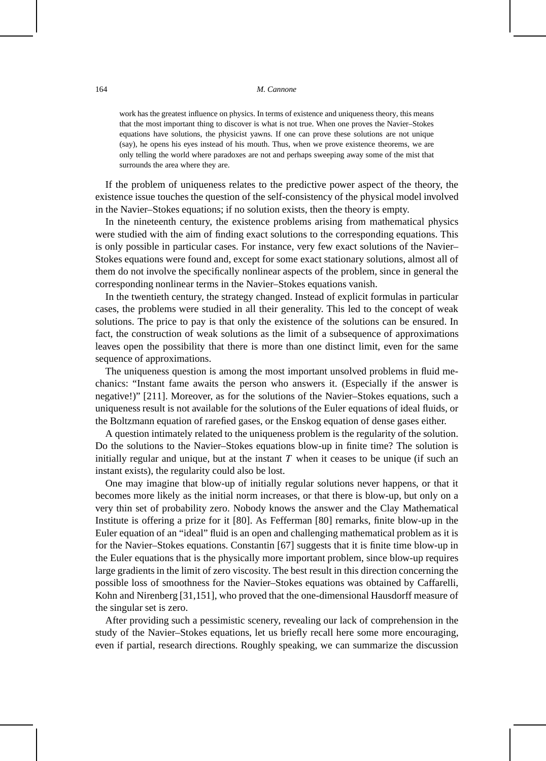> work has the greatest influence on physics. In terms of existence and uniqueness theory, this means that the most important thing to discover is what is not true. When one proves the Navier–Stokes equations have solutions, the physicist yawns. If one can prove these solutions are not unique (say), he opens his eyes instead of his mouth. Thus, when we prove existence theorems, we are only telling the world where paradoxes are not and perhaps sweeping away some of the mist that surrounds the area where they are.

If the problem of uniqueness relates to the predictive power aspect of the theory, the existence issue touches the question of the self-consistency of the physical model involved in the Navier–Stokes equations; if no solution exists, then the theory is empty.

In the nineteenth century, the existence problems arising from mathematical physics were studied with the aim of finding exact solutions to the corresponding equations. This is only possible in particular cases. For instance, very few exact solutions of the Navier–Stokes equations were found and, except for some exact stationary solutions, almost all of them do not involve the specifically nonlinear aspects of the problem, since in general the corresponding nonlinear terms in the Navier–Stokes equations vanish.

In the twentieth century, the strategy changed. Instead of explicit formulas in particular cases, the problems were studied in all their generality. This led to the concept of weak solutions. The price to pay is that only the existence of the solutions can be ensured. In fact, the construction of weak solutions as the limit of a subsequence of approximations leaves open the possibility that there is more than one distinct limit, even for the same sequence of approximations.

The uniqueness question is among the most important unsolved problems in fluid mechanics: "Instant fame awaits the person who answers it. (Especially if the answer is negative!)" [211]. Moreover, as for the solutions of the Navier–Stokes equations, such a uniqueness result is not available for the solutions of the Euler equations of ideal fluids, or the Boltzmann equation of rarefied gases, or the Enskog equation of dense gases either.

A question intimately related to the uniqueness problem is the regularity of the solution. Do the solutions to the Navier–Stokes equations blow-up in finite time? The solution is initially regular and unique, but at the instant $T$ when it ceases to be unique (if such an instant exists), the regularity could also be lost.

One may imagine that blow-up of initially regular solutions never happens, or that it becomes more likely as the initial norm increases, or that there is blow-up, but only on a very thin set of probability zero. Nobody knows the answer and the Clay Mathematical Institute is offering a prize for it [80]. As Fefferman [80] remarks, finite blow-up in the Euler equation of an "ideal" fluid is an open and challenging mathematical problem as it is for the Navier–Stokes equations. Constantin [67] suggests that it is finite time blow-up in the Euler equations that is the physically more important problem, since blow-up requires large gradients in the limit of zero viscosity. The best result in this direction concerning the possible loss of smoothness for the Navier–Stokes equations was obtained by Caffarelli, Kohn and Nirenberg [31,151], who proved that the one-dimensional Hausdorff measure of the singular set is zero.

After providing such a pessimistic scenery, revealing our lack of comprehension in the study of the Navier–Stokes equations, let us briefly recall here some more encouraging, even if partial, research directions. Roughly speaking, we can summarize the discussion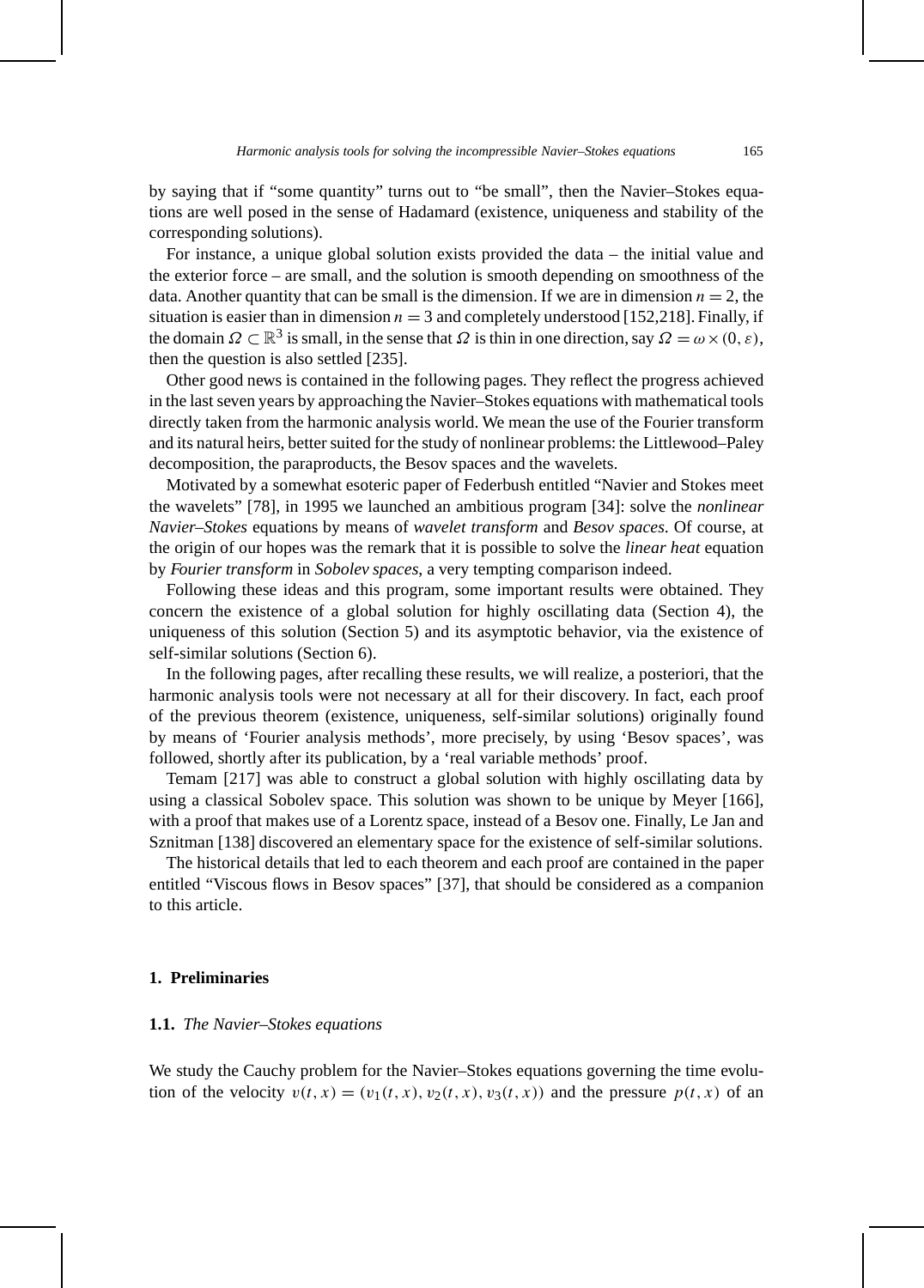by saying that if "some quantity" turns out to "be small", then the Navier–Stokes equations are well posed in the sense of Hadamard (existence, uniqueness and stability of the corresponding solutions).

For instance, a unique global solution exists provided the data – the initial value and the exterior force – are small, and the solution is smooth depending on smoothness of the data. Another quantity that can be small is the dimension. If we are in dimension $n = 2$, the situation is easier than in dimension $n = 3$ and completely understood [152,218]. Finally, if the domain $\Omega \subset \mathbb{R}^3$ is small, in the sense that $\Omega$ is thin in one direction, say $\Omega = \omega \times (0, \varepsilon)$, then the question is also settled [235].

Other good news is contained in the following pages. They reflect the progress achieved in the last seven years by approaching the Navier–Stokes equations with mathematical tools directly taken from the harmonic analysis world. We mean the use of the Fourier transform and its natural heirs, better suited for the study of nonlinear problems: the Littlewood–Paley decomposition, the paraproducts, the Besov spaces and the wavelets.

Motivated by a somewhat esoteric paper of Federbush entitled "Navier and Stokes meet the wavelets" [78], in 1995 we launched an ambitious program [34]: solve the *nonlinear Navier–Stokes* equations by means of *wavelet transform* and *Besov spaces*. Of course, at the origin of our hopes was the remark that it is possible to solve the *linear heat* equation by *Fourier transform* in *Sobolev spaces*, a very tempting comparison indeed.

Following these ideas and this program, some important results were obtained. They concern the existence of a global solution for highly oscillating data (Section 4), the uniqueness of this solution (Section 5) and its asymptotic behavior, via the existence of self-similar solutions (Section 6).

In the following pages, after recalling these results, we will realize, a posteriori, that the harmonic analysis tools were not necessary at all for their discovery. In fact, each proof of the previous theorem (existence, uniqueness, self-similar solutions) originally found by means of 'Fourier analysis methods', more precisely, by using 'Besov spaces', was followed, shortly after its publication, by a 'real variable methods' proof.

Temam [217] was able to construct a global solution with highly oscillating data by using a classical Sobolev space. This solution was shown to be unique by Meyer [166], with a proof that makes use of a Lorentz space, instead of a Besov one. Finally, Le Jan and Sznitman [138] discovered an elementary space for the existence of self-similar solutions.

The historical details that led to each theorem and each proof are contained in the paper entitled "Viscous flows in Besov spaces" [37], that should be considered as a companion to this article.

## 1. Preliminaries

### 1.1. *The Navier–Stokes equations*

We study the Cauchy problem for the Navier–Stokes equations governing the time evolution of the velocity $v(t, x) = (v_1(t, x), v_2(t, x), v_3(t, x))$ and the pressure $p(t, x)$ of an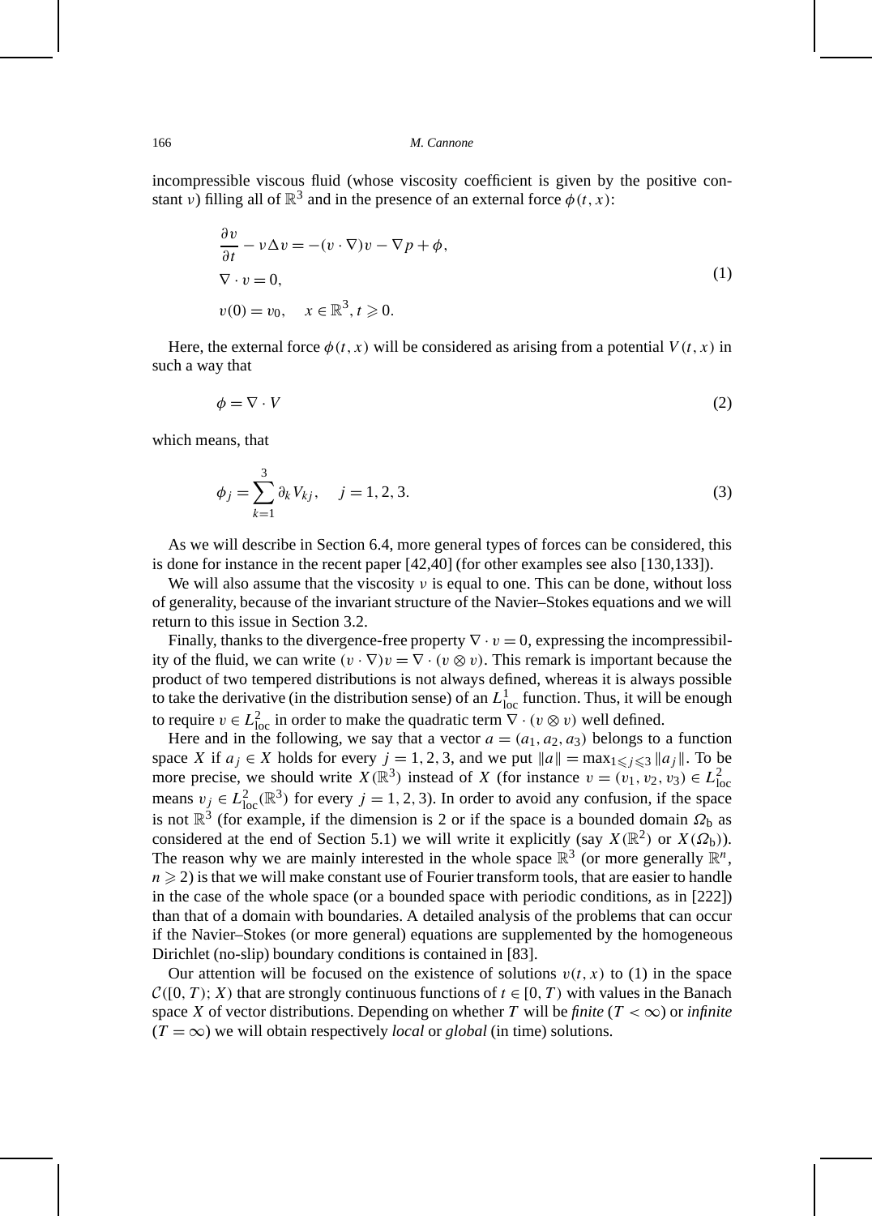incompressible viscous fluid (whose viscosity coefficient is given by the positive constant $\nu$) filling all of $\mathbb{R}^3$ and in the presence of an external force $\phi(t,x)$:

$$
\begin{aligned}
&\frac{\partial v}{\partial t} - \nu \Delta v = -(v \cdot \nabla) v - \nabla p + \phi, \\
&\nabla \cdot v = 0, \\
&v(0) = v_0, \quad x \in \mathbb{R}^3, t \geqslant 0.
\end{aligned}
\tag{1}
$$

Here, the external force $\phi(t,x)$ will be considered as arising from a potential $V(t,x)$ in such a way that

$$
\phi = \nabla \cdot V \tag{2}
$$

which means, that

$$
\phi_j = \sum_{k=1}^{3} \partial_k V_{kj}, \quad j = 1, 2, 3. \tag{3}
$$

As we will describe in Section 6.4, more general types of forces can be considered, this is done for instance in the recent paper [42,40] (for other examples see also [130,133]).

We will also assume that the viscosity $\nu$ is equal to one. This can be done, without loss of generality, because of the invariant structure of the Navier–Stokes equations and we will return to this issue in Section 3.2.

Finally, thanks to the divergence-free property $\nabla \cdot v = 0$, expressing the incompressibility of the fluid, we can write $(v \cdot \nabla) v = \nabla \cdot (v \otimes v)$. This remark is important because the product of two tempered distributions is not always defined, whereas it is always possible to take the derivative (in the distribution sense) of an $L^1_{\mathrm{loc}}$ function. Thus, it will be enough to require $v \in L^2_{\mathrm{loc}}$ in order to make the quadratic term $\nabla \cdot (v \otimes v)$ well defined.

Here and in the following, we say that a vector $a = (a_1, a_2, a_3)$ belongs to a function space $X$ if $a_j \in X$ holds for every $j = 1, 2, 3$, and we put $\|a\| = \max_{1 \leqslant j \leqslant 3} \|a_j\|$. To be more precise, we should write $X(\mathbb{R}^3)$ instead of $X$ (for instance $v = (v_1, v_2, v_3) \in L^2_{\mathrm{loc}}$ means $v_j \in L^2_{\mathrm{loc}}(\mathbb{R}^3)$ for every $j = 1, 2, 3$). In order to avoid any confusion, if the space is not $\mathbb{R}^3$ (for example, if the dimension is 2 or if the space is a bounded domain $\Omega_{\mathrm{b}}$ as considered at the end of Section 5.1) we will write it explicitly (say $X(\mathbb{R}^2)$ or $X(\Omega_{\mathrm{b}})$). The reason why we are mainly interested in the whole space $\mathbb{R}^3$ (or more generally $\mathbb{R}^n$, $n \geqslant 2$) is that we will make constant use of Fourier transform tools, that are easier to handle in the case of the whole space (or a bounded space with periodic conditions, as in [222]) than that of a domain with boundaries. A detailed analysis of the problems that can occur if the Navier–Stokes (or more general) equations are supplemented by the homogeneous Dirichlet (no-slip) boundary conditions is contained in [83].

Our attention will be focused on the existence of solutions $v(t,x)$ to (1) in the space $\mathcal{C}([0,T);X)$ that are strongly continuous functions of $t \in [0,T)$ with values in the Banach space $X$ of vector distributions. Depending on whether $T$ will be *finite* ($T < \infty$) or *infinite* ($T = \infty$) we will obtain respectively *local* or *global* (in time) solutions.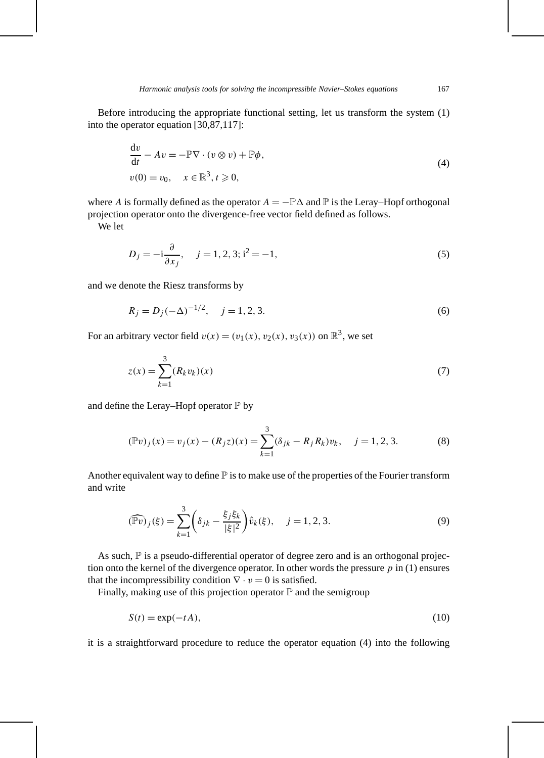Before introducing the appropriate functional setting, let us transform the system (1) into the operator equation [30,87,117]:

$$
\begin{aligned}
&\frac{\mathrm{d}v}{\mathrm{d}t} - Av = -\mathbb{P}\nabla \cdot (v \otimes v) + \mathbb{P}\phi, \\
&v(0) = v_0, \quad x \in \mathbb{R}^3, t \geqslant 0,
\end{aligned}
\tag{4}
$$

where $A$ is formally defined as the operator $A = -\mathbb{P}\Delta$ and $\mathbb{P}$ is the Leray–Hopf orthogonal projection operator onto the divergence-free vector field defined as follows.

We let

$$
D_j = -\mathrm{i}\frac{\partial}{\partial x_j}, \quad j = 1, 2, 3; \mathrm{i}^2 = -1,
\tag{5}
$$

and we denote the Riesz transforms by

$$
R_j = D_j(-\Delta)^{-1/2}, \quad j = 1, 2, 3.
\tag{6}
$$

For an arbitrary vector field $v(x) = (v_1(x), v_2(x), v_3(x))$ on $\mathbb{R}^3$, we set

$$
z(x) = \sum_{k=1}^{3} (R_k v_k)(x)
\tag{7}
$$

and define the Leray–Hopf operator $\mathbb{P}$ by

$$
(\mathbb{P}v)_j(x) = v_j(x) - (R_j z)(x) = \sum_{k=1}^{3} (\delta_{jk} - R_j R_k) v_k, \quad j = 1, 2, 3.
\tag{8}
$$

Another equivalent way to define $\mathbb{P}$ is to make use of the properties of the Fourier transform and write

$$
(\widehat{\mathbb{P}v})_j(\xi) = \sum_{k=1}^{3} \left( \delta_{jk} - \frac{\xi_j \xi_k}{|\xi|^2} \right) \hat{v}_k(\xi), \quad j = 1, 2, 3.
\tag{9}
$$

As such, $\mathbb{P}$ is a pseudo-differential operator of degree zero and is an orthogonal projection onto the kernel of the divergence operator. In other words the pressure $p$ in (1) ensures that the incompressibility condition $\nabla \cdot v = 0$ is satisfied.

Finally, making use of this projection operator $\mathbb{P}$ and the semigroup

$$
S(t) = \exp(-tA),
\tag{10}
$$

it is a straightforward procedure to reduce the operator equation (4) into the following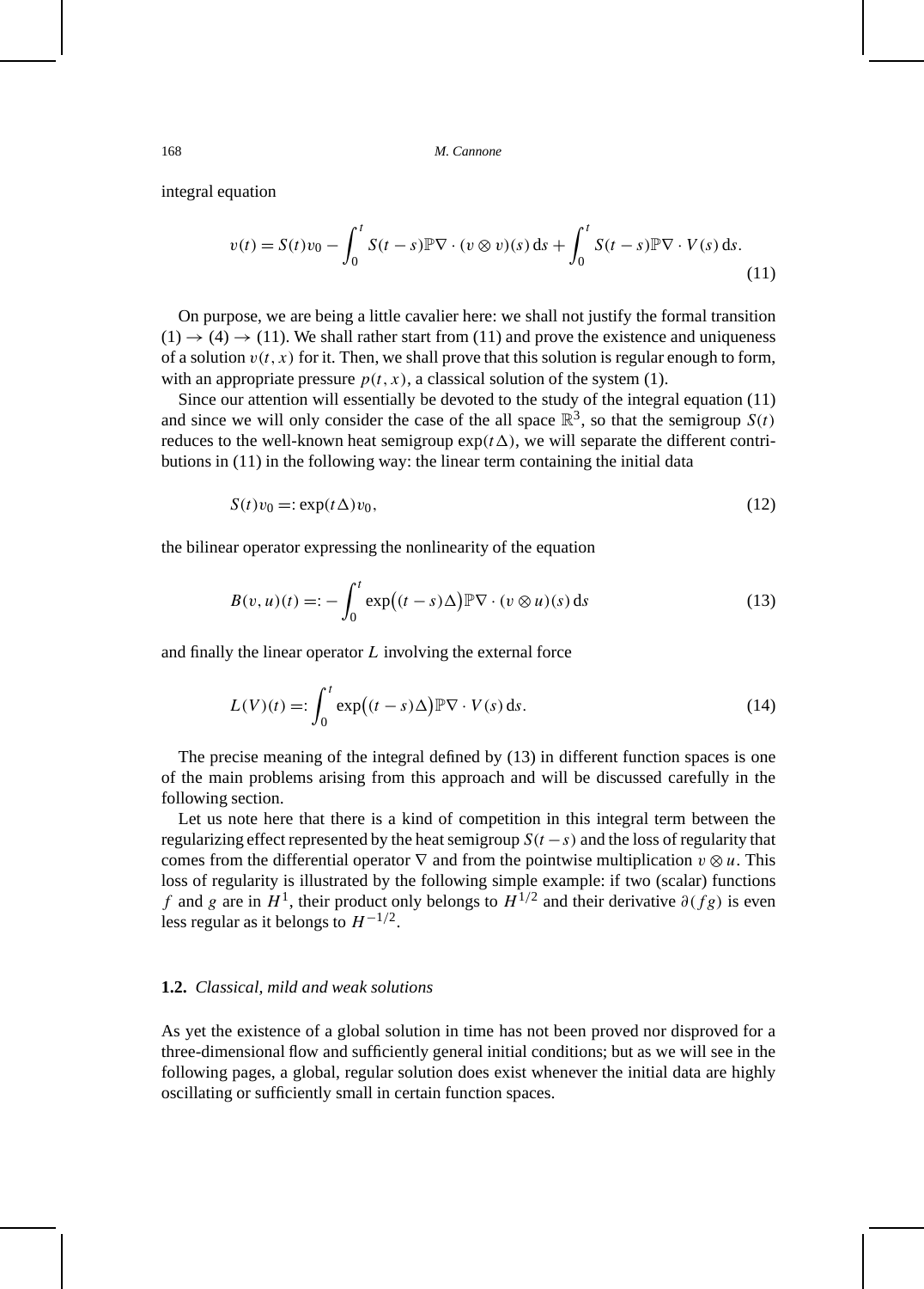integral equation

$$v(t) = S(t)v_0 - \int_0^t S(t-s)\mathbb{P}\nabla \cdot (v \otimes v)(s)\,\mathrm{d}s + \int_0^t S(t-s)\mathbb{P}\nabla \cdot V(s)\,\mathrm{d}s. \tag{11}$$

On purpose, we are being a little cavalier here: we shall not justify the formal transition (1) → (4) → (11). We shall rather start from (11) and prove the existence and uniqueness of a solution $v(t,x)$ for it. Then, we shall prove that this solution is regular enough to form, with an appropriate pressure $p(t,x)$, a classical solution of the system (1).

Since our attention will essentially be devoted to the study of the integral equation (11) and since we will only consider the case of the all space $\mathbb{R}^3$, so that the semigroup $S(t)$ reduces to the well-known heat semigroup $\exp(t\Delta)$, we will separate the different contributions in (11) in the following way: the linear term containing the initial data

$$S(t)v_0 =: \exp(t\Delta)v_0, \tag{12}$$

the bilinear operator expressing the nonlinearity of the equation

$$B(v,u)(t) =: -\int_0^t \exp\big((t-s)\Delta\big)\mathbb{P}\nabla \cdot (v \otimes u)(s)\,\mathrm{d}s \tag{13}$$

and finally the linear operator $L$ involving the external force

$$L(V)(t) =: \int_0^t \exp\big((t-s)\Delta\big)\mathbb{P}\nabla \cdot V(s)\,\mathrm{d}s. \tag{14}$$

The precise meaning of the integral defined by (13) in different function spaces is one of the main problems arising from this approach and will be discussed carefully in the following section.

Let us note here that there is a kind of competition in this integral term between the regularizing effect represented by the heat semigroup $S(t-s)$ and the loss of regularity that comes from the differential operator $\nabla$ and from the pointwise multiplication $v \otimes u$. This loss of regularity is illustrated by the following simple example: if two (scalar) functions $f$ and $g$ are in $H^1$, their product only belongs to $H^{1/2}$ and their derivative $\partial(fg)$ is even less regular as it belongs to $H^{-1/2}$.

### 1.2. *Classical, mild and weak solutions*

As yet the existence of a global solution in time has not been proved nor disproved for a three-dimensional flow and sufficiently general initial conditions; but as we will see in the following pages, a global, regular solution does exist whenever the initial data are highly oscillating or sufficiently small in certain function spaces.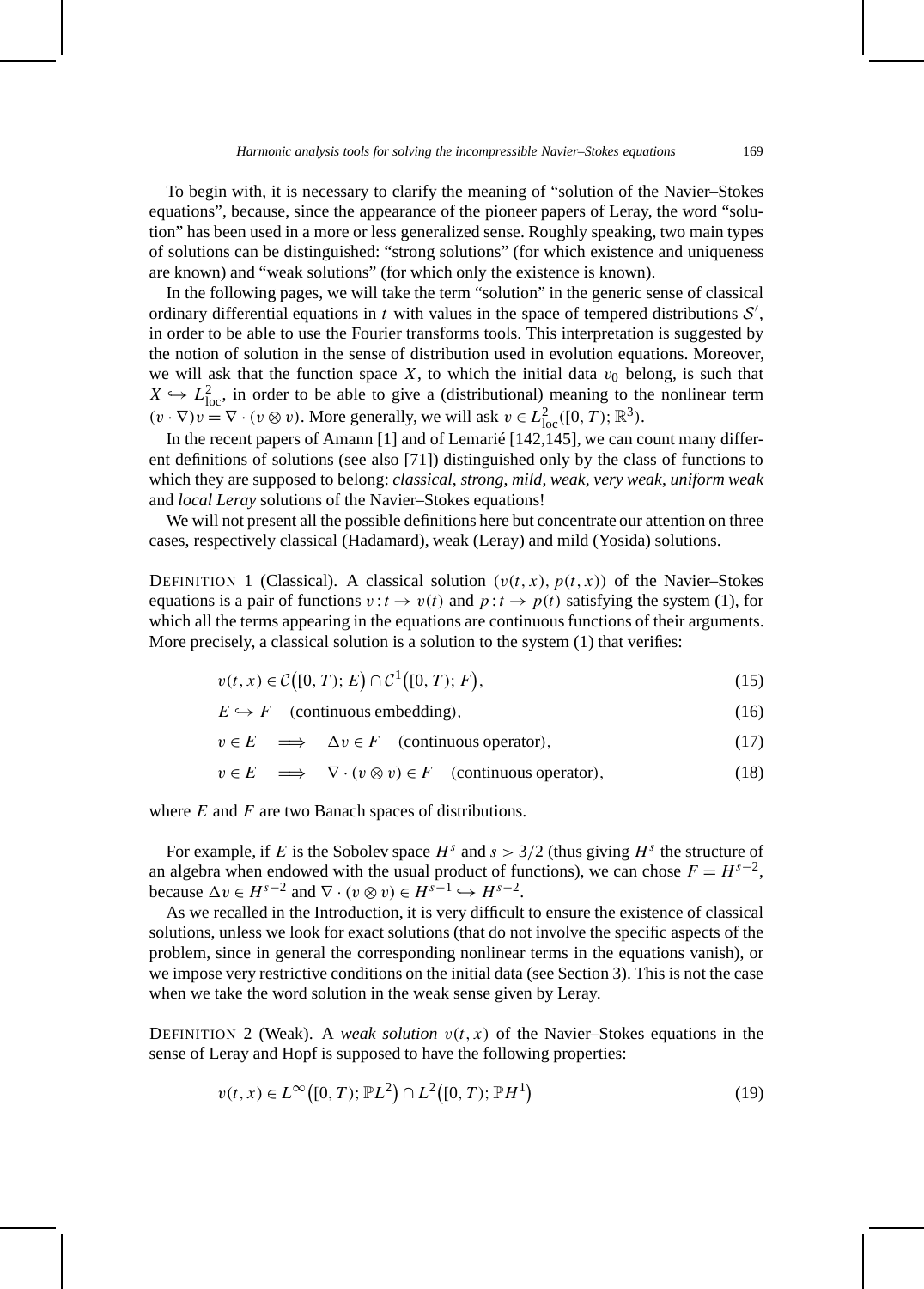To begin with, it is necessary to clarify the meaning of "solution of the Navier–Stokes equations", because, since the appearance of the pioneer papers of Leray, the word "solution" has been used in a more or less generalized sense. Roughly speaking, two main types of solutions can be distinguished: "strong solutions" (for which existence and uniqueness are known) and "weak solutions" (for which only the existence is known).

In the following pages, we will take the term "solution" in the generic sense of classical ordinary differential equations in $t$ with values in the space of tempered distributions $\mathcal{S}'$, in order to be able to use the Fourier transforms tools. This interpretation is suggested by the notion of solution in the sense of distribution used in evolution equations. Moreover, we will ask that the function space $X$, to which the initial data $v_0$ belong, is such that $X \hookrightarrow L^2_{\text{loc}}$, in order to be able to give a (distributional) meaning to the nonlinear term $(v \cdot \nabla)v = \nabla \cdot (v \otimes v)$. More generally, we will ask $v \in L^2_{\text{loc}}([0,T); \mathbb{R}^3)$.

In the recent papers of Amann [1] and of Lemarié [142,145], we can count many different definitions of solutions (see also [71]) distinguished only by the class of functions to which they are supposed to belong: *classical*, *strong*, *mild*, *weak*, *very weak*, *uniform weak* and *local Leray* solutions of the Navier–Stokes equations!

We will not present all the possible definitions here but concentrate our attention on three cases, respectively classical (Hadamard), weak (Leray) and mild (Yosida) solutions.

Definition 1 (Classical). A classical solution $(v(t,x), p(t,x))$ of the Navier–Stokes equations is a pair of functions $v : t \to v(t)$ and $p : t \to p(t)$ satisfying the system (1), for which all the terms appearing in the equations are continuous functions of their arguments. More precisely, a classical solution is a solution to the system (1) that verifies:

$$v(t,x) \in \mathcal{C}\big([0,T); E\big) \cap \mathcal{C}^1\big([0,T); F\big), \tag{15}$$

$$E \hookrightarrow F \quad \text{(continuous embedding)}, \tag{16}$$

$$v \in E \quad \Longrightarrow \quad \Delta v \in F \quad \text{(continuous operator)}, \tag{17}$$

$$v \in E \quad \Longrightarrow \quad \nabla \cdot (v \otimes v) \in F \quad \text{(continuous operator)}, \tag{18}$$

where $E$ and $F$ are two Banach spaces of distributions.

For example, if $E$ is the Sobolev space $H^s$ and $s > 3/2$ (thus giving $H^s$ the structure of an algebra when endowed with the usual product of functions), we can chose $F = H^{s-2}$, because $\Delta v \in H^{s-2}$ and $\nabla \cdot (v \otimes v) \in H^{s-1} \hookrightarrow H^{s-2}$.

As we recalled in the Introduction, it is very difficult to ensure the existence of classical solutions, unless we look for exact solutions (that do not involve the specific aspects of the problem, since in general the corresponding nonlinear terms in the equations vanish), or we impose very restrictive conditions on the initial data (see Section 3). This is not the case when we take the word solution in the weak sense given by Leray.

Definition 2 (Weak). A *weak solution* $v(t,x)$ of the Navier–Stokes equations in the sense of Leray and Hopf is supposed to have the following properties:

$$v(t,x) \in L^\infty\big([0,T); \mathbb{P}L^2\big) \cap L^2\big([0,T); \mathbb{P}H^1\big) \tag{19}$$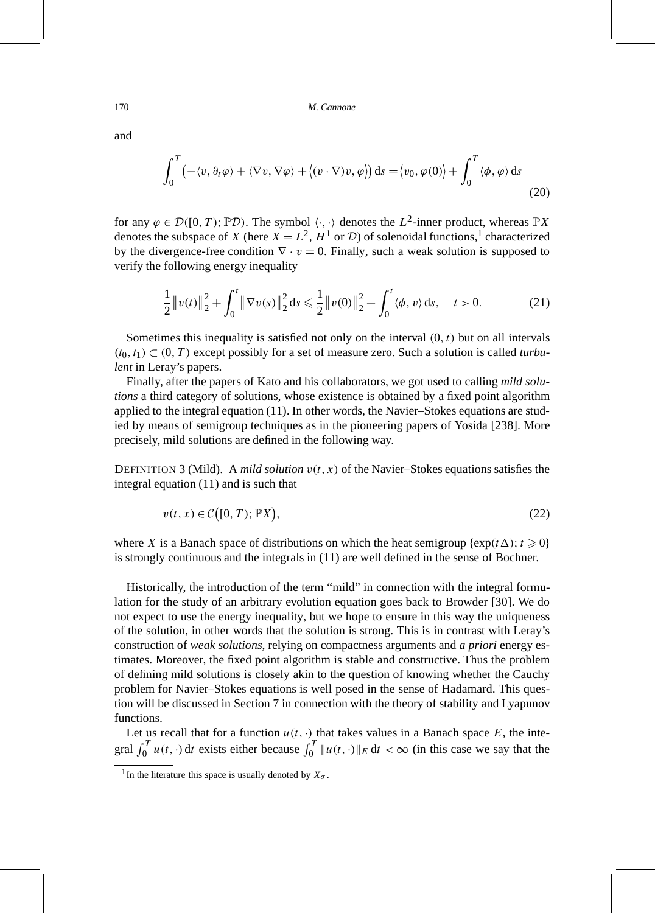and

$$\int_0^T \big(-\langle v, \partial_t \varphi\rangle + \langle \nabla v, \nabla \varphi\rangle + \big\langle (v\cdot\nabla)v, \varphi\big\rangle\big)\,\mathrm{d}s = \big\langle v_0, \varphi(0)\big\rangle + \int_0^T \langle \phi, \varphi\rangle\,\mathrm{d}s \tag{20}$$

for any $\varphi \in \mathcal{D}([0,T);\mathbb{P}\mathcal{D})$. The symbol $\langle\cdot,\cdot\rangle$ denotes the $L^2$-inner product, whereas $\mathbb{P}X$ denotes the subspace of $X$ (here $X = L^2$, $H^1$ or $\mathcal{D}$) of solenoidal functions,[1] characterized by the divergence-free condition $\nabla\cdot v = 0$. Finally, such a weak solution is supposed to verify the following energy inequality

$$\frac{1}{2}\big\|v(t)\big\|_2^2 + \int_0^t \big\|\nabla v(s)\big\|_2^2\,\mathrm{d}s \leqslant \frac{1}{2}\big\|v(0)\big\|_2^2 + \int_0^t \langle \phi, v\rangle\,\mathrm{d}s, \quad t > 0. \tag{21}$$

Sometimes this inequality is satisfied not only on the interval $(0,t)$ but on all intervals $(t_0,t_1)\subset(0,T)$ except possibly for a set of measure zero. Such a solution is called *turbulent* in Leray's papers.

Finally, after the papers of Kato and his collaborators, we got used to calling *mild solutions* a third category of solutions, whose existence is obtained by a fixed point algorithm applied to the integral equation (11). In other words, the Navier–Stokes equations are studied by means of semigroup techniques as in the pioneering papers of Yosida [238]. More precisely, mild solutions are defined in the following way.

DEFINITION 3 (Mild). A *mild solution* $v(t,x)$ of the Navier–Stokes equations satisfies the integral equation (11) and is such that

$$v(t,x)\in\mathcal{C}\big([0,T);\mathbb{P}X\big), \tag{22}$$

where $X$ is a Banach space of distributions on which the heat semigroup $\{\exp(t\Delta); t\geqslant 0\}$ is strongly continuous and the integrals in (11) are well defined in the sense of Bochner.

Historically, the introduction of the term "mild" in connection with the integral formulation for the study of an arbitrary evolution equation goes back to Browder [30]. We do not expect to use the energy inequality, but we hope to ensure in this way the uniqueness of the solution, in other words that the solution is strong. This is in contrast with Leray's construction of *weak solutions*, relying on compactness arguments and *a priori* energy estimates. Moreover, the fixed point algorithm is stable and constructive. Thus the problem of defining mild solutions is closely akin to the question of knowing whether the Cauchy problem for Navier–Stokes equations is well posed in the sense of Hadamard. This question will be discussed in Section 7 in connection with the theory of stability and Lyapunov functions.

Let us recall that for a function $u(t,\cdot)$ that takes values in a Banach space $E$, the integral $\int_0^T u(t,\cdot)\,\mathrm{d}t$ exists either because $\int_0^T \|u(t,\cdot)\|_E\,\mathrm{d}t < \infty$ (in this case we say that the

[1] In the literature this space is usually denoted by $X_\sigma$.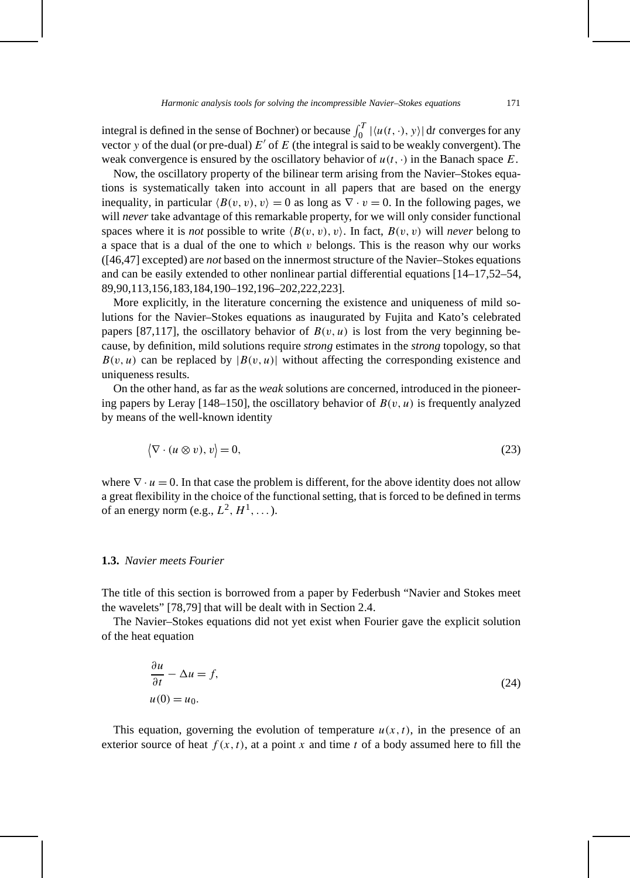integral is defined in the sense of Bochner) or because $\int_0^T |\langle u(t,\cdot), y\rangle|\,\mathrm{d}t$ converges for any vector $y$ of the dual (or pre-dual) $E'$ of $E$ (the integral is said to be weakly convergent). The weak convergence is ensured by the oscillatory behavior of $u(t,\cdot)$ in the Banach space $E$.

Now, the oscillatory property of the bilinear term arising from the Navier–Stokes equations is systematically taken into account in all papers that are based on the energy inequality, in particular $\langle B(v,v), v\rangle = 0$ as long as $\nabla \cdot v = 0$. In the following pages, we will *never* take advantage of this remarkable property, for we will only consider functional spaces where it is *not* possible to write $\langle B(v,v), v\rangle$. In fact, $B(v,v)$ will *never* belong to a space that is a dual of the one to which $v$ belongs. This is the reason why our works ([46,47] excepted) are *not* based on the innermost structure of the Navier–Stokes equations and can be easily extended to other nonlinear partial differential equations [14–17,52–54, 89,90,113,156,183,184,190–192,196–202,222,223].

More explicitly, in the literature concerning the existence and uniqueness of mild solutions for the Navier–Stokes equations as inaugurated by Fujita and Kato's celebrated papers [87,117], the oscillatory behavior of $B(v,u)$ is lost from the very beginning because, by definition, mild solutions require *strong* estimates in the *strong* topology, so that $B(v,u)$ can be replaced by $|B(v,u)|$ without affecting the corresponding existence and uniqueness results.

On the other hand, as far as the *weak* solutions are concerned, introduced in the pioneering papers by Leray [148–150], the oscillatory behavior of $B(v,u)$ is frequently analyzed by means of the well-known identity

$$\langle \nabla \cdot (u \otimes v), v\rangle = 0, \tag{23}$$

where $\nabla \cdot u = 0$. In that case the problem is different, for the above identity does not allow a great flexibility in the choice of the functional setting, that is forced to be defined in terms of an energy norm (e.g., $L^2, H^1, \ldots$).

### 1.3. *Navier meets Fourier*

The title of this section is borrowed from a paper by Federbush "Navier and Stokes meet the wavelets" [78,79] that will be dealt with in Section 2.4.

The Navier–Stokes equations did not yet exist when Fourier gave the explicit solution of the heat equation

$$\begin{aligned} &\frac{\partial u}{\partial t} - \Delta u = f, \\ &u(0) = u_0. \end{aligned} \tag{24}$$

This equation, governing the evolution of temperature $u(x,t)$, in the presence of an exterior source of heat $f(x,t)$, at a point $x$ and time $t$ of a body assumed here to fill the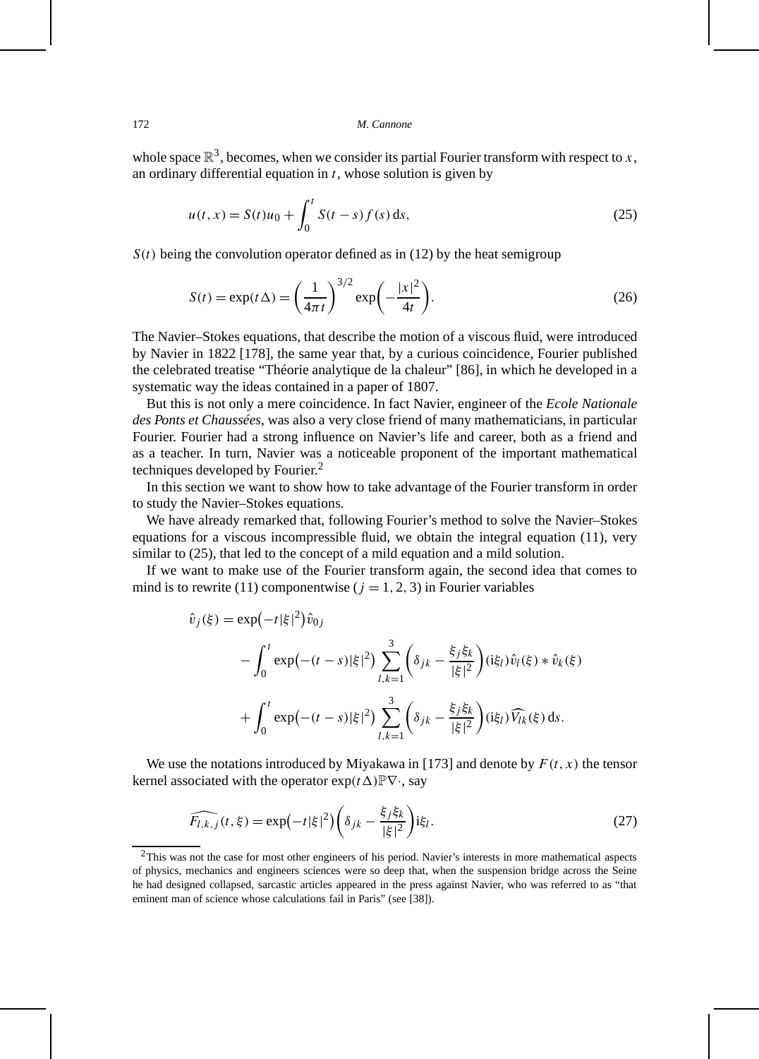whole space $\mathbb{R}^3$, becomes, when we consider its partial Fourier transform with respect to $x$, an ordinary differential equation in $t$, whose solution is given by

$$u(t,x) = S(t)u_0 + \int_0^t S(t-s) f(s)\,\mathrm{d}s, \tag{25}$$

$S(t)$ being the convolution operator defined as in (12) by the heat semigroup

$$S(t) = \exp(t\Delta) = \left(\frac{1}{4\pi t}\right)^{3/2} \exp\left(-\frac{|x|^2}{4t}\right). \tag{26}$$

The Navier–Stokes equations, that describe the motion of a viscous fluid, were introduced by Navier in 1822 [178], the same year that, by a curious coincidence, Fourier published the celebrated treatise "Théorie analytique de la chaleur" [86], in which he developed in a systematic way the ideas contained in a paper of 1807.

But this is not only a mere coincidence. In fact Navier, engineer of the *Ecole Nationale des Ponts et Chaussées*, was also a very close friend of many mathematicians, in particular Fourier. Fourier had a strong influence on Navier's life and career, both as a friend and as a teacher. In turn, Navier was a noticeable proponent of the important mathematical techniques developed by Fourier.[2]

In this section we want to show how to take advantage of the Fourier transform in order to study the Navier–Stokes equations.

We have already remarked that, following Fourier's method to solve the Navier–Stokes equations for a viscous incompressible fluid, we obtain the integral equation (11), very similar to (25), that led to the concept of a mild equation and a mild solution.

If we want to make use of the Fourier transform again, the second idea that comes to mind is to rewrite (11) componentwise ($j = 1, 2, 3$) in Fourier variables

$$\begin{aligned}
\hat{v}_j(\xi) &= \exp\bigl(-t|\xi|^2\bigr)\hat{v}_{0j} \\
&\quad - \int_0^t \exp\bigl(-(t-s)|\xi|^2\bigr) \sum_{l,k=1}^{3} \left(\delta_{jk} - \frac{\xi_j \xi_k}{|\xi|^2}\right)(\mathrm{i}\xi_l)\hat{v}_l(\xi) * \hat{v}_k(\xi) \\
&\quad + \int_0^t \exp\bigl(-(t-s)|\xi|^2\bigr) \sum_{l,k=1}^{3} \left(\delta_{jk} - \frac{\xi_j \xi_k}{|\xi|^2}\right)(\mathrm{i}\xi_l)\widehat{V_{lk}}(\xi)\,\mathrm{d}s.
\end{aligned}$$

We use the notations introduced by Miyakawa in [173] and denote by $F(t,x)$ the tensor kernel associated with the operator $\exp(t\Delta)\mathbb{P}\nabla\cdot$, say

$$\widehat{F_{l,k,j}}(t,\xi) = \exp\bigl(-t|\xi|^2\bigr)\left(\delta_{jk} - \frac{\xi_j \xi_k}{|\xi|^2}\right)\mathrm{i}\xi_l. \tag{27}$$

[2]This was not the case for most other engineers of his period. Navier's interests in more mathematical aspects of physics, mechanics and engineers sciences were so deep that, when the suspension bridge across the Seine he had designed collapsed, sarcastic articles appeared in the press against Navier, who was referred to as "that eminent man of science whose calculations fail in Paris" (see [38]).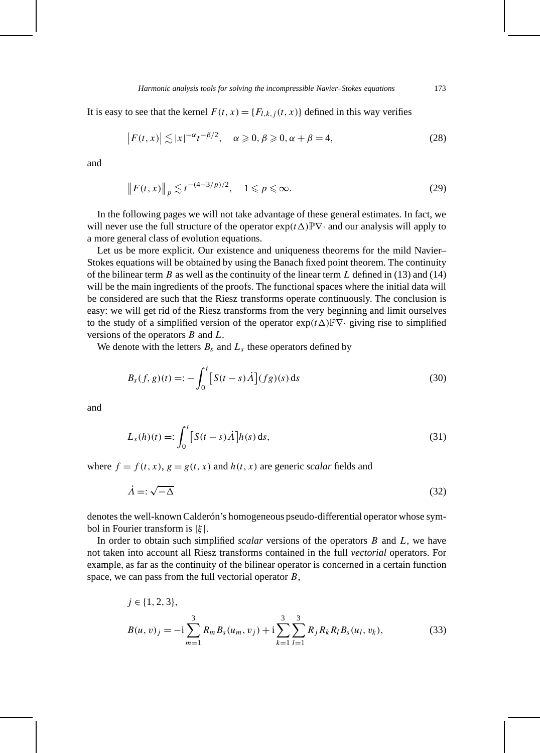It is easy to see that the kernel $F(t,x) = \{F_{l,k,j}(t,x)\}$ defined in this way verifies

$$\left|F(t,x)\right| \lesssim |x|^{-\alpha} t^{-\beta/2}, \quad \alpha \geqslant 0, \beta \geqslant 0, \alpha + \beta = 4, \tag{28}$$

and

$$\left\|F(t,x)\right\|_p \lesssim t^{-(4-3/p)/2}, \quad 1 \leqslant p \leqslant \infty. \tag{29}$$

In the following pages we will not take advantage of these general estimates. In fact, we will never use the full structure of the operator $\exp(t\Delta)\mathbb{P}\nabla\cdot$ and our analysis will apply to a more general class of evolution equations.

Let us be more explicit. Our existence and uniqueness theorems for the mild Navier–Stokes equations will be obtained by using the Banach fixed point theorem. The continuity of the bilinear term $B$ as well as the continuity of the linear term $L$ defined in (13) and (14) will be the main ingredients of the proofs. The functional spaces where the initial data will be considered are such that the Riesz transforms operate continuously. The conclusion is easy: we will get rid of the Riesz transforms from the very beginning and limit ourselves to the study of a simplified version of the operator $\exp(t\Delta)\mathbb{P}\nabla\cdot$ giving rise to simplified versions of the operators $B$ and $L$.

We denote with the letters $B_s$ and $L_s$ these operators defined by

$$B_s(f,g)(t) =: -\int_0^t \left[S(t-s)\dot{\Lambda}\right](fg)(s)\,\mathrm{d}s \tag{30}$$

and

$$L_s(h)(t) =: \int_0^t \left[S(t-s)\dot{\Lambda}\right]h(s)\,\mathrm{d}s, \tag{31}$$

where $f = f(t,x)$, $g = g(t,x)$ and $h(t,x)$ are generic *scalar* fields and

$$\dot{\Lambda} =: \sqrt{-\Delta} \tag{32}$$

denotes the well-known Calderón's homogeneous pseudo-differential operator whose symbol in Fourier transform is $|\xi|$.

In order to obtain such simplified *scalar* versions of the operators $B$ and $L$, we have not taken into account all Riesz transforms contained in the full *vectorial* operators. For example, as far as the continuity of the bilinear operator is concerned in a certain function space, we can pass from the full vectorial operator $B$,

$$j \in \{1,2,3\},$$

$$B(u,v)_j = -\mathrm{i}\sum_{m=1}^{3} R_m B_s(u_m, v_j) + \mathrm{i}\sum_{k=1}^{3}\sum_{l=1}^{3} R_j R_k R_l B_s(u_l, v_k), \tag{33}$$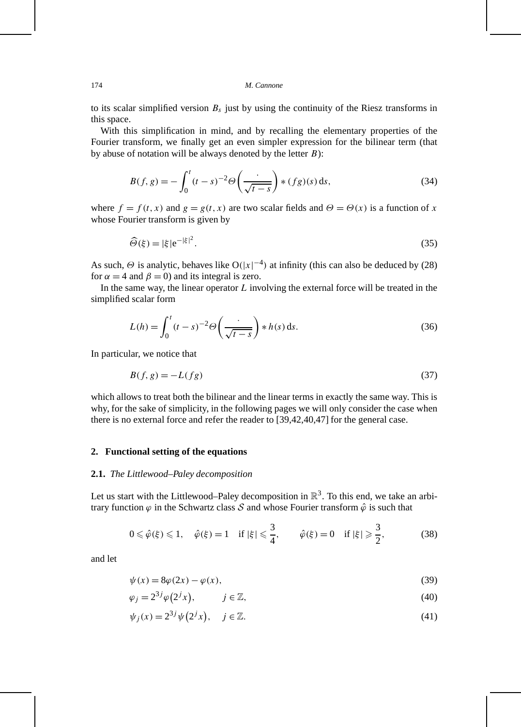to its scalar simplified version $B_s$ just by using the continuity of the Riesz transforms in this space.

With this simplification in mind, and by recalling the elementary properties of the Fourier transform, we finally get an even simpler expression for the bilinear term (that by abuse of notation will be always denoted by the letter $B$):

$$B(f,g) = -\int_0^t (t-s)^{-2}\Theta\left(\frac{\cdot}{\sqrt{t-s}}\right) * (fg)(s)\,\mathrm{d}s, \tag{34}$$

where $f = f(t,x)$ and $g = g(t,x)$ are two scalar fields and $\Theta = \Theta(x)$ is a function of $x$ whose Fourier transform is given by

$$\widehat{\Theta}(\xi) = |\xi|\mathrm{e}^{-|\xi|^2}. \tag{35}$$

As such, $\Theta$ is analytic, behaves like $\mathrm{O}(|x|^{-4})$ at infinity (this can also be deduced by (28) for $\alpha = 4$ and $\beta = 0$) and its integral is zero.

In the same way, the linear operator $L$ involving the external force will be treated in the simplified scalar form

$$L(h) = \int_0^t (t-s)^{-2}\Theta\left(\frac{\cdot}{\sqrt{t-s}}\right) * h(s)\,\mathrm{d}s. \tag{36}$$

In particular, we notice that

$$B(f,g) = -L(fg) \tag{37}$$

which allows to treat both the bilinear and the linear terms in exactly the same way. This is why, for the sake of simplicity, in the following pages we will only consider the case when there is no external force and refer the reader to [39,42,40,47] for the general case.

## 2. Functional setting of the equations

### 2.1. *The Littlewood–Paley decomposition*

Let us start with the Littlewood–Paley decomposition in $\mathbb{R}^3$. To this end, we take an arbitrary function $\varphi$ in the Schwartz class $\mathcal{S}$ and whose Fourier transform $\hat{\varphi}$ is such that

$$0 \leqslant \hat{\varphi}(\xi) \leqslant 1, \quad \hat{\varphi}(\xi) = 1 \quad \text{if } |\xi| \leqslant \frac{3}{4}, \qquad \hat{\varphi}(\xi) = 0 \quad \text{if } |\xi| \geqslant \frac{3}{2}, \tag{38}$$

and let

$$\psi(x) = 8\varphi(2x) - \varphi(x), \tag{39}$$

$$\varphi_j = 2^{3j}\varphi\left(2^j x\right), \qquad j \in \mathbb{Z}, \tag{40}$$

$$\psi_j(x) = 2^{3j}\psi\left(2^j x\right), \quad j \in \mathbb{Z}. \tag{41}$$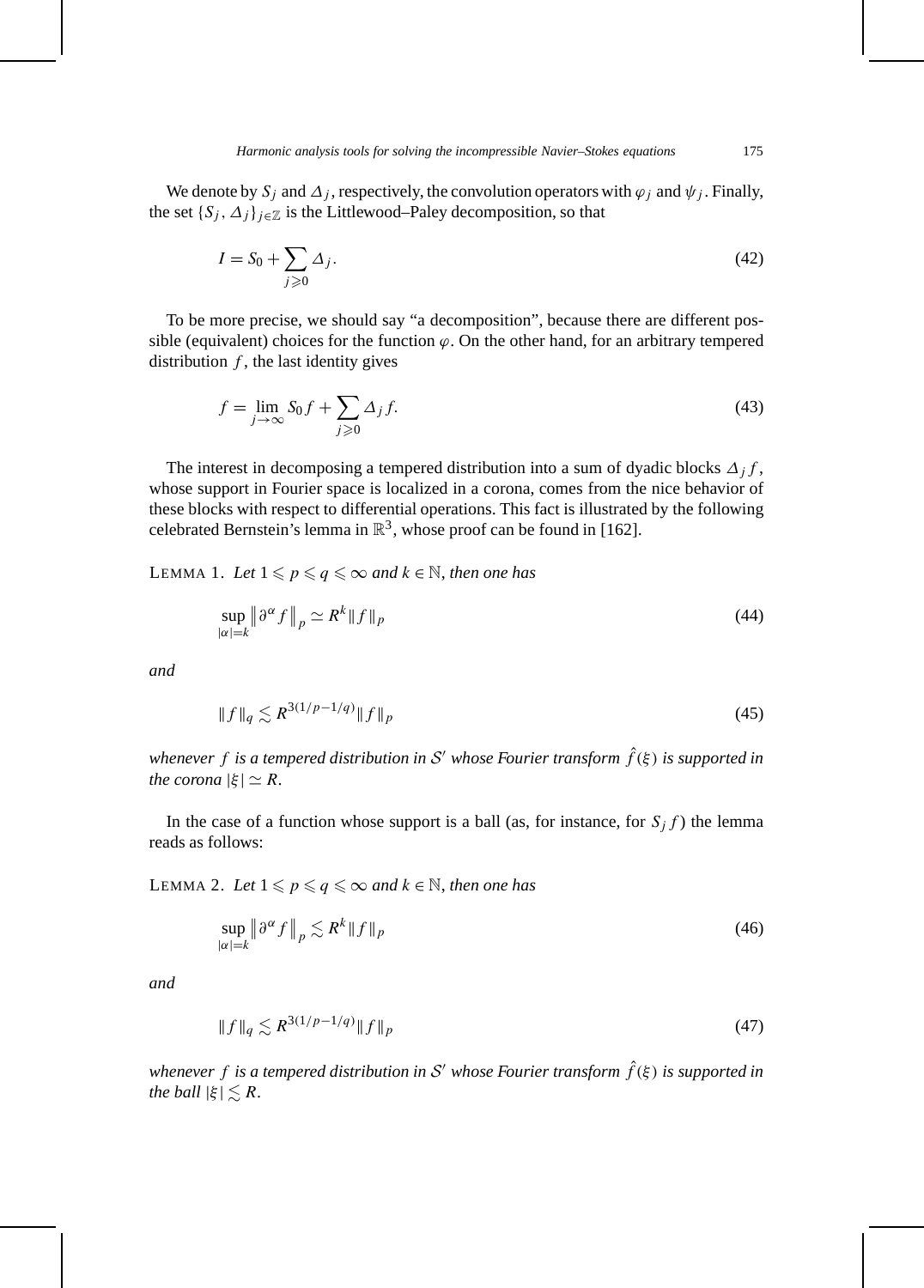We denote by $S_j$ and $\Delta_j$, respectively, the convolution operators with $\varphi_j$ and $\psi_j$. Finally, the set $\{S_j, \Delta_j\}_{j\in\mathbb{Z}}$ is the Littlewood–Paley decomposition, so that

$$I = S_0 + \sum_{j\geqslant 0} \Delta_j. \tag{42}$$

To be more precise, we should say "a decomposition", because there are different possible (equivalent) choices for the function $\varphi$. On the other hand, for an arbitrary tempered distribution $f$, the last identity gives

$$f = \lim_{j\to\infty} S_0 f + \sum_{j\geqslant 0} \Delta_j f. \tag{43}$$

The interest in decomposing a tempered distribution into a sum of dyadic blocks $\Delta_j f$, whose support in Fourier space is localized in a corona, comes from the nice behavior of these blocks with respect to differential operations. This fact is illustrated by the following celebrated Bernstein's lemma in $\mathbb{R}^3$, whose proof can be found in [162].

LEMMA 1. *Let $1 \leqslant p \leqslant q \leqslant \infty$ and $k \in \mathbb{N}$, then one has*

$$\sup_{|\alpha|=k} \left\| \partial^\alpha f \right\|_p \simeq R^k \|f\|_p \tag{44}$$

*and*

$$\|f\|_q \lesssim R^{3(1/p-1/q)} \|f\|_p \tag{45}$$

*whenever $f$ is a tempered distribution in $\mathcal{S}'$ whose Fourier transform $\hat{f}(\xi)$ is supported in the corona $|\xi| \simeq R$.*

In the case of a function whose support is a ball (as, for instance, for $S_j f$) the lemma reads as follows:

LEMMA 2. *Let $1 \leqslant p \leqslant q \leqslant \infty$ and $k \in \mathbb{N}$, then one has*

$$\sup_{|\alpha|=k} \left\| \partial^\alpha f \right\|_p \lesssim R^k \|f\|_p \tag{46}$$

*and*

$$\|f\|_q \lesssim R^{3(1/p-1/q)} \|f\|_p \tag{47}$$

*whenever $f$ is a tempered distribution in $\mathcal{S}'$ whose Fourier transform $\hat{f}(\xi)$ is supported in the ball $|\xi| \lesssim R$.*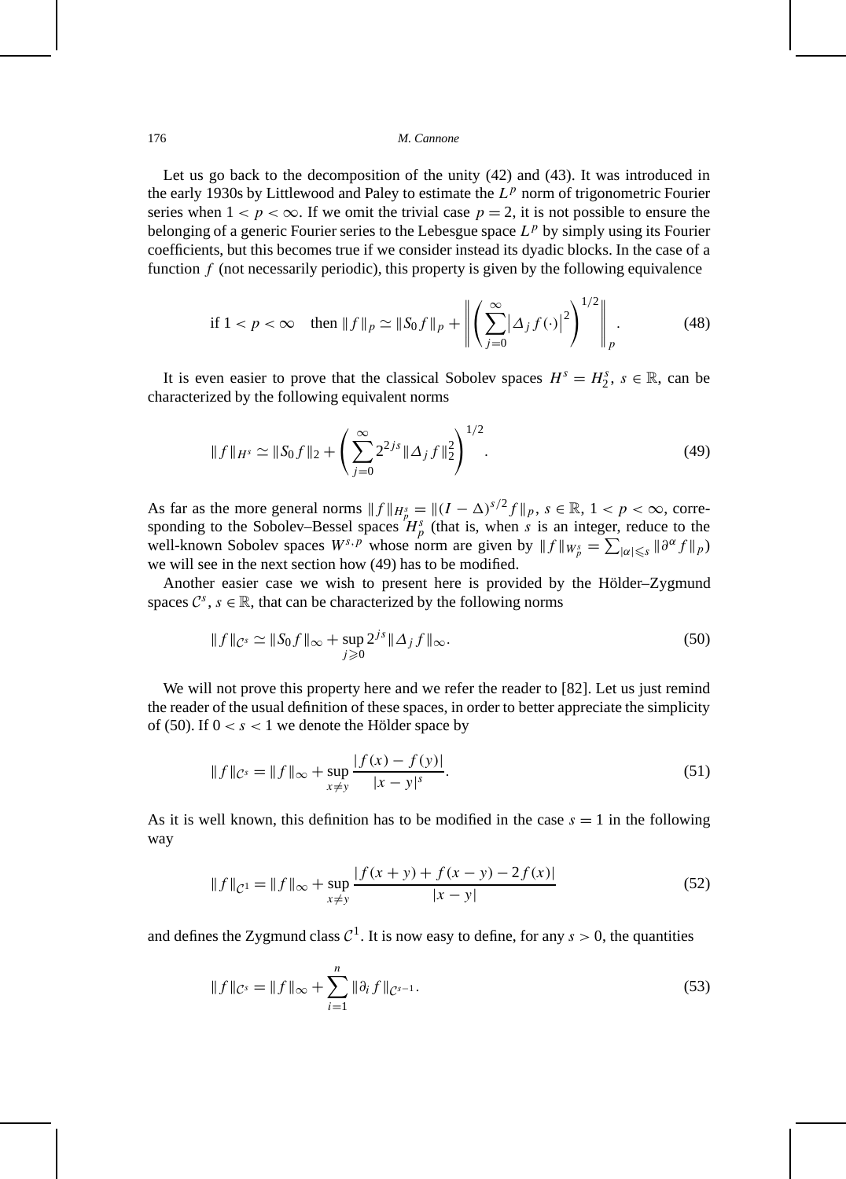Let us go back to the decomposition of the unity (42) and (43). It was introduced in the early 1930s by Littlewood and Paley to estimate the $L^p$ norm of trigonometric Fourier series when $1 < p < \infty$. If we omit the trivial case $p = 2$, it is not possible to ensure the belonging of a generic Fourier series to the Lebesgue space $L^p$ by simply using its Fourier coefficients, but this becomes true if we consider instead its dyadic blocks. In the case of a function $f$ (not necessarily periodic), this property is given by the following equivalence

$$\text{if } 1 < p < \infty \quad \text{then } \|f\|_p \simeq \|S_0 f\|_p + \left\| \left( \sum_{j=0}^{\infty} \left|\Delta_j f(\cdot)\right|^2 \right)^{1/2} \right\|_p. \tag{48}$$

It is even easier to prove that the classical Sobolev spaces $H^s = H_2^s$, $s \in \mathbb{R}$, can be characterized by the following equivalent norms

$$\|f\|_{H^s} \simeq \|S_0 f\|_2 + \left( \sum_{j=0}^{\infty} 2^{2js} \|\Delta_j f\|_2^2 \right)^{1/2}. \tag{49}$$

As far as the more general norms $\|f\|_{H_p^s} = \|(I - \Delta)^{s/2} f\|_p$, $s \in \mathbb{R}$, $1 < p < \infty$, corresponding to the Sobolev–Bessel spaces $H_p^s$ (that is, when $s$ is an integer, reduce to the well-known Sobolev spaces $W^{s,p}$ whose norm are given by $\|f\|_{W_p^s} = \sum_{|\alpha| \leqslant s} \|\partial^\alpha f\|_p$) we will see in the next section how (49) has to be modified.

Another easier case we wish to present here is provided by the Hölder–Zygmund spaces $\mathcal{C}^s$, $s \in \mathbb{R}$, that can be characterized by the following norms

$$\|f\|_{\mathcal{C}^s} \simeq \|S_0 f\|_\infty + \sup_{j \geqslant 0} 2^{js} \|\Delta_j f\|_\infty. \tag{50}$$

We will not prove this property here and we refer the reader to [82]. Let us just remind the reader of the usual definition of these spaces, in order to better appreciate the simplicity of (50). If $0 < s < 1$ we denote the Hölder space by

$$\|f\|_{\mathcal{C}^s} = \|f\|_\infty + \sup_{x \neq y} \frac{|f(x) - f(y)|}{|x - y|^s}. \tag{51}$$

As it is well known, this definition has to be modified in the case $s = 1$ in the following way

$$\|f\|_{\mathcal{C}^1} = \|f\|_\infty + \sup_{x \neq y} \frac{|f(x+y) + f(x-y) - 2f(x)|}{|x - y|} \tag{52}$$

and defines the Zygmund class $\mathcal{C}^1$. It is now easy to define, for any $s > 0$, the quantities

$$\|f\|_{\mathcal{C}^s} = \|f\|_\infty + \sum_{i=1}^{n} \|\partial_i f\|_{\mathcal{C}^{s-1}}. \tag{53}$$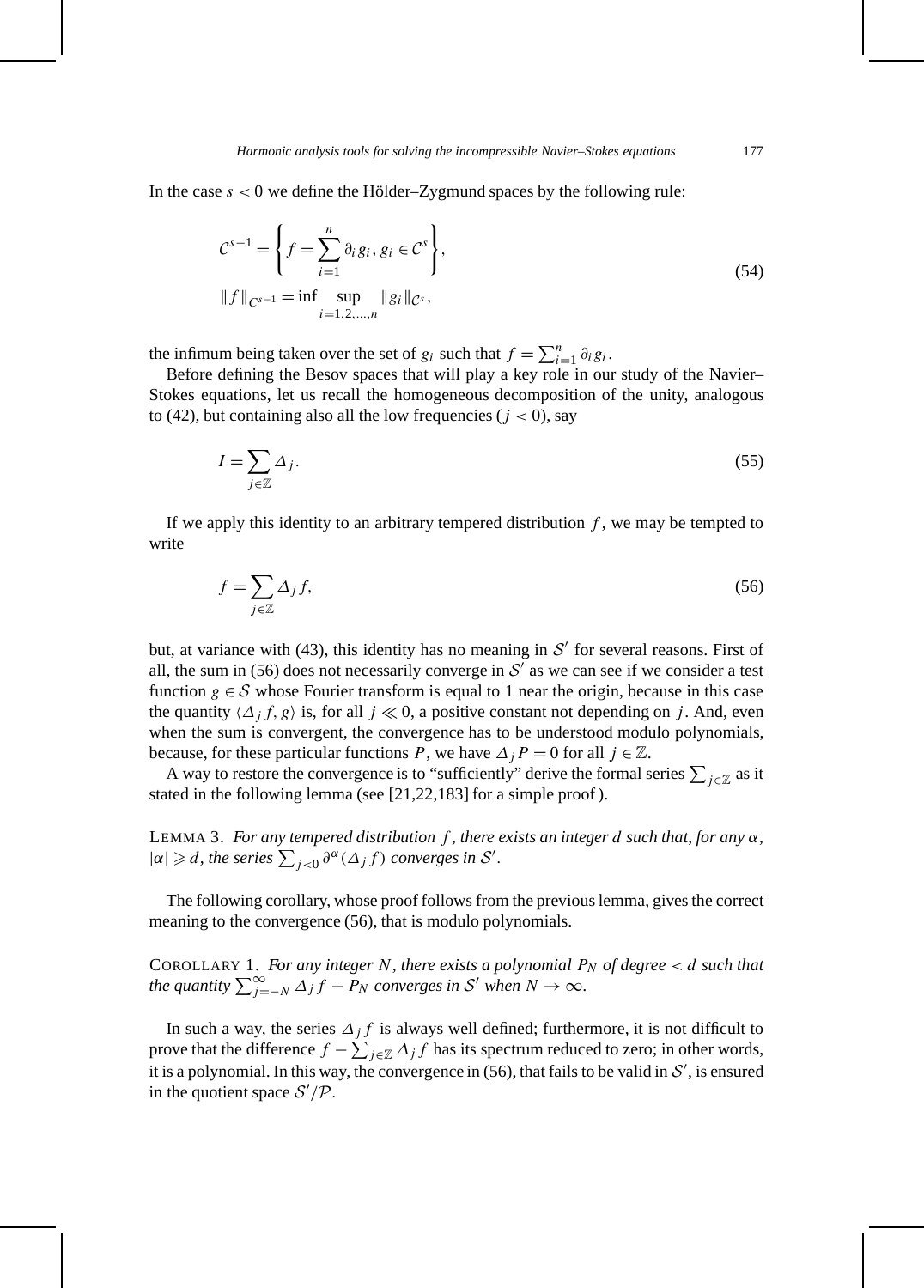In the case $s < 0$ we define the Hölder–Zygmund spaces by the following rule:

$$
\mathcal{C}^{s-1} = \left\{ f = \sum_{i=1}^{n} \partial_i g_i,\, g_i \in \mathcal{C}^s \right\},
\qquad
\|f\|_{C^{s-1}} = \inf \sup_{i=1,2,\ldots,n} \|g_i\|_{\mathcal{C}^s},
\tag{54}
$$

the infimum being taken over the set of $g_i$ such that $f = \sum_{i=1}^{n} \partial_i g_i$.

Before defining the Besov spaces that will play a key role in our study of the Navier–Stokes equations, let us recall the homogeneous decomposition of the unity, analogous to (42), but containing also all the low frequencies ($j < 0$), say

$$
I = \sum_{j \in \mathbb{Z}} \Delta_j.
\tag{55}
$$

If we apply this identity to an arbitrary tempered distribution $f$, we may be tempted to write

$$
f = \sum_{j \in \mathbb{Z}} \Delta_j f,
\tag{56}
$$

but, at variance with (43), this identity has no meaning in $\mathcal{S}'$ for several reasons. First of all, the sum in (56) does not necessarily converge in $\mathcal{S}'$ as we can see if we consider a test function $g \in \mathcal{S}$ whose Fourier transform is equal to 1 near the origin, because in this case the quantity $\langle \Delta_j f, g \rangle$ is, for all $j \ll 0$, a positive constant not depending on $j$. And, even when the sum is convergent, the convergence has to be understood modulo polynomials, because, for these particular functions $P$, we have $\Delta_j P = 0$ for all $j \in \mathbb{Z}$.

A way to restore the convergence is to "sufficiently" derive the formal series $\sum_{j \in \mathbb{Z}}$ as it stated in the following lemma (see [21,22,183] for a simple proof).

LEMMA 3. *For any tempered distribution $f$, there exists an integer $d$ such that, for any $\alpha$, $|\alpha| \geqslant d$, the series $\sum_{j<0} \partial^{\alpha}(\Delta_j f)$ converges in $\mathcal{S}'$.*

The following corollary, whose proof follows from the previous lemma, gives the correct meaning to the convergence (56), that is modulo polynomials.

COROLLARY 1. *For any integer $N$, there exists a polynomial $P_N$ of degree $< d$ such that the quantity $\sum_{j=-N}^{\infty} \Delta_j f - P_N$ converges in $\mathcal{S}'$ when $N \to \infty$.*

In such a way, the series $\Delta_j f$ is always well defined; furthermore, it is not difficult to prove that the difference $f - \sum_{j \in \mathbb{Z}} \Delta_j f$ has its spectrum reduced to zero; in other words, it is a polynomial. In this way, the convergence in (56), that fails to be valid in $\mathcal{S}'$, is ensured in the quotient space $\mathcal{S}'/\mathcal{P}$.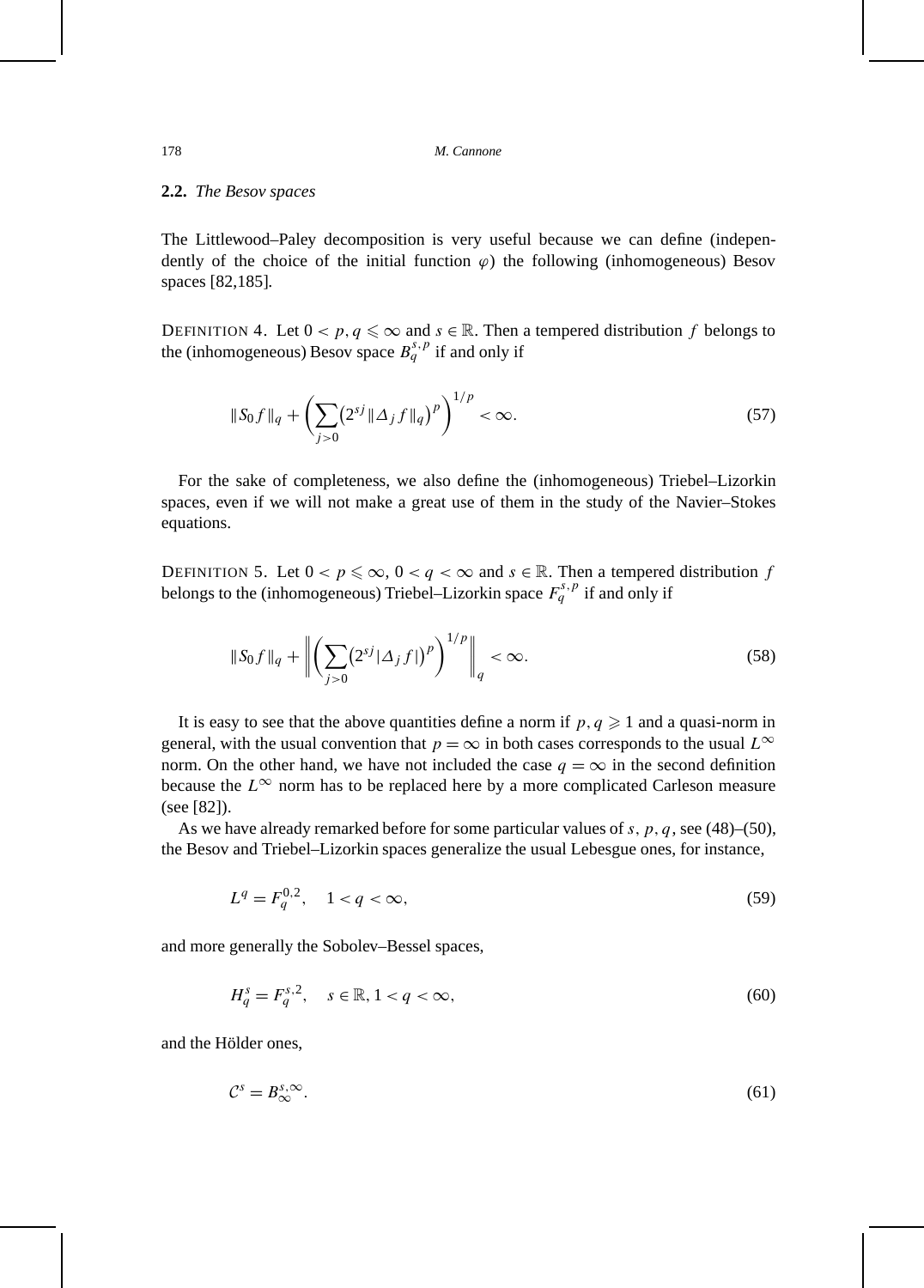### 2.2. *The Besov spaces*

The Littlewood–Paley decomposition is very useful because we can define (independently of the choice of the initial function $\varphi$) the following (inhomogeneous) Besov spaces [82,185].

DEFINITION 4. Let $0 < p, q \leqslant \infty$ and $s \in \mathbb{R}$. Then a tempered distribution $f$ belongs to the (inhomogeneous) Besov space $B_q^{s,p}$ if and only if

$$\|S_0 f\|_q + \left(\sum_{j>0} \left(2^{sj}\|\Delta_j f\|_q\right)^p\right)^{1/p} < \infty. \tag{57}$$

For the sake of completeness, we also define the (inhomogeneous) Triebel–Lizorkin spaces, even if we will not make a great use of them in the study of the Navier–Stokes equations.

DEFINITION 5. Let $0 < p \leqslant \infty$, $0 < q < \infty$ and $s \in \mathbb{R}$. Then a tempered distribution $f$ belongs to the (inhomogeneous) Triebel–Lizorkin space $F_q^{s,p}$ if and only if

$$\|S_0 f\|_q + \left\|\left(\sum_{j>0} \left(2^{sj}|\Delta_j f|\right)^p\right)^{1/p}\right\|_q < \infty. \tag{58}$$

It is easy to see that the above quantities define a norm if $p, q \geqslant 1$ and a quasi-norm in general, with the usual convention that $p = \infty$ in both cases corresponds to the usual $L^\infty$ norm. On the other hand, we have not included the case $q = \infty$ in the second definition because the $L^\infty$ norm has to be replaced here by a more complicated Carleson measure (see [82]).

As we have already remarked before for some particular values of $s$, $p$, $q$, see (48)–(50), the Besov and Triebel–Lizorkin spaces generalize the usual Lebesgue ones, for instance,

$$L^q = F_q^{0,2}, \quad 1 < q < \infty, \tag{59}$$

and more generally the Sobolev–Bessel spaces,

$$H_q^s = F_q^{s,2}, \quad s \in \mathbb{R}, 1 < q < \infty, \tag{60}$$

and the Hölder ones,

$$\mathcal{C}^s = B_\infty^{s,\infty}. \tag{61}$$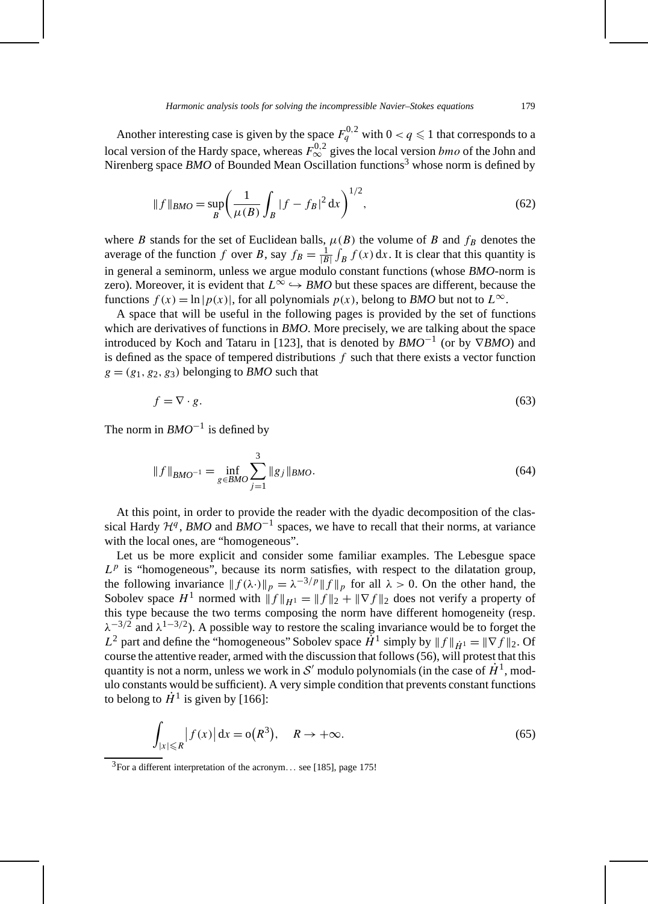Another interesting case is given by the space $F_q^{0,2}$ with $0 < q \leqslant 1$ that corresponds to a local version of the Hardy space, whereas $F_\infty^{0,2}$ gives the local version *bmo* of the John and Nirenberg space *BMO* of Bounded Mean Oscillation functions[3] whose norm is defined by

$$\|f\|_{BMO} = \sup_B \left( \frac{1}{\mu(B)} \int_B |f - f_B|^2 \, dx \right)^{1/2}, \tag{62}$$

where $B$ stands for the set of Euclidean balls, $\mu(B)$ the volume of $B$ and $f_B$ denotes the average of the function $f$ over $B$, say $f_B = \frac{1}{|B|} \int_B f(x) \, dx$. It is clear that this quantity is in general a seminorm, unless we argue modulo constant functions (whose *BMO*-norm is zero). Moreover, it is evident that $L^\infty \hookrightarrow BMO$ but these spaces are different, because the functions $f(x) = \ln |p(x)|$, for all polynomials $p(x)$, belong to *BMO* but not to $L^\infty$.

A space that will be useful in the following pages is provided by the set of functions which are derivatives of functions in *BMO*. More precisely, we are talking about the space introduced by Koch and Tataru in [123], that is denoted by $BMO^{-1}$ (or by $\nabla BMO$) and is defined as the space of tempered distributions $f$ such that there exists a vector function $g = (g_1, g_2, g_3)$ belonging to *BMO* such that

$$f = \nabla \cdot g. \tag{63}$$

The norm in $BMO^{-1}$ is defined by

$$\|f\|_{BMO^{-1}} = \inf_{g \in BMO} \sum_{j=1}^{3} \|g_j\|_{BMO}. \tag{64}$$

At this point, in order to provide the reader with the dyadic decomposition of the classical Hardy $\mathcal{H}^q$, *BMO* and $BMO^{-1}$ spaces, we have to recall that their norms, at variance with the local ones, are "homogeneous".

Let us be more explicit and consider some familiar examples. The Lebesgue space $L^p$ is "homogeneous", because its norm satisfies, with respect to the dilatation group, the following invariance $\|f(\lambda \cdot)\|_p = \lambda^{-3/p} \|f\|_p$ for all $\lambda > 0$. On the other hand, the Sobolev space $H^1$ normed with $\|f\|_{H^1} = \|f\|_2 + \|\nabla f\|_2$ does not verify a property of this type because the two terms composing the norm have different homogeneity (resp. $\lambda^{-3/2}$ and $\lambda^{1-3/2}$). A possible way to restore the scaling invariance would be to forget the $L^2$ part and define the "homogeneous" Sobolev space $\dot{H}^1$ simply by $\|f\|_{\dot{H}^1} = \|\nabla f\|_2$. Of course the attentive reader, armed with the discussion that follows (56), will protest that this quantity is not a norm, unless we work in $\mathcal{S}'$ modulo polynomials (in the case of $\dot{H}^1$, modulo constants would be sufficient). A very simple condition that prevents constant functions to belong to $\dot{H}^1$ is given by [166]:

$$\int_{|x| \leqslant R} |f(x)| \, dx = o(R^3), \quad R \to +\infty. \tag{65}$$

[3] For a different interpretation of the acronym… see [185], page 175!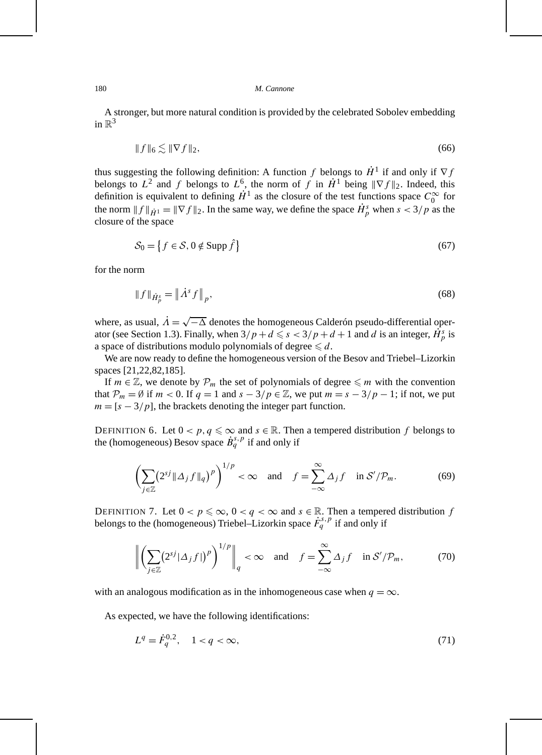A stronger, but more natural condition is provided by the celebrated Sobolev embedding in $\mathbb{R}^3$

$$\|f\|_6 \lesssim \|\nabla f\|_2, \tag{66}$$

thus suggesting the following definition: A function $f$ belongs to $\dot{H}^1$ if and only if $\nabla f$ belongs to $L^2$ and $f$ belongs to $L^6$, the norm of $f$ in $\dot{H}^1$ being $\|\nabla f\|_2$. Indeed, this definition is equivalent to defining $\dot{H}^1$ as the closure of the test functions space $C_0^\infty$ for the norm $\|f\|_{\dot{H}^1} = \|\nabla f\|_2$. In the same way, we define the space $\dot{H}_p^s$ when $s < 3/p$ as the closure of the space

$$\mathcal{S}_0 = \left\{ f \in \mathcal{S},\, 0 \notin \operatorname{Supp} \hat{f} \right\} \tag{67}$$

for the norm

$$\|f\|_{\dot{H}_p^s} = \left\| \dot{\Lambda}^s f \right\|_p, \tag{68}$$

where, as usual, $\dot{\Lambda} = \sqrt{-\Delta}$ denotes the homogeneous Calderón pseudo-differential operator (see Section 1.3). Finally, when $3/p + d \leqslant s < 3/p + d + 1$ and $d$ is an integer, $\dot{H}_p^s$ is a space of distributions modulo polynomials of degree $\leqslant d$.

We are now ready to define the homogeneous version of the Besov and Triebel–Lizorkin spaces [21,22,82,185].

If $m \in \mathbb{Z}$, we denote by $\mathcal{P}_m$ the set of polynomials of degree $\leqslant m$ with the convention that $\mathcal{P}_m = \emptyset$ if $m < 0$. If $q = 1$ and $s - 3/p \in \mathbb{Z}$, we put $m = s - 3/p - 1$; if not, we put $m = [s - 3/p]$, the brackets denoting the integer part function.

DEFINITION 6. Let $0 < p, q \leqslant \infty$ and $s \in \mathbb{R}$. Then a tempered distribution $f$ belongs to the (homogeneous) Besov space $\dot{B}_q^{s,p}$ if and only if

$$\left( \sum_{j \in \mathbb{Z}} \left( 2^{sj} \|\Delta_j f\|_q \right)^p \right)^{1/p} < \infty \quad \text{and} \quad f = \sum_{-\infty}^{\infty} \Delta_j f \quad \text{in } \mathcal{S}'/\mathcal{P}_m. \tag{69}$$

DEFINITION 7. Let $0 < p \leqslant \infty$, $0 < q < \infty$ and $s \in \mathbb{R}$. Then a tempered distribution $f$ belongs to the (homogeneous) Triebel–Lizorkin space $\dot{F}_q^{s,p}$ if and only if

$$\left\| \left( \sum_{j \in \mathbb{Z}} \left( 2^{sj} |\Delta_j f| \right)^p \right)^{1/p} \right\|_q < \infty \quad \text{and} \quad f = \sum_{-\infty}^{\infty} \Delta_j f \quad \text{in } \mathcal{S}'/\mathcal{P}_m, \tag{70}$$

with an analogous modification as in the inhomogeneous case when $q = \infty$.

As expected, we have the following identifications:

$$L^q = \dot{F}_q^{0,2}, \quad 1 < q < \infty, \tag{71}$$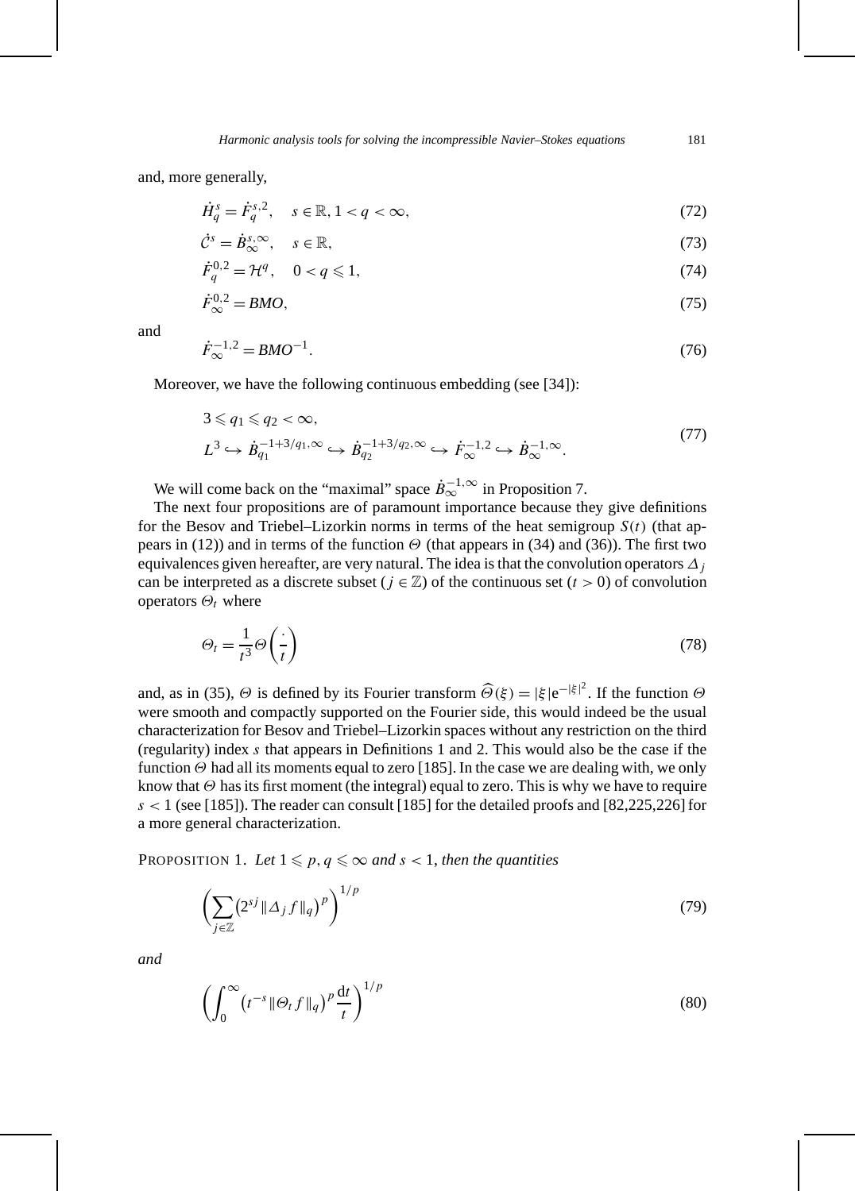and, more generally,

$$\dot{H}^s_q = \dot{F}^{s,2}_q, \quad s \in \mathbb{R}, 1 < q < \infty, \tag{72}$$

$$\dot{\mathcal{C}}^s = \dot{B}^{s,\infty}_\infty, \quad s \in \mathbb{R}, \tag{73}$$

$$\dot{F}^{0,2}_q = \mathcal{H}^q, \quad 0 < q \leqslant 1, \tag{74}$$

$$\dot{F}^{0,2}_\infty = BMO, \tag{75}$$

and

$$\dot{F}^{-1,2}_\infty = BMO^{-1}. \tag{76}$$

Moreover, we have the following continuous embedding (see [34]):

$$\begin{aligned} &3 \leqslant q_1 \leqslant q_2 < \infty, \\ &L^3 \hookrightarrow \dot{B}^{-1+3/q_1,\infty}_{q_1} \hookrightarrow \dot{B}^{-1+3/q_2,\infty}_{q_2} \hookrightarrow \dot{F}^{-1,2}_\infty \hookrightarrow \dot{B}^{-1,\infty}_\infty. \end{aligned} \tag{77}$$

We will come back on the "maximal" space $\dot{B}^{-1,\infty}_\infty$ in Proposition 7.

The next four propositions are of paramount importance because they give definitions for the Besov and Triebel–Lizorkin norms in terms of the heat semigroup $S(t)$ (that appears in (12)) and in terms of the function $\Theta$ (that appears in (34) and (36)). The first two equivalences given hereafter, are very natural. The idea is that the convolution operators $\Delta_j$ can be interpreted as a discrete subset ($j \in \mathbb{Z}$) of the continuous set ($t > 0$) of convolution operators $\Theta_t$ where

$$\Theta_t = \frac{1}{t^3}\Theta\left(\frac{\cdot}{t}\right) \tag{78}$$

and, as in (35), $\Theta$ is defined by its Fourier transform $\widehat{\Theta}(\xi) = |\xi| \mathrm{e}^{-|\xi|^2}$. If the function $\Theta$ were smooth and compactly supported on the Fourier side, this would indeed be the usual characterization for Besov and Triebel–Lizorkin spaces without any restriction on the third (regularity) index $s$ that appears in Definitions 1 and 2. This would also be the case if the function $\Theta$ had all its moments equal to zero [185]. In the case we are dealing with, we only know that $\Theta$ has its first moment (the integral) equal to zero. This is why we have to require $s < 1$ (see [185]). The reader can consult [185] for the detailed proofs and [82,225,226] for a more general characterization.

Proposition 1. *Let $1 \leqslant p, q \leqslant \infty$ and $s < 1$, then the quantities*

$$\left(\sum_{j \in \mathbb{Z}} \left(2^{sj} \|\Delta_j f\|_q\right)^p\right)^{1/p} \tag{79}$$

*and*

$$\left(\int_0^\infty \left(t^{-s} \|\Theta_t f\|_q\right)^p \frac{\mathrm{d}t}{t}\right)^{1/p} \tag{80}$$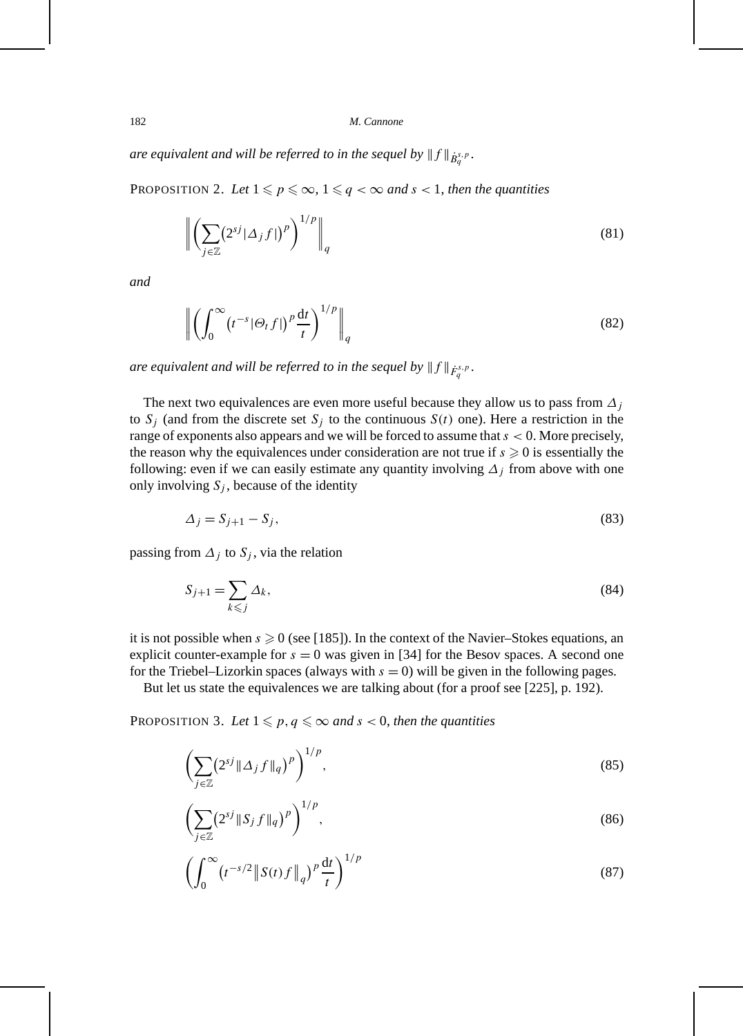*are equivalent and will be referred to in the sequel by* $\|f\|_{\dot{B}^{s,p}_q}$.

PROPOSITION 2. *Let* $1 \leqslant p \leqslant \infty$, $1 \leqslant q < \infty$ *and* $s < 1$, *then the quantities*

$$\left\| \left( \sum_{j\in\mathbb{Z}} \left(2^{sj} |\Delta_j f|\right)^p \right)^{1/p} \right\|_q \tag{81}$$

*and*

$$\left\| \left( \int_0^\infty \left(t^{-s} |\Theta_t f|\right)^p \frac{\mathrm{d}t}{t} \right)^{1/p} \right\|_q \tag{82}$$

*are equivalent and will be referred to in the sequel by* $\|f\|_{\dot{F}^{s,p}_q}$.

The next two equivalences are even more useful because they allow us to pass from $\Delta_j$ to $S_j$ (and from the discrete set $S_j$ to the continuous $S(t)$ one). Here a restriction in the range of exponents also appears and we will be forced to assume that $s < 0$. More precisely, the reason why the equivalences under consideration are not true if $s \geqslant 0$ is essentially the following: even if we can easily estimate any quantity involving $\Delta_j$ from above with one only involving $S_j$, because of the identity

$$\Delta_j = S_{j+1} - S_j, \tag{83}$$

passing from $\Delta_j$ to $S_j$, via the relation

$$S_{j+1} = \sum_{k\leqslant j} \Delta_k, \tag{84}$$

it is not possible when $s \geqslant 0$ (see [185]). In the context of the Navier–Stokes equations, an explicit counter-example for $s = 0$ was given in [34] for the Besov spaces. A second one for the Triebel–Lizorkin spaces (always with $s = 0$) will be given in the following pages.

But let us state the equivalences we are talking about (for a proof see [225], p. 192).

PROPOSITION 3. *Let* $1 \leqslant p, q \leqslant \infty$ *and* $s < 0$, *then the quantities*

$$\left( \sum_{j\in\mathbb{Z}} \left(2^{sj} \|\Delta_j f\|_q\right)^p \right)^{1/p}, \tag{85}$$

$$\left( \sum_{j\in\mathbb{Z}} \left(2^{sj} \|S_j f\|_q\right)^p \right)^{1/p}, \tag{86}$$

$$\left( \int_0^\infty \left(t^{-s/2} \left\|S(t) f\right\|_q\right)^p \frac{\mathrm{d}t}{t} \right)^{1/p} \tag{87}$$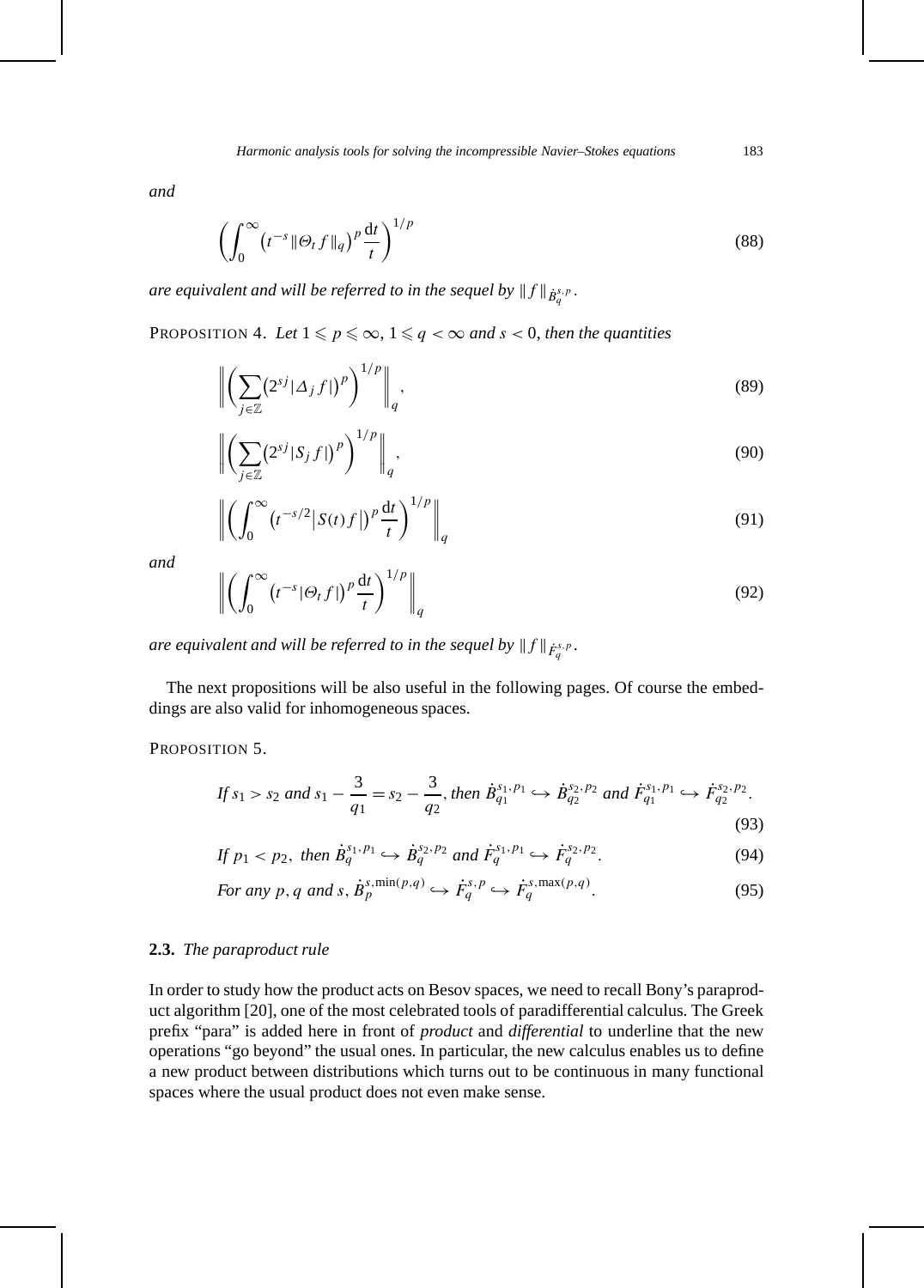*and*

$$\left(\int_0^\infty \left(t^{-s}\|\Theta_t f\|_q\right)^p \frac{\mathrm{d}t}{t}\right)^{1/p} \tag{88}$$

*are equivalent and will be referred to in the sequel by* $\|f\|_{\dot{B}_q^{s,p}}$.

PROPOSITION 4. *Let* $1 \leqslant p \leqslant \infty$, $1 \leqslant q < \infty$ *and* $s < 0$, *then the quantities*

$$\left\|\left(\sum_{j\in\mathbb{Z}}\left(2^{sj}|\Delta_j f|\right)^p\right)^{1/p}\right\|_q, \tag{89}$$

$$\left\|\left(\sum_{j\in\mathbb{Z}}\left(2^{sj}|S_j f|\right)^p\right)^{1/p}\right\|_q, \tag{90}$$

$$\left\|\left(\int_0^\infty \left(t^{-s/2}\left|S(t)f\right|\right)^p \frac{\mathrm{d}t}{t}\right)^{1/p}\right\|_q \tag{91}$$

*and*

$$\left\|\left(\int_0^\infty \left(t^{-s}|\Theta_t f|\right)^p \frac{\mathrm{d}t}{t}\right)^{1/p}\right\|_q \tag{92}$$

*are equivalent and will be referred to in the sequel by* $\|f\|_{\dot{F}_q^{s,p}}$.

The next propositions will be also useful in the following pages. Of course the embeddings are also valid for inhomogeneous spaces.

PROPOSITION 5.

$$\text{If } s_1 > s_2 \text{ and } s_1 - \frac{3}{q_1} = s_2 - \frac{3}{q_2}, \text{ then } \dot{B}_{q_1}^{s_1,p_1} \hookrightarrow \dot{B}_{q_2}^{s_2,p_2} \text{ and } \dot{F}_{q_1}^{s_1,p_1} \hookrightarrow \dot{F}_{q_2}^{s_2,p_2}. \tag{93}$$

$$\text{If } p_1 < p_2, \text{ then } \dot{B}_q^{s_1,p_1} \hookrightarrow \dot{B}_q^{s_2,p_2} \text{ and } \dot{F}_q^{s_1,p_1} \hookrightarrow \dot{F}_q^{s_2,p_2}. \tag{94}$$

$$\text{For any } p, q \text{ and } s,\ \dot{B}_p^{s,\min(p,q)} \hookrightarrow \dot{F}_q^{s,p} \hookrightarrow \dot{F}_q^{s,\max(p,q)}. \tag{95}$$

### 2.3. *The paraproduct rule*

In order to study how the product acts on Besov spaces, we need to recall Bony's paraproduct algorithm [20], one of the most celebrated tools of paradifferential calculus. The Greek prefix "para" is added here in front of *product* and *differential* to underline that the new operations "go beyond" the usual ones. In particular, the new calculus enables us to define a new product between distributions which turns out to be continuous in many functional spaces where the usual product does not even make sense.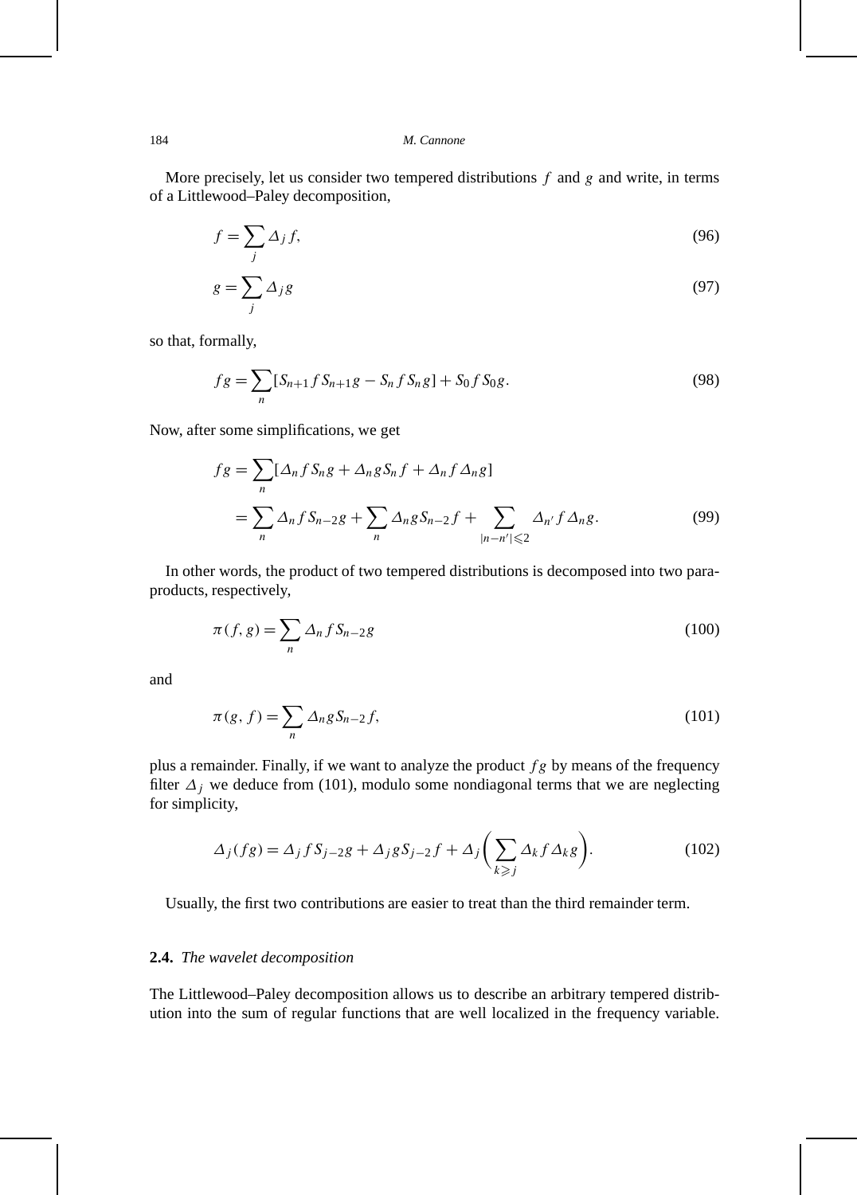More precisely, let us consider two tempered distributions $f$ and $g$ and write, in terms of a Littlewood–Paley decomposition,

$$f = \sum_j \Delta_j f, \tag{96}$$

$$g = \sum_j \Delta_j g \tag{97}$$

so that, formally,

$$fg = \sum_n [S_{n+1} f S_{n+1} g - S_n f S_n g] + S_0 f S_0 g. \tag{98}$$

Now, after some simplifications, we get

$$\begin{aligned} fg &= \sum_n [\Delta_n f S_n g + \Delta_n g S_n f + \Delta_n f \Delta_n g] \\ &= \sum_n \Delta_n f S_{n-2} g + \sum_n \Delta_n g S_{n-2} f + \sum_{|n-n'| \leqslant 2} \Delta_{n'} f \Delta_n g. \end{aligned} \tag{99}$$

In other words, the product of two tempered distributions is decomposed into two paraproducts, respectively,

$$\pi(f, g) = \sum_n \Delta_n f S_{n-2} g \tag{100}$$

and

$$\pi(g, f) = \sum_n \Delta_n g S_{n-2} f, \tag{101}$$

plus a remainder. Finally, if we want to analyze the product $fg$ by means of the frequency filter $\Delta_j$ we deduce from (101), modulo some nondiagonal terms that we are neglecting for simplicity,

$$\Delta_j(fg) = \Delta_j f S_{j-2} g + \Delta_j g S_{j-2} f + \Delta_j \biggl( \sum_{k \geqslant j} \Delta_k f \Delta_k g \biggr). \tag{102}$$

Usually, the first two contributions are easier to treat than the third remainder term.

### 2.4. *The wavelet decomposition*

The Littlewood–Paley decomposition allows us to describe an arbitrary tempered distribution into the sum of regular functions that are well localized in the frequency variable.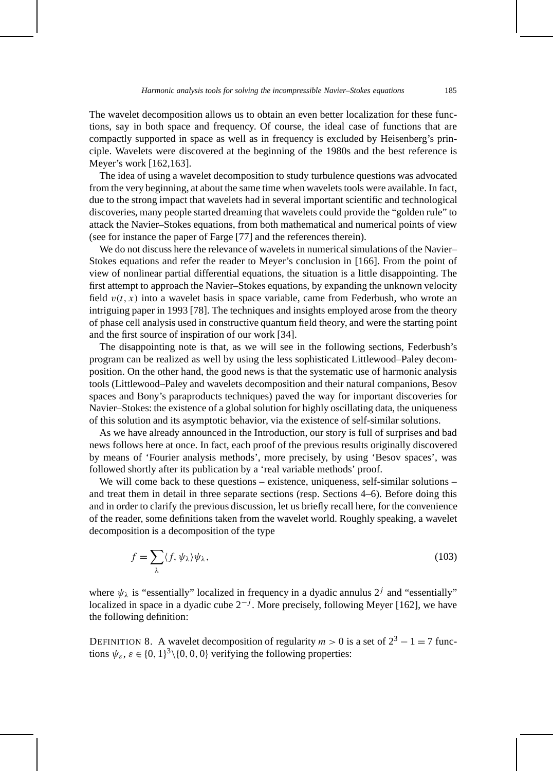The wavelet decomposition allows us to obtain an even better localization for these functions, say in both space and frequency. Of course, the ideal case of functions that are compactly supported in space as well as in frequency is excluded by Heisenberg's principle. Wavelets were discovered at the beginning of the 1980s and the best reference is Meyer's work [162,163].

The idea of using a wavelet decomposition to study turbulence questions was advocated from the very beginning, at about the same time when wavelets tools were available. In fact, due to the strong impact that wavelets had in several important scientific and technological discoveries, many people started dreaming that wavelets could provide the "golden rule" to attack the Navier–Stokes equations, from both mathematical and numerical points of view (see for instance the paper of Farge [77] and the references therein).

We do not discuss here the relevance of wavelets in numerical simulations of the Navier–Stokes equations and refer the reader to Meyer's conclusion in [166]. From the point of view of nonlinear partial differential equations, the situation is a little disappointing. The first attempt to approach the Navier–Stokes equations, by expanding the unknown velocity field $v(t,x)$ into a wavelet basis in space variable, came from Federbush, who wrote an intriguing paper in 1993 [78]. The techniques and insights employed arose from the theory of phase cell analysis used in constructive quantum field theory, and were the starting point and the first source of inspiration of our work [34].

The disappointing note is that, as we will see in the following sections, Federbush's program can be realized as well by using the less sophisticated Littlewood–Paley decomposition. On the other hand, the good news is that the systematic use of harmonic analysis tools (Littlewood–Paley and wavelets decomposition and their natural companions, Besov spaces and Bony's paraproducts techniques) paved the way for important discoveries for Navier–Stokes: the existence of a global solution for highly oscillating data, the uniqueness of this solution and its asymptotic behavior, via the existence of self-similar solutions.

As we have already announced in the Introduction, our story is full of surprises and bad news follows here at once. In fact, each proof of the previous results originally discovered by means of 'Fourier analysis methods', more precisely, by using 'Besov spaces', was followed shortly after its publication by a 'real variable methods' proof.

We will come back to these questions – existence, uniqueness, self-similar solutions – and treat them in detail in three separate sections (resp. Sections 4–6). Before doing this and in order to clarify the previous discussion, let us briefly recall here, for the convenience of the reader, some definitions taken from the wavelet world. Roughly speaking, a wavelet decomposition is a decomposition of the type

$$f = \sum_{\lambda} \langle f, \psi_\lambda \rangle \psi_\lambda, \tag{103}$$

where $\psi_\lambda$ is "essentially" localized in frequency in a dyadic annulus $2^j$ and "essentially" localized in space in a dyadic cube $2^{-j}$. More precisely, following Meyer [162], we have the following definition:

DEFINITION 8. A wavelet decomposition of regularity $m > 0$ is a set of $2^3 - 1 = 7$ functions $\psi_\varepsilon$, $\varepsilon \in \{0,1\}^3 \backslash \{0,0,0\}$ verifying the following properties: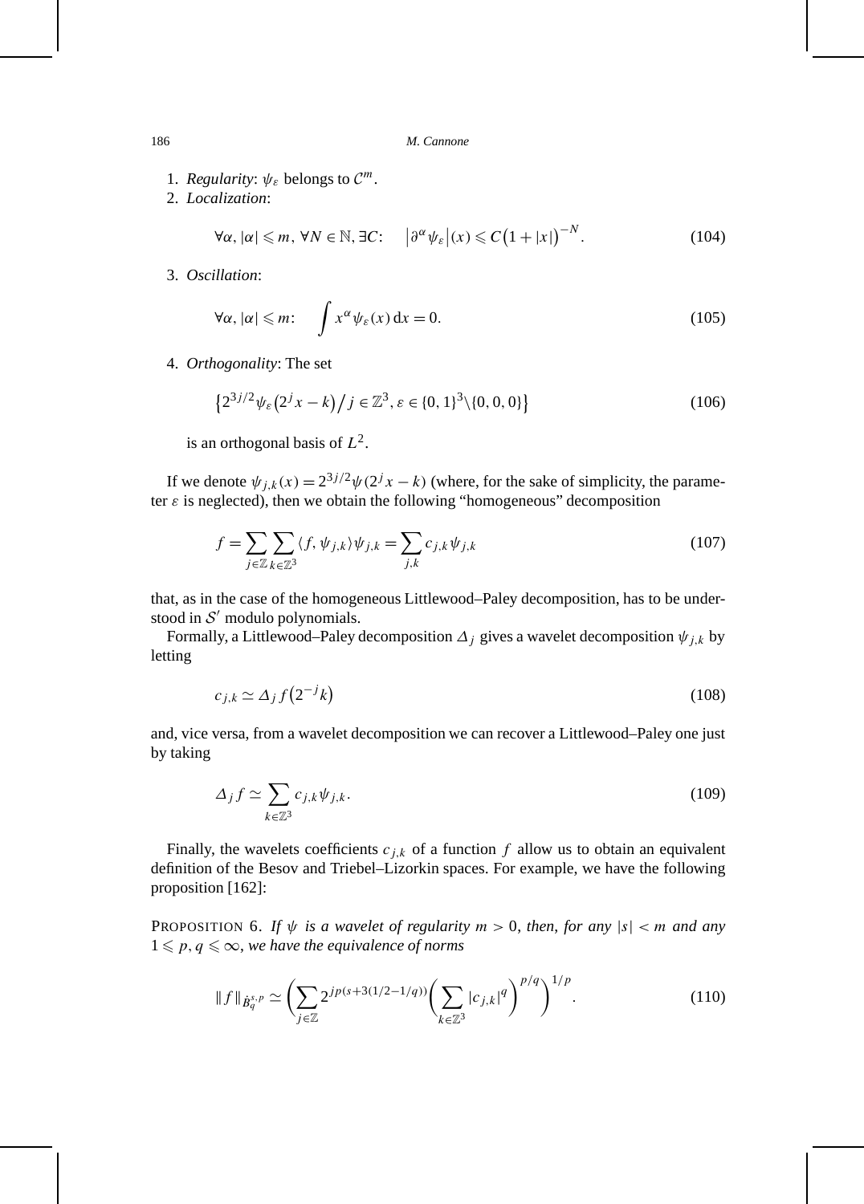1. *Regularity*: $\psi_\varepsilon$ belongs to $\mathcal{C}^m$.
2. *Localization*:

$$\forall \alpha, |\alpha| \leqslant m, \forall N \in \mathbb{N}, \exists C: \quad \left|\partial^\alpha \psi_\varepsilon\right|(x) \leqslant C\left(1+|x|\right)^{-N}. \tag{104}$$

3. *Oscillation*:

$$\forall \alpha, |\alpha| \leqslant m: \quad \int x^\alpha \psi_\varepsilon(x)\,\mathrm{d}x = 0. \tag{105}$$

4. *Orthogonality*: The set

$$\left\{2^{3j/2}\psi_\varepsilon\left(2^j x - k\right)\Big/ j \in \mathbb{Z}^3, \varepsilon \in \{0,1\}^3 \backslash \{0,0,0\}\right\} \tag{106}$$

is an orthogonal basis of $L^2$.

If we denote $\psi_{j,k}(x) = 2^{3j/2}\psi(2^j x - k)$ (where, for the sake of simplicity, the parameter $\varepsilon$ is neglected), then we obtain the following "homogeneous" decomposition

$$f = \sum_{j\in\mathbb{Z}}\sum_{k\in\mathbb{Z}^3}\langle f, \psi_{j,k}\rangle \psi_{j,k} = \sum_{j,k} c_{j,k}\psi_{j,k} \tag{107}$$

that, as in the case of the homogeneous Littlewood–Paley decomposition, has to be understood in $\mathcal{S}'$ modulo polynomials.

Formally, a Littlewood–Paley decomposition $\Delta_j$ gives a wavelet decomposition $\psi_{j,k}$ by letting

$$c_{j,k} \simeq \Delta_j f\left(2^{-j}k\right) \tag{108}$$

and, vice versa, from a wavelet decomposition we can recover a Littlewood–Paley one just by taking

$$\Delta_j f \simeq \sum_{k\in\mathbb{Z}^3} c_{j,k}\psi_{j,k}. \tag{109}$$

Finally, the wavelets coefficients $c_{j,k}$ of a function $f$ allow us to obtain an equivalent definition of the Besov and Triebel–Lizorkin spaces. For example, we have the following proposition [162]:

PROPOSITION 6. *If $\psi$ is a wavelet of regularity $m > 0$, then, for any $|s| < m$ and any $1 \leqslant p, q \leqslant \infty$, we have the equivalence of norms*

$$\|f\|_{\dot{B}_q^{s,p}} \simeq \left(\sum_{j\in\mathbb{Z}} 2^{jp(s+3(1/2-1/q))}\left(\sum_{k\in\mathbb{Z}^3}|c_{j,k}|^q\right)^{p/q}\right)^{1/p}. \tag{110}$$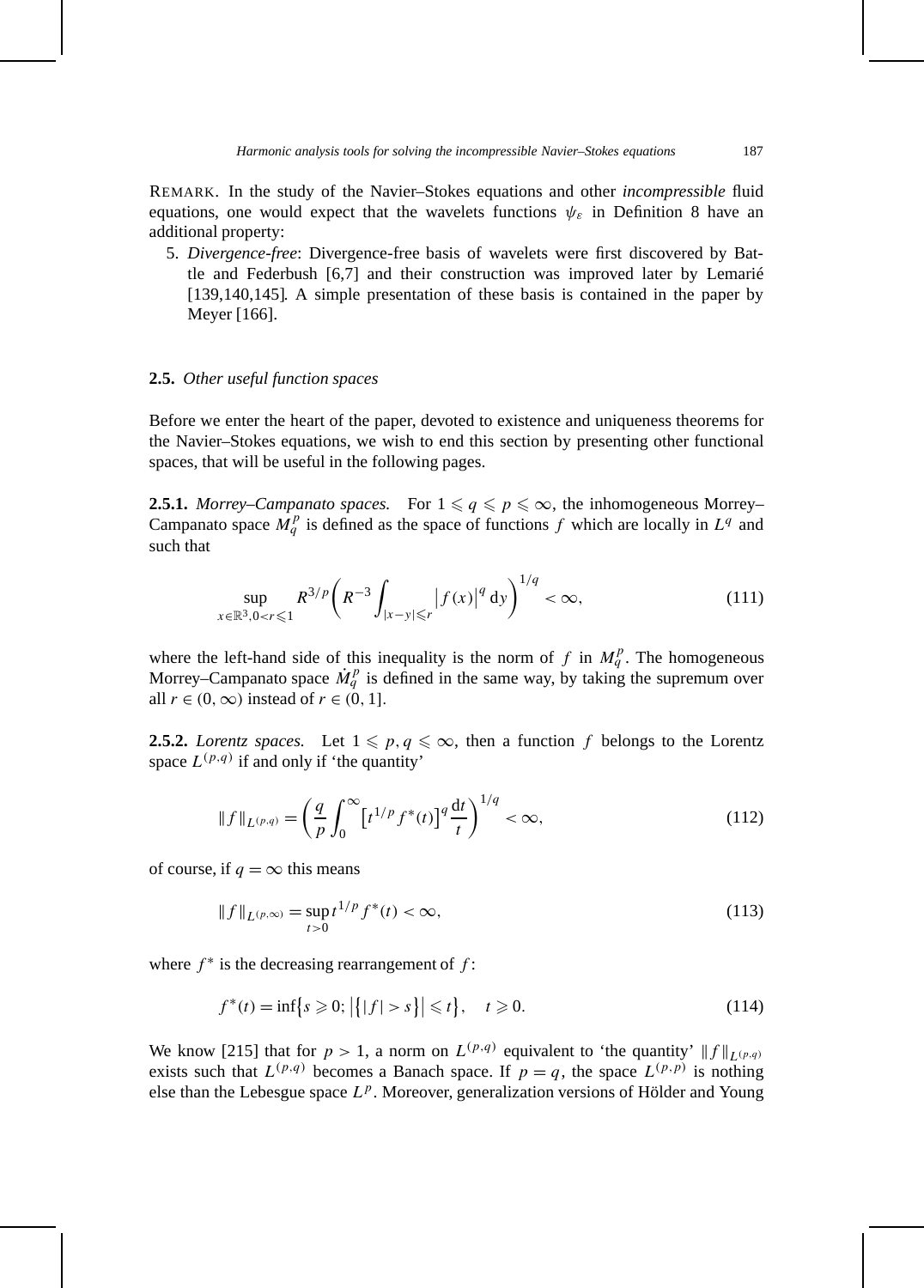REMARK. In the study of the Navier–Stokes equations and other *incompressible* fluid equations, one would expect that the wavelets functions $\psi_\varepsilon$ in Definition 8 have an additional property:

5. *Divergence-free*: Divergence-free basis of wavelets were first discovered by Battle and Federbush [6,7] and their construction was improved later by Lemarié [139,140,145]. A simple presentation of these basis is contained in the paper by Meyer [166].

### 2.5. *Other useful function spaces*

Before we enter the heart of the paper, devoted to existence and uniqueness theorems for the Navier–Stokes equations, we wish to end this section by presenting other functional spaces, that will be useful in the following pages.

**2.5.1.** *Morrey–Campanato spaces.* For $1 \leqslant q \leqslant p \leqslant \infty$, the inhomogeneous Morrey–Campanato space $M_q^p$ is defined as the space of functions $f$ which are locally in $L^q$ and such that

$$\sup_{x \in \mathbb{R}^3, 0 < r \leqslant 1} R^{3/p} \left( R^{-3} \int_{|x-y| \leqslant r} \left| f(x) \right|^q \mathrm{d}y \right)^{1/q} < \infty, \tag{111}$$

where the left-hand side of this inequality is the norm of $f$ in $M_q^p$. The homogeneous Morrey–Campanato space $\dot{M}_q^p$ is defined in the same way, by taking the supremum over all $r \in (0, \infty)$ instead of $r \in (0, 1]$.

**2.5.2.** *Lorentz spaces.* Let $1 \leqslant p, q \leqslant \infty$, then a function $f$ belongs to the Lorentz space $L^{(p,q)}$ if and only if 'the quantity'

$$\|f\|_{L^{(p,q)}} = \left( \frac{q}{p} \int_0^\infty \left[ t^{1/p} f^*(t) \right]^q \frac{\mathrm{d}t}{t} \right)^{1/q} < \infty, \tag{112}$$

of course, if $q = \infty$ this means

$$\|f\|_{L^{(p,\infty)}} = \sup_{t > 0} t^{1/p} f^*(t) < \infty, \tag{113}$$

where $f^*$ is the decreasing rearrangement of $f$:

$$f^*(t) = \inf\left\{ s \geqslant 0; \left| \left\{ |f| > s \right\} \right| \leqslant t \right\}, \quad t \geqslant 0. \tag{114}$$

We know [215] that for $p > 1$, a norm on $L^{(p,q)}$ equivalent to 'the quantity' $\|f\|_{L^{(p,q)}}$ exists such that $L^{(p,q)}$ becomes a Banach space. If $p = q$, the space $L^{(p,p)}$ is nothing else than the Lebesgue space $L^p$. Moreover, generalization versions of Hölder and Young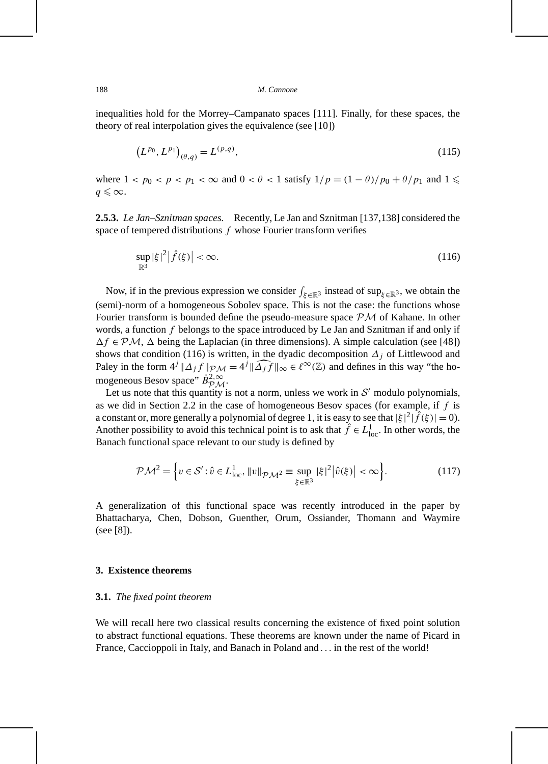inequalities hold for the Morrey–Campanato spaces [111]. Finally, for these spaces, the theory of real interpolation gives the equivalence (see [10])

$$\left(L^{p_0}, L^{p_1}\right)_{(\theta,q)} = L^{(p,q)}, \tag{115}$$

where $1 < p_0 < p < p_1 < \infty$ and $0 < \theta < 1$ satisfy $1/p = (1-\theta)/p_0 + \theta/p_1$ and $1 \leqslant q \leqslant \infty$.

**2.5.3.** *Le Jan–Sznitman spaces.* Recently, Le Jan and Sznitman [137,138] considered the space of tempered distributions $f$ whose Fourier transform verifies

$$\sup_{\mathbb{R}^3} |\xi|^2 \left|\hat{f}(\xi)\right| < \infty. \tag{116}$$

Now, if in the previous expression we consider $\int_{\xi \in \mathbb{R}^3}$ instead of $\sup_{\xi \in \mathbb{R}^3}$, we obtain the (semi)-norm of a homogeneous Sobolev space. This is not the case: the functions whose Fourier transform is bounded define the pseudo-measure space $\mathcal{PM}$ of Kahane. In other words, a function $f$ belongs to the space introduced by Le Jan and Sznitman if and only if $\Delta f \in \mathcal{PM}$, $\Delta$ being the Laplacian (in three dimensions). A simple calculation (see [48]) shows that condition (116) is written, in the dyadic decomposition $\Delta_j$ of Littlewood and Paley in the form $4^j \|\Delta_j f\|_{\mathcal{PM}} = 4^j \|\widehat{\Delta_j f}\|_\infty \in \ell^\infty(\mathbb{Z})$ and defines in this way "the homogeneous Besov space" $\dot{B}^{2,\infty}_{\mathcal{PM}}$.

Let us note that this quantity is not a norm, unless we work in $\mathcal{S}'$ modulo polynomials, as we did in Section 2.2 in the case of homogeneous Besov spaces (for example, if $f$ is a constant or, more generally a polynomial of degree 1, it is easy to see that $|\xi|^2|\hat{f}(\xi)| = 0$). Another possibility to avoid this technical point is to ask that $\hat{f} \in L^1_{\mathrm{loc}}$. In other words, the Banach functional space relevant to our study is defined by

$$\mathcal{PM}^2 = \left\{ v \in \mathcal{S}' : \hat{v} \in L^1_{\mathrm{loc}}, \|v\|_{\mathcal{PM}^2} \equiv \sup_{\xi \in \mathbb{R}^3} |\xi|^2 \left|\hat{v}(\xi)\right| < \infty \right\}. \tag{117}$$

A generalization of this functional space was recently introduced in the paper by Bhattacharya, Chen, Dobson, Guenther, Orum, Ossiander, Thomann and Waymire (see [8]).

## 3. Existence theorems

### 3.1. *The fixed point theorem*

We will recall here two classical results concerning the existence of fixed point solution to abstract functional equations. These theorems are known under the name of Picard in France, Caccioppoli in Italy, and Banach in Poland and ... in the rest of the world!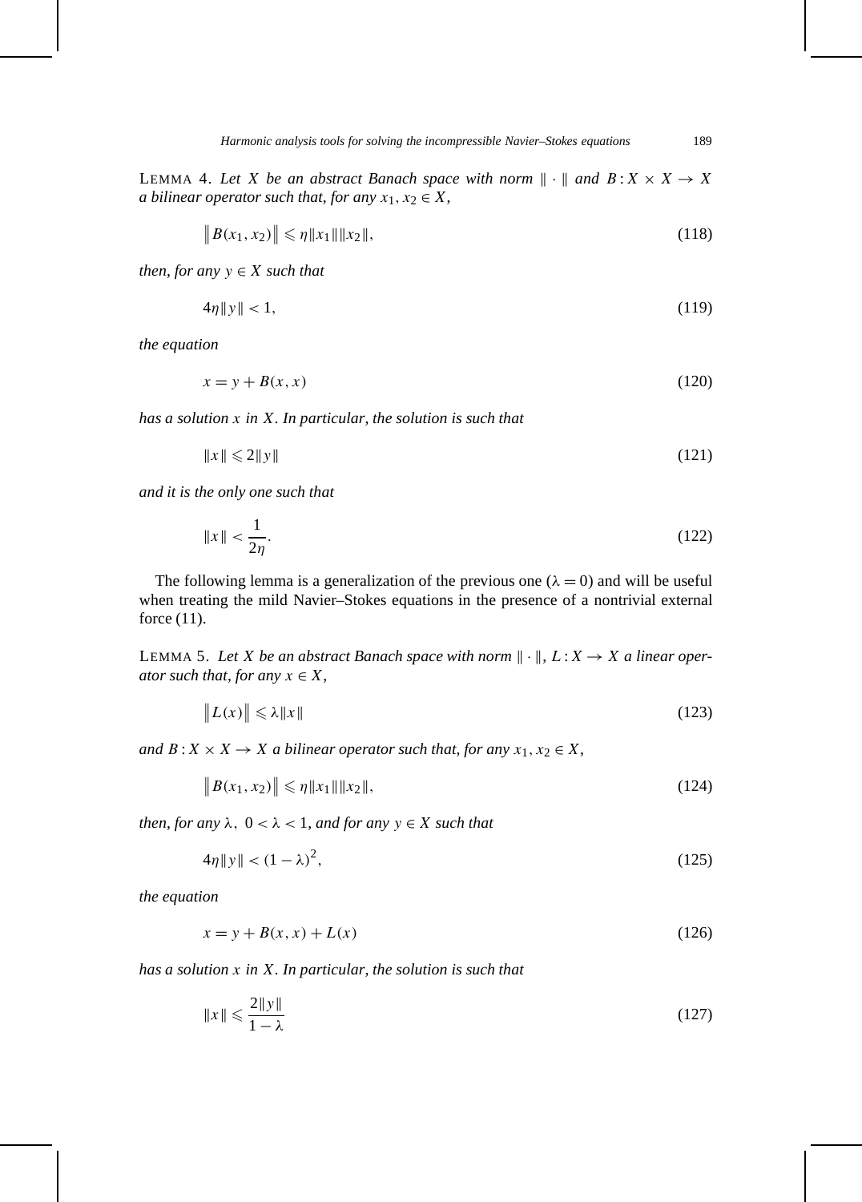LEMMA 4. *Let $X$ be an abstract Banach space with norm $\|\cdot\|$ and $B : X \times X \to X$ a bilinear operator such that, for any $x_1, x_2 \in X$,*

$$\left\| B(x_1, x_2) \right\| \leqslant \eta \|x_1\| \|x_2\|, \tag{118}$$

*then, for any $y \in X$ such that*

$$4\eta \|y\| < 1, \tag{119}$$

*the equation*

$$x = y + B(x, x) \tag{120}$$

*has a solution $x$ in $X$. In particular, the solution is such that*

$$\|x\| \leqslant 2\|y\| \tag{121}$$

*and it is the only one such that*

$$\|x\| < \frac{1}{2\eta}. \tag{122}$$

The following lemma is a generalization of the previous one ($\lambda = 0$) and will be useful when treating the mild Navier–Stokes equations in the presence of a nontrivial external force (11).

LEMMA 5. *Let $X$ be an abstract Banach space with norm $\|\cdot\|$, $L : X \to X$ a linear operator such that, for any $x \in X$,*

$$\left\| L(x) \right\| \leqslant \lambda \|x\| \tag{123}$$

*and $B : X \times X \to X$ a bilinear operator such that, for any $x_1, x_2 \in X$,*

$$\left\| B(x_1, x_2) \right\| \leqslant \eta \|x_1\| \|x_2\|, \tag{124}$$

*then, for any $\lambda$, $0 < \lambda < 1$, and for any $y \in X$ such that*

$$4\eta \|y\| < (1 - \lambda)^2, \tag{125}$$

*the equation*

$$x = y + B(x, x) + L(x) \tag{126}$$

*has a solution $x$ in $X$. In particular, the solution is such that*

$$\|x\| \leqslant \frac{2\|y\|}{1 - \lambda} \tag{127}$$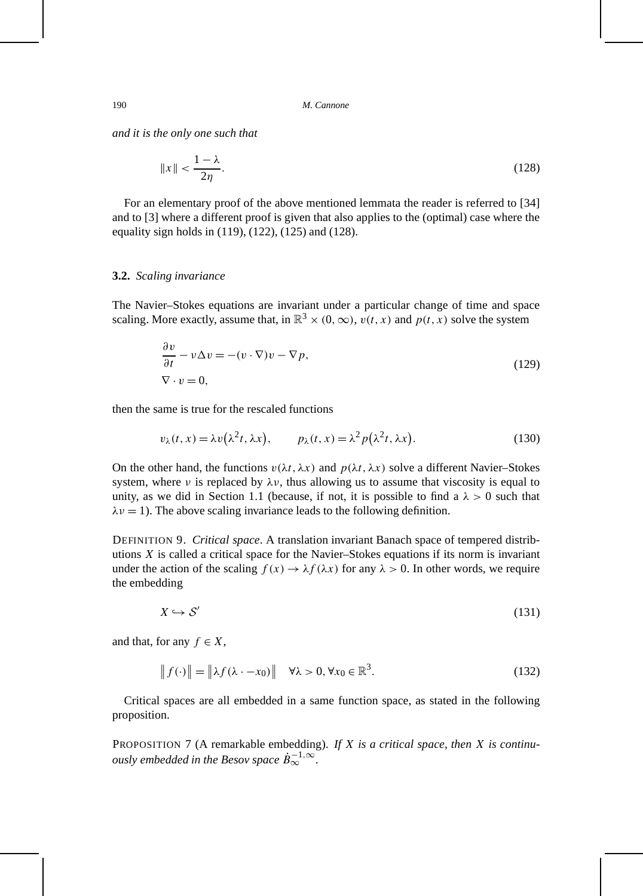*and it is the only one such that*

$$\|x\| < \frac{1-\lambda}{2\eta}. \tag{128}$$

For an elementary proof of the above mentioned lemmata the reader is referred to [34] and to [3] where a different proof is given that also applies to the (optimal) case where the equality sign holds in (119), (122), (125) and (128).

### 3.2. *Scaling invariance*

The Navier–Stokes equations are invariant under a particular change of time and space scaling. More exactly, assume that, in $\mathbb{R}^3 \times (0, \infty)$, $v(t, x)$ and $p(t, x)$ solve the system

$$\begin{aligned}
&\frac{\partial v}{\partial t} - \nu \Delta v = -(v \cdot \nabla) v - \nabla p, \\
&\nabla \cdot v = 0,
\end{aligned} \tag{129}$$

then the same is true for the rescaled functions

$$v_\lambda(t, x) = \lambda v\big(\lambda^2 t, \lambda x\big), \qquad p_\lambda(t, x) = \lambda^2 p\big(\lambda^2 t, \lambda x\big). \tag{130}$$

On the other hand, the functions $v(\lambda t, \lambda x)$ and $p(\lambda t, \lambda x)$ solve a different Navier–Stokes system, where $\nu$ is replaced by $\lambda\nu$, thus allowing us to assume that viscosity is equal to unity, as we did in Section 1.1 (because, if not, it is possible to find a $\lambda > 0$ such that $\lambda\nu = 1$). The above scaling invariance leads to the following definition.

DEFINITION 9. *Critical space*. A translation invariant Banach space of tempered distributions $X$ is called a critical space for the Navier–Stokes equations if its norm is invariant under the action of the scaling $f(x) \to \lambda f(\lambda x)$ for any $\lambda > 0$. In other words, we require the embedding

$$X \hookrightarrow \mathcal{S}' \tag{131}$$

and that, for any $f \in X$,

$$\big\| f(\cdot) \big\| = \big\| \lambda f(\lambda \cdot - x_0) \big\| \quad \forall \lambda > 0, \forall x_0 \in \mathbb{R}^3. \tag{132}$$

Critical spaces are all embedded in a same function space, as stated in the following proposition.

PROPOSITION 7 (A remarkable embedding). *If $X$ is a critical space, then $X$ is continuously embedded in the Besov space $\dot{B}_\infty^{-1,\infty}$.*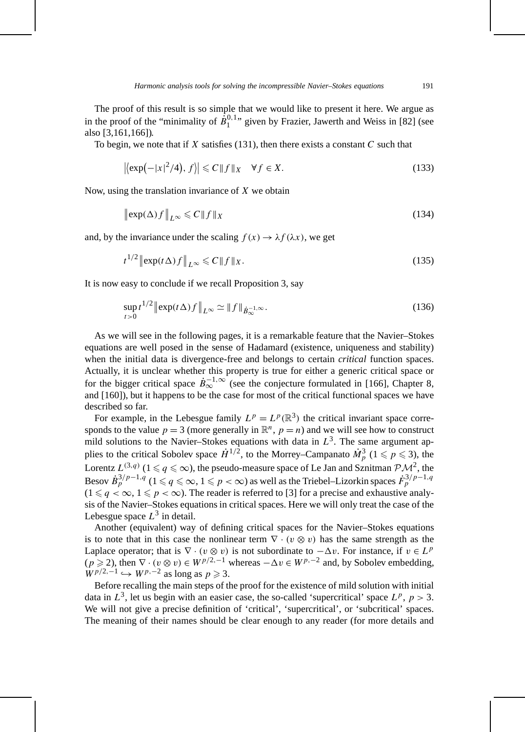The proof of this result is so simple that we would like to present it here. We argue as in the proof of the "minimality of $\dot{B}_1^{0,1}$" given by Frazier, Jawerth and Weiss in [82] (see also [3,161,166]).

To begin, we note that if $X$ satisfies (131), then there exists a constant $C$ such that

$$\left|\left\langle \exp\left(-|x|^2/4\right), f\right\rangle\right| \leqslant C\|f\|_X \quad \forall f \in X. \tag{133}$$

Now, using the translation invariance of $X$ we obtain

$$\left\|\exp(\Delta) f\right\|_{L^\infty} \leqslant C\|f\|_X \tag{134}$$

and, by the invariance under the scaling $f(x) \to \lambda f(\lambda x)$, we get

$$t^{1/2}\left\|\exp(t\Delta) f\right\|_{L^\infty} \leqslant C\|f\|_X. \tag{135}$$

It is now easy to conclude if we recall Proposition 3, say

$$\sup_{t>0} t^{1/2}\left\|\exp(t\Delta) f\right\|_{L^\infty} \simeq \|f\|_{\dot{B}_\infty^{-1,\infty}}. \tag{136}$$

As we will see in the following pages, it is a remarkable feature that the Navier–Stokes equations are well posed in the sense of Hadamard (existence, uniqueness and stability) when the initial data is divergence-free and belongs to certain *critical* function spaces. Actually, it is unclear whether this property is true for either a generic critical space or for the bigger critical space $\dot{B}_\infty^{-1,\infty}$ (see the conjecture formulated in [166], Chapter 8, and [160]), but it happens to be the case for most of the critical functional spaces we have described so far.

For example, in the Lebesgue family $L^p = L^p(\mathbb{R}^3)$ the critical invariant space corresponds to the value $p = 3$ (more generally in $\mathbb{R}^n$, $p = n$) and we will see how to construct mild solutions to the Navier–Stokes equations with data in $L^3$. The same argument applies to the critical Sobolev space $\dot{H}^{1/2}$, to the Morrey–Campanato $\dot{M}_p^3$ ($1 \leqslant p \leqslant 3$), the Lorentz $L^{(3,q)}$ ($1 \leqslant q \leqslant \infty$), the pseudo-measure space of Le Jan and Sznitman $\mathcal{PM}^2$, the Besov $\dot{B}_p^{3/p-1,q}$ ($1 \leqslant q \leqslant \infty$, $1 \leqslant p < \infty$) as well as the Triebel–Lizorkin spaces $\dot{F}_p^{3/p-1,q}$ ($1 \leqslant q < \infty$, $1 \leqslant p < \infty$). The reader is referred to [3] for a precise and exhaustive analysis of the Navier–Stokes equations in critical spaces. Here we will only treat the case of the Lebesgue space $L^3$ in detail.

Another (equivalent) way of defining critical spaces for the Navier–Stokes equations is to note that in this case the nonlinear term $\nabla \cdot (v \otimes v)$ has the same strength as the Laplace operator; that is $\nabla \cdot (v \otimes v)$ is not subordinate to $-\Delta v$. For instance, if $v \in L^p$ ($p \geqslant 2$), then $\nabla \cdot (v \otimes v) \in W^{p/2,-1}$ whereas $-\Delta v \in W^{p,-2}$ and, by Sobolev embedding, $W^{p/2,-1} \hookrightarrow W^{p,-2}$ as long as $p \geqslant 3$.

Before recalling the main steps of the proof for the existence of mild solution with initial data in $L^3$, let us begin with an easier case, the so-called 'supercritical' space $L^p$, $p > 3$. We will not give a precise definition of 'critical', 'supercritical', or 'subcritical' spaces. The meaning of their names should be clear enough to any reader (for more details and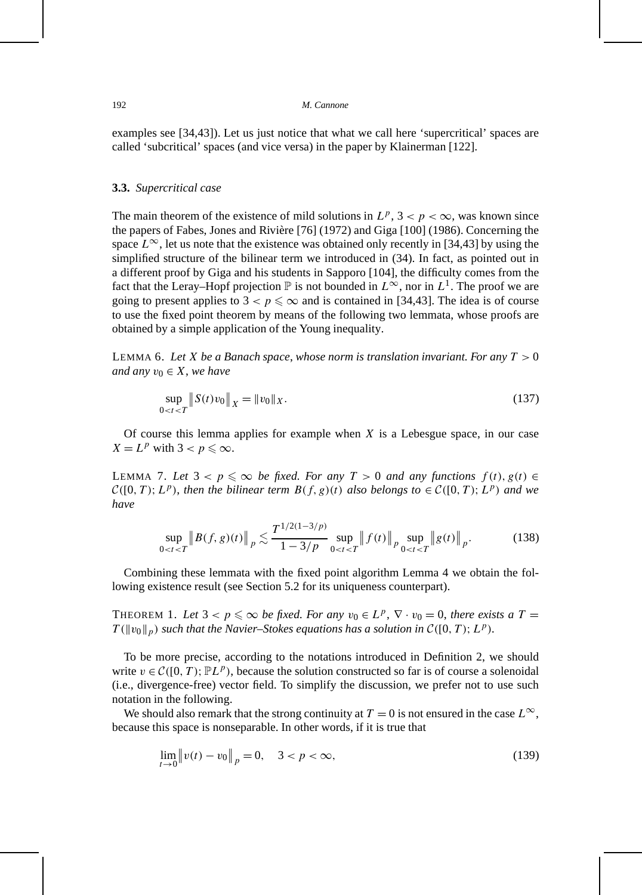examples see [34,43]). Let us just notice that what we call here 'supercritical' spaces are called 'subcritical' spaces (and vice versa) in the paper by Klainerman [122].

### **3.3.** *Supercritical case*

The main theorem of the existence of mild solutions in $L^p$, $3 < p < \infty$, was known since the papers of Fabes, Jones and Rivière [76] (1972) and Giga [100] (1986). Concerning the space $L^\infty$, let us note that the existence was obtained only recently in [34,43] by using the simplified structure of the bilinear term we introduced in (34). In fact, as pointed out in a different proof by Giga and his students in Sapporo [104], the difficulty comes from the fact that the Leray–Hopf projection $\mathbb{P}$ is not bounded in $L^\infty$, nor in $L^1$. The proof we are going to present applies to $3 < p \leqslant \infty$ and is contained in [34,43]. The idea is of course to use the fixed point theorem by means of the following two lemmata, whose proofs are obtained by a simple application of the Young inequality.

LEMMA 6. *Let $X$ be a Banach space, whose norm is translation invariant. For any $T > 0$ and any $v_0 \in X$, we have*

$$\sup_{0<t<T} \left\| S(t) v_0 \right\|_X = \| v_0 \|_X. \tag{137}$$

Of course this lemma applies for example when $X$ is a Lebesgue space, in our case $X = L^p$ with $3 < p \leqslant \infty$.

LEMMA 7. *Let $3 < p \leqslant \infty$ be fixed. For any $T > 0$ and any functions $f(t), g(t) \in \mathcal{C}([0,T); L^p)$, then the bilinear term $B(f,g)(t)$ also belongs to $\in \mathcal{C}([0,T); L^p)$ and we have*

$$\sup_{0<t<T} \left\| B(f,g)(t) \right\|_p \lesssim \frac{T^{1/2(1-3/p)}}{1 - 3/p} \sup_{0<t<T} \left\| f(t) \right\|_p \sup_{0<t<T} \left\| g(t) \right\|_p. \tag{138}$$

Combining these lemmata with the fixed point algorithm Lemma 4 we obtain the following existence result (see Section 5.2 for its uniqueness counterpart).

THEOREM 1. *Let $3 < p \leqslant \infty$ be fixed. For any $v_0 \in L^p$, $\nabla \cdot v_0 = 0$, there exists a $T = T(\|v_0\|_p)$ such that the Navier–Stokes equations has a solution in $\mathcal{C}([0,T); L^p)$.*

To be more precise, according to the notations introduced in Definition 2, we should write $v \in \mathcal{C}([0,T); \mathbb{P}L^p)$, because the solution constructed so far is of course a solenoidal (i.e., divergence-free) vector field. To simplify the discussion, we prefer not to use such notation in the following.

We should also remark that the strong continuity at $T = 0$ is not ensured in the case $L^\infty$, because this space is nonseparable. In other words, if it is true that

$$\lim_{t \to 0} \left\| v(t) - v_0 \right\|_p = 0, \quad 3 < p < \infty, \tag{139}$$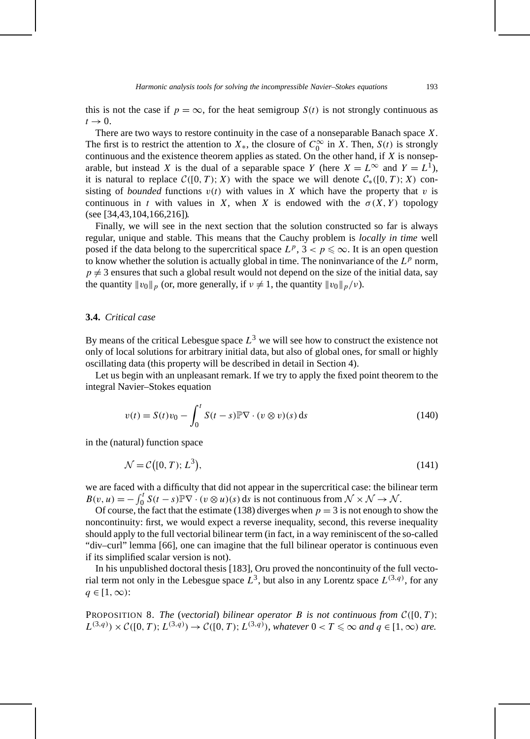this is not the case if $p = \infty$, for the heat semigroup $S(t)$ is not strongly continuous as $t \to 0$.

There are two ways to restore continuity in the case of a nonseparable Banach space $X$. The first is to restrict the attention to $X_*$, the closure of $C_0^\infty$ in $X$. Then, $S(t)$ is strongly continuous and the existence theorem applies as stated. On the other hand, if $X$ is nonseparable, but instead $X$ is the dual of a separable space $Y$ (here $X = L^\infty$ and $Y = L^1$), it is natural to replace $\mathcal{C}([0, T); X)$ with the space we will denote $\mathcal{C}_*([0, T); X)$ consisting of *bounded* functions $v(t)$ with values in $X$ which have the property that $v$ is continuous in $t$ with values in $X$, when $X$ is endowed with the $\sigma(X, Y)$ topology (see [34,43,104,166,216]).

Finally, we will see in the next section that the solution constructed so far is always regular, unique and stable. This means that the Cauchy problem is *locally in time* well posed if the data belong to the supercritical space $L^p$, $3 < p \leqslant \infty$. It is an open question to know whether the solution is actually global in time. The noninvariance of the $L^p$ norm, $p \neq 3$ ensures that such a global result would not depend on the size of the initial data, say the quantity $\|v_0\|_p$ (or, more generally, if $\nu \neq 1$, the quantity $\|v_0\|_p/\nu$).

### 3.4. *Critical case*

By means of the critical Lebesgue space $L^3$ we will see how to construct the existence not only of local solutions for arbitrary initial data, but also of global ones, for small or highly oscillating data (this property will be described in detail in Section 4).

Let us begin with an unpleasant remark. If we try to apply the fixed point theorem to the integral Navier–Stokes equation

$$v(t) = S(t)v_0 - \int_0^t S(t-s)\mathbb{P}\nabla \cdot (v \otimes v)(s)\, \mathrm{d}s \tag{140}$$

in the (natural) function space

$$\mathcal{N} = \mathcal{C}\big([0, T); L^3\big), \tag{141}$$

we are faced with a difficulty that did not appear in the supercritical case: the bilinear term $B(v, u) = -\int_0^t S(t-s)\mathbb{P}\nabla \cdot (v \otimes u)(s)\, \mathrm{d}s$ is not continuous from $\mathcal{N} \times \mathcal{N} \to \mathcal{N}$.

Of course, the fact that the estimate (138) diverges when $p = 3$ is not enough to show the noncontinuity: first, we would expect a reverse inequality, second, this reverse inequality should apply to the full vectorial bilinear term (in fact, in a way reminiscent of the so-called "div–curl" lemma [66], one can imagine that the full bilinear operator is continuous even if its simplified scalar version is not).

In his unpublished doctoral thesis [183], Oru proved the noncontinuity of the full vectorial term not only in the Lebesgue space $L^3$, but also in any Lorentz space $L^{(3,q)}$, for any $q \in [1, \infty)$:

PROPOSITION 8. *The* (*vectorial*) *bilinear operator $B$ is not continuous from $\mathcal{C}([0, T); L^{(3,q)}) \times \mathcal{C}([0, T); L^{(3,q)}) \to \mathcal{C}([0, T); L^{(3,q)})$, whatever $0 < T \leqslant \infty$ and $q \in [1, \infty)$ are.*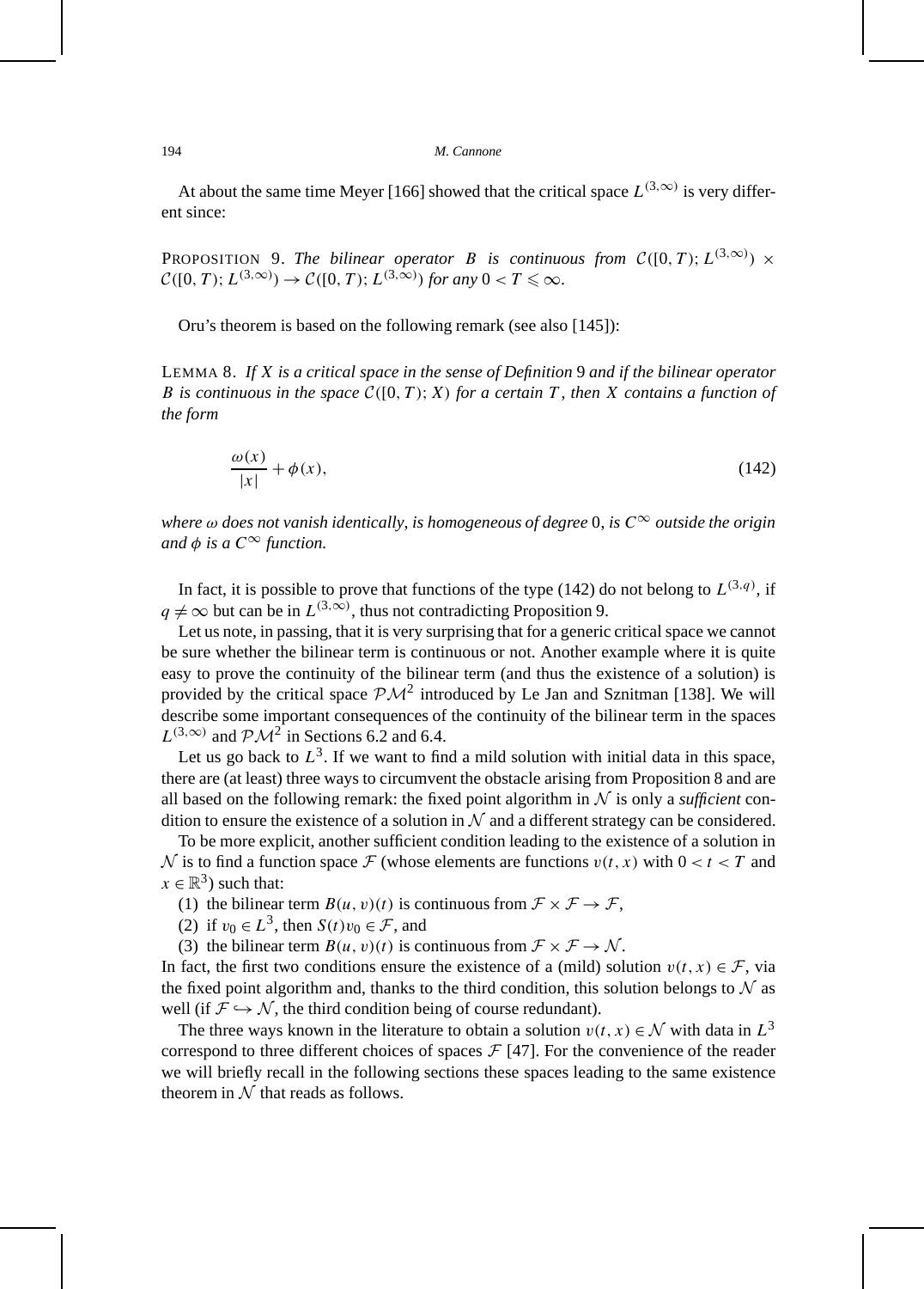At about the same time Meyer [166] showed that the critical space $L^{(3,\infty)}$ is very different since:

PROPOSITION 9. *The bilinear operator $B$ is continuous from $\mathcal{C}([0,T);L^{(3,\infty)}) \times \mathcal{C}([0,T);L^{(3,\infty)}) \to \mathcal{C}([0,T);L^{(3,\infty)})$ for any $0 < T \leqslant \infty$.*

Oru's theorem is based on the following remark (see also [145]):

LEMMA 8. *If $X$ is a critical space in the sense of Definition 9 and if the bilinear operator $B$ is continuous in the space $\mathcal{C}([0,T);X)$ for a certain $T$, then $X$ contains a function of the form*

$$\frac{\omega(x)}{|x|} + \phi(x), \tag{142}$$

*where $\omega$ does not vanish identically, is homogeneous of degree 0, is $C^\infty$ outside the origin and $\phi$ is a $C^\infty$ function.*

In fact, it is possible to prove that functions of the type (142) do not belong to $L^{(3,q)}$, if $q \neq \infty$ but can be in $L^{(3,\infty)}$, thus not contradicting Proposition 9.

Let us note, in passing, that it is very surprising that for a generic critical space we cannot be sure whether the bilinear term is continuous or not. Another example where it is quite easy to prove the continuity of the bilinear term (and thus the existence of a solution) is provided by the critical space $\mathcal{PM}^2$ introduced by Le Jan and Sznitman [138]. We will describe some important consequences of the continuity of the bilinear term in the spaces $L^{(3,\infty)}$ and $\mathcal{PM}^2$ in Sections 6.2 and 6.4.

Let us go back to $L^3$. If we want to find a mild solution with initial data in this space, there are (at least) three ways to circumvent the obstacle arising from Proposition 8 and are all based on the following remark: the fixed point algorithm in $\mathcal{N}$ is only a *sufficient* condition to ensure the existence of a solution in $\mathcal{N}$ and a different strategy can be considered.

To be more explicit, another sufficient condition leading to the existence of a solution in $\mathcal{N}$ is to find a function space $\mathcal{F}$ (whose elements are functions $v(t,x)$ with $0 < t < T$ and $x \in \mathbb{R}^3$) such that:

(1) the bilinear term $B(u,v)(t)$ is continuous from $\mathcal{F} \times \mathcal{F} \to \mathcal{F}$,

(2) if $v_0 \in L^3$, then $S(t)v_0 \in \mathcal{F}$, and

(3) the bilinear term $B(u,v)(t)$ is continuous from $\mathcal{F} \times \mathcal{F} \to \mathcal{N}$.

In fact, the first two conditions ensure the existence of a (mild) solution $v(t,x) \in \mathcal{F}$, via the fixed point algorithm and, thanks to the third condition, this solution belongs to $\mathcal{N}$ as well (if $\mathcal{F} \hookrightarrow \mathcal{N}$, the third condition being of course redundant).

The three ways known in the literature to obtain a solution $v(t,x) \in \mathcal{N}$ with data in $L^3$ correspond to three different choices of spaces $\mathcal{F}$ [47]. For the convenience of the reader we will briefly recall in the following sections these spaces leading to the same existence theorem in $\mathcal{N}$ that reads as follows.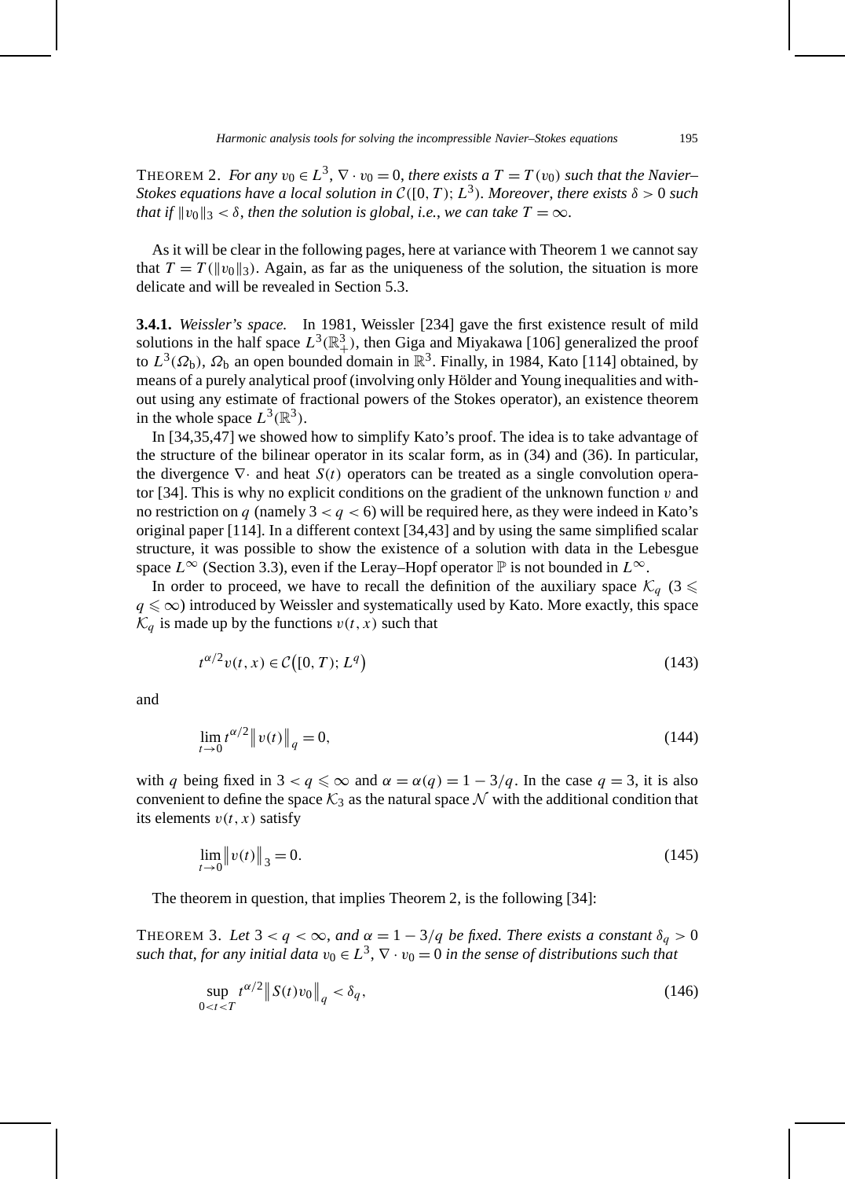THEOREM 2. *For any $v_0 \in L^3$, $\nabla \cdot v_0 = 0$, there exists a $T = T(v_0)$ such that the Navier–Stokes equations have a local solution in $\mathcal{C}([0,T); L^3)$. Moreover, there exists $\delta > 0$ such that if $\|v_0\|_3 < \delta$, then the solution is global, i.e., we can take $T = \infty$.*

As it will be clear in the following pages, here at variance with Theorem 1 we cannot say that $T = T(\|v_0\|_3)$. Again, as far as the uniqueness of the solution, the situation is more delicate and will be revealed in Section 5.3.

**3.4.1.** *Weissler's space.* In 1981, Weissler [234] gave the first existence result of mild solutions in the half space $L^3(\mathbb{R}^3_+)$, then Giga and Miyakawa [106] generalized the proof to $L^3(\Omega_b)$, $\Omega_b$ an open bounded domain in $\mathbb{R}^3$. Finally, in 1984, Kato [114] obtained, by means of a purely analytical proof (involving only Hölder and Young inequalities and without using any estimate of fractional powers of the Stokes operator), an existence theorem in the whole space $L^3(\mathbb{R}^3)$.

In [34,35,47] we showed how to simplify Kato's proof. The idea is to take advantage of the structure of the bilinear operator in its scalar form, as in (34) and (36). In particular, the divergence $\nabla\cdot$ and heat $S(t)$ operators can be treated as a single convolution operator [34]. This is why no explicit conditions on the gradient of the unknown function $v$ and no restriction on $q$ (namely $3 < q < 6$) will be required here, as they were indeed in Kato's original paper [114]. In a different context [34,43] and by using the same simplified scalar structure, it was possible to show the existence of a solution with data in the Lebesgue space $L^\infty$ (Section 3.3), even if the Leray–Hopf operator $\mathbb{P}$ is not bounded in $L^\infty$.

In order to proceed, we have to recall the definition of the auxiliary space $\mathcal{K}_q$ ($3 \leqslant q \leqslant \infty$) introduced by Weissler and systematically used by Kato. More exactly, this space $\mathcal{K}_q$ is made up by the functions $v(t,x)$ such that

$$t^{\alpha/2} v(t,x) \in \mathcal{C}\big([0,T); L^q\big) \tag{143}$$

and

$$\lim_{t\to 0} t^{\alpha/2} \big\| v(t) \big\|_q = 0, \tag{144}$$

with $q$ being fixed in $3 < q \leqslant \infty$ and $\alpha = \alpha(q) = 1 - 3/q$. In the case $q = 3$, it is also convenient to define the space $\mathcal{K}_3$ as the natural space $\mathcal{N}$ with the additional condition that its elements $v(t,x)$ satisfy

$$\lim_{t\to 0} \big\| v(t) \big\|_3 = 0. \tag{145}$$

The theorem in question, that implies Theorem 2, is the following [34]:

THEOREM 3. *Let $3 < q < \infty$, and $\alpha = 1 - 3/q$ be fixed. There exists a constant $\delta_q > 0$ such that, for any initial data $v_0 \in L^3$, $\nabla \cdot v_0 = 0$ in the sense of distributions such that*

$$\sup_{0<t<T} t^{\alpha/2} \big\| S(t) v_0 \big\|_q < \delta_q, \tag{146}$$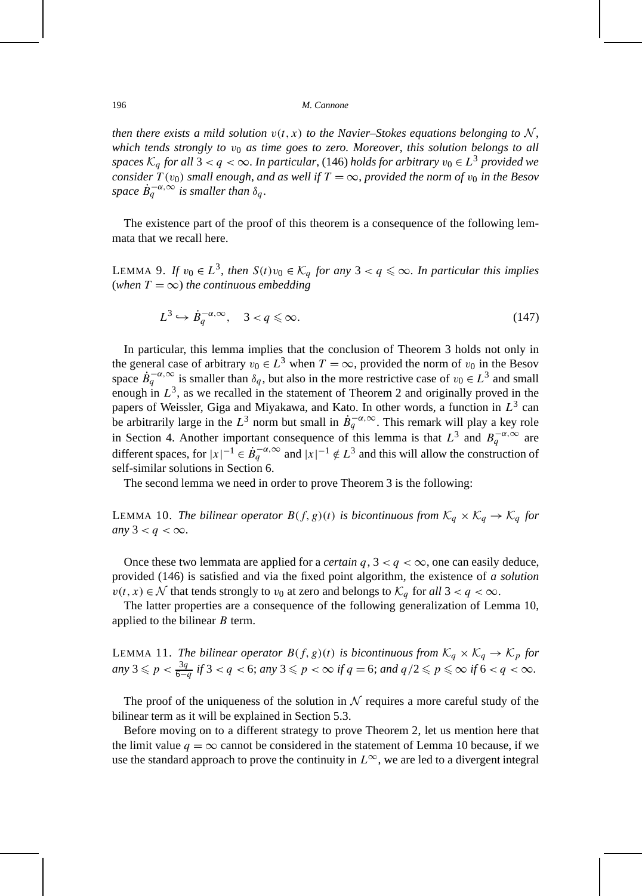*then there exists a mild solution $v(t, x)$ to the Navier–Stokes equations belonging to $\mathcal{N}$, which tends strongly to $v_0$ as time goes to zero. Moreover, this solution belongs to all spaces $\mathcal{K}_q$ for all $3 < q < \infty$. In particular,* (146) *holds for arbitrary $v_0 \in L^3$ provided we consider $T(v_0)$ small enough, and as well if $T = \infty$, provided the norm of $v_0$ in the Besov space $\dot{B}_q^{-\alpha,\infty}$ is smaller than $\delta_q$.*

The existence part of the proof of this theorem is a consequence of the following lemmata that we recall here.

LEMMA 9. *If $v_0 \in L^3$, then $S(t)v_0 \in \mathcal{K}_q$ for any $3 < q \leqslant \infty$. In particular this implies* (*when $T = \infty$*) *the continuous embedding*

$$L^3 \hookrightarrow \dot{B}_q^{-\alpha,\infty}, \quad 3 < q \leqslant \infty. \tag{147}$$

In particular, this lemma implies that the conclusion of Theorem 3 holds not only in the general case of arbitrary $v_0 \in L^3$ when $T = \infty$, provided the norm of $v_0$ in the Besov space $\dot{B}_q^{-\alpha,\infty}$ is smaller than $\delta_q$, but also in the more restrictive case of $v_0 \in L^3$ and small enough in $L^3$, as we recalled in the statement of Theorem 2 and originally proved in the papers of Weissler, Giga and Miyakawa, and Kato. In other words, a function in $L^3$ can be arbitrarily large in the $L^3$ norm but small in $\dot{B}_q^{-\alpha,\infty}$. This remark will play a key role in Section 4. Another important consequence of this lemma is that $L^3$ and $B_q^{-\alpha,\infty}$ are different spaces, for $|x|^{-1} \in \dot{B}_q^{-\alpha,\infty}$ and $|x|^{-1} \notin L^3$ and this will allow the construction of self-similar solutions in Section 6.

The second lemma we need in order to prove Theorem 3 is the following:

LEMMA 10. *The bilinear operator $B(f, g)(t)$ is bicontinuous from $\mathcal{K}_q \times \mathcal{K}_q \to \mathcal{K}_q$ for any $3 < q < \infty$.*

Once these two lemmata are applied for a *certain* $q$, $3 < q < \infty$, one can easily deduce, provided (146) is satisfied and via the fixed point algorithm, the existence of *a solution* $v(t, x) \in \mathcal{N}$ that tends strongly to $v_0$ at zero and belongs to $\mathcal{K}_q$ for *all* $3 < q < \infty$.

The latter properties are a consequence of the following generalization of Lemma 10, applied to the bilinear $B$ term.

LEMMA 11. *The bilinear operator $B(f, g)(t)$ is bicontinuous from $\mathcal{K}_q \times \mathcal{K}_q \to \mathcal{K}_p$ for any $3 \leqslant p < \frac{3q}{6-q}$ if $3 < q < 6$; any $3 \leqslant p < \infty$ if $q = 6$; and $q/2 \leqslant p \leqslant \infty$ if $6 < q < \infty$.*

The proof of the uniqueness of the solution in $\mathcal{N}$ requires a more careful study of the bilinear term as it will be explained in Section 5.3.

Before moving on to a different strategy to prove Theorem 2, let us mention here that the limit value $q = \infty$ cannot be considered in the statement of Lemma 10 because, if we use the standard approach to prove the continuity in $L^\infty$, we are led to a divergent integral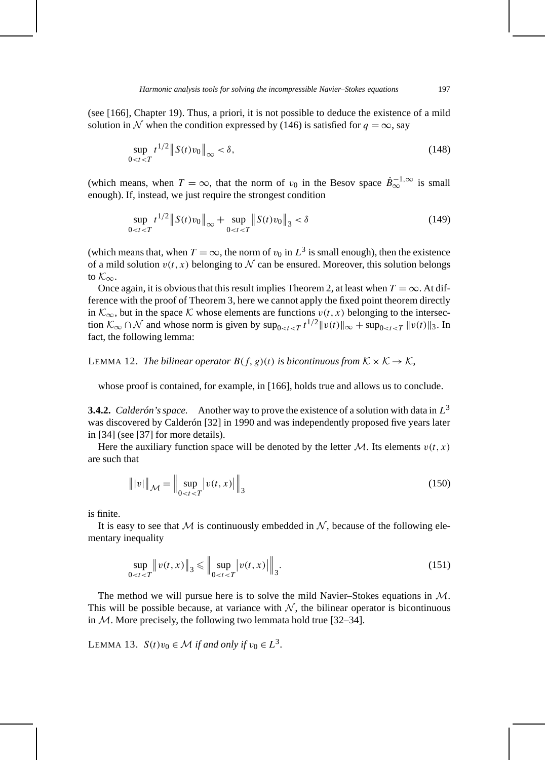(see [166], Chapter 19). Thus, a priori, it is not possible to deduce the existence of a mild solution in $\mathcal{N}$ when the condition expressed by (146) is satisfied for $q = \infty$, say

$$\sup_{0<t<T} t^{1/2} \left\| S(t)v_0 \right\|_\infty < \delta, \tag{148}$$

(which means, when $T = \infty$, that the norm of $v_0$ in the Besov space $\dot{B}_\infty^{-1,\infty}$ is small enough). If, instead, we just require the strongest condition

$$\sup_{0<t<T} t^{1/2} \left\| S(t)v_0 \right\|_\infty + \sup_{0<t<T} \left\| S(t)v_0 \right\|_3 < \delta \tag{149}$$

(which means that, when $T = \infty$, the norm of $v_0$ in $L^3$ is small enough), then the existence of a mild solution $v(t,x)$ belonging to $\mathcal{N}$ can be ensured. Moreover, this solution belongs to $\mathcal{K}_\infty$.

Once again, it is obvious that this result implies Theorem 2, at least when $T = \infty$. At difference with the proof of Theorem 3, here we cannot apply the fixed point theorem directly in $\mathcal{K}_\infty$, but in the space $\mathcal{K}$ whose elements are functions $v(t,x)$ belonging to the intersection $\mathcal{K}_\infty \cap \mathcal{N}$ and whose norm is given by $\sup_{0<t<T} t^{1/2} \|v(t)\|_\infty + \sup_{0<t<T} \|v(t)\|_3$. In fact, the following lemma:

LEMMA 12. *The bilinear operator $B(f,g)(t)$ is bicontinuous from $\mathcal{K} \times \mathcal{K} \to \mathcal{K}$,*

whose proof is contained, for example, in [166], holds true and allows us to conclude.

**3.4.2.** *Calderón's space.* Another way to prove the existence of a solution with data in $L^3$ was discovered by Calderón [32] in 1990 and was independently proposed five years later in [34] (see [37] for more details).

Here the auxiliary function space will be denoted by the letter $\mathcal{M}$. Its elements $v(t,x)$ are such that

$$\left\| |v| \right\|_{\mathcal{M}} = \left\| \sup_{0<t<T} \left| v(t,x) \right| \right\|_3 \tag{150}$$

is finite.

It is easy to see that $\mathcal{M}$ is continuously embedded in $\mathcal{N}$, because of the following elementary inequality

$$\sup_{0<t<T} \left\| v(t,x) \right\|_3 \leqslant \left\| \sup_{0<t<T} \left| v(t,x) \right| \right\|_3. \tag{151}$$

The method we will pursue here is to solve the mild Navier–Stokes equations in $\mathcal{M}$. This will be possible because, at variance with $\mathcal{N}$, the bilinear operator is bicontinuous in $\mathcal{M}$. More precisely, the following two lemmata hold true [32–34].

LEMMA 13. *$S(t)v_0 \in \mathcal{M}$ if and only if $v_0 \in L^3$.*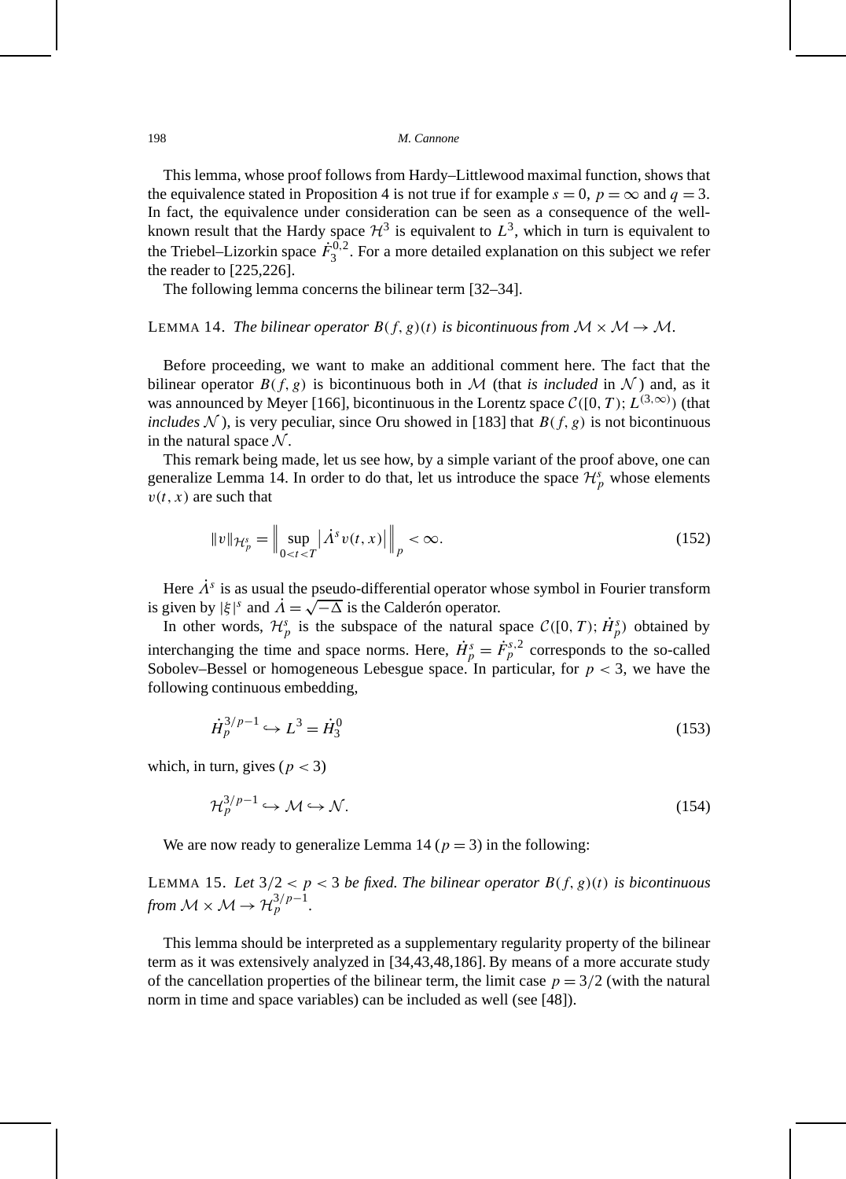This lemma, whose proof follows from Hardy–Littlewood maximal function, shows that the equivalence stated in Proposition 4 is not true if for example $s = 0$, $p = \infty$ and $q = 3$. In fact, the equivalence under consideration can be seen as a consequence of the well-known result that the Hardy space $\mathcal{H}^3$ is equivalent to $L^3$, which in turn is equivalent to the Triebel–Lizorkin space $\dot{F}_3^{0,2}$. For a more detailed explanation on this subject we refer the reader to [225,226].

The following lemma concerns the bilinear term [32–34].

LEMMA 14. *The bilinear operator $B(f, g)(t)$ is bicontinuous from $\mathcal{M} \times \mathcal{M} \to \mathcal{M}$.*

Before proceeding, we want to make an additional comment here. The fact that the bilinear operator $B(f, g)$ is bicontinuous both in $\mathcal{M}$ (that *is included* in $\mathcal{N}$) and, as it was announced by Meyer [166], bicontinuous in the Lorentz space $\mathcal{C}([0, T); L^{(3,\infty)})$ (that *includes* $\mathcal{N}$), is very peculiar, since Oru showed in [183] that $B(f, g)$ is not bicontinuous in the natural space $\mathcal{N}$.

This remark being made, let us see how, by a simple variant of the proof above, one can generalize Lemma 14. In order to do that, let us introduce the space $\mathcal{H}_p^s$ whose elements $v(t, x)$ are such that

$$\|v\|_{\mathcal{H}_p^s} = \left\| \sup_{0<t<T} \left| \dot{\Lambda}^s v(t, x) \right| \right\|_p < \infty. \tag{152}$$

Here $\dot{\Lambda}^s$ is as usual the pseudo-differential operator whose symbol in Fourier transform is given by $|\xi|^s$ and $\dot{\Lambda} = \sqrt{-\Delta}$ is the Calderón operator.

In other words, $\mathcal{H}_p^s$ is the subspace of the natural space $\mathcal{C}([0, T); \dot{H}_p^s)$ obtained by interchanging the time and space norms. Here, $\dot{H}_p^s = \dot{F}_p^{s,2}$ corresponds to the so-called Sobolev–Bessel or homogeneous Lebesgue space. In particular, for $p < 3$, we have the following continuous embedding,

$$\dot{H}_p^{3/p-1} \hookrightarrow L^3 = \dot{H}_3^0 \tag{153}$$

which, in turn, gives ($p < 3$)

$$\mathcal{H}_p^{3/p-1} \hookrightarrow \mathcal{M} \hookrightarrow \mathcal{N}. \tag{154}$$

We are now ready to generalize Lemma 14 ($p = 3$) in the following:

LEMMA 15. *Let $3/2 < p < 3$ be fixed. The bilinear operator $B(f, g)(t)$ is bicontinuous from $\mathcal{M} \times \mathcal{M} \to \mathcal{H}_p^{3/p-1}$.*

This lemma should be interpreted as a supplementary regularity property of the bilinear term as it was extensively analyzed in [34,43,48,186]. By means of a more accurate study of the cancellation properties of the bilinear term, the limit case $p = 3/2$ (with the natural norm in time and space variables) can be included as well (see [48]).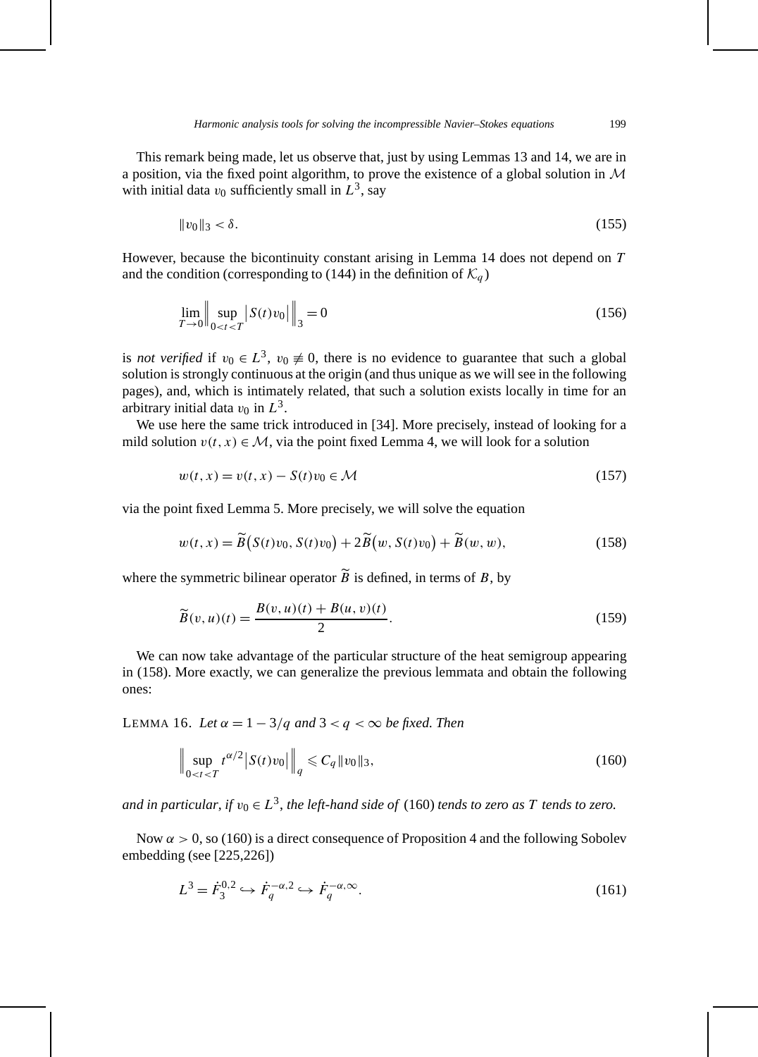This remark being made, let us observe that, just by using Lemmas 13 and 14, we are in a position, via the fixed point algorithm, to prove the existence of a global solution in $\mathcal{M}$ with initial data $v_0$ sufficiently small in $L^3$, say

$$\|v_0\|_3 < \delta. \tag{155}$$

However, because the bicontinuity constant arising in Lemma 14 does not depend on $T$ and the condition (corresponding to (144) in the definition of $\mathcal{K}_q$)

$$\lim_{T\to 0}\Big\| \sup_{0<t<T} \big|S(t)v_0\big| \Big\|_3 = 0 \tag{156}$$

is *not verified* if $v_0 \in L^3$, $v_0 \not\equiv 0$, there is no evidence to guarantee that such a global solution is strongly continuous at the origin (and thus unique as we will see in the following pages), and, which is intimately related, that such a solution exists locally in time for an arbitrary initial data $v_0$ in $L^3$.

We use here the same trick introduced in [34]. More precisely, instead of looking for a mild solution $v(t,x) \in \mathcal{M}$, via the point fixed Lemma 4, we will look for a solution

$$w(t,x) = v(t,x) - S(t)v_0 \in \mathcal{M} \tag{157}$$

via the point fixed Lemma 5. More precisely, we will solve the equation

$$w(t,x) = \widetilde{B}\big(S(t)v_0, S(t)v_0\big) + 2\widetilde{B}\big(w, S(t)v_0\big) + \widetilde{B}(w,w), \tag{158}$$

where the symmetric bilinear operator $\widetilde{B}$ is defined, in terms of $B$, by

$$\widetilde{B}(v,u)(t) = \frac{B(v,u)(t) + B(u,v)(t)}{2}. \tag{159}$$

We can now take advantage of the particular structure of the heat semigroup appearing in (158). More exactly, we can generalize the previous lemmata and obtain the following ones:

LEMMA 16. *Let $\alpha = 1 - 3/q$ and $3 < q < \infty$ be fixed. Then*

$$\Big\| \sup_{0<t<T} t^{\alpha/2}\big|S(t)v_0\big| \Big\|_q \leqslant C_q \|v_0\|_3, \tag{160}$$

*and in particular, if $v_0 \in L^3$, the left-hand side of* (160) *tends to zero as $T$ tends to zero.*

Now $\alpha > 0$, so (160) is a direct consequence of Proposition 4 and the following Sobolev embedding (see [225,226])

$$L^3 = \dot{F}_3^{0,2} \hookrightarrow \dot{F}_q^{-\alpha,2} \hookrightarrow \dot{F}_q^{-\alpha,\infty}. \tag{161}$$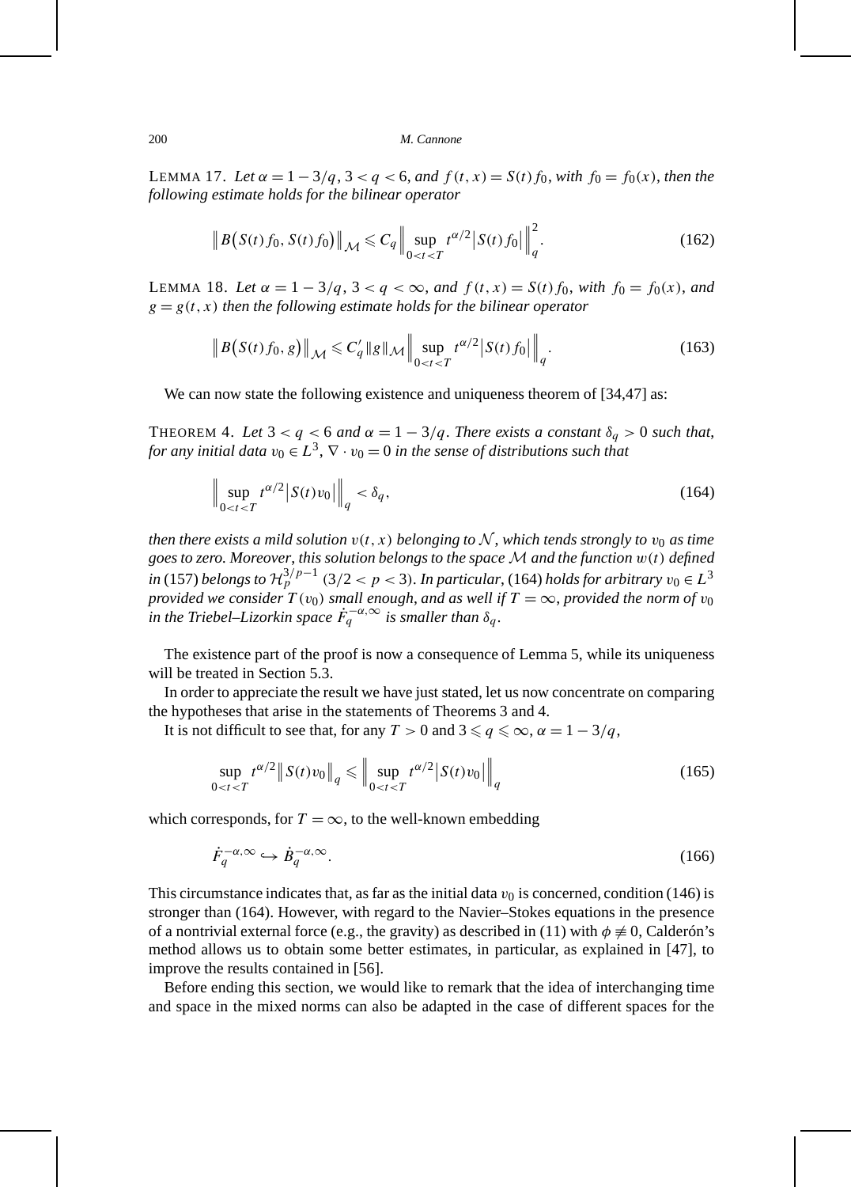LEMMA 17. *Let $\alpha = 1 - 3/q$, $3 < q < 6$, and $f(t,x) = S(t)f_0$, with $f_0 = f_0(x)$, then the following estimate holds for the bilinear operator*

$$\big\| B\big(S(t)f_0, S(t)f_0\big)\big\|_{\mathcal{M}} \leqslant C_q \Big\| \sup_{0<t<T} t^{\alpha/2}\big|S(t)f_0\big|\Big\|_q^2. \tag{162}$$

LEMMA 18. *Let $\alpha = 1 - 3/q$, $3 < q < \infty$, and $f(t,x) = S(t)f_0$, with $f_0 = f_0(x)$, and $g = g(t,x)$ then the following estimate holds for the bilinear operator*

$$\big\| B\big(S(t)f_0, g\big)\big\|_{\mathcal{M}} \leqslant C_q' \|g\|_{\mathcal{M}} \Big\| \sup_{0<t<T} t^{\alpha/2}\big|S(t)f_0\big|\Big\|_q. \tag{163}$$

We can now state the following existence and uniqueness theorem of [34,47] as:

THEOREM 4. *Let $3 < q < 6$ and $\alpha = 1 - 3/q$. There exists a constant $\delta_q > 0$ such that, for any initial data $v_0 \in L^3$, $\nabla \cdot v_0 = 0$ in the sense of distributions such that*

$$\Big\| \sup_{0<t<T} t^{\alpha/2}\big|S(t)v_0\big|\Big\|_q < \delta_q, \tag{164}$$

*then there exists a mild solution $v(t,x)$ belonging to $\mathcal{N}$, which tends strongly to $v_0$ as time goes to zero. Moreover, this solution belongs to the space $\mathcal{M}$ and the function $w(t)$ defined in* (157) *belongs to $\mathcal{H}_p^{3/p-1}$ $(3/2 < p < 3)$. In particular,* (164) *holds for arbitrary $v_0 \in L^3$ provided we consider $T(v_0)$ small enough, and as well if $T = \infty$, provided the norm of $v_0$ in the Triebel–Lizorkin space $\dot{F}_q^{-\alpha,\infty}$ is smaller than $\delta_q$.*

The existence part of the proof is now a consequence of Lemma 5, while its uniqueness will be treated in Section 5.3.

In order to appreciate the result we have just stated, let us now concentrate on comparing the hypotheses that arise in the statements of Theorems 3 and 4.

It is not difficult to see that, for any $T > 0$ and $3 \leqslant q \leqslant \infty$, $\alpha = 1 - 3/q$,

$$\sup_{0<t<T} t^{\alpha/2}\big\|S(t)v_0\big\|_q \leqslant \Big\| \sup_{0<t<T} t^{\alpha/2}\big|S(t)v_0\big|\Big\|_q \tag{165}$$

which corresponds, for $T = \infty$, to the well-known embedding

$$\dot{F}_q^{-\alpha,\infty} \hookrightarrow \dot{B}_q^{-\alpha,\infty}. \tag{166}$$

This circumstance indicates that, as far as the initial data $v_0$ is concerned, condition (146) is stronger than (164). However, with regard to the Navier–Stokes equations in the presence of a nontrivial external force (e.g., the gravity) as described in (11) with $\phi \not\equiv 0$, Calderón's method allows us to obtain some better estimates, in particular, as explained in [47], to improve the results contained in [56].

Before ending this section, we would like to remark that the idea of interchanging time and space in the mixed norms can also be adapted in the case of different spaces for the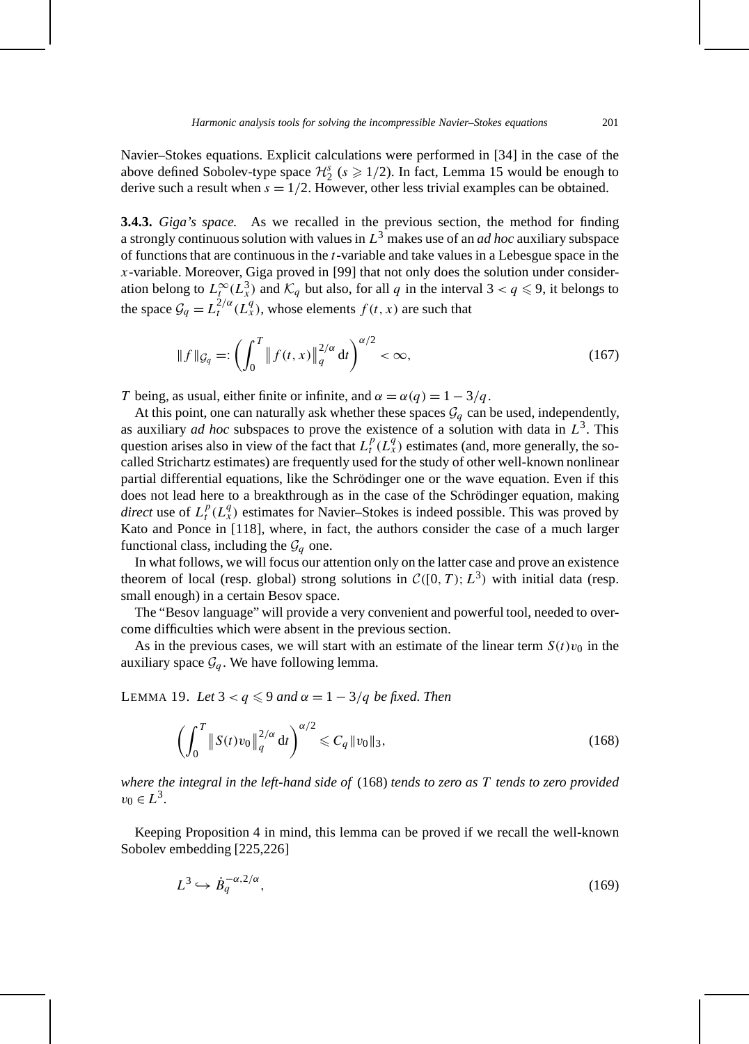Navier–Stokes equations. Explicit calculations were performed in [34] in the case of the above defined Sobolev-type space $\mathcal{H}_2^s$ ($s \geqslant 1/2$). In fact, Lemma 15 would be enough to derive such a result when $s = 1/2$. However, other less trivial examples can be obtained.

**3.4.3.** *Giga's space.* As we recalled in the previous section, the method for finding a strongly continuous solution with values in $L^3$ makes use of an *ad hoc* auxiliary subspace of functions that are continuous in the $t$-variable and take values in a Lebesgue space in the $x$-variable. Moreover, Giga proved in [99] that not only does the solution under consideration belong to $L_t^\infty(L_x^3)$ and $\mathcal{K}_q$ but also, for all $q$ in the interval $3 < q \leqslant 9$, it belongs to the space $\mathcal{G}_q = L_t^{2/\alpha}(L_x^q)$, whose elements $f(t,x)$ are such that

$$\|f\|_{\mathcal{G}_q} =: \left( \int_0^T \|f(t,x)\|_q^{2/\alpha} \,\mathrm{d}t \right)^{\alpha/2} < \infty, \tag{167}$$

$T$ being, as usual, either finite or infinite, and $\alpha = \alpha(q) = 1 - 3/q$.

At this point, one can naturally ask whether these spaces $\mathcal{G}_q$ can be used, independently, as auxiliary *ad hoc* subspaces to prove the existence of a solution with data in $L^3$. This question arises also in view of the fact that $L_t^p(L_x^q)$ estimates (and, more generally, the so-called Strichartz estimates) are frequently used for the study of other well-known nonlinear partial differential equations, like the Schrödinger one or the wave equation. Even if this does not lead here to a breakthrough as in the case of the Schrödinger equation, making *direct* use of $L_t^p(L_x^q)$ estimates for Navier–Stokes is indeed possible. This was proved by Kato and Ponce in [118], where, in fact, the authors consider the case of a much larger functional class, including the $\mathcal{G}_q$ one.

In what follows, we will focus our attention only on the latter case and prove an existence theorem of local (resp. global) strong solutions in $\mathcal{C}([0,T); L^3)$ with initial data (resp. small enough) in a certain Besov space.

The "Besov language" will provide a very convenient and powerful tool, needed to overcome difficulties which were absent in the previous section.

As in the previous cases, we will start with an estimate of the linear term $S(t)v_0$ in the auxiliary space $\mathcal{G}_q$. We have following lemma.

LEMMA 19. *Let* $3 < q \leqslant 9$ *and* $\alpha = 1 - 3/q$ *be fixed. Then*

$$\left( \int_0^T \|S(t)v_0\|_q^{2/\alpha} \,\mathrm{d}t \right)^{\alpha/2} \leqslant C_q \|v_0\|_3, \tag{168}$$

*where the integral in the left-hand side of* (168) *tends to zero as* $T$ *tends to zero provided* $v_0 \in L^3$.

Keeping Proposition 4 in mind, this lemma can be proved if we recall the well-known Sobolev embedding [225,226]

$$L^3 \hookrightarrow \dot{B}_q^{-\alpha, 2/\alpha}, \tag{169}$$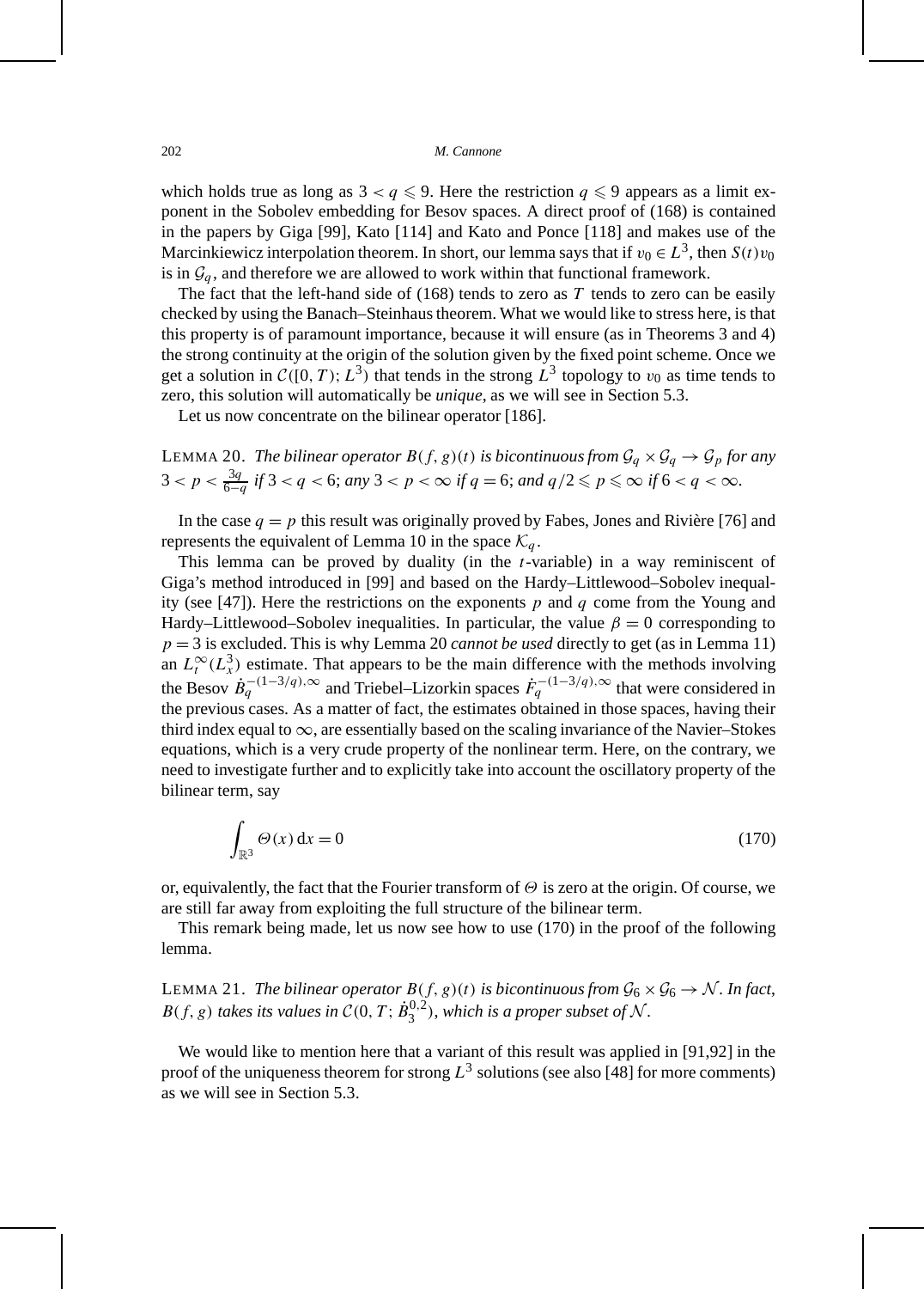which holds true as long as $3 < q \leqslant 9$. Here the restriction $q \leqslant 9$ appears as a limit exponent in the Sobolev embedding for Besov spaces. A direct proof of (168) is contained in the papers by Giga [99], Kato [114] and Kato and Ponce [118] and makes use of the Marcinkiewicz interpolation theorem. In short, our lemma says that if $v_0 \in L^3$, then $S(t)v_0$ is in $\mathcal{G}_q$, and therefore we are allowed to work within that functional framework.

The fact that the left-hand side of (168) tends to zero as $T$ tends to zero can be easily checked by using the Banach–Steinhaus theorem. What we would like to stress here, is that this property is of paramount importance, because it will ensure (as in Theorems 3 and 4) the strong continuity at the origin of the solution given by the fixed point scheme. Once we get a solution in $\mathcal{C}([0,T);L^3)$ that tends in the strong $L^3$ topology to $v_0$ as time tends to zero, this solution will automatically be *unique*, as we will see in Section 5.3.

Let us now concentrate on the bilinear operator [186].

LEMMA 20. *The bilinear operator $B(f,g)(t)$ is bicontinuous from $\mathcal{G}_q \times \mathcal{G}_q \to \mathcal{G}_p$ for any $3 < p < \frac{3q}{6-q}$ if $3 < q < 6$; any $3 < p < \infty$ if $q = 6$; and $q/2 \leqslant p \leqslant \infty$ if $6 < q < \infty$.*

In the case $q = p$ this result was originally proved by Fabes, Jones and Rivière [76] and represents the equivalent of Lemma 10 in the space $\mathcal{K}_q$.

This lemma can be proved by duality (in the $t$-variable) in a way reminiscent of Giga's method introduced in [99] and based on the Hardy–Littlewood–Sobolev inequality (see [47]). Here the restrictions on the exponents $p$ and $q$ come from the Young and Hardy–Littlewood–Sobolev inequalities. In particular, the value $\beta = 0$ corresponding to $p = 3$ is excluded. This is why Lemma 20 *cannot be used* directly to get (as in Lemma 11) an $L^\infty_t(L^3_x)$ estimate. That appears to be the main difference with the methods involving the Besov $\dot{B}_q^{-(1-3/q),\infty}$ and Triebel–Lizorkin spaces $\dot{F}_q^{-(1-3/q),\infty}$ that were considered in the previous cases. As a matter of fact, the estimates obtained in those spaces, having their third index equal to $\infty$, are essentially based on the scaling invariance of the Navier–Stokes equations, which is a very crude property of the nonlinear term. Here, on the contrary, we need to investigate further and to explicitly take into account the oscillatory property of the bilinear term, say

$$\int_{\mathbb{R}^3} \Theta(x)\,\mathrm{d}x = 0 \tag{170}$$

or, equivalently, the fact that the Fourier transform of $\Theta$ is zero at the origin. Of course, we are still far away from exploiting the full structure of the bilinear term.

This remark being made, let us now see how to use (170) in the proof of the following lemma.

LEMMA 21. *The bilinear operator $B(f,g)(t)$ is bicontinuous from $\mathcal{G}_6 \times \mathcal{G}_6 \to \mathcal{N}$. In fact, $B(f,g)$ takes its values in $\mathcal{C}(0,T;\dot{B}_3^{0,2})$, which is a proper subset of $\mathcal{N}$.*

We would like to mention here that a variant of this result was applied in [91,92] in the proof of the uniqueness theorem for strong $L^3$ solutions (see also [48] for more comments) as we will see in Section 5.3.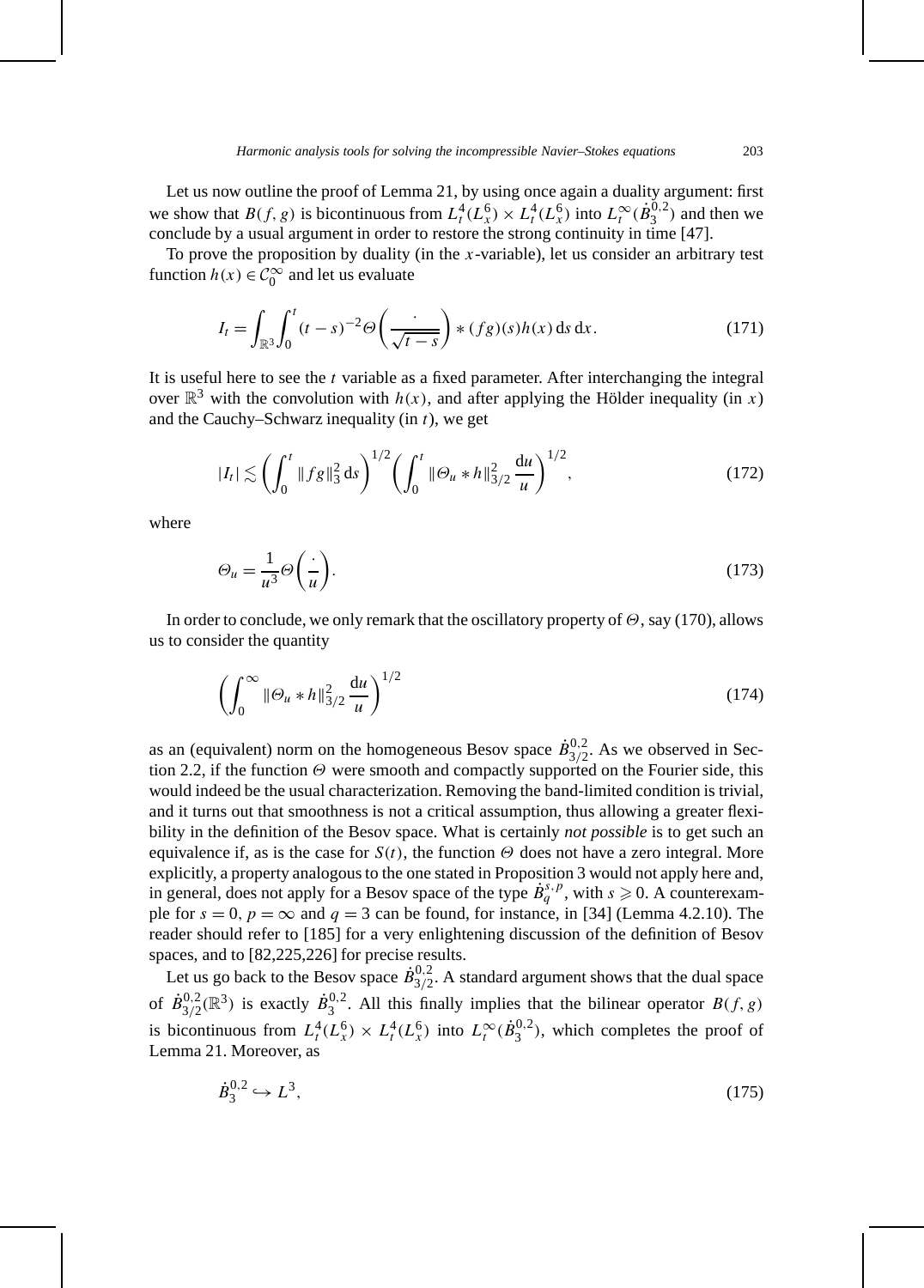Let us now outline the proof of Lemma 21, by using once again a duality argument: first we show that $B(f,g)$ is bicontinuous from $L^4_t(L^6_x) \times L^4_t(L^6_x)$ into $L^\infty_t(\dot{B}^{0,2}_3)$ and then we conclude by a usual argument in order to restore the strong continuity in time [47].

To prove the proposition by duality (in the $x$-variable), let us consider an arbitrary test function $h(x) \in \mathcal{C}^\infty_0$ and let us evaluate

$$I_t = \int_{\mathbb{R}^3} \int_0^t (t-s)^{-2} \Theta\left(\frac{\cdot}{\sqrt{t-s}}\right) * (fg)(s) h(x) \, \mathrm{d}s \, \mathrm{d}x. \tag{171}$$

It is useful here to see the $t$ variable as a fixed parameter. After interchanging the integral over $\mathbb{R}^3$ with the convolution with $h(x)$, and after applying the Hölder inequality (in $x$) and the Cauchy–Schwarz inequality (in $t$), we get

$$|I_t| \lesssim \left(\int_0^t \|fg\|_3^2 \, \mathrm{d}s\right)^{1/2} \left(\int_0^t \|\Theta_u * h\|_{3/2}^2 \frac{\mathrm{d}u}{u}\right)^{1/2}, \tag{172}$$

where

$$\Theta_u = \frac{1}{u^3} \Theta\left(\frac{\cdot}{u}\right). \tag{173}$$

In order to conclude, we only remark that the oscillatory property of $\Theta$, say (170), allows us to consider the quantity

$$\left(\int_0^\infty \|\Theta_u * h\|_{3/2}^2 \frac{\mathrm{d}u}{u}\right)^{1/2} \tag{174}$$

as an (equivalent) norm on the homogeneous Besov space $\dot{B}^{0,2}_{3/2}$. As we observed in Section 2.2, if the function $\Theta$ were smooth and compactly supported on the Fourier side, this would indeed be the usual characterization. Removing the band-limited condition is trivial, and it turns out that smoothness is not a critical assumption, thus allowing a greater flexibility in the definition of the Besov space. What is certainly *not possible* is to get such an equivalence if, as is the case for $S(t)$, the function $\Theta$ does not have a zero integral. More explicitly, a property analogous to the one stated in Proposition 3 would not apply here and, in general, does not apply for a Besov space of the type $\dot{B}^{s,p}_q$, with $s \geqslant 0$. A counterexample for $s = 0$, $p = \infty$ and $q = 3$ can be found, for instance, in [34] (Lemma 4.2.10). The reader should refer to [185] for a very enlightening discussion of the definition of Besov spaces, and to [82,225,226] for precise results.

Let us go back to the Besov space $\dot{B}^{0,2}_{3/2}$. A standard argument shows that the dual space of $\dot{B}^{0,2}_{3/2}(\mathbb{R}^3)$ is exactly $\dot{B}^{0,2}_3$. All this finally implies that the bilinear operator $B(f,g)$ is bicontinuous from $L^4_t(L^6_x) \times L^4_t(L^6_x)$ into $L^\infty_t(\dot{B}^{0,2}_3)$, which completes the proof of Lemma 21. Moreover, as

$$\dot{B}^{0,2}_3 \hookrightarrow L^3, \tag{175}$$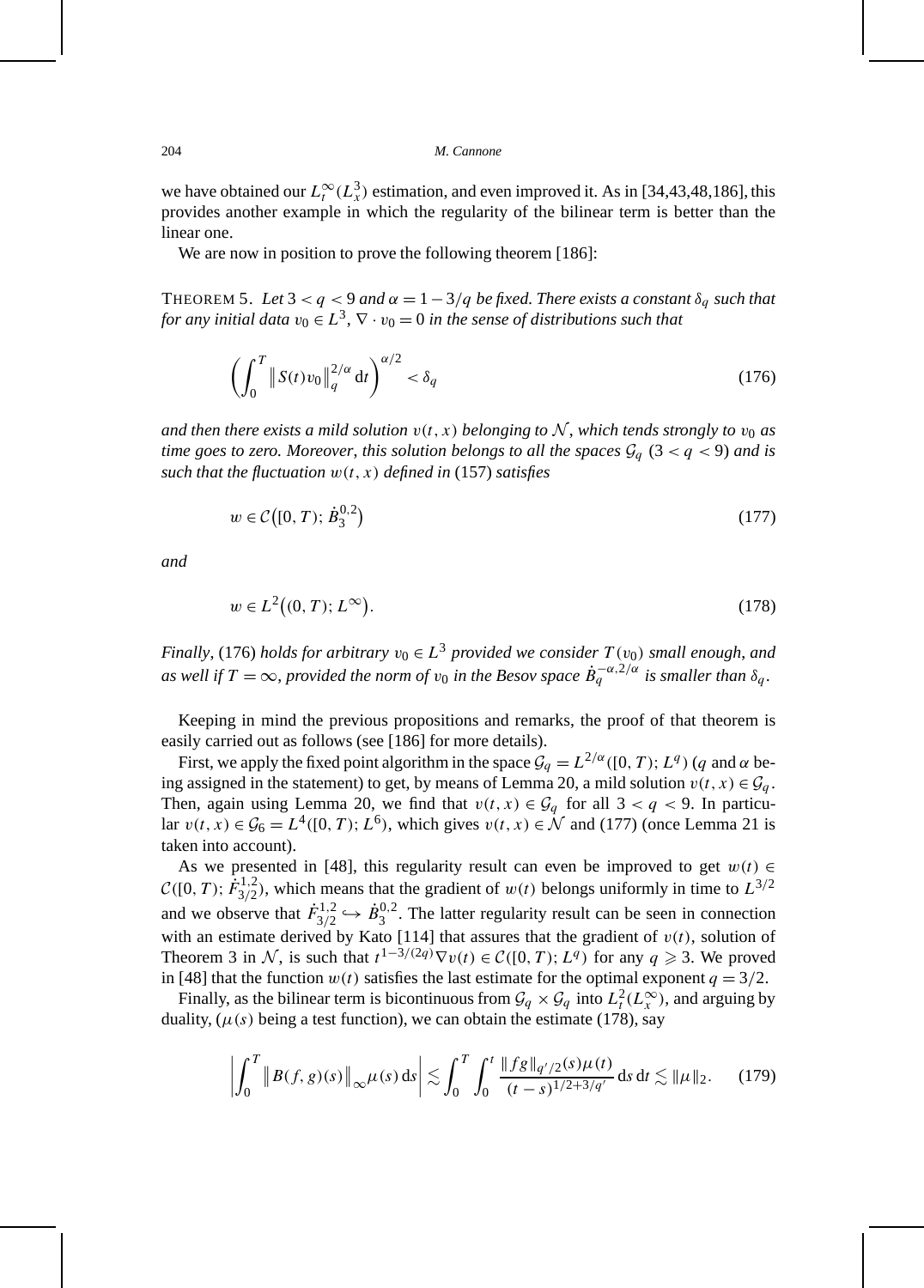we have obtained our $L^\infty_t(L^3_x)$ estimation, and even improved it. As in [34,43,48,186], this provides another example in which the regularity of the bilinear term is better than the linear one.

We are now in position to prove the following theorem [186]:

THEOREM 5. *Let $3 < q < 9$ and $\alpha = 1 - 3/q$ be fixed. There exists a constant $\delta_q$ such that for any initial data $v_0 \in L^3$, $\nabla \cdot v_0 = 0$ in the sense of distributions such that*

$$\left(\int_0^T \left\| S(t)v_0 \right\|_q^{2/\alpha} \mathrm{d}t\right)^{\alpha/2} < \delta_q \tag{176}$$

*and then there exists a mild solution $v(t,x)$ belonging to $\mathcal{N}$, which tends strongly to $v_0$ as time goes to zero. Moreover, this solution belongs to all the spaces $\mathcal{G}_q$ $(3 < q < 9)$ and is such that the fluctuation $w(t,x)$ defined in* (157) *satisfies*

$$w \in \mathcal{C}\big([0,T); \dot{B}_3^{0,2}\big) \tag{177}$$

*and*

$$w \in L^2\big((0,T); L^\infty\big). \tag{178}$$

*Finally*, (176) *holds for arbitrary $v_0 \in L^3$ provided we consider $T(v_0)$ small enough, and as well if $T = \infty$, provided the norm of $v_0$ in the Besov space $\dot{B}_q^{-\alpha,2/\alpha}$ is smaller than $\delta_q$.*

Keeping in mind the previous propositions and remarks, the proof of that theorem is easily carried out as follows (see [186] for more details).

First, we apply the fixed point algorithm in the space $\mathcal{G}_q = L^{2/\alpha}([0,T); L^q)$ ($q$ and $\alpha$ being assigned in the statement) to get, by means of Lemma 20, a mild solution $v(t,x) \in \mathcal{G}_q$. Then, again using Lemma 20, we find that $v(t,x) \in \mathcal{G}_q$ for all $3 < q < 9$. In particular $v(t,x) \in \mathcal{G}_6 = L^4([0,T); L^6)$, which gives $v(t,x) \in \mathcal{N}$ and (177) (once Lemma 21 is taken into account).

As we presented in [48], this regularity result can even be improved to get $w(t) \in \mathcal{C}([0,T); \dot{F}^{1,2}_{3/2})$, which means that the gradient of $w(t)$ belongs uniformly in time to $L^{3/2}$ and we observe that $\dot{F}^{1,2}_{3/2} \hookrightarrow \dot{B}_3^{0,2}$. The latter regularity result can be seen in connection with an estimate derived by Kato [114] that assures that the gradient of $v(t)$, solution of Theorem 3 in $\mathcal{N}$, is such that $t^{1-3/(2q)}\nabla v(t) \in \mathcal{C}([0,T); L^q)$ for any $q \geqslant 3$. We proved in [48] that the function $w(t)$ satisfies the last estimate for the optimal exponent $q = 3/2$.

Finally, as the bilinear term is bicontinuous from $\mathcal{G}_q \times \mathcal{G}_q$ into $L^2_t(L^\infty_x)$, and arguing by duality, ($\mu(s)$ being a test function), we can obtain the estimate (178), say

$$\left|\int_0^T \left\| B(f,g)(s) \right\|_\infty \mu(s)\,\mathrm{d}s\right| \lesssim \int_0^T \int_0^t \frac{\|fg\|_{q'/2}(s)\mu(t)}{(t-s)^{1/2+3/q'}}\,\mathrm{d}s\,\mathrm{d}t \lesssim \|\mu\|_2. \tag{179}$$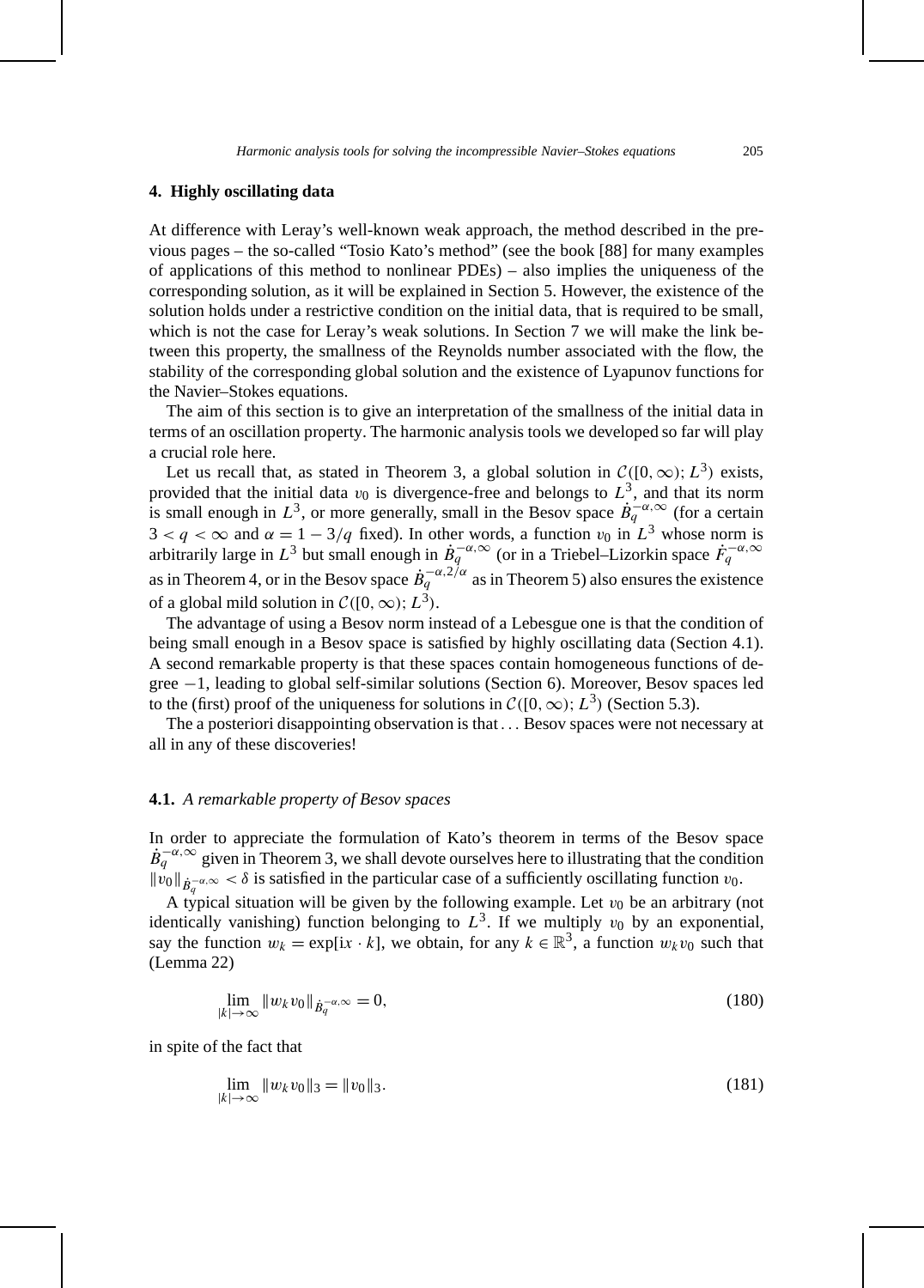## 4. Highly oscillating data

At difference with Leray's well-known weak approach, the method described in the previous pages – the so-called "Tosio Kato's method" (see the book [88] for many examples of applications of this method to nonlinear PDEs) – also implies the uniqueness of the corresponding solution, as it will be explained in Section 5. However, the existence of the solution holds under a restrictive condition on the initial data, that is required to be small, which is not the case for Leray's weak solutions. In Section 7 we will make the link between this property, the smallness of the Reynolds number associated with the flow, the stability of the corresponding global solution and the existence of Lyapunov functions for the Navier–Stokes equations.

The aim of this section is to give an interpretation of the smallness of the initial data in terms of an oscillation property. The harmonic analysis tools we developed so far will play a crucial role here.

Let us recall that, as stated in Theorem 3, a global solution in $\mathcal{C}([0,\infty); L^3)$ exists, provided that the initial data $v_0$ is divergence-free and belongs to $L^3$, and that its norm is small enough in $L^3$, or more generally, small in the Besov space $\dot{B}_q^{-\alpha,\infty}$ (for a certain $3 < q < \infty$ and $\alpha = 1 - 3/q$ fixed). In other words, a function $v_0$ in $L^3$ whose norm is arbitrarily large in $L^3$ but small enough in $\dot{B}_q^{-\alpha,\infty}$ (or in a Triebel–Lizorkin space $\dot{F}_q^{-\alpha,\infty}$ as in Theorem 4, or in the Besov space $\dot{B}_q^{-\alpha,2/\alpha}$ as in Theorem 5) also ensures the existence of a global mild solution in $\mathcal{C}([0,\infty); L^3)$.

The advantage of using a Besov norm instead of a Lebesgue one is that the condition of being small enough in a Besov space is satisfied by highly oscillating data (Section 4.1). A second remarkable property is that these spaces contain homogeneous functions of degree $-1$, leading to global self-similar solutions (Section 6). Moreover, Besov spaces led to the (first) proof of the uniqueness for solutions in $\mathcal{C}([0,\infty); L^3)$ (Section 5.3).

The a posteriori disappointing observation is that ... Besov spaces were not necessary at all in any of these discoveries!

### 4.1. *A remarkable property of Besov spaces*

In order to appreciate the formulation of Kato's theorem in terms of the Besov space $\dot{B}_q^{-\alpha,\infty}$ given in Theorem 3, we shall devote ourselves here to illustrating that the condition $\|v_0\|_{\dot{B}_q^{-\alpha,\infty}} < \delta$ is satisfied in the particular case of a sufficiently oscillating function $v_0$.

A typical situation will be given by the following example. Let $v_0$ be an arbitrary (not identically vanishing) function belonging to $L^3$. If we multiply $v_0$ by an exponential, say the function $w_k = \exp[\mathrm{i}x \cdot k]$, we obtain, for any $k \in \mathbb{R}^3$, a function $w_k v_0$ such that (Lemma 22)

$$\lim_{|k| \to \infty} \|w_k v_0\|_{\dot{B}_q^{-\alpha,\infty}} = 0, \tag{180}$$

in spite of the fact that

$$\lim_{|k| \to \infty} \|w_k v_0\|_3 = \|v_0\|_3. \tag{181}$$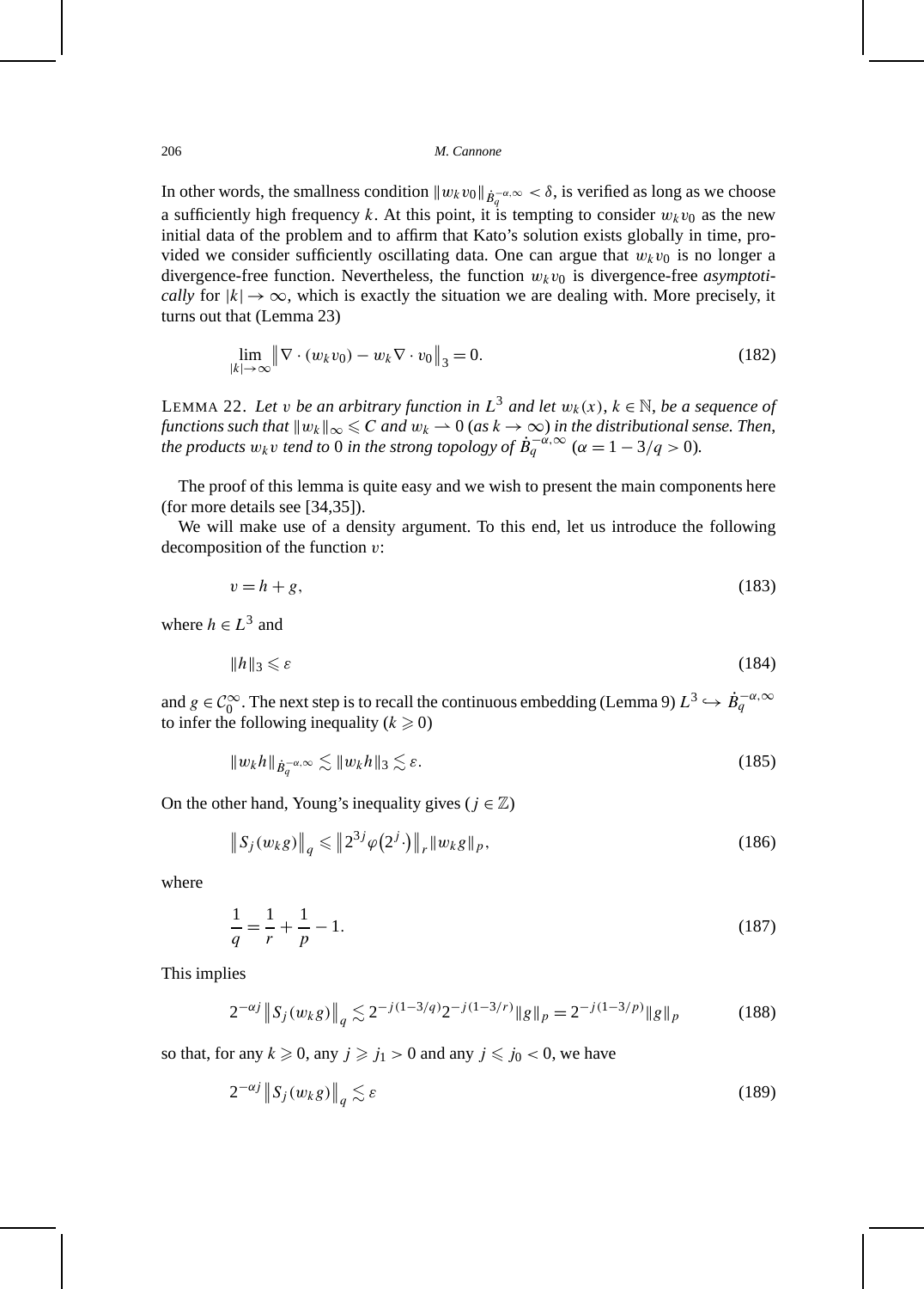In other words, the smallness condition $\|w_k v_0\|_{\dot{B}_q^{-\alpha,\infty}} < \delta$, is verified as long as we choose a sufficiently high frequency $k$. At this point, it is tempting to consider $w_k v_0$ as the new initial data of the problem and to affirm that Kato's solution exists globally in time, provided we consider sufficiently oscillating data. One can argue that $w_k v_0$ is no longer a divergence-free function. Nevertheless, the function $w_k v_0$ is divergence-free *asymptotically* for $|k| \to \infty$, which is exactly the situation we are dealing with. More precisely, it turns out that (Lemma 23)

$$\lim_{|k|\to\infty} \left\| \nabla \cdot (w_k v_0) - w_k \nabla \cdot v_0 \right\|_3 = 0. \tag{182}$$

LEMMA 22. *Let $v$ be an arbitrary function in $L^3$ and let $w_k(x)$, $k \in \mathbb{N}$, be a sequence of functions such that $\|w_k\|_\infty \leqslant C$ and $w_k \rightharpoonup 0$ (as $k \to \infty$) in the distributional sense. Then, the products $w_k v$ tend to 0 in the strong topology of $\dot{B}_q^{-\alpha,\infty}$ ($\alpha = 1 - 3/q > 0$).*

The proof of this lemma is quite easy and we wish to present the main components here (for more details see [34,35]).

We will make use of a density argument. To this end, let us introduce the following decomposition of the function $v$:

$$v = h + g, \tag{183}$$

where $h \in L^3$ and

$$\|h\|_3 \leqslant \varepsilon \tag{184}$$

and $g \in \mathcal{C}_0^\infty$. The next step is to recall the continuous embedding (Lemma 9) $L^3 \hookrightarrow \dot{B}_q^{-\alpha,\infty}$ to infer the following inequality ($k \geqslant 0$)

$$\|w_k h\|_{\dot{B}_q^{-\alpha,\infty}} \lesssim \|w_k h\|_3 \lesssim \varepsilon. \tag{185}$$

On the other hand, Young's inequality gives ($j \in \mathbb{Z}$)

$$\left\| S_j(w_k g) \right\|_q \leqslant \left\| 2^{3j} \varphi\big(2^j \cdot\big) \right\|_r \|w_k g\|_p, \tag{186}$$

where

$$\frac{1}{q} = \frac{1}{r} + \frac{1}{p} - 1. \tag{187}$$

This implies

$$2^{-\alpha j} \left\| S_j(w_k g) \right\|_q \lesssim 2^{-j(1-3/q)} 2^{-j(1-3/r)} \|g\|_p = 2^{-j(1-3/p)} \|g\|_p \tag{188}$$

so that, for any $k \geqslant 0$, any $j \geqslant j_1 > 0$ and any $j \leqslant j_0 < 0$, we have

$$2^{-\alpha j} \left\| S_j(w_k g) \right\|_q \lesssim \varepsilon \tag{189}$$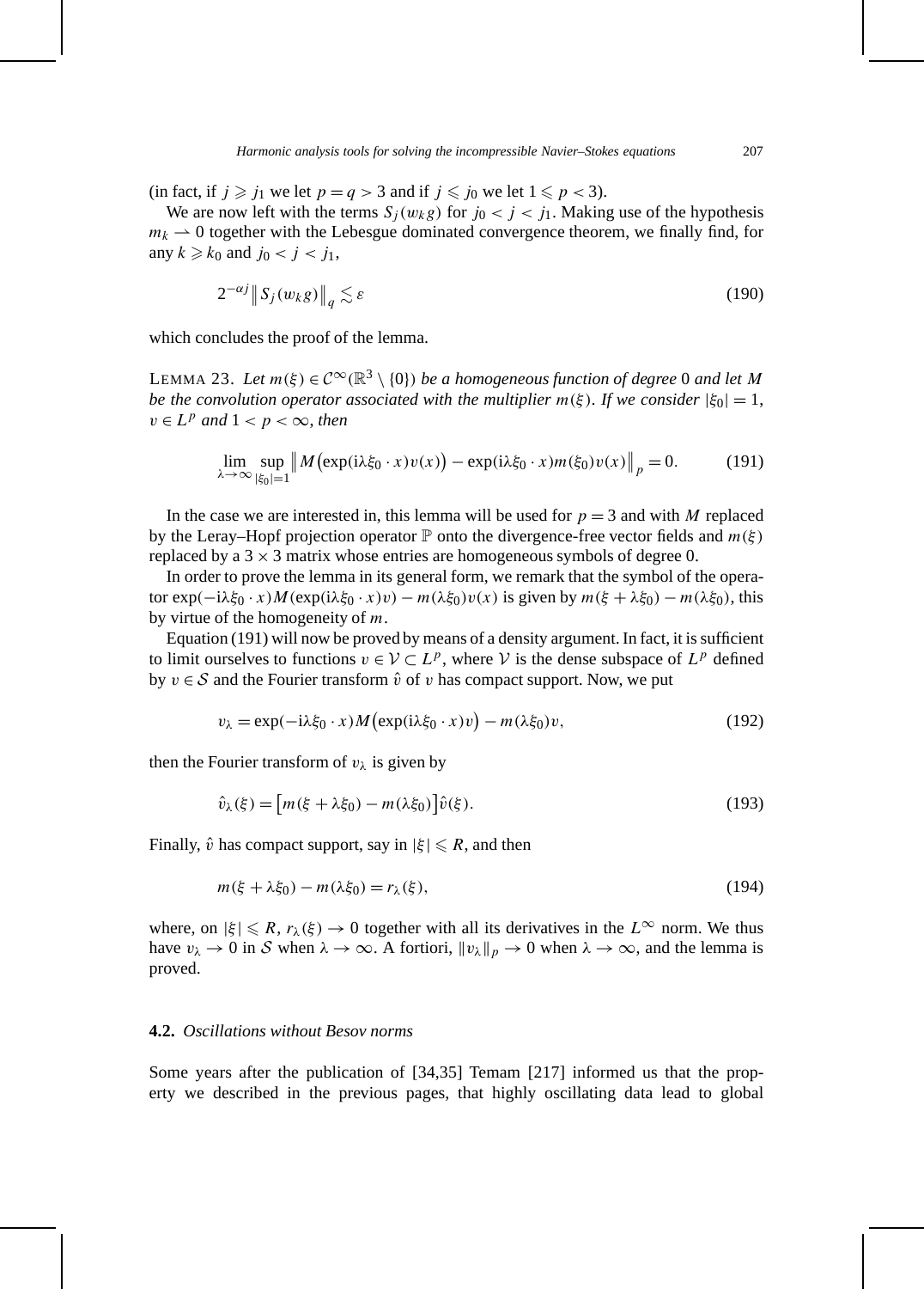(in fact, if $j \geqslant j_1$ we let $p = q > 3$ and if $j \leqslant j_0$ we let $1 \leqslant p < 3$).

We are now left with the terms $S_j(w_k g)$ for $j_0 < j < j_1$. Making use of the hypothesis $m_k \rightharpoonup 0$ together with the Lebesgue dominated convergence theorem, we finally find, for any $k \geqslant k_0$ and $j_0 < j < j_1$,

$$2^{-\alpha j} \left\| S_j(w_k g) \right\|_q \lesssim \varepsilon \tag{190}$$

which concludes the proof of the lemma.

LEMMA 23. *Let $m(\xi) \in \mathcal{C}^\infty(\mathbb{R}^3 \setminus \{0\})$ be a homogeneous function of degree 0 and let $M$ be the convolution operator associated with the multiplier $m(\xi)$. If we consider $|\xi_0| = 1$, $v \in L^p$ and $1 < p < \infty$, then*

$$\lim_{\lambda \to \infty} \sup_{|\xi_0|=1} \left\| M\big(\exp(\mathrm{i}\lambda\xi_0 \cdot x) v(x)\big) - \exp(\mathrm{i}\lambda\xi_0 \cdot x) m(\xi_0) v(x) \right\|_p = 0. \tag{191}$$

In the case we are interested in, this lemma will be used for $p = 3$ and with $M$ replaced by the Leray–Hopf projection operator $\mathbb{P}$ onto the divergence-free vector fields and $m(\xi)$ replaced by a $3 \times 3$ matrix whose entries are homogeneous symbols of degree 0.

In order to prove the lemma in its general form, we remark that the symbol of the operator $\exp(-\mathrm{i}\lambda\xi_0 \cdot x) M(\exp(\mathrm{i}\lambda\xi_0 \cdot x) v) - m(\lambda\xi_0) v(x)$ is given by $m(\xi + \lambda\xi_0) - m(\lambda\xi_0)$, this by virtue of the homogeneity of $m$.

Equation (191) will now be proved by means of a density argument. In fact, it is sufficient to limit ourselves to functions $v \in \mathcal{V} \subset L^p$, where $\mathcal{V}$ is the dense subspace of $L^p$ defined by $v \in \mathcal{S}$ and the Fourier transform $\hat{v}$ of $v$ has compact support. Now, we put

$$v_\lambda = \exp(-\mathrm{i}\lambda\xi_0 \cdot x) M\big(\exp(\mathrm{i}\lambda\xi_0 \cdot x) v\big) - m(\lambda\xi_0) v, \tag{192}$$

then the Fourier transform of $v_\lambda$ is given by

$$\hat{v}_\lambda(\xi) = \big[m(\xi + \lambda\xi_0) - m(\lambda\xi_0)\big] \hat{v}(\xi). \tag{193}$$

Finally, $\hat{v}$ has compact support, say in $|\xi| \leqslant R$, and then

$$m(\xi + \lambda\xi_0) - m(\lambda\xi_0) = r_\lambda(\xi), \tag{194}$$

where, on $|\xi| \leqslant R$, $r_\lambda(\xi) \to 0$ together with all its derivatives in the $L^\infty$ norm. We thus have $v_\lambda \to 0$ in $\mathcal{S}$ when $\lambda \to \infty$. A fortiori, $\|v_\lambda\|_p \to 0$ when $\lambda \to \infty$, and the lemma is proved.

### **4.2.** *Oscillations without Besov norms*

Some years after the publication of [34,35] Temam [217] informed us that the property we described in the previous pages, that highly oscillating data lead to global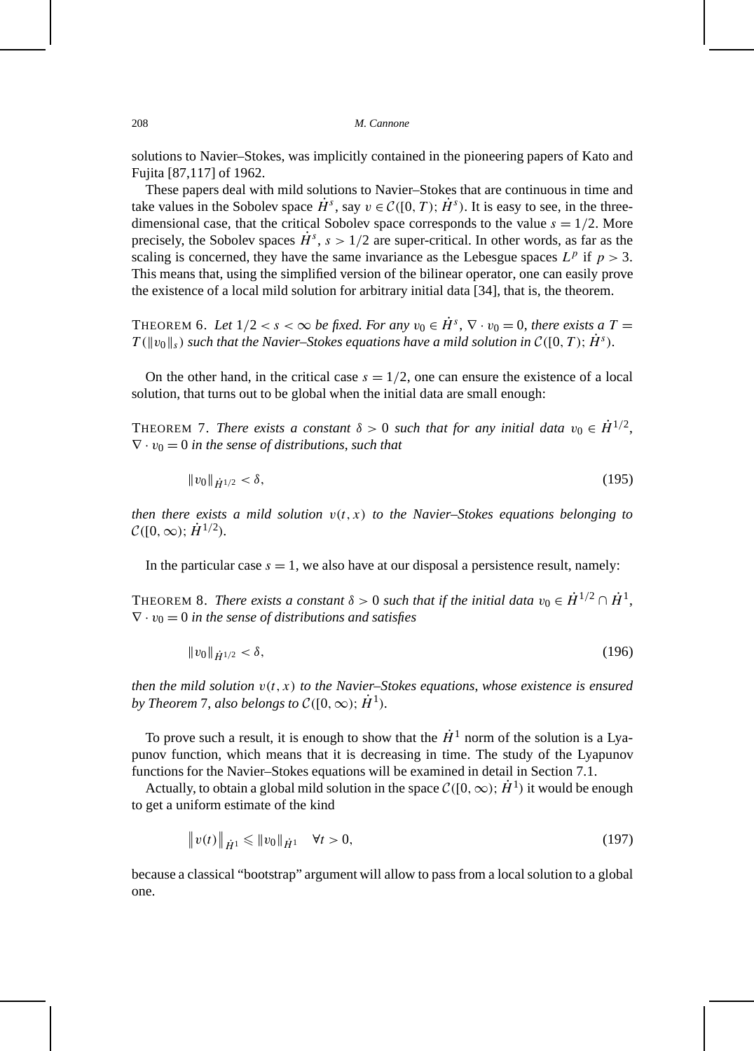solutions to Navier–Stokes, was implicitly contained in the pioneering papers of Kato and Fujita [87,117] of 1962.

These papers deal with mild solutions to Navier–Stokes that are continuous in time and take values in the Sobolev space $\dot{H}^s$, say $v \in \mathcal{C}([0,T); \dot{H}^s)$. It is easy to see, in the three-dimensional case, that the critical Sobolev space corresponds to the value $s = 1/2$. More precisely, the Sobolev spaces $\dot{H}^s$, $s > 1/2$ are super-critical. In other words, as far as the scaling is concerned, they have the same invariance as the Lebesgue spaces $L^p$ if $p > 3$. This means that, using the simplified version of the bilinear operator, one can easily prove the existence of a local mild solution for arbitrary initial data [34], that is, the theorem.

THEOREM 6. *Let $1/2 < s < \infty$ be fixed. For any $v_0 \in \dot{H}^s$, $\nabla \cdot v_0 = 0$, there exists a $T = T(\|v_0\|_s)$ such that the Navier–Stokes equations have a mild solution in $\mathcal{C}([0,T); \dot{H}^s)$.*

On the other hand, in the critical case $s = 1/2$, one can ensure the existence of a local solution, that turns out to be global when the initial data are small enough:

THEOREM 7. *There exists a constant $\delta > 0$ such that for any initial data $v_0 \in \dot{H}^{1/2}$, $\nabla \cdot v_0 = 0$ in the sense of distributions, such that*

$$\|v_0\|_{\dot{H}^{1/2}} < \delta, \tag{195}$$

*then there exists a mild solution $v(t,x)$ to the Navier–Stokes equations belonging to $\mathcal{C}([0,\infty); \dot{H}^{1/2})$.*

In the particular case $s = 1$, we also have at our disposal a persistence result, namely:

THEOREM 8. *There exists a constant $\delta > 0$ such that if the initial data $v_0 \in \dot{H}^{1/2} \cap \dot{H}^1$, $\nabla \cdot v_0 = 0$ in the sense of distributions and satisfies*

$$\|v_0\|_{\dot{H}^{1/2}} < \delta, \tag{196}$$

*then the mild solution $v(t,x)$ to the Navier–Stokes equations, whose existence is ensured by Theorem 7, also belongs to $\mathcal{C}([0,\infty); \dot{H}^1)$.*

To prove such a result, it is enough to show that the $\dot{H}^1$ norm of the solution is a Lyapunov function, which means that it is decreasing in time. The study of the Lyapunov functions for the Navier–Stokes equations will be examined in detail in Section 7.1.

Actually, to obtain a global mild solution in the space $\mathcal{C}([0,\infty); \dot{H}^1)$ it would be enough to get a uniform estimate of the kind

$$\|v(t)\|_{\dot{H}^1} \leqslant \|v_0\|_{\dot{H}^1} \quad \forall t > 0, \tag{197}$$

because a classical "bootstrap" argument will allow to pass from a local solution to a global one.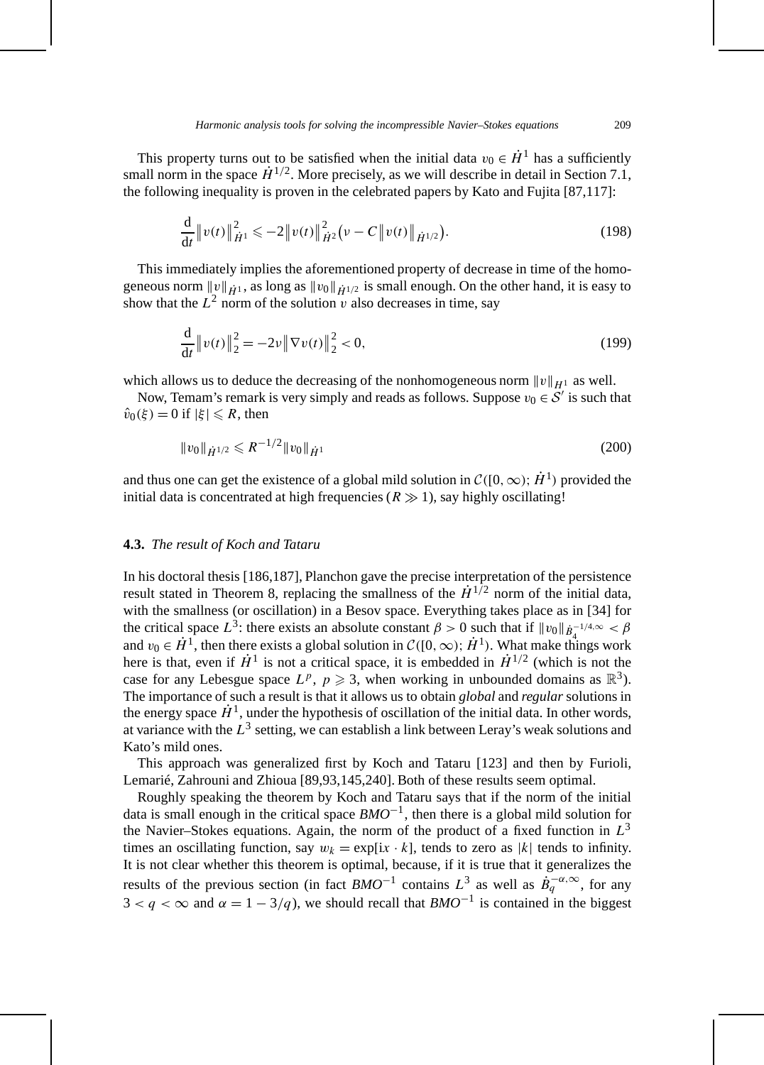This property turns out to be satisfied when the initial data $v_0 \in \dot{H}^1$ has a sufficiently small norm in the space $\dot{H}^{1/2}$. More precisely, as we will describe in detail in Section 7.1, the following inequality is proven in the celebrated papers by Kato and Fujita [87,117]:

$$\frac{\mathrm{d}}{\mathrm{d}t}\|v(t)\|_{\dot{H}^1}^2 \leqslant -2\|v(t)\|_{\dot{H}^2}^2\big(\nu - C\|v(t)\|_{\dot{H}^{1/2}}\big). \tag{198}$$

This immediately implies the aforementioned property of decrease in time of the homogeneous norm $\|v\|_{\dot{H}^1}$, as long as $\|v_0\|_{\dot{H}^{1/2}}$ is small enough. On the other hand, it is easy to show that the $L^2$ norm of the solution $v$ also decreases in time, say

$$\frac{\mathrm{d}}{\mathrm{d}t}\|v(t)\|_2^2 = -2\nu\|\nabla v(t)\|_2^2 < 0, \tag{199}$$

which allows us to deduce the decreasing of the nonhomogeneous norm $\|v\|_{H^1}$ as well.

Now, Temam's remark is very simply and reads as follows. Suppose $v_0 \in \mathcal{S}'$ is such that $\hat{v}_0(\xi) = 0$ if $|\xi| \leqslant R$, then

$$\|v_0\|_{\dot{H}^{1/2}} \leqslant R^{-1/2}\|v_0\|_{\dot{H}^1} \tag{200}$$

and thus one can get the existence of a global mild solution in $\mathcal{C}([0,\infty);\dot{H}^1)$ provided the initial data is concentrated at high frequencies ($R \gg 1$), say highly oscillating!

### 4.3. *The result of Koch and Tataru*

In his doctoral thesis [186,187], Planchon gave the precise interpretation of the persistence result stated in Theorem 8, replacing the smallness of the $\dot{H}^{1/2}$ norm of the initial data, with the smallness (or oscillation) in a Besov space. Everything takes place as in [34] for the critical space $L^3$: there exists an absolute constant $\beta > 0$ such that if $\|v_0\|_{\dot{B}_4^{-1/4,\infty}} < \beta$ and $v_0 \in \dot{H}^1$, then there exists a global solution in $\mathcal{C}([0,\infty);\dot{H}^1)$. What make things work here is that, even if $\dot{H}^1$ is not a critical space, it is embedded in $\dot{H}^{1/2}$ (which is not the case for any Lebesgue space $L^p$, $p \geqslant 3$, when working in unbounded domains as $\mathbb{R}^3$). The importance of such a result is that it allows us to obtain *global* and *regular* solutions in the energy space $\dot{H}^1$, under the hypothesis of oscillation of the initial data. In other words, at variance with the $L^3$ setting, we can establish a link between Leray's weak solutions and Kato's mild ones.

This approach was generalized first by Koch and Tataru [123] and then by Furioli, Lemarié, Zahrouni and Zhioua [89,93,145,240]. Both of these results seem optimal.

Roughly speaking the theorem by Koch and Tataru says that if the norm of the initial data is small enough in the critical space $BMO^{-1}$, then there is a global mild solution for the Navier–Stokes equations. Again, the norm of the product of a fixed function in $L^3$ times an oscillating function, say $w_k = \exp[\mathrm{i}x \cdot k]$, tends to zero as $|k|$ tends to infinity. It is not clear whether this theorem is optimal, because, if it is true that it generalizes the results of the previous section (in fact $BMO^{-1}$ contains $L^3$ as well as $\dot{B}_q^{-\alpha,\infty}$, for any $3 < q < \infty$ and $\alpha = 1 - 3/q$), we should recall that $BMO^{-1}$ is contained in the biggest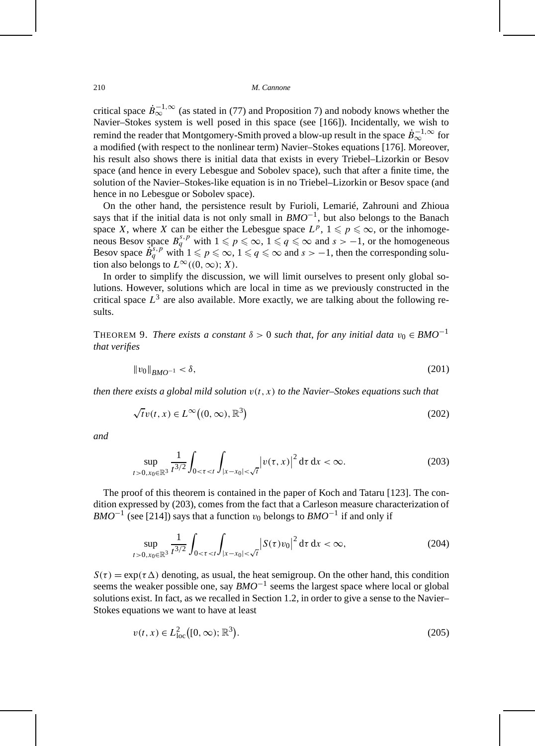critical space $\dot{B}_{\infty}^{-1,\infty}$ (as stated in (77) and Proposition 7) and nobody knows whether the Navier–Stokes system is well posed in this space (see [166]). Incidentally, we wish to remind the reader that Montgomery-Smith proved a blow-up result in the space $\dot{B}_{\infty}^{-1,\infty}$ for a modified (with respect to the nonlinear term) Navier–Stokes equations [176]. Moreover, his result also shows there is initial data that exists in every Triebel–Lizorkin or Besov space (and hence in every Lebesgue and Sobolev space), such that after a finite time, the solution of the Navier–Stokes-like equation is in no Triebel–Lizorkin or Besov space (and hence in no Lebesgue or Sobolev space).

On the other hand, the persistence result by Furioli, Lemarié, Zahrouni and Zhioua says that if the initial data is not only small in $BMO^{-1}$, but also belongs to the Banach space $X$, where $X$ can be either the Lebesgue space $L^p$, $1 \leqslant p \leqslant \infty$, or the inhomogeneous Besov space $B_q^{s,p}$ with $1 \leqslant p \leqslant \infty$, $1 \leqslant q \leqslant \infty$ and $s > -1$, or the homogeneous Besov space $\dot{B}_q^{s,p}$ with $1 \leqslant p \leqslant \infty$, $1 \leqslant q \leqslant \infty$ and $s > -1$, then the corresponding solution also belongs to $L^{\infty}((0,\infty); X)$.

In order to simplify the discussion, we will limit ourselves to present only global solutions. However, solutions which are local in time as we previously constructed in the critical space $L^3$ are also available. More exactly, we are talking about the following results.

THEOREM 9. *There exists a constant $\delta > 0$ such that, for any initial data $v_0 \in BMO^{-1}$ that verifies*

$$\|v_0\|_{BMO^{-1}} < \delta, \tag{201}$$

*then there exists a global mild solution $v(t,x)$ to the Navier–Stokes equations such that*

$$\sqrt{t}\, v(t,x) \in L^{\infty}\big((0,\infty), \mathbb{R}^3\big) \tag{202}$$

*and*

$$\sup_{t>0, x_0 \in \mathbb{R}^3} \frac{1}{t^{3/2}} \int_{0<\tau<t} \int_{|x-x_0|<\sqrt{t}} \big|v(\tau,x)\big|^2 \,\mathrm{d}\tau\, \mathrm{d}x < \infty. \tag{203}$$

The proof of this theorem is contained in the paper of Koch and Tataru [123]. The condition expressed by (203), comes from the fact that a Carleson measure characterization of $BMO^{-1}$ (see [214]) says that a function $v_0$ belongs to $BMO^{-1}$ if and only if

$$\sup_{t>0, x_0 \in \mathbb{R}^3} \frac{1}{t^{3/2}} \int_{0<\tau<t} \int_{|x-x_0|<\sqrt{t}} \big|S(\tau)v_0\big|^2 \,\mathrm{d}\tau\, \mathrm{d}x < \infty, \tag{204}$$

$S(\tau) = \exp(\tau\Delta)$ denoting, as usual, the heat semigroup. On the other hand, this condition seems the weaker possible one, say $BMO^{-1}$ seems the largest space where local or global solutions exist. In fact, as we recalled in Section 1.2, in order to give a sense to the Navier–Stokes equations we want to have at least

$$v(t,x) \in L^2_{\mathrm{loc}}\big([0,\infty); \mathbb{R}^3\big). \tag{205}$$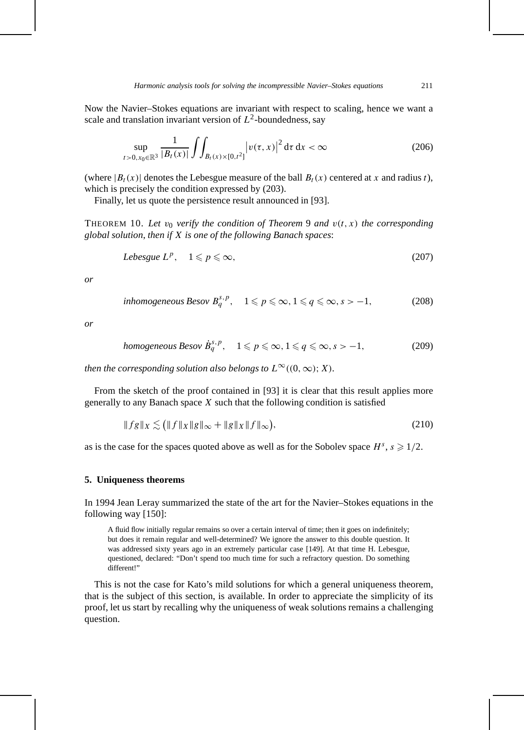Now the Navier–Stokes equations are invariant with respect to scaling, hence we want a scale and translation invariant version of $L^2$-boundedness, say

$$\sup_{t>0,x_0\in\mathbb{R}^3} \frac{1}{|B_t(x)|} \iint_{B_t(x)\times[0,t^2]} \left|v(\tau,x)\right|^2 \mathrm{d}\tau\,\mathrm{d}x < \infty \tag{206}$$

(where $|B_t(x)|$ denotes the Lebesgue measure of the ball $B_t(x)$ centered at $x$ and radius $t$), which is precisely the condition expressed by (203).

Finally, let us quote the persistence result announced in [93].

THEOREM 10. *Let $v_0$ verify the condition of Theorem* 9 *and $v(t,x)$ the corresponding global solution, then if $X$ is one of the following Banach spaces*:

$$\textit{Lebesgue } L^p, \quad 1 \leqslant p \leqslant \infty, \tag{207}$$

*or*

$$\textit{inhomogeneous Besov } B_q^{s,p}, \quad 1 \leqslant p \leqslant \infty, 1 \leqslant q \leqslant \infty, s > -1, \tag{208}$$

*or*

$$\textit{homogeneous Besov } \dot{B}_q^{s,p}, \quad 1 \leqslant p \leqslant \infty, 1 \leqslant q \leqslant \infty, s > -1, \tag{209}$$

*then the corresponding solution also belongs to $L^\infty((0,\infty); X)$.*

From the sketch of the proof contained in [93] it is clear that this result applies more generally to any Banach space $X$ such that the following condition is satisfied

$$\|fg\|_X \lesssim \left(\|f\|_X\|g\|_\infty + \|g\|_X\|f\|_\infty\right), \tag{210}$$

as is the case for the spaces quoted above as well as for the Sobolev space $H^s$, $s \geqslant 1/2$.

## 5. Uniqueness theorems

In 1994 Jean Leray summarized the state of the art for the Navier–Stokes equations in the following way [150]:

> A fluid flow initially regular remains so over a certain interval of time; then it goes on indefinitely; but does it remain regular and well-determined? We ignore the answer to this double question. It was addressed sixty years ago in an extremely particular case [149]. At that time H. Lebesgue, questioned, declared: "Don't spend too much time for such a refractory question. Do something different!"

This is not the case for Kato's mild solutions for which a general uniqueness theorem, that is the subject of this section, is available. In order to appreciate the simplicity of its proof, let us start by recalling why the uniqueness of weak solutions remains a challenging question.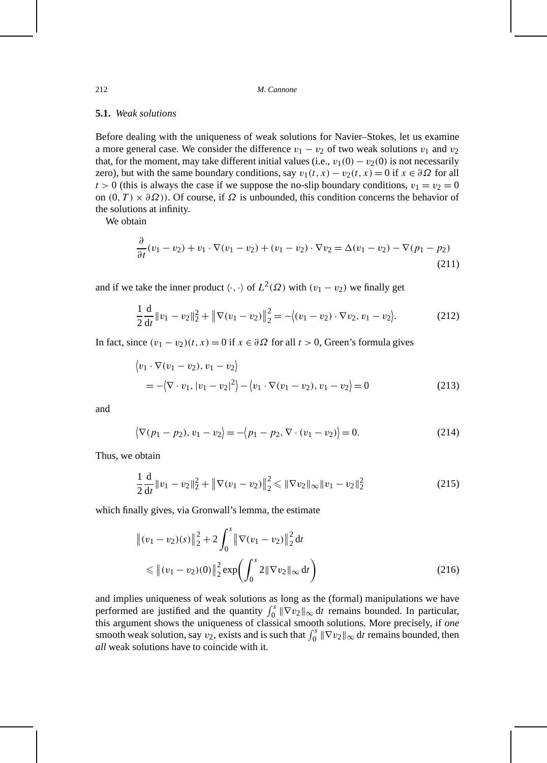### 5.1. *Weak solutions*

Before dealing with the uniqueness of weak solutions for Navier–Stokes, let us examine a more general case. We consider the difference $v_1 - v_2$ of two weak solutions $v_1$ and $v_2$ that, for the moment, may take different initial values (i.e., $v_1(0) - v_2(0)$ is not necessarily zero), but with the same boundary conditions, say $v_1(t,x) - v_2(t,x) = 0$ if $x \in \partial\Omega$ for all $t > 0$ (this is always the case if we suppose the no-slip boundary conditions, $v_1 = v_2 = 0$ on $(0,T) \times \partial\Omega$)). Of course, if $\Omega$ is unbounded, this condition concerns the behavior of the solutions at infinity.

We obtain

$$\frac{\partial}{\partial t}(v_1 - v_2) + v_1 \cdot \nabla(v_1 - v_2) + (v_1 - v_2) \cdot \nabla v_2 = \Delta(v_1 - v_2) - \nabla(p_1 - p_2) \tag{211}$$

and if we take the inner product $\langle \cdot, \cdot \rangle$ of $L^2(\Omega)$ with $(v_1 - v_2)$ we finally get

$$\frac{1}{2}\frac{\mathrm{d}}{\mathrm{d}t}\|v_1 - v_2\|_2^2 + \left\|\nabla(v_1 - v_2)\right\|_2^2 = -\left\langle (v_1 - v_2) \cdot \nabla v_2, v_1 - v_2 \right\rangle. \tag{212}$$

In fact, since $(v_1 - v_2)(t,x) = 0$ if $x \in \partial\Omega$ for all $t > 0$, Green's formula gives

$$\begin{aligned}
&\left\langle v_1 \cdot \nabla(v_1 - v_2), v_1 - v_2 \right\rangle \\
&\quad = -\left\langle \nabla \cdot v_1, |v_1 - v_2|^2 \right\rangle - \left\langle v_1 \cdot \nabla(v_1 - v_2), v_1 - v_2 \right\rangle = 0
\end{aligned} \tag{213}$$

and

$$\left\langle \nabla(p_1 - p_2), v_1 - v_2 \right\rangle = -\left\langle p_1 - p_2, \nabla \cdot (v_1 - v_2) \right\rangle = 0. \tag{214}$$

Thus, we obtain

$$\frac{1}{2}\frac{\mathrm{d}}{\mathrm{d}t}\|v_1 - v_2\|_2^2 + \left\|\nabla(v_1 - v_2)\right\|_2^2 \leqslant \|\nabla v_2\|_\infty \|v_1 - v_2\|_2^2 \tag{215}$$

which finally gives, via Gronwall's lemma, the estimate

$$\begin{aligned}
&\left\|(v_1 - v_2)(s)\right\|_2^2 + 2\int_0^s \left\|\nabla(v_1 - v_2)\right\|_2^2 \mathrm{d}t \\
&\quad \leqslant \left\|(v_1 - v_2)(0)\right\|_2^2 \exp\left(\int_0^s 2\|\nabla v_2\|_\infty \,\mathrm{d}t\right)
\end{aligned} \tag{216}$$

and implies uniqueness of weak solutions as long as the (formal) manipulations we have performed are justified and the quantity $\int_0^s \|\nabla v_2\|_\infty \,\mathrm{d}t$ remains bounded. In particular, this argument shows the uniqueness of classical smooth solutions. More precisely, if *one* smooth weak solution, say $v_2$, exists and is such that $\int_0^s \|\nabla v_2\|_\infty \,\mathrm{d}t$ remains bounded, then *all* weak solutions have to coincide with it.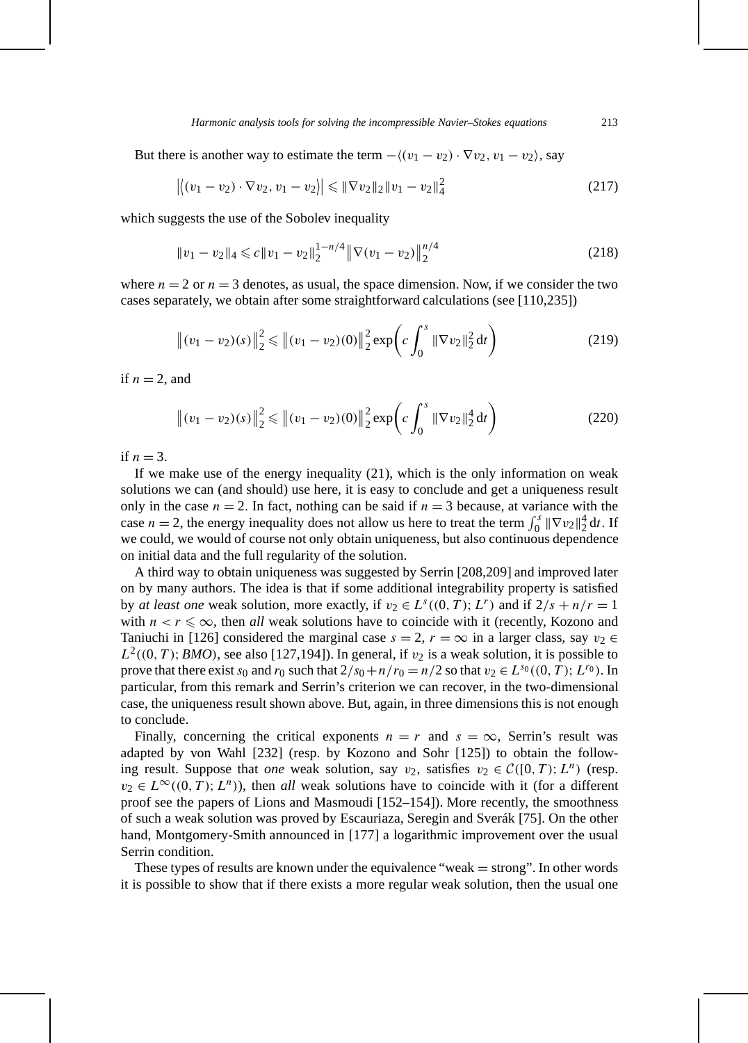But there is another way to estimate the term $-\langle (v_1 - v_2) \cdot \nabla v_2, v_1 - v_2 \rangle$, say

$$\left|\left\langle (v_1 - v_2) \cdot \nabla v_2, v_1 - v_2 \right\rangle\right| \leqslant \|\nabla v_2\|_2 \|v_1 - v_2\|_4^2 \tag{217}$$

which suggests the use of the Sobolev inequality

$$\|v_1 - v_2\|_4 \leqslant c \|v_1 - v_2\|_2^{1-n/4} \left\|\nabla (v_1 - v_2)\right\|_2^{n/4} \tag{218}$$

where $n = 2$ or $n = 3$ denotes, as usual, the space dimension. Now, if we consider the two cases separately, we obtain after some straightforward calculations (see [110,235])

$$\left\|(v_1 - v_2)(s)\right\|_2^2 \leqslant \left\|(v_1 - v_2)(0)\right\|_2^2 \exp\left(c \int_0^s \|\nabla v_2\|_2^2 \, \mathrm{d}t\right) \tag{219}$$

if $n = 2$, and

$$\left\|(v_1 - v_2)(s)\right\|_2^2 \leqslant \left\|(v_1 - v_2)(0)\right\|_2^2 \exp\left(c \int_0^s \|\nabla v_2\|_2^4 \, \mathrm{d}t\right) \tag{220}$$

if $n = 3$.

If we make use of the energy inequality (21), which is the only information on weak solutions we can (and should) use here, it is easy to conclude and get a uniqueness result only in the case $n = 2$. In fact, nothing can be said if $n = 3$ because, at variance with the case $n = 2$, the energy inequality does not allow us here to treat the term $\int_0^s \|\nabla v_2\|_2^4 \, \mathrm{d}t$. If we could, we would of course not only obtain uniqueness, but also continuous dependence on initial data and the full regularity of the solution.

A third way to obtain uniqueness was suggested by Serrin [208,209] and improved later on by many authors. The idea is that if some additional integrability property is satisfied by *at least one* weak solution, more exactly, if $v_2 \in L^s((0, T); L^r)$ and if $2/s + n/r = 1$ with $n < r \leqslant \infty$, then *all* weak solutions have to coincide with it (recently, Kozono and Taniuchi in [126] considered the marginal case $s = 2$, $r = \infty$ in a larger class, say $v_2 \in L^2((0, T); BMO)$, see also [127,194]). In general, if $v_2$ is a weak solution, it is possible to prove that there exist $s_0$ and $r_0$ such that $2/s_0 + n/r_0 = n/2$ so that $v_2 \in L^{s_0}((0, T); L^{r_0})$. In particular, from this remark and Serrin's criterion we can recover, in the two-dimensional case, the uniqueness result shown above. But, again, in three dimensions this is not enough to conclude.

Finally, concerning the critical exponents $n = r$ and $s = \infty$, Serrin's result was adapted by von Wahl [232] (resp. by Kozono and Sohr [125]) to obtain the following result. Suppose that *one* weak solution, say $v_2$, satisfies $v_2 \in \mathcal{C}([0, T); L^n)$ (resp. $v_2 \in L^\infty((0, T); L^n)$), then *all* weak solutions have to coincide with it (for a different proof see the papers of Lions and Masmoudi [152–154]). More recently, the smoothness of such a weak solution was proved by Escauriaza, Seregin and Sverák [75]. On the other hand, Montgomery-Smith announced in [177] a logarithmic improvement over the usual Serrin condition.

These types of results are known under the equivalence "weak = strong". In other words it is possible to show that if there exists a more regular weak solution, then the usual one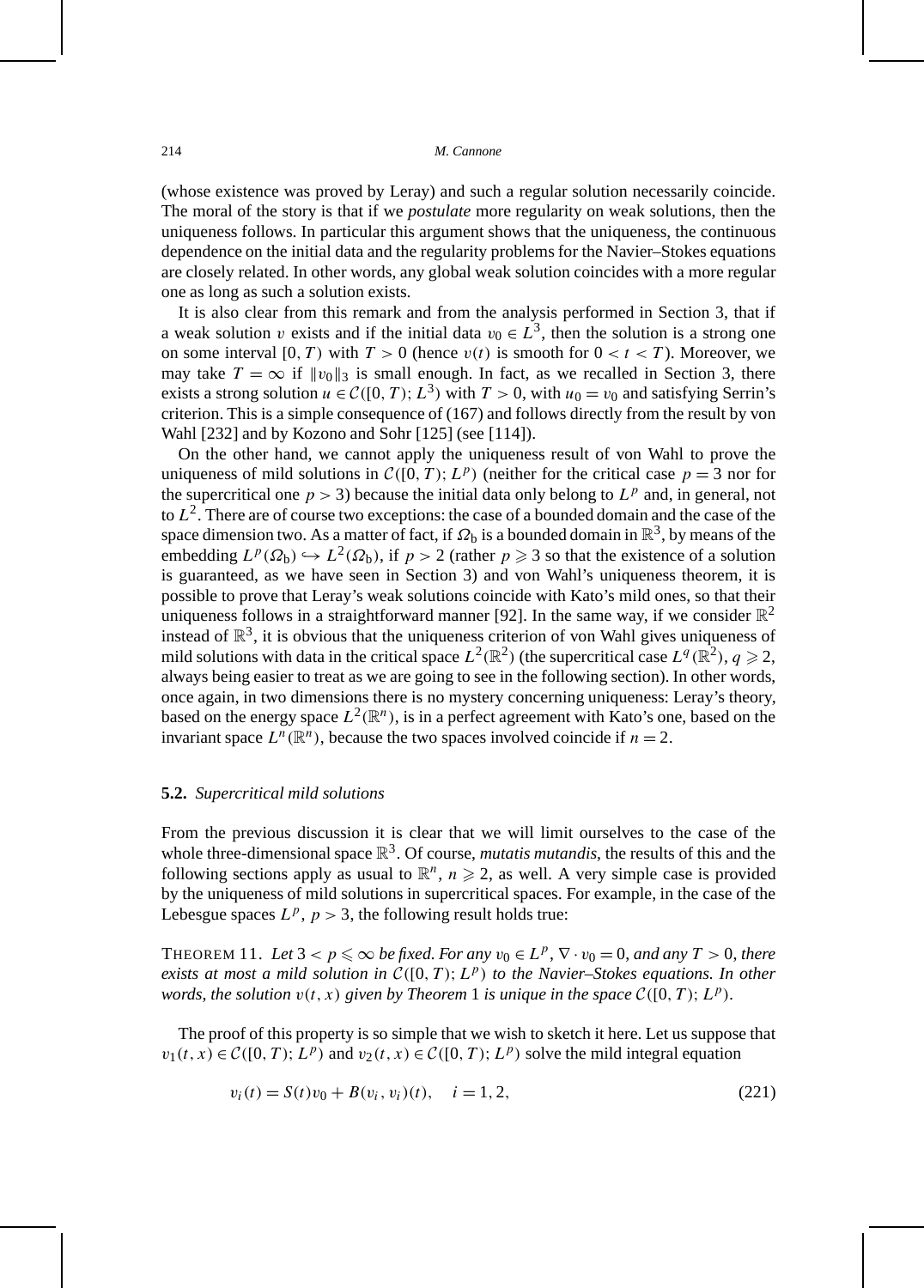(whose existence was proved by Leray) and such a regular solution necessarily coincide. The moral of the story is that if we *postulate* more regularity on weak solutions, then the uniqueness follows. In particular this argument shows that the uniqueness, the continuous dependence on the initial data and the regularity problems for the Navier–Stokes equations are closely related. In other words, any global weak solution coincides with a more regular one as long as such a solution exists.

It is also clear from this remark and from the analysis performed in Section 3, that if a weak solution $v$ exists and if the initial data $v_0 \in L^3$, then the solution is a strong one on some interval $[0, T)$ with $T > 0$ (hence $v(t)$ is smooth for $0 < t < T$). Moreover, we may take $T = \infty$ if $\|v_0\|_3$ is small enough. In fact, as we recalled in Section 3, there exists a strong solution $u \in \mathcal{C}([0, T); L^3)$ with $T > 0$, with $u_0 = v_0$ and satisfying Serrin's criterion. This is a simple consequence of (167) and follows directly from the result by von Wahl [232] and by Kozono and Sohr [125] (see [114]).

On the other hand, we cannot apply the uniqueness result of von Wahl to prove the uniqueness of mild solutions in $\mathcal{C}([0, T); L^p)$ (neither for the critical case $p = 3$ nor for the supercritical one $p > 3$) because the initial data only belong to $L^p$ and, in general, not to $L^2$. There are of course two exceptions: the case of a bounded domain and the case of the space dimension two. As a matter of fact, if $\Omega_b$ is a bounded domain in $\mathbb{R}^3$, by means of the embedding $L^p(\Omega_b) \hookrightarrow L^2(\Omega_b)$, if $p > 2$ (rather $p \geqslant 3$ so that the existence of a solution is guaranteed, as we have seen in Section 3) and von Wahl's uniqueness theorem, it is possible to prove that Leray's weak solutions coincide with Kato's mild ones, so that their uniqueness follows in a straightforward manner [92]. In the same way, if we consider $\mathbb{R}^2$ instead of $\mathbb{R}^3$, it is obvious that the uniqueness criterion of von Wahl gives uniqueness of mild solutions with data in the critical space $L^2(\mathbb{R}^2)$ (the supercritical case $L^q(\mathbb{R}^2)$, $q \geqslant 2$, always being easier to treat as we are going to see in the following section). In other words, once again, in two dimensions there is no mystery concerning uniqueness: Leray's theory, based on the energy space $L^2(\mathbb{R}^n)$, is in a perfect agreement with Kato's one, based on the invariant space $L^n(\mathbb{R}^n)$, because the two spaces involved coincide if $n = 2$.

### 5.2. *Supercritical mild solutions*

From the previous discussion it is clear that we will limit ourselves to the case of the whole three-dimensional space $\mathbb{R}^3$. Of course, *mutatis mutandis*, the results of this and the following sections apply as usual to $\mathbb{R}^n$, $n \geqslant 2$, as well. A very simple case is provided by the uniqueness of mild solutions in supercritical spaces. For example, in the case of the Lebesgue spaces $L^p$, $p > 3$, the following result holds true:

THEOREM 11. *Let $3 < p \leqslant \infty$ be fixed. For any $v_0 \in L^p$, $\nabla \cdot v_0 = 0$, and any $T > 0$, there exists at most a mild solution in $\mathcal{C}([0, T); L^p)$ to the Navier–Stokes equations. In other words, the solution $v(t, x)$ given by Theorem 1 is unique in the space $\mathcal{C}([0, T); L^p)$.*

The proof of this property is so simple that we wish to sketch it here. Let us suppose that $v_1(t, x) \in \mathcal{C}([0, T); L^p)$ and $v_2(t, x) \in \mathcal{C}([0, T); L^p)$ solve the mild integral equation

$$v_i(t) = S(t)v_0 + B(v_i, v_i)(t), \quad i = 1, 2, \tag{221}$$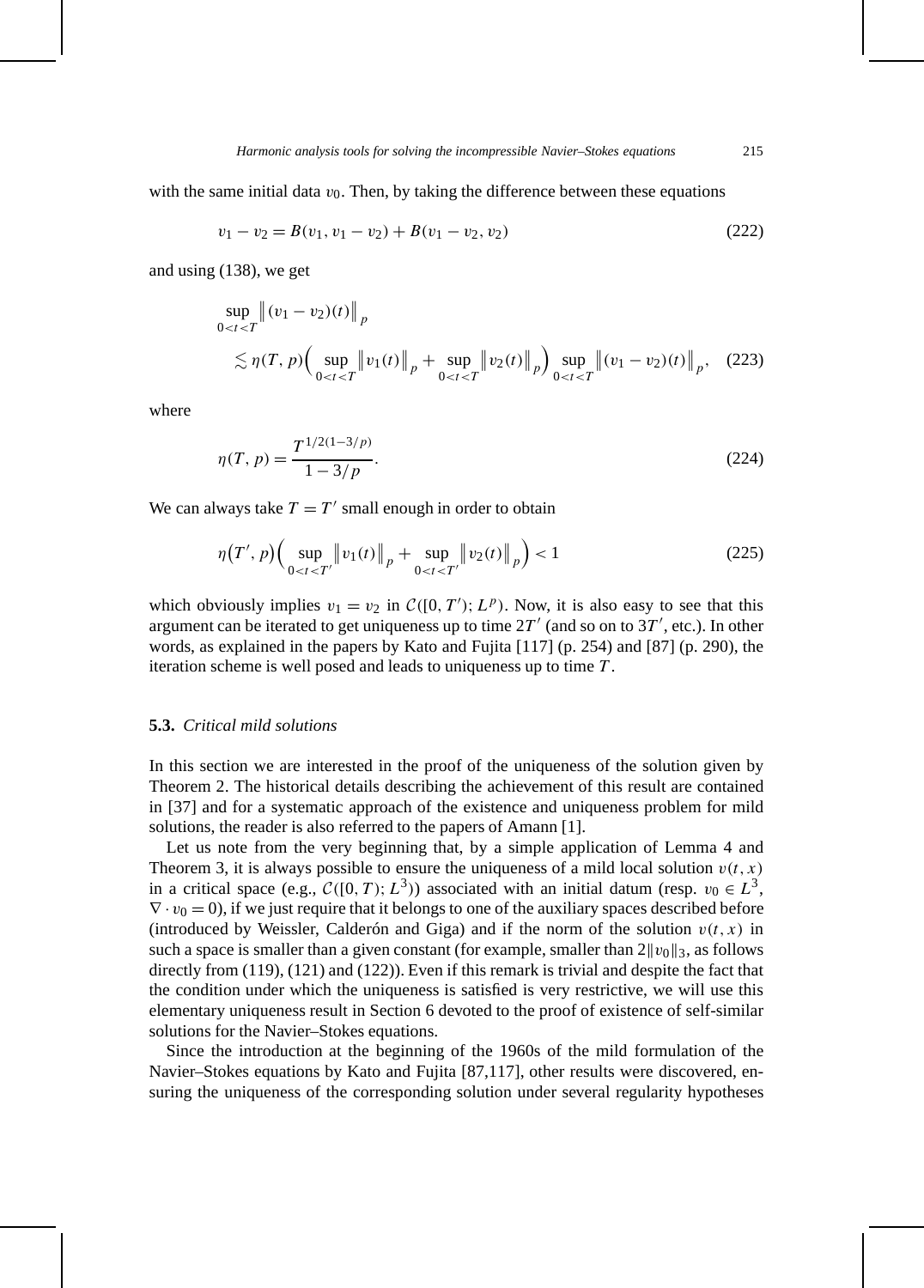with the same initial data $v_0$. Then, by taking the difference between these equations

$$v_1 - v_2 = B(v_1, v_1 - v_2) + B(v_1 - v_2, v_2) \tag{222}$$

and using (138), we get

$$\sup_{0<t<T} \left\| (v_1 - v_2)(t) \right\|_p \lesssim \eta(T, p) \Big( \sup_{0<t<T} \left\| v_1(t) \right\|_p + \sup_{0<t<T} \left\| v_2(t) \right\|_p \Big) \sup_{0<t<T} \left\| (v_1 - v_2)(t) \right\|_p, \tag{223}$$

where

$$\eta(T, p) = \frac{T^{1/2(1-3/p)}}{1 - 3/p}. \tag{224}$$

We can always take $T = T'$ small enough in order to obtain

$$\eta(T', p) \Big( \sup_{0<t<T'} \left\| v_1(t) \right\|_p + \sup_{0<t<T'} \left\| v_2(t) \right\|_p \Big) < 1 \tag{225}$$

which obviously implies $v_1 = v_2$ in $\mathcal{C}([0, T'); L^p)$. Now, it is also easy to see that this argument can be iterated to get uniqueness up to time $2T'$ (and so on to $3T'$, etc.). In other words, as explained in the papers by Kato and Fujita [117] (p. 254) and [87] (p. 290), the iteration scheme is well posed and leads to uniqueness up to time $T$.

### 5.3. *Critical mild solutions*

In this section we are interested in the proof of the uniqueness of the solution given by Theorem 2. The historical details describing the achievement of this result are contained in [37] and for a systematic approach of the existence and uniqueness problem for mild solutions, the reader is also referred to the papers of Amann [1].

Let us note from the very beginning that, by a simple application of Lemma 4 and Theorem 3, it is always possible to ensure the uniqueness of a mild local solution $v(t, x)$ in a critical space (e.g., $\mathcal{C}([0, T); L^3)$) associated with an initial datum (resp. $v_0 \in L^3$, $\nabla \cdot v_0 = 0$), if we just require that it belongs to one of the auxiliary spaces described before (introduced by Weissler, Calderón and Giga) and if the norm of the solution $v(t, x)$ in such a space is smaller than a given constant (for example, smaller than $2\|v_0\|_3$, as follows directly from (119), (121) and (122)). Even if this remark is trivial and despite the fact that the condition under which the uniqueness is satisfied is very restrictive, we will use this elementary uniqueness result in Section 6 devoted to the proof of existence of self-similar solutions for the Navier–Stokes equations.

Since the introduction at the beginning of the 1960s of the mild formulation of the Navier–Stokes equations by Kato and Fujita [87,117], other results were discovered, ensuring the uniqueness of the corresponding solution under several regularity hypotheses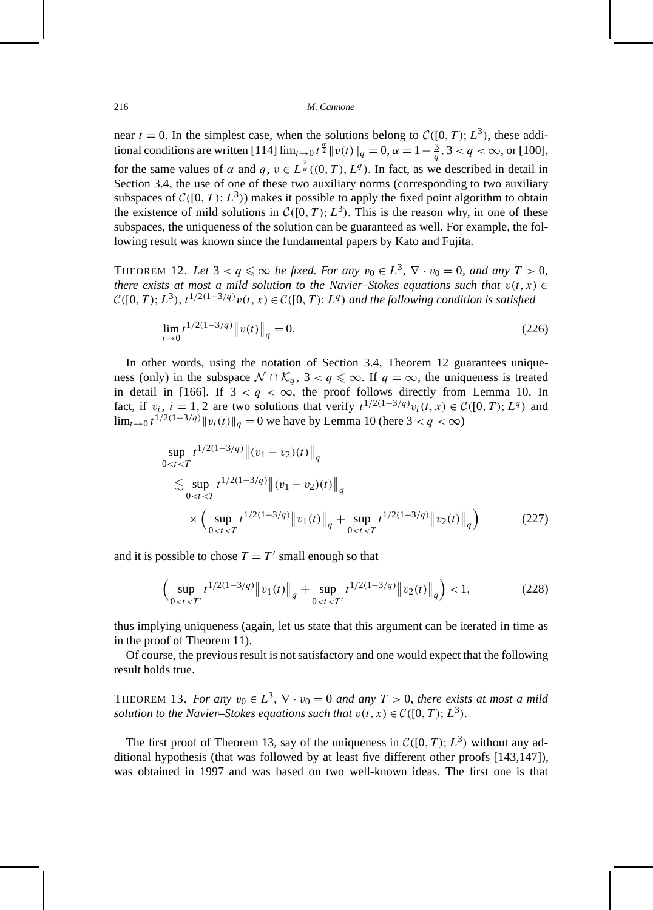near $t = 0$. In the simplest case, when the solutions belong to $\mathcal{C}([0,T); L^3)$, these additional conditions are written [114] $\lim_{t\to 0} t^{\frac{\alpha}{2}} \|v(t)\|_q = 0$, $\alpha = 1 - \frac{3}{q}$, $3 < q < \infty$, or [100], for the same values of $\alpha$ and $q$, $v \in L^{\frac{2}{\alpha}}((0,T), L^q)$. In fact, as we described in detail in Section 3.4, the use of one of these two auxiliary norms (corresponding to two auxiliary subspaces of $\mathcal{C}([0,T); L^3)$) makes it possible to apply the fixed point algorithm to obtain the existence of mild solutions in $\mathcal{C}([0,T); L^3)$. This is the reason why, in one of these subspaces, the uniqueness of the solution can be guaranteed as well. For example, the following result was known since the fundamental papers by Kato and Fujita.

THEOREM 12. *Let $3 < q \leqslant \infty$ be fixed. For any $v_0 \in L^3$, $\nabla \cdot v_0 = 0$, and any $T > 0$, there exists at most a mild solution to the Navier–Stokes equations such that $v(t,x) \in \mathcal{C}([0,T); L^3)$, $t^{1/2(1-3/q)} v(t,x) \in \mathcal{C}([0,T); L^q)$ and the following condition is satisfied*

$$\lim_{t\to 0} t^{1/2(1-3/q)} \big\| v(t) \big\|_q = 0. \tag{226}$$

In other words, using the notation of Section 3.4, Theorem 12 guarantees uniqueness (only) in the subspace $\mathcal{N} \cap \mathcal{K}_q$, $3 < q \leqslant \infty$. If $q = \infty$, the uniqueness is treated in detail in [166]. If $3 < q < \infty$, the proof follows directly from Lemma 10. In fact, if $v_i$, $i = 1,2$ are two solutions that verify $t^{1/2(1-3/q)} v_i(t,x) \in \mathcal{C}([0,T); L^q)$ and $\lim_{t\to 0} t^{1/2(1-3/q)} \|v_i(t)\|_q = 0$ we have by Lemma 10 (here $3 < q < \infty$)

$$\begin{aligned}
&\sup_{0<t<T} t^{1/2(1-3/q)} \big\| (v_1 - v_2)(t) \big\|_q \\
&\quad \lesssim \sup_{0<t<T} t^{1/2(1-3/q)} \big\| (v_1 - v_2)(t) \big\|_q \\
&\qquad \times \Big( \sup_{0<t<T} t^{1/2(1-3/q)} \big\| v_1(t) \big\|_q + \sup_{0<t<T} t^{1/2(1-3/q)} \big\| v_2(t) \big\|_q \Big)
\end{aligned} \tag{227}$$

and it is possible to chose $T = T'$ small enough so that

$$\Big( \sup_{0<t<T'} t^{1/2(1-3/q)} \big\| v_1(t) \big\|_q + \sup_{0<t<T'} t^{1/2(1-3/q)} \big\| v_2(t) \big\|_q \Big) < 1, \tag{228}$$

thus implying uniqueness (again, let us state that this argument can be iterated in time as in the proof of Theorem 11).

Of course, the previous result is not satisfactory and one would expect that the following result holds true.

THEOREM 13. *For any $v_0 \in L^3$, $\nabla \cdot v_0 = 0$ and any $T > 0$, there exists at most a mild solution to the Navier–Stokes equations such that $v(t,x) \in \mathcal{C}([0,T); L^3)$.*

The first proof of Theorem 13, say of the uniqueness in $\mathcal{C}([0,T); L^3)$ without any additional hypothesis (that was followed by at least five different other proofs [143,147]), was obtained in 1997 and was based on two well-known ideas. The first one is that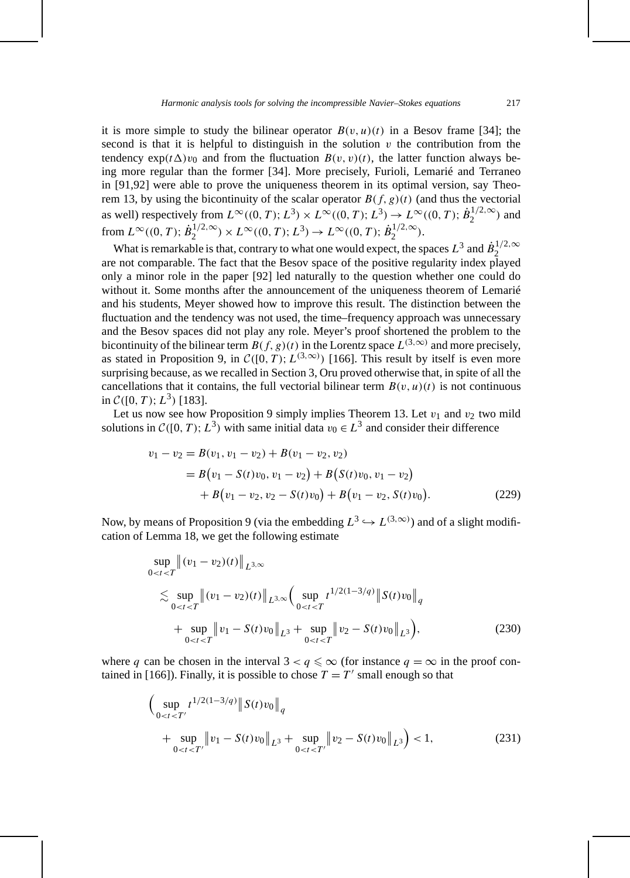it is more simple to study the bilinear operator $B(v,u)(t)$ in a Besov frame [34]; the second is that it is helpful to distinguish in the solution $v$ the contribution from the tendency $\exp(t\Delta)v_0$ and from the fluctuation $B(v,v)(t)$, the latter function always being more regular than the former [34]. More precisely, Furioli, Lemarié and Terraneo in [91,92] were able to prove the uniqueness theorem in its optimal version, say Theorem 13, by using the bicontinuity of the scalar operator $B(f,g)(t)$ (and thus the vectorial as well) respectively from $L^\infty((0,T);L^3)\times L^\infty((0,T);L^3)\to L^\infty((0,T);\dot{B}_2^{1/2,\infty})$ and from $L^\infty((0,T);\dot{B}_2^{1/2,\infty})\times L^\infty((0,T);L^3)\to L^\infty((0,T);\dot{B}_2^{1/2,\infty})$.

What is remarkable is that, contrary to what one would expect, the spaces $L^3$ and $\dot{B}_2^{1/2,\infty}$ are not comparable. The fact that the Besov space of the positive regularity index played only a minor role in the paper [92] led naturally to the question whether one could do without it. Some months after the announcement of the uniqueness theorem of Lemarié and his students, Meyer showed how to improve this result. The distinction between the fluctuation and the tendency was not used, the time–frequency approach was unnecessary and the Besov spaces did not play any role. Meyer's proof shortened the problem to the bicontinuity of the bilinear term $B(f,g)(t)$ in the Lorentz space $L^{(3,\infty)}$ and more precisely, as stated in Proposition 9, in $\mathcal{C}([0,T);L^{(3,\infty)})$ [166]. This result by itself is even more surprising because, as we recalled in Section 3, Oru proved otherwise that, in spite of all the cancellations that it contains, the full vectorial bilinear term $B(v,u)(t)$ is not continuous in $\mathcal{C}([0,T);L^3)$ [183].

Let us now see how Proposition 9 simply implies Theorem 13. Let $v_1$ and $v_2$ two mild solutions in $\mathcal{C}([0,T);L^3)$ with same initial data $v_0\in L^3$ and consider their difference

$$
\begin{aligned}
v_1-v_2 &= B(v_1,v_1-v_2)+B(v_1-v_2,v_2)\\
&= B\big(v_1-S(t)v_0,v_1-v_2\big)+B\big(S(t)v_0,v_1-v_2\big)\\
&\quad + B\big(v_1-v_2,v_2-S(t)v_0\big)+B\big(v_1-v_2,S(t)v_0\big).
\end{aligned}
\tag{229}
$$

Now, by means of Proposition 9 (via the embedding $L^3\hookrightarrow L^{(3,\infty)}$) and of a slight modification of Lemma 18, we get the following estimate

$$
\begin{aligned}
&\sup_{0<t<T}\big\|(v_1-v_2)(t)\big\|_{L^{3,\infty}}\\
&\quad\lesssim \sup_{0<t<T}\big\|(v_1-v_2)(t)\big\|_{L^{3,\infty}}\Big(\sup_{0<t<T} t^{1/2(1-3/q)}\big\|S(t)v_0\big\|_q\\
&\qquad + \sup_{0<t<T}\big\|v_1-S(t)v_0\big\|_{L^3}+\sup_{0<t<T}\big\|v_2-S(t)v_0\big\|_{L^3}\Big),
\end{aligned}
\tag{230}
$$

where $q$ can be chosen in the interval $3<q\leqslant\infty$ (for instance $q=\infty$ in the proof contained in [166]). Finally, it is possible to chose $T=T'$ small enough so that

$$
\begin{aligned}
&\Big(\sup_{0<t<T'} t^{1/2(1-3/q)}\big\|S(t)v_0\big\|_q\\
&\quad + \sup_{0<t<T'}\big\|v_1-S(t)v_0\big\|_{L^3}+\sup_{0<t<T'}\big\|v_2-S(t)v_0\big\|_{L^3}\Big)<1,
\end{aligned}
\tag{231}
$$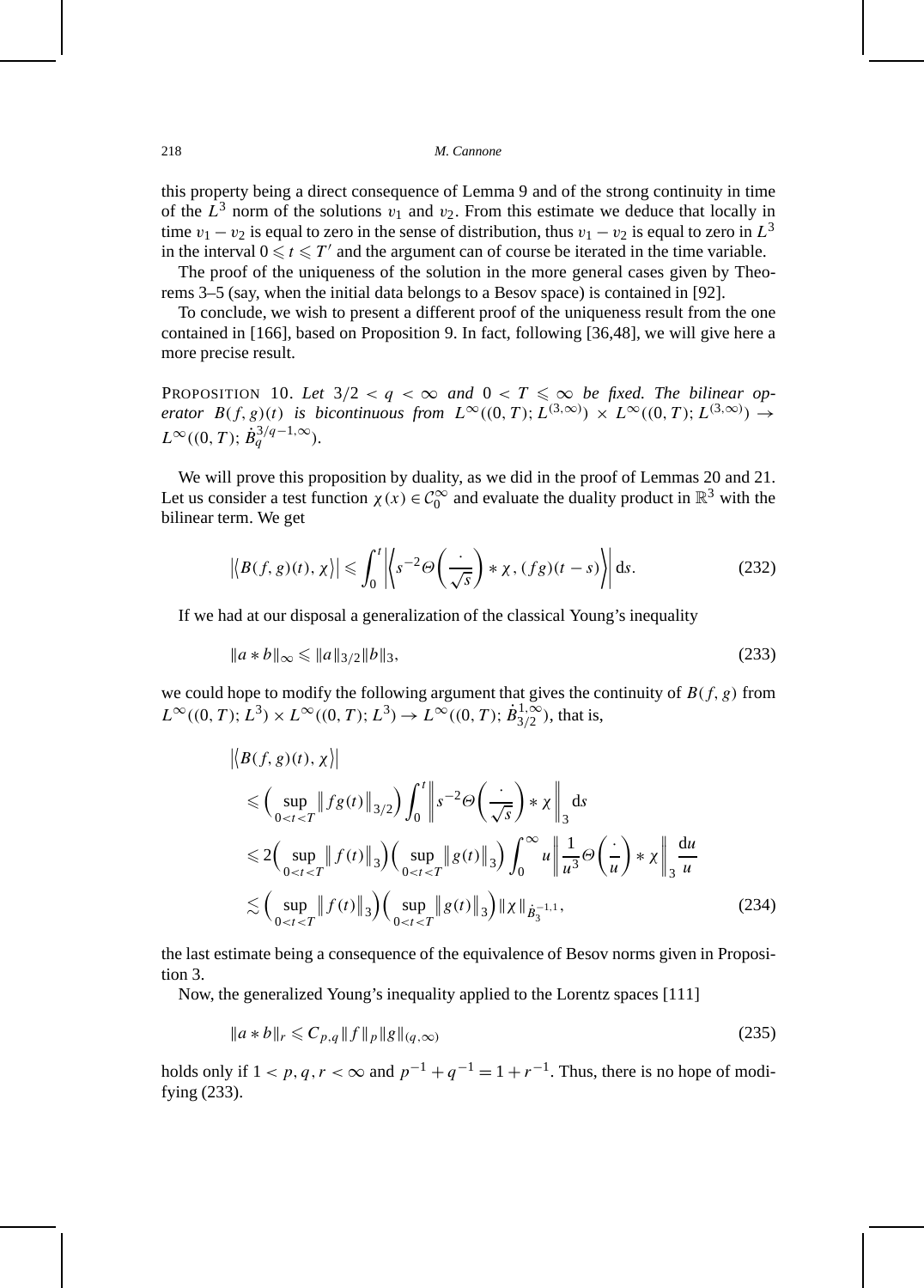this property being a direct consequence of Lemma 9 and of the strong continuity in time of the $L^3$ norm of the solutions $v_1$ and $v_2$. From this estimate we deduce that locally in time $v_1 - v_2$ is equal to zero in the sense of distribution, thus $v_1 - v_2$ is equal to zero in $L^3$ in the interval $0 \leqslant t \leqslant T'$ and the argument can of course be iterated in the time variable.

The proof of the uniqueness of the solution in the more general cases given by Theorems 3–5 (say, when the initial data belongs to a Besov space) is contained in [92].

To conclude, we wish to present a different proof of the uniqueness result from the one contained in [166], based on Proposition 9. In fact, following [36,48], we will give here a more precise result.

PROPOSITION 10. *Let $3/2 < q < \infty$ and $0 < T \leqslant \infty$ be fixed. The bilinear operator $B(f,g)(t)$ is bicontinuous from $L^\infty((0,T); L^{(3,\infty)}) \times L^\infty((0,T); L^{(3,\infty)}) \to L^\infty((0,T); \dot{B}_q^{3/q-1,\infty})$.*

We will prove this proposition by duality, as we did in the proof of Lemmas 20 and 21. Let us consider a test function $\chi(x) \in \mathcal{C}_0^\infty$ and evaluate the duality product in $\mathbb{R}^3$ with the bilinear term. We get

$$
\left|\left\langle B(f,g)(t), \chi\right\rangle\right| \leqslant \int_0^t \left|\left\langle s^{-2}\Theta\left(\frac{\cdot}{\sqrt{s}}\right) * \chi, (fg)(t-s)\right\rangle\right| \mathrm{d}s. \tag{232}
$$

If we had at our disposal a generalization of the classical Young's inequality

$$
\|a * b\|_\infty \leqslant \|a\|_{3/2}\|b\|_3, \tag{233}
$$

we could hope to modify the following argument that gives the continuity of $B(f,g)$ from $L^\infty((0,T); L^3) \times L^\infty((0,T); L^3) \to L^\infty((0,T); \dot{B}_{3/2}^{1,\infty})$, that is,

$$
\begin{aligned}
&\left|\left\langle B(f,g)(t), \chi\right\rangle\right| \\
&\quad \leqslant \Big(\sup_{0<t<T} \big\|fg(t)\big\|_{3/2}\Big) \int_0^t \left\|s^{-2}\Theta\left(\frac{\cdot}{\sqrt{s}}\right) * \chi\right\|_3 \mathrm{d}s \\
&\quad \leqslant 2\Big(\sup_{0<t<T} \big\|f(t)\big\|_3\Big)\Big(\sup_{0<t<T} \big\|g(t)\big\|_3\Big) \int_0^\infty u \left\|\frac{1}{u^3}\Theta\left(\frac{\cdot}{u}\right) * \chi\right\|_3 \frac{\mathrm{d}u}{u} \\
&\quad \lesssim \Big(\sup_{0<t<T} \big\|f(t)\big\|_3\Big)\Big(\sup_{0<t<T} \big\|g(t)\big\|_3\Big) \|\chi\|_{\dot{B}_3^{-1,1}},
\end{aligned} \tag{234}
$$

the last estimate being a consequence of the equivalence of Besov norms given in Proposition 3.

Now, the generalized Young's inequality applied to the Lorentz spaces [111]

$$
\|a * b\|_r \leqslant C_{p,q}\|f\|_p\|g\|_{(q,\infty)} \tag{235}
$$

holds only if $1 < p, q, r < \infty$ and $p^{-1} + q^{-1} = 1 + r^{-1}$. Thus, there is no hope of modifying (233).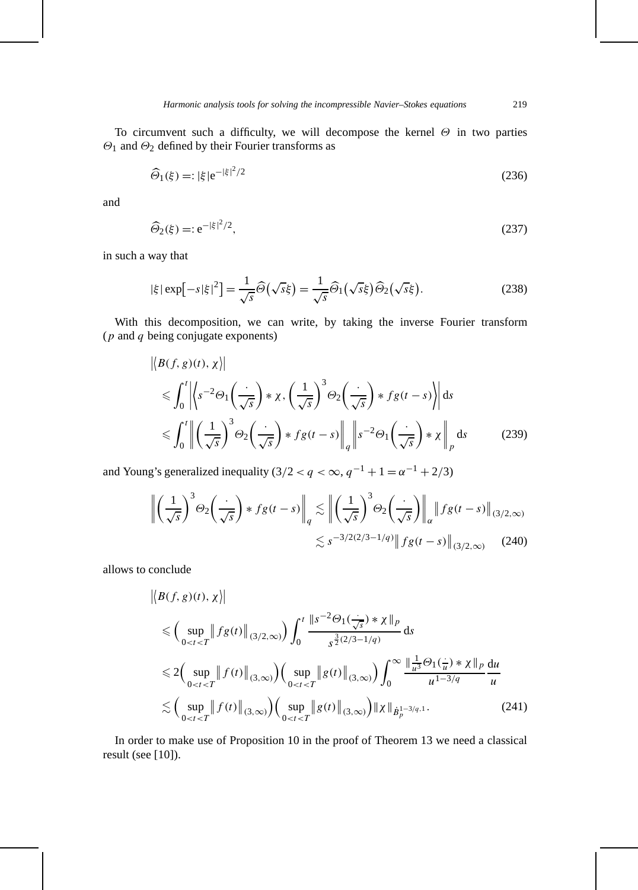To circumvent such a difficulty, we will decompose the kernel $\Theta$ in two parties $\Theta_1$ and $\Theta_2$ defined by their Fourier transforms as

$$\widehat{\Theta}_1(\xi) =: |\xi| \mathrm{e}^{-|\xi|^2/2} \tag{236}$$

and

$$\widehat{\Theta}_2(\xi) =: \mathrm{e}^{-|\xi|^2/2}, \tag{237}$$

in such a way that

$$|\xi| \exp\bigl[-s|\xi|^2\bigr] = \frac{1}{\sqrt{s}} \widehat{\Theta}\bigl(\sqrt{s}\xi\bigr) = \frac{1}{\sqrt{s}} \widehat{\Theta}_1\bigl(\sqrt{s}\xi\bigr) \widehat{\Theta}_2\bigl(\sqrt{s}\xi\bigr). \tag{238}$$

With this decomposition, we can write, by taking the inverse Fourier transform ($p$ and $q$ being conjugate exponents)

$$\begin{aligned}
&\bigl|\bigl\langle B(f,g)(t), \chi\bigr\rangle\bigr| \\
&\quad \leqslant \int_0^t \left| \left\langle s^{-2} \Theta_1\left(\frac{\cdot}{\sqrt{s}}\right) * \chi, \left(\frac{1}{\sqrt{s}}\right)^3 \Theta_2\left(\frac{\cdot}{\sqrt{s}}\right) * fg(t-s) \right\rangle \right| \mathrm{d}s \\
&\quad \leqslant \int_0^t \left\| \left(\frac{1}{\sqrt{s}}\right)^3 \Theta_2\left(\frac{\cdot}{\sqrt{s}}\right) * fg(t-s) \right\|_q \left\| s^{-2} \Theta_1\left(\frac{\cdot}{\sqrt{s}}\right) * \chi \right\|_p \mathrm{d}s
\end{aligned} \tag{239}$$

and Young's generalized inequality ($3/2 < q < \infty$, $q^{-1} + 1 = \alpha^{-1} + 2/3$)

$$\begin{aligned}
\left\| \left(\frac{1}{\sqrt{s}}\right)^3 \Theta_2\left(\frac{\cdot}{\sqrt{s}}\right) * fg(t-s) \right\|_q &\lesssim \left\| \left(\frac{1}{\sqrt{s}}\right)^3 \Theta_2\left(\frac{\cdot}{\sqrt{s}}\right) \right\|_\alpha \bigl\| fg(t-s) \bigr\|_{(3/2,\infty)} \\
&\lesssim s^{-3/2(2/3-1/q)} \bigl\| fg(t-s) \bigr\|_{(3/2,\infty)}
\end{aligned} \tag{240}$$

allows to conclude

$$\begin{aligned}
&\bigl|\bigl\langle B(f,g)(t), \chi\bigr\rangle\bigr| \\
&\quad \leqslant \Bigl( \sup_{0<t<T} \bigl\| fg(t) \bigr\|_{(3/2,\infty)} \Bigr) \int_0^t \frac{\| s^{-2} \Theta_1(\frac{\cdot}{\sqrt{s}}) * \chi \|_p}{s^{\frac{3}{2}(2/3-1/q)}} \, \mathrm{d}s \\
&\quad \leqslant 2 \Bigl( \sup_{0<t<T} \bigl\| f(t) \bigr\|_{(3,\infty)} \Bigr) \Bigl( \sup_{0<t<T} \bigl\| g(t) \bigr\|_{(3,\infty)} \Bigr) \int_0^\infty \frac{\| \frac{1}{u^3} \Theta_1(\frac{\cdot}{u}) * \chi \|_p}{u^{1-3/q}} \frac{\mathrm{d}u}{u} \\
&\quad \lesssim \Bigl( \sup_{0<t<T} \bigl\| f(t) \bigr\|_{(3,\infty)} \Bigr) \Bigl( \sup_{0<t<T} \bigl\| g(t) \bigr\|_{(3,\infty)} \Bigr) \| \chi \|_{\dot{B}_p^{1-3/q,1}}.
\end{aligned} \tag{241}$$

In order to make use of Proposition 10 in the proof of Theorem 13 we need a classical result (see [10]).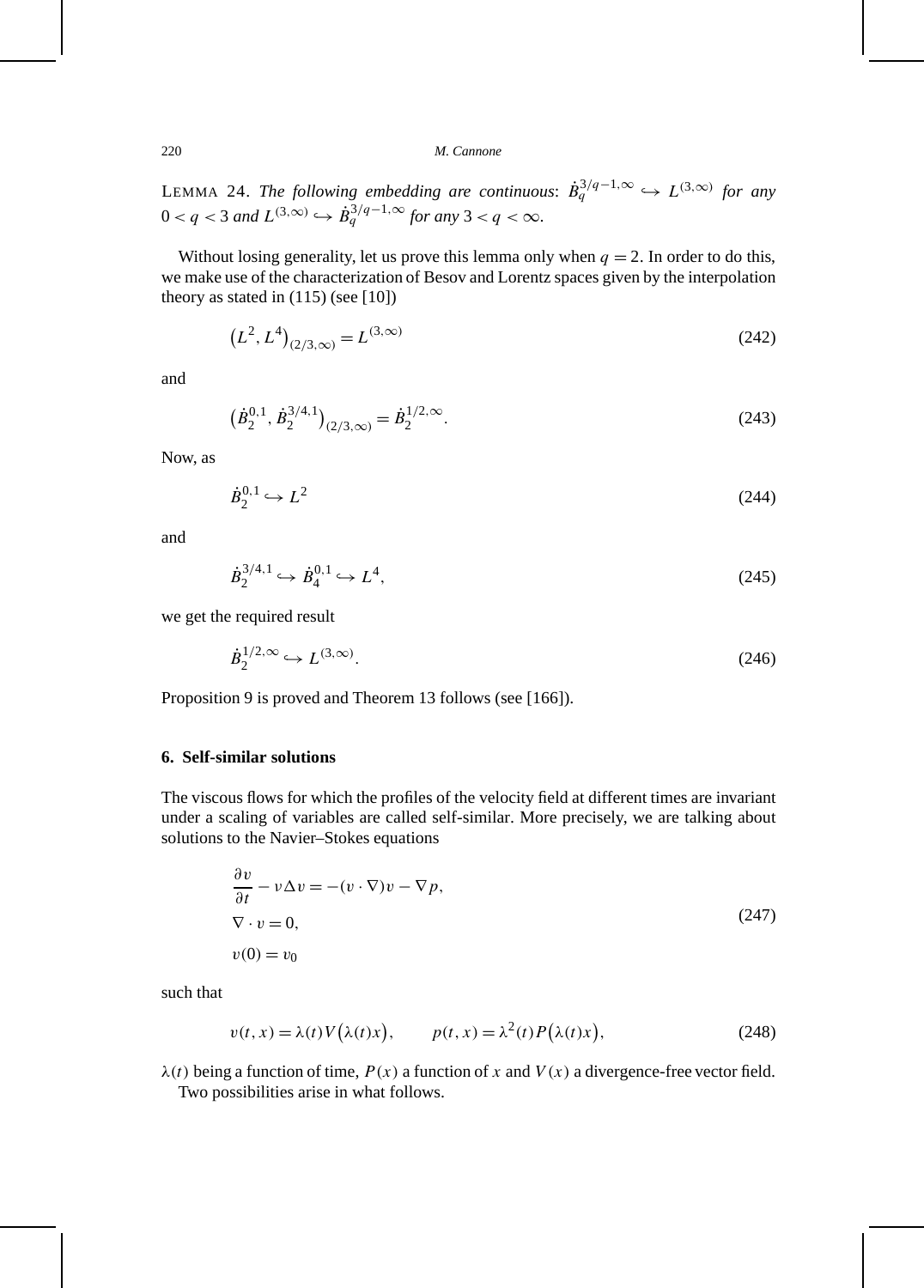LEMMA 24. *The following embedding are continuous*: $\dot{B}_q^{3/q-1,\infty} \hookrightarrow L^{(3,\infty)}$ *for any* $0 < q < 3$ *and* $L^{(3,\infty)} \hookrightarrow \dot{B}_q^{3/q-1,\infty}$ *for any* $3 < q < \infty$.

Without losing generality, let us prove this lemma only when $q = 2$. In order to do this, we make use of the characterization of Besov and Lorentz spaces given by the interpolation theory as stated in (115) (see [10])

$$\left(L^2, L^4\right)_{(2/3,\infty)} = L^{(3,\infty)} \tag{242}$$

and

$$\left(\dot{B}_2^{0,1}, \dot{B}_2^{3/4,1}\right)_{(2/3,\infty)} = \dot{B}_2^{1/2,\infty}. \tag{243}$$

Now, as

$$\dot{B}_2^{0,1} \hookrightarrow L^2 \tag{244}$$

and

$$\dot{B}_2^{3/4,1} \hookrightarrow \dot{B}_4^{0,1} \hookrightarrow L^4, \tag{245}$$

we get the required result

$$\dot{B}_2^{1/2,\infty} \hookrightarrow L^{(3,\infty)}. \tag{246}$$

Proposition 9 is proved and Theorem 13 follows (see [166]).

## 6. Self-similar solutions

The viscous flows for which the profiles of the velocity field at different times are invariant under a scaling of variables are called self-similar. More precisely, we are talking about solutions to the Navier–Stokes equations

$$\begin{aligned}
&\frac{\partial v}{\partial t} - \nu \Delta v = -(v \cdot \nabla)v - \nabla p, \\
&\nabla \cdot v = 0, \\
&v(0) = v_0
\end{aligned} \tag{247}$$

such that

$$v(t,x) = \lambda(t) V\big(\lambda(t)x\big), \qquad p(t,x) = \lambda^2(t) P\big(\lambda(t)x\big), \tag{248}$$

$\lambda(t)$ being a function of time, $P(x)$ a function of $x$ and $V(x)$ a divergence-free vector field.

Two possibilities arise in what follows.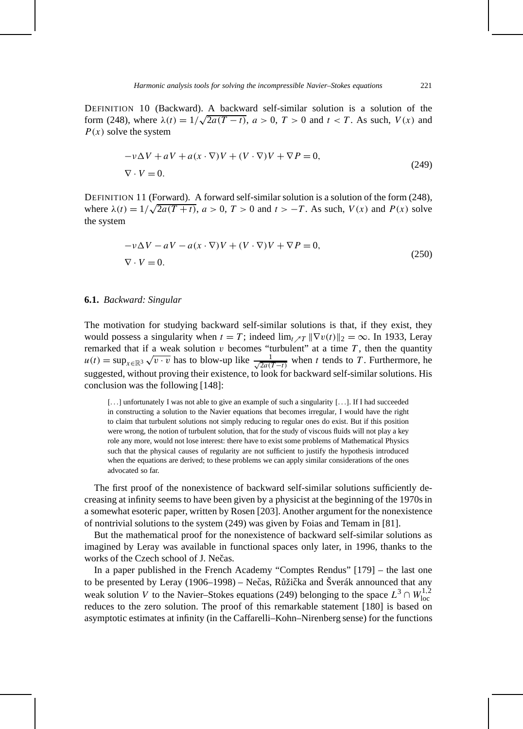DEFINITION 10 (Backward). A backward self-similar solution is a solution of the form (248), where $\lambda(t) = 1/\sqrt{2a(T-t)}$, $a > 0$, $T > 0$ and $t < T$. As such, $V(x)$ and $P(x)$ solve the system

$$
\begin{aligned}
&-\nu\Delta V + aV + a(x\cdot\nabla)V + (V\cdot\nabla)V + \nabla P = 0,\\
&\nabla\cdot V = 0.
\end{aligned}
\tag{249}
$$

DEFINITION 11 (Forward). A forward self-similar solution is a solution of the form (248), where $\lambda(t) = 1/\sqrt{2a(T+t)}$, $a > 0$, $T > 0$ and $t > -T$. As such, $V(x)$ and $P(x)$ solve the system

$$
\begin{aligned}
&-\nu\Delta V - aV - a(x\cdot\nabla)V + (V\cdot\nabla)V + \nabla P = 0,\\
&\nabla\cdot V = 0.
\end{aligned}
\tag{250}
$$

### **6.1.** *Backward: Singular*

The motivation for studying backward self-similar solutions is that, if they exist, they would possess a singularity when $t = T$; indeed $\lim_{t\nearrow T}\|\nabla v(t)\|_2 = \infty$. In 1933, Leray remarked that if a weak solution $v$ becomes "turbulent" at a time $T$, then the quantity $u(t) = \sup_{x\in\mathbb{R}^3}\sqrt{v\cdot v}$ has to blow-up like $\frac{1}{\sqrt{2a(T-t)}}$ when $t$ tends to $T$. Furthermore, he suggested, without proving their existence, to look for backward self-similar solutions. His conclusion was the following [148]:

> [...] unfortunately I was not able to give an example of such a singularity [...]. If I had succeeded in constructing a solution to the Navier equations that becomes irregular, I would have the right to claim that turbulent solutions not simply reducing to regular ones do exist. But if this position were wrong, the notion of turbulent solution, that for the study of viscous fluids will not play a key role any more, would not lose interest: there have to exist some problems of Mathematical Physics such that the physical causes of regularity are not sufficient to justify the hypothesis introduced when the equations are derived; to these problems we can apply similar considerations of the ones advocated so far.

The first proof of the nonexistence of backward self-similar solutions sufficiently decreasing at infinity seems to have been given by a physicist at the beginning of the 1970s in a somewhat esoteric paper, written by Rosen [203]. Another argument for the nonexistence of nontrivial solutions to the system (249) was given by Foias and Temam in [81].

But the mathematical proof for the nonexistence of backward self-similar solutions as imagined by Leray was available in functional spaces only later, in 1996, thanks to the works of the Czech school of J. Nečas.

In a paper published in the French Academy "Comptes Rendus" [179] – the last one to be presented by Leray (1906–1998) – Nečas, Růžička and Šverák announced that any weak solution $V$ to the Navier–Stokes equations (249) belonging to the space $L^3\cap W^{1,2}_{\mathrm{loc}}$ reduces to the zero solution. The proof of this remarkable statement [180] is based on asymptotic estimates at infinity (in the Caffarelli–Kohn–Nirenberg sense) for the functions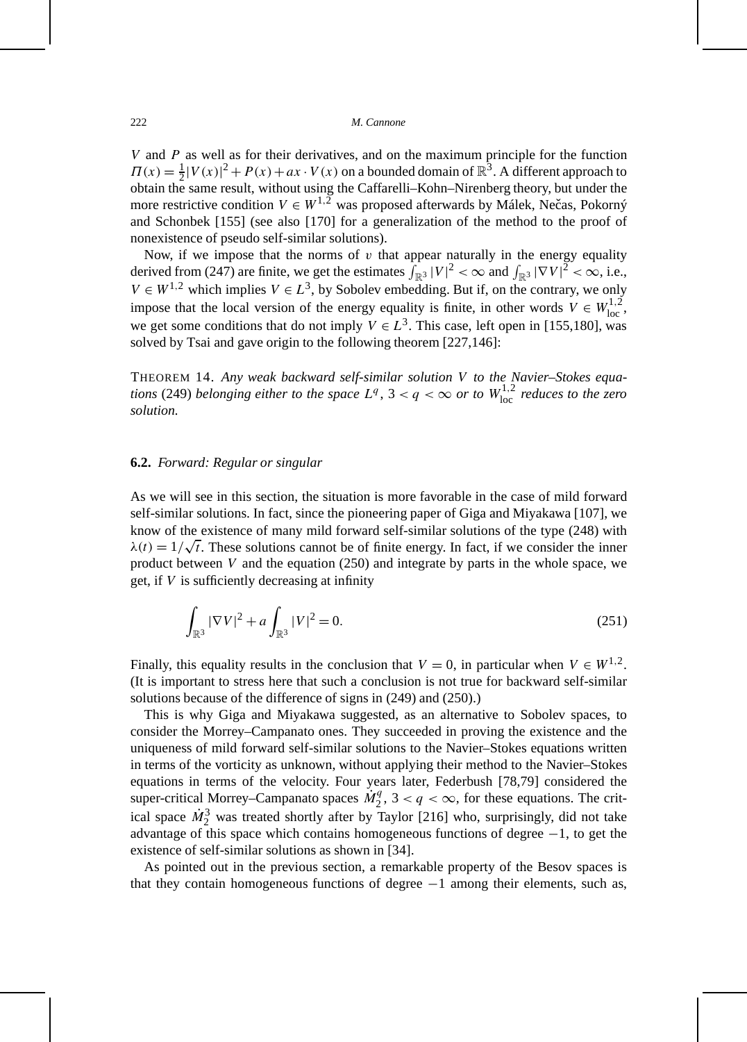$V$ and $P$ as well as for their derivatives, and on the maximum principle for the function $\Pi(x) = \frac{1}{2}|V(x)|^2 + P(x) + ax \cdot V(x)$ on a bounded domain of $\mathbb{R}^3$. A different approach to obtain the same result, without using the Caffarelli–Kohn–Nirenberg theory, but under the more restrictive condition $V \in W^{1,2}$ was proposed afterwards by Málek, Nečas, Pokorný and Schonbek [155] (see also [170] for a generalization of the method to the proof of nonexistence of pseudo self-similar solutions).

Now, if we impose that the norms of $v$ that appear naturally in the energy equality derived from (247) are finite, we get the estimates $\int_{\mathbb{R}^3} |V|^2 < \infty$ and $\int_{\mathbb{R}^3} |\nabla V|^2 < \infty$, i.e., $V \in W^{1,2}$ which implies $V \in L^3$, by Sobolev embedding. But if, on the contrary, we only impose that the local version of the energy equality is finite, in other words $V \in W^{1,2}_{\mathrm{loc}}$, we get some conditions that do not imply $V \in L^3$. This case, left open in [155,180], was solved by Tsai and gave origin to the following theorem [227,146]:

THEOREM 14. *Any weak backward self-similar solution $V$ to the Navier–Stokes equations* (249) *belonging either to the space $L^q$, $3 < q < \infty$ or to $W^{1,2}_{\mathrm{loc}}$ reduces to the zero solution.*

### 6.2. *Forward: Regular or singular*

As we will see in this section, the situation is more favorable in the case of mild forward self-similar solutions. In fact, since the pioneering paper of Giga and Miyakawa [107], we know of the existence of many mild forward self-similar solutions of the type (248) with $\lambda(t) = 1/\sqrt{t}$. These solutions cannot be of finite energy. In fact, if we consider the inner product between $V$ and the equation (250) and integrate by parts in the whole space, we get, if $V$ is sufficiently decreasing at infinity

$$\int_{\mathbb{R}^3} |\nabla V|^2 + a \int_{\mathbb{R}^3} |V|^2 = 0. \tag{251}$$

Finally, this equality results in the conclusion that $V = 0$, in particular when $V \in W^{1,2}$. (It is important to stress here that such a conclusion is not true for backward self-similar solutions because of the difference of signs in (249) and (250).)

This is why Giga and Miyakawa suggested, as an alternative to Sobolev spaces, to consider the Morrey–Campanato ones. They succeeded in proving the existence and the uniqueness of mild forward self-similar solutions to the Navier–Stokes equations written in terms of the vorticity as unknown, without applying their method to the Navier–Stokes equations in terms of the velocity. Four years later, Federbush [78,79] considered the super-critical Morrey–Campanato spaces $\dot{M}^q_2$, $3 < q < \infty$, for these equations. The critical space $\dot{M}^3_2$ was treated shortly after by Taylor [216] who, surprisingly, did not take advantage of this space which contains homogeneous functions of degree $-1$, to get the existence of self-similar solutions as shown in [34].

As pointed out in the previous section, a remarkable property of the Besov spaces is that they contain homogeneous functions of degree $-1$ among their elements, such as,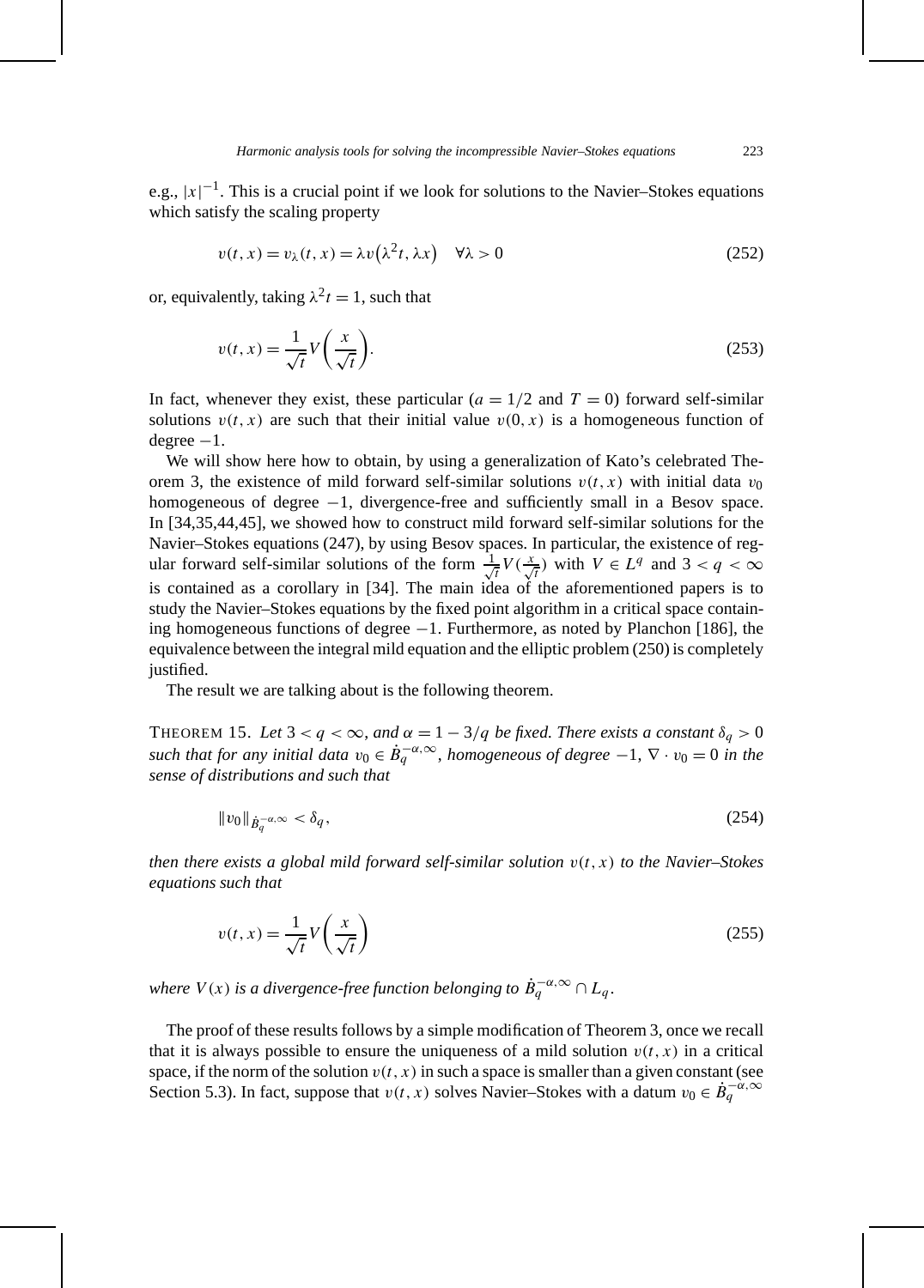e.g., $|x|^{-1}$. This is a crucial point if we look for solutions to the Navier–Stokes equations which satisfy the scaling property

$$v(t,x) = v_\lambda(t,x) = \lambda v\big(\lambda^2 t, \lambda x\big) \quad \forall \lambda > 0 \tag{252}$$

or, equivalently, taking $\lambda^2 t = 1$, such that

$$v(t,x) = \frac{1}{\sqrt{t}} V\left(\frac{x}{\sqrt{t}}\right). \tag{253}$$

In fact, whenever they exist, these particular ($a = 1/2$ and $T = 0$) forward self-similar solutions $v(t,x)$ are such that their initial value $v(0,x)$ is a homogeneous function of degree $-1$.

We will show here how to obtain, by using a generalization of Kato's celebrated Theorem 3, the existence of mild forward self-similar solutions $v(t,x)$ with initial data $v_0$ homogeneous of degree $-1$, divergence-free and sufficiently small in a Besov space. In [34,35,44,45], we showed how to construct mild forward self-similar solutions for the Navier–Stokes equations (247), by using Besov spaces. In particular, the existence of regular forward self-similar solutions of the form $\frac{1}{\sqrt{t}} V(\frac{x}{\sqrt{t}})$ with $V \in L^q$ and $3 < q < \infty$ is contained as a corollary in [34]. The main idea of the aforementioned papers is to study the Navier–Stokes equations by the fixed point algorithm in a critical space containing homogeneous functions of degree $-1$. Furthermore, as noted by Planchon [186], the equivalence between the integral mild equation and the elliptic problem (250) is completely justified.

The result we are talking about is the following theorem.

THEOREM 15. *Let $3 < q < \infty$, and $\alpha = 1 - 3/q$ be fixed. There exists a constant $\delta_q > 0$ such that for any initial data $v_0 \in \dot{B}_q^{-\alpha,\infty}$, homogeneous of degree $-1$, $\nabla \cdot v_0 = 0$ in the sense of distributions and such that*

$$\|v_0\|_{\dot{B}_q^{-\alpha,\infty}} < \delta_q, \tag{254}$$

*then there exists a global mild forward self-similar solution $v(t,x)$ to the Navier–Stokes equations such that*

$$v(t,x) = \frac{1}{\sqrt{t}} V\left(\frac{x}{\sqrt{t}}\right) \tag{255}$$

*where $V(x)$ is a divergence-free function belonging to $\dot{B}_q^{-\alpha,\infty} \cap L_q$.*

The proof of these results follows by a simple modification of Theorem 3, once we recall that it is always possible to ensure the uniqueness of a mild solution $v(t,x)$ in a critical space, if the norm of the solution $v(t,x)$ in such a space is smaller than a given constant (see Section 5.3). In fact, suppose that $v(t,x)$ solves Navier–Stokes with a datum $v_0 \in \dot{B}_q^{-\alpha,\infty}$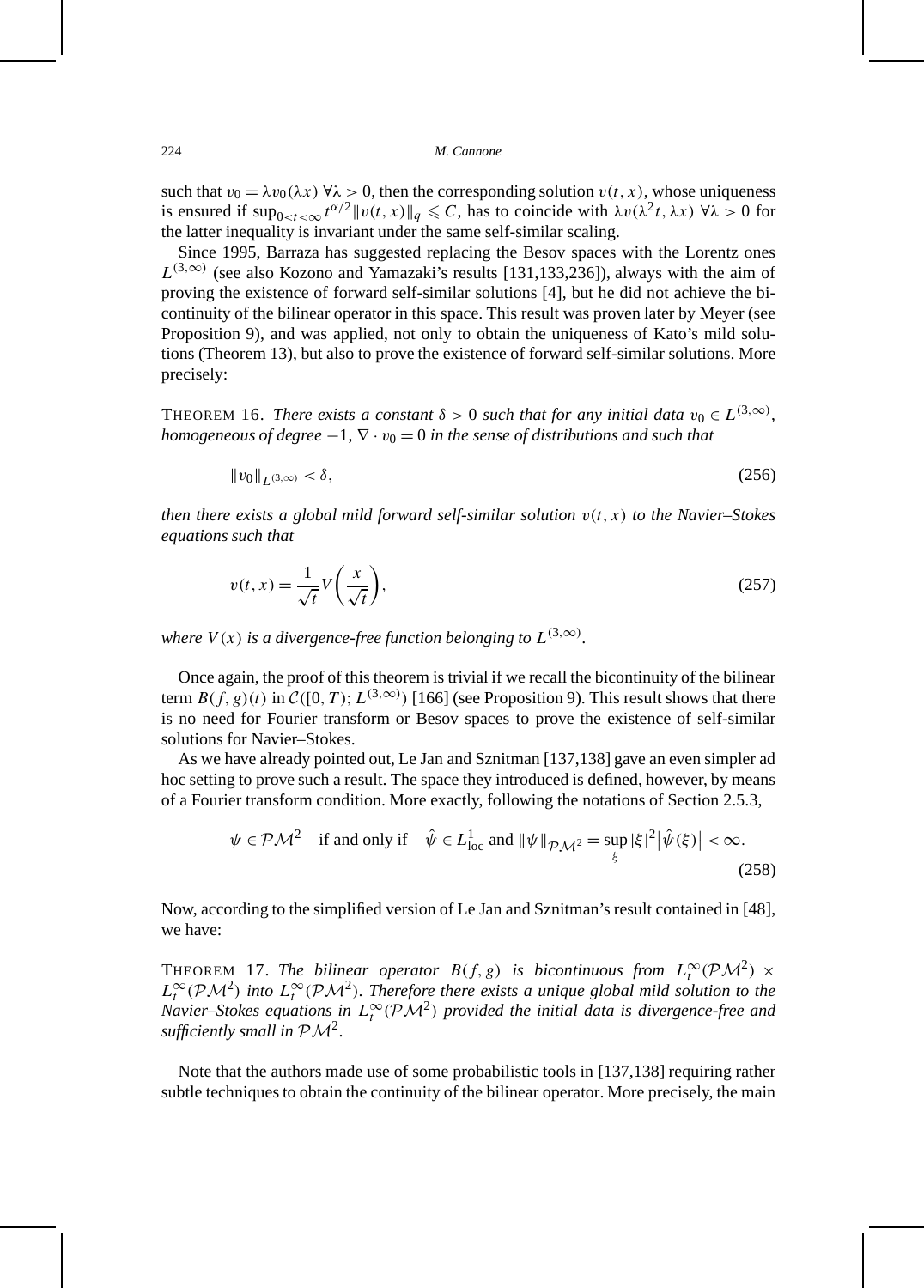such that $v_0 = \lambda v_0(\lambda x)$ $\forall \lambda > 0$, then the corresponding solution $v(t,x)$, whose uniqueness is ensured if $\sup_{0<t<\infty} t^{\alpha/2} \|v(t,x)\|_q \leqslant C$, has to coincide with $\lambda v(\lambda^2 t, \lambda x)$ $\forall \lambda > 0$ for the latter inequality is invariant under the same self-similar scaling.

Since 1995, Barraza has suggested replacing the Besov spaces with the Lorentz ones $L^{(3,\infty)}$ (see also Kozono and Yamazaki's results [131,133,236]), always with the aim of proving the existence of forward self-similar solutions [4], but he did not achieve the bicontinuity of the bilinear operator in this space. This result was proven later by Meyer (see Proposition 9), and was applied, not only to obtain the uniqueness of Kato's mild solutions (Theorem 13), but also to prove the existence of forward self-similar solutions. More precisely:

THEOREM 16. *There exists a constant $\delta > 0$ such that for any initial data $v_0 \in L^{(3,\infty)}$, homogeneous of degree $-1$, $\nabla \cdot v_0 = 0$ in the sense of distributions and such that*

$$\|v_0\|_{L^{(3,\infty)}} < \delta, \tag{256}$$

*then there exists a global mild forward self-similar solution $v(t,x)$ to the Navier–Stokes equations such that*

$$v(t,x) = \frac{1}{\sqrt{t}} V\left(\frac{x}{\sqrt{t}}\right), \tag{257}$$

*where $V(x)$ is a divergence-free function belonging to $L^{(3,\infty)}$.*

Once again, the proof of this theorem is trivial if we recall the bicontinuity of the bilinear term $B(f,g)(t)$ in $\mathcal{C}([0,T); L^{(3,\infty)})$ [166] (see Proposition 9). This result shows that there is no need for Fourier transform or Besov spaces to prove the existence of self-similar solutions for Navier–Stokes.

As we have already pointed out, Le Jan and Sznitman [137,138] gave an even simpler ad hoc setting to prove such a result. The space they introduced is defined, however, by means of a Fourier transform condition. More exactly, following the notations of Section 2.5.3,

$$\psi \in \mathcal{PM}^2 \quad \text{if and only if} \quad \hat{\psi} \in L^1_{\mathrm{loc}} \text{ and } \|\psi\|_{\mathcal{PM}^2} = \sup_{\xi} |\xi|^2 \big|\hat{\psi}(\xi)\big| < \infty. \tag{258}$$

Now, according to the simplified version of Le Jan and Sznitman's result contained in [48], we have:

THEOREM 17. *The bilinear operator $B(f,g)$ is bicontinuous from $L^\infty_t(\mathcal{PM}^2) \times L^\infty_t(\mathcal{PM}^2)$ into $L^\infty_t(\mathcal{PM}^2)$. Therefore there exists a unique global mild solution to the Navier–Stokes equations in $L^\infty_t(\mathcal{PM}^2)$ provided the initial data is divergence-free and sufficiently small in $\mathcal{PM}^2$.*

Note that the authors made use of some probabilistic tools in [137,138] requiring rather subtle techniques to obtain the continuity of the bilinear operator. More precisely, the main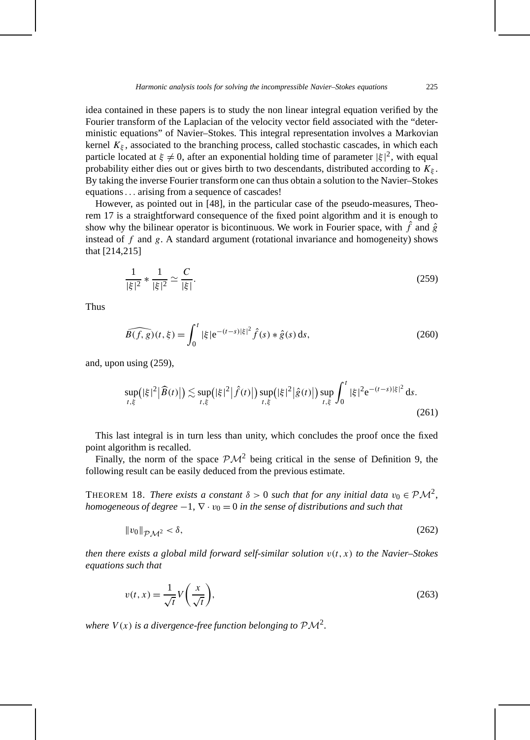idea contained in these papers is to study the non linear integral equation verified by the Fourier transform of the Laplacian of the velocity vector field associated with the "deterministic equations" of Navier–Stokes. This integral representation involves a Markovian kernel $K_\xi$, associated to the branching process, called stochastic cascades, in which each particle located at $\xi \neq 0$, after an exponential holding time of parameter $|\xi|^2$, with equal probability either dies out or gives birth to two descendants, distributed according to $K_\xi$. By taking the inverse Fourier transform one can thus obtain a solution to the Navier–Stokes equations... arising from a sequence of cascades!

However, as pointed out in [48], in the particular case of the pseudo-measures, Theorem 17 is a straightforward consequence of the fixed point algorithm and it is enough to show why the bilinear operator is bicontinuous. We work in Fourier space, with $\hat{f}$ and $\hat{g}$ instead of $f$ and $g$. A standard argument (rotational invariance and homogeneity) shows that [214,215]

$$\frac{1}{|\xi|^2} * \frac{1}{|\xi|^2} \simeq \frac{C}{|\xi|}. \tag{259}$$

Thus

$$\widehat{B(f,g)}(t,\xi) = \int_0^t |\xi| \mathrm{e}^{-(t-s)|\xi|^2} \hat{f}(s) * \hat{g}(s)\,\mathrm{d}s, \tag{260}$$

and, upon using (259),

$$\sup_{t,\xi}\bigl(|\xi|^2 \bigl|\widehat{B}(t)\bigr|\bigr) \lesssim \sup_{t,\xi}\bigl(|\xi|^2 \bigl|\hat{f}(t)\bigr|\bigr) \sup_{t,\xi}\bigl(|\xi|^2 \bigl|\hat{g}(t)\bigr|\bigr) \sup_{t,\xi} \int_0^t |\xi|^2 \mathrm{e}^{-(t-s)|\xi|^2}\,\mathrm{d}s. \tag{261}$$

This last integral is in turn less than unity, which concludes the proof once the fixed point algorithm is recalled.

Finally, the norm of the space $\mathcal{PM}^2$ being critical in the sense of Definition 9, the following result can be easily deduced from the previous estimate.

THEOREM 18. *There exists a constant $\delta > 0$ such that for any initial data $v_0 \in \mathcal{PM}^2$, homogeneous of degree $-1$, $\nabla \cdot v_0 = 0$ in the sense of distributions and such that*

$$\|v_0\|_{\mathcal{PM}^2} < \delta, \tag{262}$$

*then there exists a global mild forward self-similar solution $v(t,x)$ to the Navier–Stokes equations such that*

$$v(t,x) = \frac{1}{\sqrt{t}} V\left(\frac{x}{\sqrt{t}}\right), \tag{263}$$

*where $V(x)$ is a divergence-free function belonging to $\mathcal{PM}^2$.*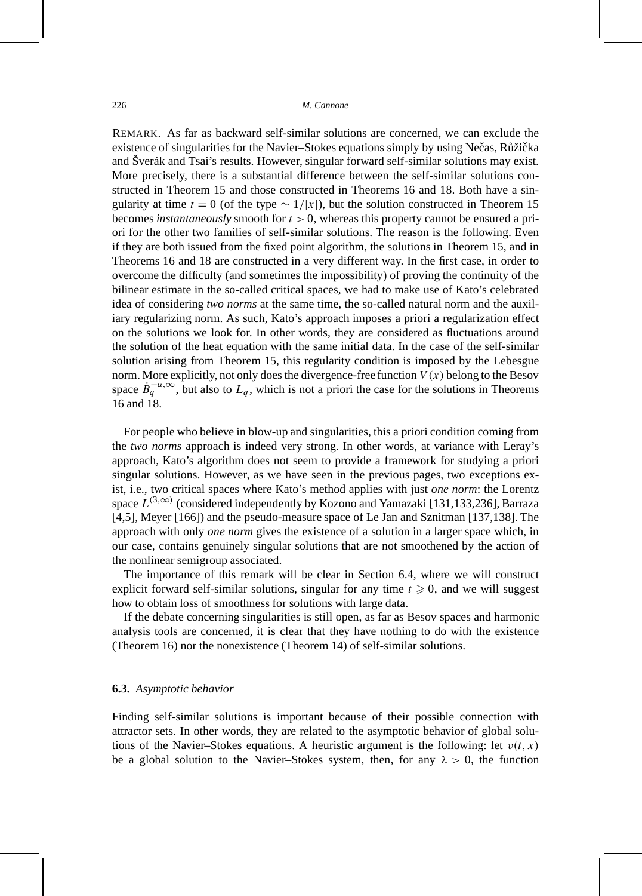REMARK. As far as backward self-similar solutions are concerned, we can exclude the existence of singularities for the Navier–Stokes equations simply by using Nečas, Růžička and Šverák and Tsai's results. However, singular forward self-similar solutions may exist. More precisely, there is a substantial difference between the self-similar solutions constructed in Theorem 15 and those constructed in Theorems 16 and 18. Both have a singularity at time $t = 0$ (of the type $\sim 1/|x|$), but the solution constructed in Theorem 15 becomes *instantaneously* smooth for $t > 0$, whereas this property cannot be ensured a priori for the other two families of self-similar solutions. The reason is the following. Even if they are both issued from the fixed point algorithm, the solutions in Theorem 15, and in Theorems 16 and 18 are constructed in a very different way. In the first case, in order to overcome the difficulty (and sometimes the impossibility) of proving the continuity of the bilinear estimate in the so-called critical spaces, we had to make use of Kato's celebrated idea of considering *two norms* at the same time, the so-called natural norm and the auxiliary regularizing norm. As such, Kato's approach imposes a priori a regularization effect on the solutions we look for. In other words, they are considered as fluctuations around the solution of the heat equation with the same initial data. In the case of the self-similar solution arising from Theorem 15, this regularity condition is imposed by the Lebesgue norm. More explicitly, not only does the divergence-free function $V(x)$ belong to the Besov space $\dot{B}_q^{-\alpha,\infty}$, but also to $L_q$, which is not a priori the case for the solutions in Theorems 16 and 18.

For people who believe in blow-up and singularities, this a priori condition coming from the *two norms* approach is indeed very strong. In other words, at variance with Leray's approach, Kato's algorithm does not seem to provide a framework for studying a priori singular solutions. However, as we have seen in the previous pages, two exceptions exist, i.e., two critical spaces where Kato's method applies with just *one norm*: the Lorentz space $L^{(3,\infty)}$ (considered independently by Kozono and Yamazaki [131,133,236], Barraza [4,5], Meyer [166]) and the pseudo-measure space of Le Jan and Sznitman [137,138]. The approach with only *one norm* gives the existence of a solution in a larger space which, in our case, contains genuinely singular solutions that are not smoothened by the action of the nonlinear semigroup associated.

The importance of this remark will be clear in Section 6.4, where we will construct explicit forward self-similar solutions, singular for any time $t \geqslant 0$, and we will suggest how to obtain loss of smoothness for solutions with large data.

If the debate concerning singularities is still open, as far as Besov spaces and harmonic analysis tools are concerned, it is clear that they have nothing to do with the existence (Theorem 16) nor the nonexistence (Theorem 14) of self-similar solutions.

### 6.3. *Asymptotic behavior*

Finding self-similar solutions is important because of their possible connection with attractor sets. In other words, they are related to the asymptotic behavior of global solutions of the Navier–Stokes equations. A heuristic argument is the following: let $v(t,x)$ be a global solution to the Navier–Stokes system, then, for any $\lambda > 0$, the function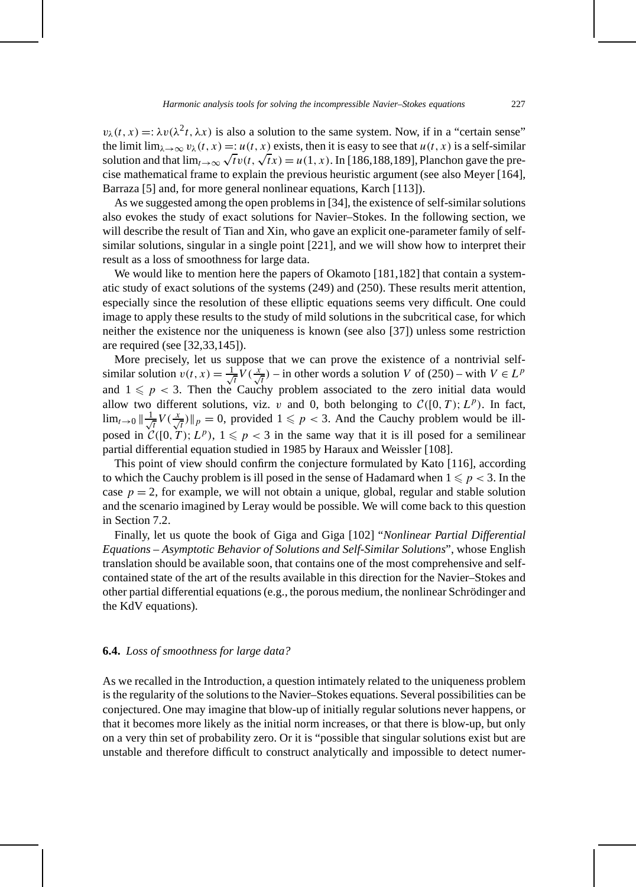$v_\lambda(t,x) =: \lambda v(\lambda^2 t, \lambda x)$ is also a solution to the same system. Now, if in a "certain sense" the limit $\lim_{\lambda\to\infty} v_\lambda(t,x) =: u(t,x)$ exists, then it is easy to see that $u(t,x)$ is a self-similar solution and that $\lim_{t\to\infty} \sqrt{t}\, v(t, \sqrt{t}x) = u(1,x)$. In [186,188,189], Planchon gave the precise mathematical frame to explain the previous heuristic argument (see also Meyer [164], Barraza [5] and, for more general nonlinear equations, Karch [113]).

As we suggested among the open problems in [34], the existence of self-similar solutions also evokes the study of exact solutions for Navier–Stokes. In the following section, we will describe the result of Tian and Xin, who gave an explicit one-parameter family of self-similar solutions, singular in a single point [221], and we will show how to interpret their result as a loss of smoothness for large data.

We would like to mention here the papers of Okamoto [181,182] that contain a systematic study of exact solutions of the systems (249) and (250). These results merit attention, especially since the resolution of these elliptic equations seems very difficult. One could image to apply these results to the study of mild solutions in the subcritical case, for which neither the existence nor the uniqueness is known (see also [37]) unless some restriction are required (see [32,33,145]).

More precisely, let us suppose that we can prove the existence of a nontrivial self-similar solution $v(t,x) = \frac{1}{\sqrt{t}} V(\frac{x}{\sqrt{t}})$ – in other words a solution $V$ of (250) – with $V \in L^p$ and $1 \leqslant p < 3$. Then the Cauchy problem associated to the zero initial data would allow two different solutions, viz. $v$ and 0, both belonging to $\mathcal{C}([0,T); L^p)$. In fact, $\lim_{t\to 0} \|\frac{1}{\sqrt{t}} V(\frac{x}{\sqrt{t}})\|_p = 0$, provided $1 \leqslant p < 3$. And the Cauchy problem would be ill-posed in $\mathcal{C}([0,T); L^p)$, $1 \leqslant p < 3$ in the same way that it is ill posed for a semilinear partial differential equation studied in 1985 by Haraux and Weissler [108].

This point of view should confirm the conjecture formulated by Kato [116], according to which the Cauchy problem is ill posed in the sense of Hadamard when $1 \leqslant p < 3$. In the case $p = 2$, for example, we will not obtain a unique, global, regular and stable solution and the scenario imagined by Leray would be possible. We will come back to this question in Section 7.2.

Finally, let us quote the book of Giga and Giga [102] "*Nonlinear Partial Differential Equations – Asymptotic Behavior of Solutions and Self-Similar Solutions*", whose English translation should be available soon, that contains one of the most comprehensive and self-contained state of the art of the results available in this direction for the Navier–Stokes and other partial differential equations (e.g., the porous medium, the nonlinear Schrödinger and the KdV equations).

### **6.4.** *Loss of smoothness for large data?*

As we recalled in the Introduction, a question intimately related to the uniqueness problem is the regularity of the solutions to the Navier–Stokes equations. Several possibilities can be conjectured. One may imagine that blow-up of initially regular solutions never happens, or that it becomes more likely as the initial norm increases, or that there is blow-up, but only on a very thin set of probability zero. Or it is "possible that singular solutions exist but are unstable and therefore difficult to construct analytically and impossible to detect numer-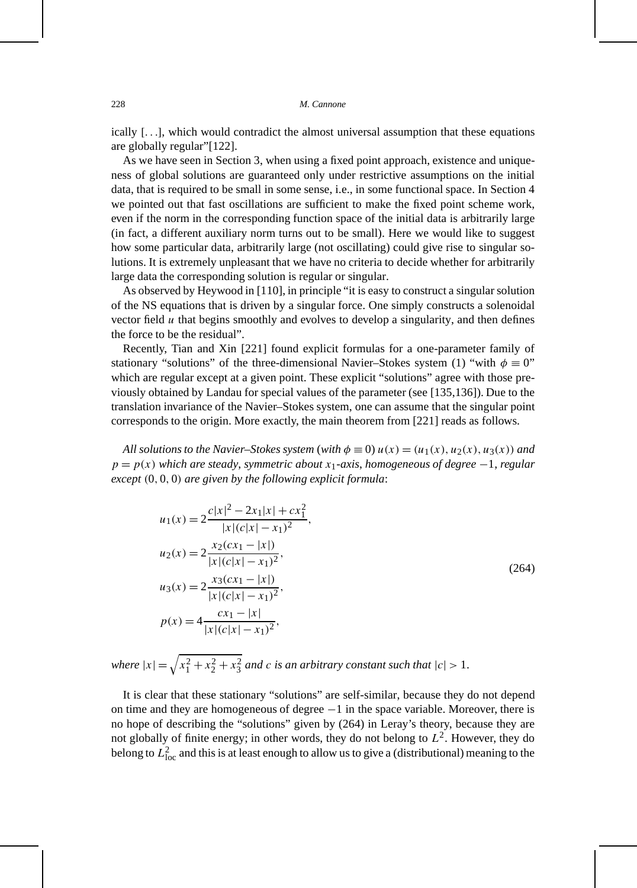ically [...], which would contradict the almost universal assumption that these equations are globally regular"[122].

As we have seen in Section 3, when using a fixed point approach, existence and uniqueness of global solutions are guaranteed only under restrictive assumptions on the initial data, that is required to be small in some sense, i.e., in some functional space. In Section 4 we pointed out that fast oscillations are sufficient to make the fixed point scheme work, even if the norm in the corresponding function space of the initial data is arbitrarily large (in fact, a different auxiliary norm turns out to be small). Here we would like to suggest how some particular data, arbitrarily large (not oscillating) could give rise to singular solutions. It is extremely unpleasant that we have no criteria to decide whether for arbitrarily large data the corresponding solution is regular or singular.

As observed by Heywood in [110], in principle "it is easy to construct a singular solution of the NS equations that is driven by a singular force. One simply constructs a solenoidal vector field $u$ that begins smoothly and evolves to develop a singularity, and then defines the force to be the residual".

Recently, Tian and Xin [221] found explicit formulas for a one-parameter family of stationary "solutions" of the three-dimensional Navier–Stokes system (1) "with $\phi \equiv 0$" which are regular except at a given point. These explicit "solutions" agree with those previously obtained by Landau for special values of the parameter (see [135,136]). Due to the translation invariance of the Navier–Stokes system, one can assume that the singular point corresponds to the origin. More exactly, the main theorem from [221] reads as follows.

*All solutions to the Navier–Stokes system (with $\phi \equiv 0$) $u(x) = (u_1(x), u_2(x), u_3(x))$ and $p = p(x)$ which are steady, symmetric about $x_1$-axis, homogeneous of degree $-1$, regular except $(0,0,0)$ are given by the following explicit formula*:

$$
\begin{aligned}
u_1(x) &= 2\frac{c|x|^2 - 2x_1|x| + cx_1^2}{|x|(c|x| - x_1)^2}, \\
u_2(x) &= 2\frac{x_2(cx_1 - |x|)}{|x|(c|x| - x_1)^2}, \\
u_3(x) &= 2\frac{x_3(cx_1 - |x|)}{|x|(c|x| - x_1)^2}, \\
p(x) &= 4\frac{cx_1 - |x|}{|x|(c|x| - x_1)^2},
\end{aligned}
\tag{264}
$$

*where* $|x| = \sqrt{x_1^2 + x_2^2 + x_3^2}$ *and* $c$ *is an arbitrary constant such that* $|c| > 1$.

It is clear that these stationary "solutions" are self-similar, because they do not depend on time and they are homogeneous of degree $-1$ in the space variable. Moreover, there is no hope of describing the "solutions" given by (264) in Leray's theory, because they are not globally of finite energy; in other words, they do not belong to $L^2$. However, they do belong to $L^2_{\text{loc}}$ and this is at least enough to allow us to give a (distributional) meaning to the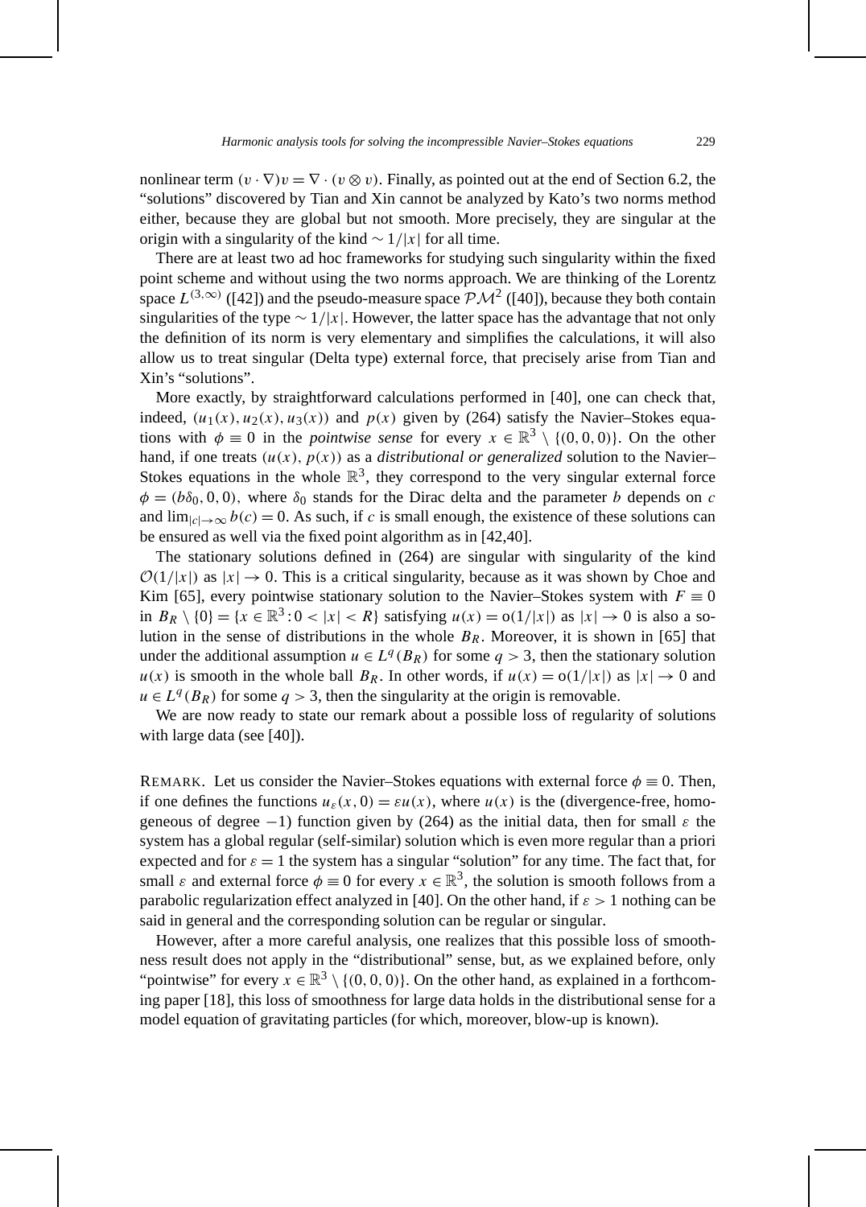nonlinear term $(v \cdot \nabla)v = \nabla \cdot (v \otimes v)$. Finally, as pointed out at the end of Section 6.2, the "solutions" discovered by Tian and Xin cannot be analyzed by Kato's two norms method either, because they are global but not smooth. More precisely, they are singular at the origin with a singularity of the kind $\sim 1/|x|$ for all time.

There are at least two ad hoc frameworks for studying such singularity within the fixed point scheme and without using the two norms approach. We are thinking of the Lorentz space $L^{(3,\infty)}$ ([42]) and the pseudo-measure space $\mathcal{PM}^2$ ([40]), because they both contain singularities of the type $\sim 1/|x|$. However, the latter space has the advantage that not only the definition of its norm is very elementary and simplifies the calculations, it will also allow us to treat singular (Delta type) external force, that precisely arise from Tian and Xin's "solutions".

More exactly, by straightforward calculations performed in [40], one can check that, indeed, $(u_1(x), u_2(x), u_3(x))$ and $p(x)$ given by (264) satisfy the Navier–Stokes equations with $\phi \equiv 0$ in the *pointwise sense* for every $x \in \mathbb{R}^3 \setminus \{(0,0,0)\}$. On the other hand, if one treats $(u(x), p(x))$ as a *distributional or generalized* solution to the Navier–Stokes equations in the whole $\mathbb{R}^3$, they correspond to the very singular external force $\phi = (b\delta_0, 0, 0)$, where $\delta_0$ stands for the Dirac delta and the parameter $b$ depends on $c$ and $\lim_{|c| \to \infty} b(c) = 0$. As such, if $c$ is small enough, the existence of these solutions can be ensured as well via the fixed point algorithm as in [42,40].

The stationary solutions defined in (264) are singular with singularity of the kind $\mathcal{O}(1/|x|)$ as $|x| \to 0$. This is a critical singularity, because as it was shown by Choe and Kim [65], every pointwise stationary solution to the Navier–Stokes system with $F \equiv 0$ in $B_R \setminus \{0\} = \{x \in \mathbb{R}^3 : 0 < |x| < R\}$ satisfying $u(x) = o(1/|x|)$ as $|x| \to 0$ is also a solution in the sense of distributions in the whole $B_R$. Moreover, it is shown in [65] that under the additional assumption $u \in L^q(B_R)$ for some $q > 3$, then the stationary solution $u(x)$ is smooth in the whole ball $B_R$. In other words, if $u(x) = o(1/|x|)$ as $|x| \to 0$ and $u \in L^q(B_R)$ for some $q > 3$, then the singularity at the origin is removable.

We are now ready to state our remark about a possible loss of regularity of solutions with large data (see [40]).

REMARK. Let us consider the Navier–Stokes equations with external force $\phi \equiv 0$. Then, if one defines the functions $u_\varepsilon(x, 0) = \varepsilon u(x)$, where $u(x)$ is the (divergence-free, homogeneous of degree $-1$) function given by (264) as the initial data, then for small $\varepsilon$ the system has a global regular (self-similar) solution which is even more regular than a priori expected and for $\varepsilon = 1$ the system has a singular "solution" for any time. The fact that, for small $\varepsilon$ and external force $\phi \equiv 0$ for every $x \in \mathbb{R}^3$, the solution is smooth follows from a parabolic regularization effect analyzed in [40]. On the other hand, if $\varepsilon > 1$ nothing can be said in general and the corresponding solution can be regular or singular.

However, after a more careful analysis, one realizes that this possible loss of smoothness result does not apply in the "distributional" sense, but, as we explained before, only "pointwise" for every $x \in \mathbb{R}^3 \setminus \{(0,0,0)\}$. On the other hand, as explained in a forthcoming paper [18], this loss of smoothness for large data holds in the distributional sense for a model equation of gravitating particles (for which, moreover, blow-up is known).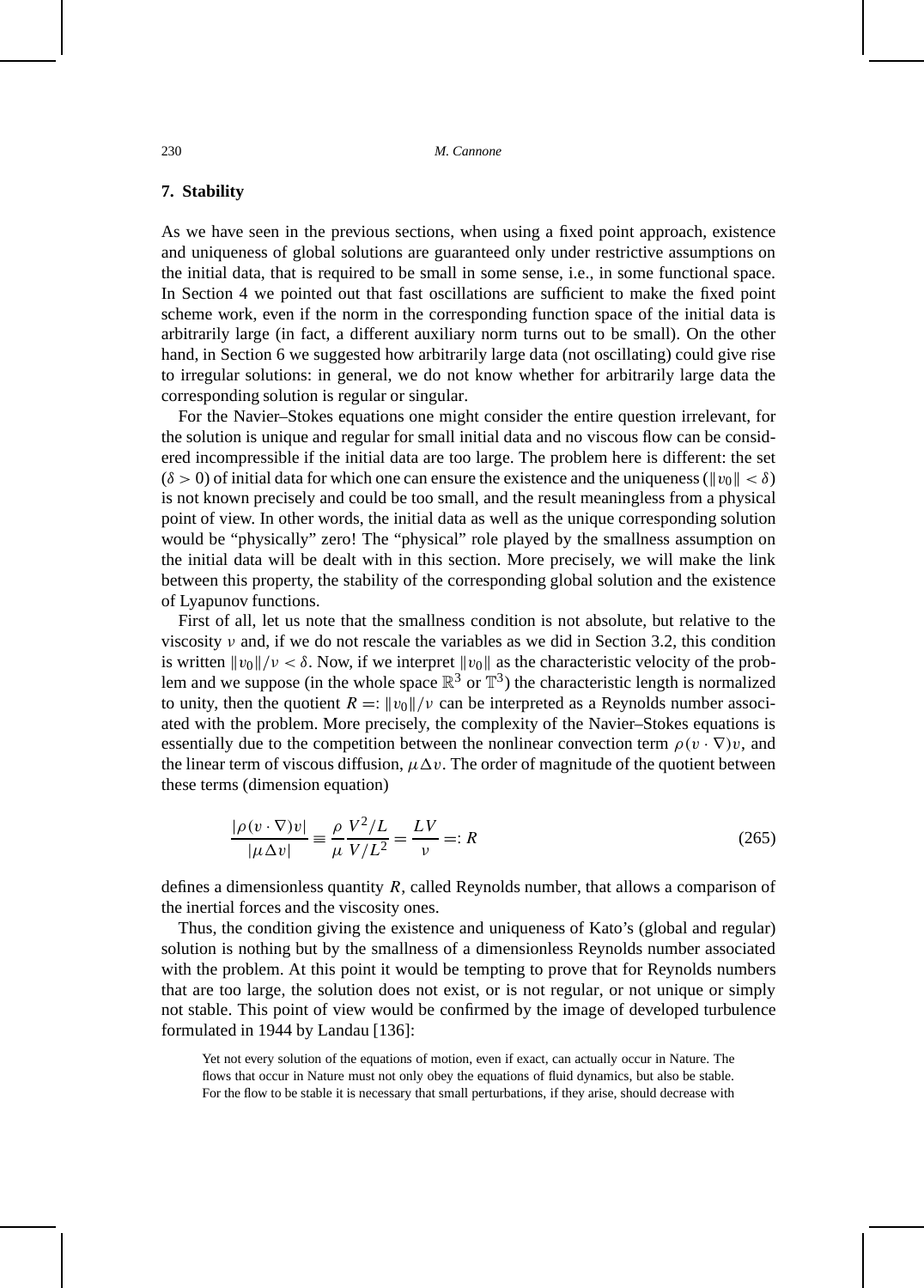## 7. Stability

As we have seen in the previous sections, when using a fixed point approach, existence and uniqueness of global solutions are guaranteed only under restrictive assumptions on the initial data, that is required to be small in some sense, i.e., in some functional space. In Section 4 we pointed out that fast oscillations are sufficient to make the fixed point scheme work, even if the norm in the corresponding function space of the initial data is arbitrarily large (in fact, a different auxiliary norm turns out to be small). On the other hand, in Section 6 we suggested how arbitrarily large data (not oscillating) could give rise to irregular solutions: in general, we do not know whether for arbitrarily large data the corresponding solution is regular or singular.

For the Navier–Stokes equations one might consider the entire question irrelevant, for the solution is unique and regular for small initial data and no viscous flow can be considered incompressible if the initial data are too large. The problem here is different: the set ($\delta > 0$) of initial data for which one can ensure the existence and the uniqueness ($\|v_0\| < \delta$) is not known precisely and could be too small, and the result meaningless from a physical point of view. In other words, the initial data as well as the unique corresponding solution would be "physically" zero! The "physical" role played by the smallness assumption on the initial data will be dealt with in this section. More precisely, we will make the link between this property, the stability of the corresponding global solution and the existence of Lyapunov functions.

First of all, let us note that the smallness condition is not absolute, but relative to the viscosity $\nu$ and, if we do not rescale the variables as we did in Section 3.2, this condition is written $\|v_0\|/\nu < \delta$. Now, if we interpret $\|v_0\|$ as the characteristic velocity of the problem and we suppose (in the whole space $\mathbb{R}^3$ or $\mathbb{T}^3$) the characteristic length is normalized to unity, then the quotient $R =: \|v_0\|/\nu$ can be interpreted as a Reynolds number associated with the problem. More precisely, the complexity of the Navier–Stokes equations is essentially due to the competition between the nonlinear convection term $\rho(v \cdot \nabla)v$, and the linear term of viscous diffusion, $\mu\Delta v$. The order of magnitude of the quotient between these terms (dimension equation)

$$\frac{|\rho(v \cdot \nabla)v|}{|\mu\Delta v|} \equiv \frac{\rho}{\mu}\frac{V^2/L}{V/L^2} = \frac{LV}{\nu} =: R \tag{265}$$

defines a dimensionless quantity $R$, called Reynolds number, that allows a comparison of the inertial forces and the viscosity ones.

Thus, the condition giving the existence and uniqueness of Kato's (global and regular) solution is nothing but by the smallness of a dimensionless Reynolds number associated with the problem. At this point it would be tempting to prove that for Reynolds numbers that are too large, the solution does not exist, or is not regular, or not unique or simply not stable. This point of view would be confirmed by the image of developed turbulence formulated in 1944 by Landau [136]:

> Yet not every solution of the equations of motion, even if exact, can actually occur in Nature. The flows that occur in Nature must not only obey the equations of fluid dynamics, but also be stable. For the flow to be stable it is necessary that small perturbations, if they arise, should decrease with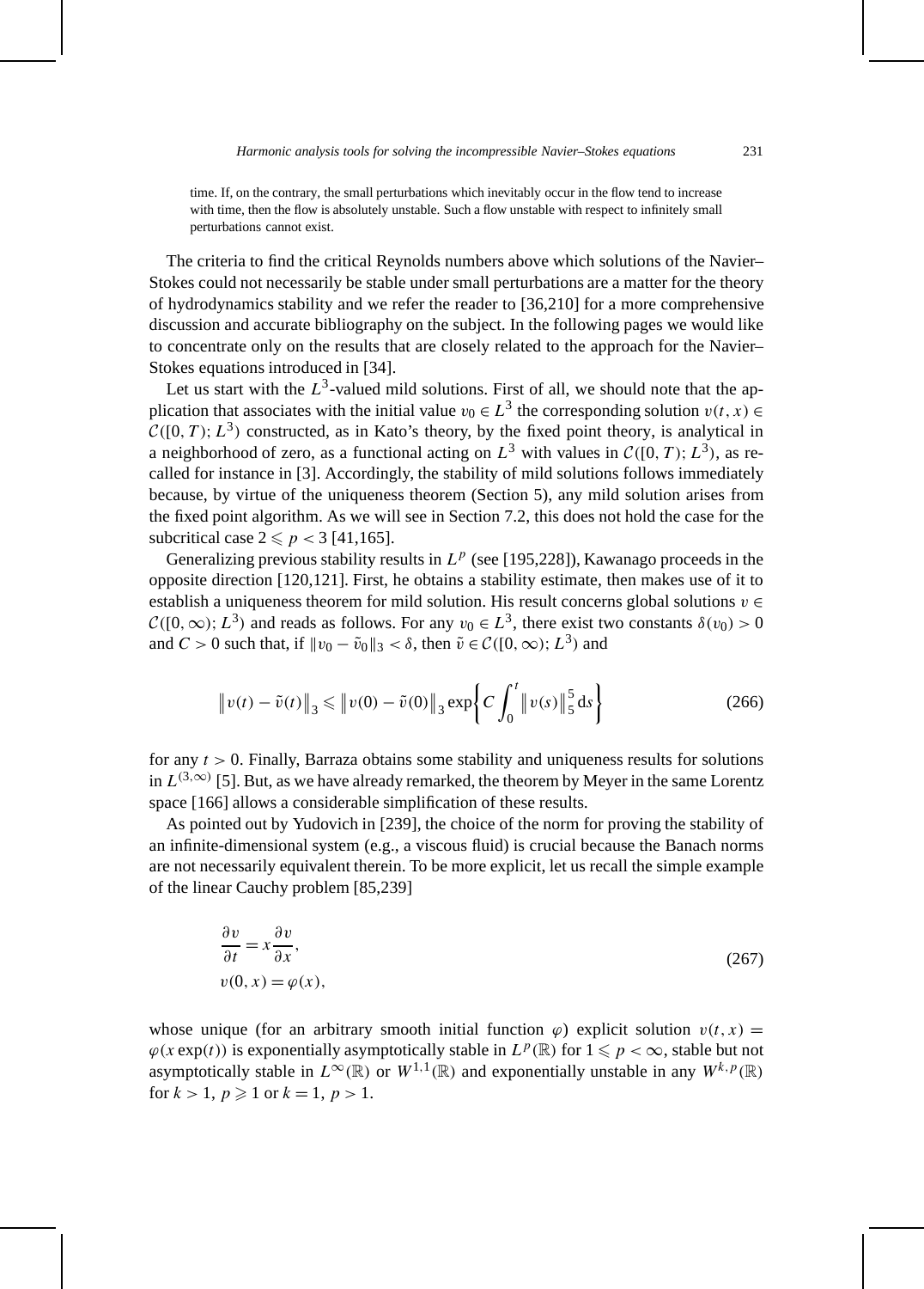time. If, on the contrary, the small perturbations which inevitably occur in the flow tend to increase with time, then the flow is absolutely unstable. Such a flow unstable with respect to infinitely small perturbations cannot exist.

The criteria to find the critical Reynolds numbers above which solutions of the Navier–Stokes could not necessarily be stable under small perturbations are a matter for the theory of hydrodynamics stability and we refer the reader to [36,210] for a more comprehensive discussion and accurate bibliography on the subject. In the following pages we would like to concentrate only on the results that are closely related to the approach for the Navier–Stokes equations introduced in [34].

Let us start with the $L^3$-valued mild solutions. First of all, we should note that the application that associates with the initial value $v_0 \in L^3$ the corresponding solution $v(t,x) \in \mathcal{C}([0,T);L^3)$ constructed, as in Kato's theory, by the fixed point theory, is analytical in a neighborhood of zero, as a functional acting on $L^3$ with values in $\mathcal{C}([0,T);L^3)$, as recalled for instance in [3]. Accordingly, the stability of mild solutions follows immediately because, by virtue of the uniqueness theorem (Section 5), any mild solution arises from the fixed point algorithm. As we will see in Section 7.2, this does not hold the case for the subcritical case $2 \leqslant p < 3$ [41,165].

Generalizing previous stability results in $L^p$ (see [195,228]), Kawanago proceeds in the opposite direction [120,121]. First, he obtains a stability estimate, then makes use of it to establish a uniqueness theorem for mild solution. His result concerns global solutions $v \in \mathcal{C}([0,\infty);L^3)$ and reads as follows. For any $v_0 \in L^3$, there exist two constants $\delta(v_0) > 0$ and $C > 0$ such that, if $\|v_0 - \tilde{v}_0\|_3 < \delta$, then $\tilde{v} \in \mathcal{C}([0,\infty);L^3)$ and

$$\left\| v(t) - \tilde{v}(t) \right\|_3 \leqslant \left\| v(0) - \tilde{v}(0) \right\|_3 \exp\left\{ C \int_0^t \left\| v(s) \right\|_5^5 \, \mathrm{d}s \right\} \tag{266}$$

for any $t > 0$. Finally, Barraza obtains some stability and uniqueness results for solutions in $L^{(3,\infty)}$ [5]. But, as we have already remarked, the theorem by Meyer in the same Lorentz space [166] allows a considerable simplification of these results.

As pointed out by Yudovich in [239], the choice of the norm for proving the stability of an infinite-dimensional system (e.g., a viscous fluid) is crucial because the Banach norms are not necessarily equivalent therein. To be more explicit, let us recall the simple example of the linear Cauchy problem [85,239]

$$\begin{aligned} &\frac{\partial v}{\partial t} = x \frac{\partial v}{\partial x}, \\ &v(0,x) = \varphi(x), \end{aligned} \tag{267}$$

whose unique (for an arbitrary smooth initial function $\varphi$) explicit solution $v(t,x) = \varphi(x\exp(t))$ is exponentially asymptotically stable in $L^p(\mathbb{R})$ for $1 \leqslant p < \infty$, stable but not asymptotically stable in $L^\infty(\mathbb{R})$ or $W^{1,1}(\mathbb{R})$ and exponentially unstable in any $W^{k,p}(\mathbb{R})$ for $k > 1$, $p \geqslant 1$ or $k = 1$, $p > 1$.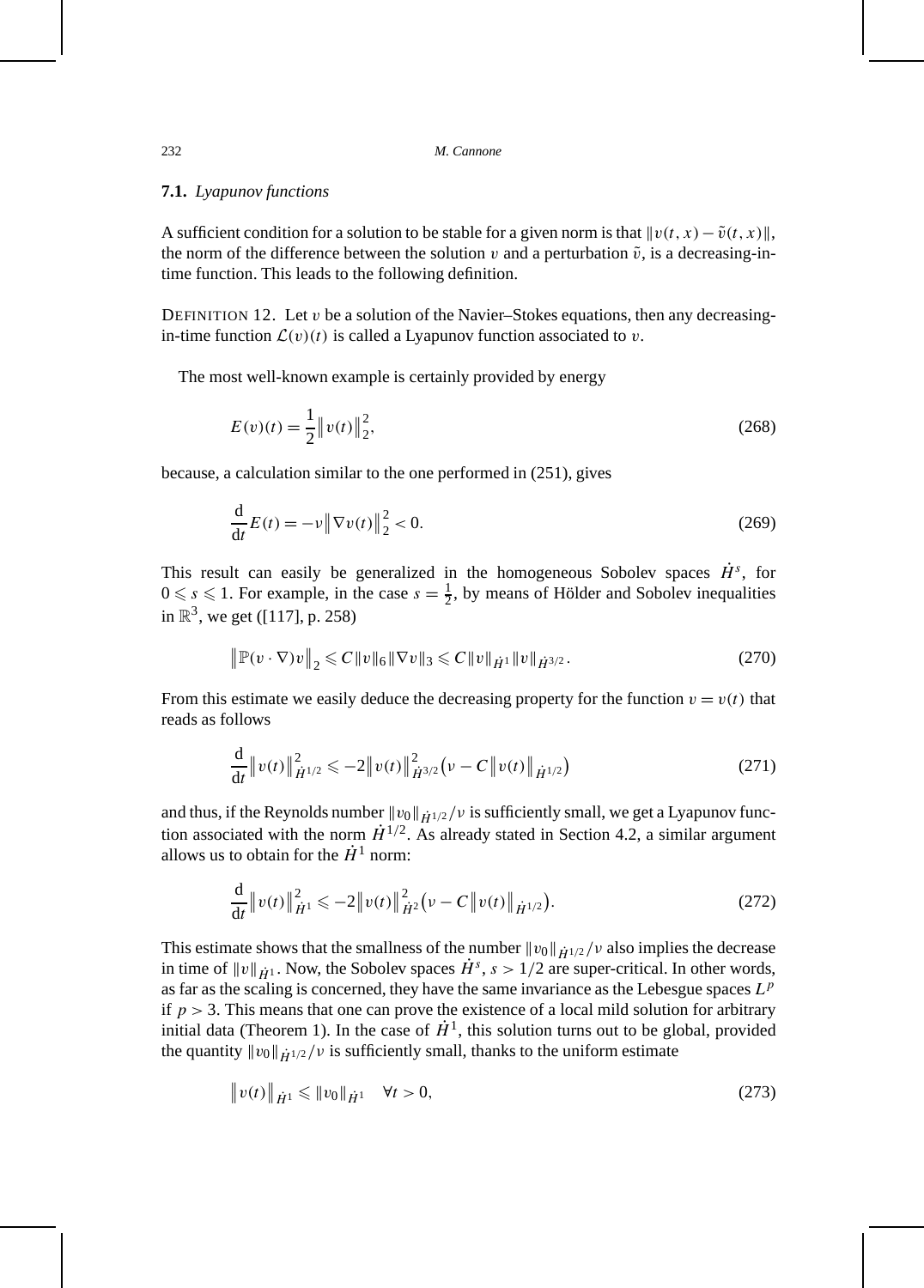### 7.1. *Lyapunov functions*

A sufficient condition for a solution to be stable for a given norm is that $\|v(t,x) - \tilde{v}(t,x)\|$, the norm of the difference between the solution $v$ and a perturbation $\tilde{v}$, is a decreasing-in-time function. This leads to the following definition.

DEFINITION 12. Let $v$ be a solution of the Navier–Stokes equations, then any decreasing-in-time function $\mathcal{L}(v)(t)$ is called a Lyapunov function associated to $v$.

The most well-known example is certainly provided by energy

$$E(v)(t) = \frac{1}{2}\|v(t)\|_2^2, \tag{268}$$

because, a calculation similar to the one performed in (251), gives

$$\frac{\mathrm{d}}{\mathrm{d}t}E(t) = -\nu\|\nabla v(t)\|_2^2 < 0. \tag{269}$$

This result can easily be generalized in the homogeneous Sobolev spaces $\dot{H}^s$, for $0 \leqslant s \leqslant 1$. For example, in the case $s = \frac{1}{2}$, by means of Hölder and Sobolev inequalities in $\mathbb{R}^3$, we get ([117], p. 258)

$$\|\mathbb{P}(v \cdot \nabla)v\|_2 \leqslant C\|v\|_6\|\nabla v\|_3 \leqslant C\|v\|_{\dot{H}^1}\|v\|_{\dot{H}^{3/2}}. \tag{270}$$

From this estimate we easily deduce the decreasing property for the function $v = v(t)$ that reads as follows

$$\frac{\mathrm{d}}{\mathrm{d}t}\|v(t)\|_{\dot{H}^{1/2}}^2 \leqslant -2\|v(t)\|_{\dot{H}^{3/2}}^2\left(\nu - C\|v(t)\|_{\dot{H}^{1/2}}\right) \tag{271}$$

and thus, if the Reynolds number $\|v_0\|_{\dot{H}^{1/2}}/\nu$ is sufficiently small, we get a Lyapunov function associated with the norm $\dot{H}^{1/2}$. As already stated in Section 4.2, a similar argument allows us to obtain for the $\dot{H}^1$ norm:

$$\frac{\mathrm{d}}{\mathrm{d}t}\|v(t)\|_{\dot{H}^1}^2 \leqslant -2\|v(t)\|_{\dot{H}^2}^2\left(\nu - C\|v(t)\|_{\dot{H}^{1/2}}\right). \tag{272}$$

This estimate shows that the smallness of the number $\|v_0\|_{\dot{H}^{1/2}}/\nu$ also implies the decrease in time of $\|v\|_{\dot{H}^1}$. Now, the Sobolev spaces $\dot{H}^s$, $s > 1/2$ are super-critical. In other words, as far as the scaling is concerned, they have the same invariance as the Lebesgue spaces $L^p$ if $p > 3$. This means that one can prove the existence of a local mild solution for arbitrary initial data (Theorem 1). In the case of $\dot{H}^1$, this solution turns out to be global, provided the quantity $\|v_0\|_{\dot{H}^{1/2}}/\nu$ is sufficiently small, thanks to the uniform estimate

$$\|v(t)\|_{\dot{H}^1} \leqslant \|v_0\|_{\dot{H}^1} \quad \forall t > 0, \tag{273}$$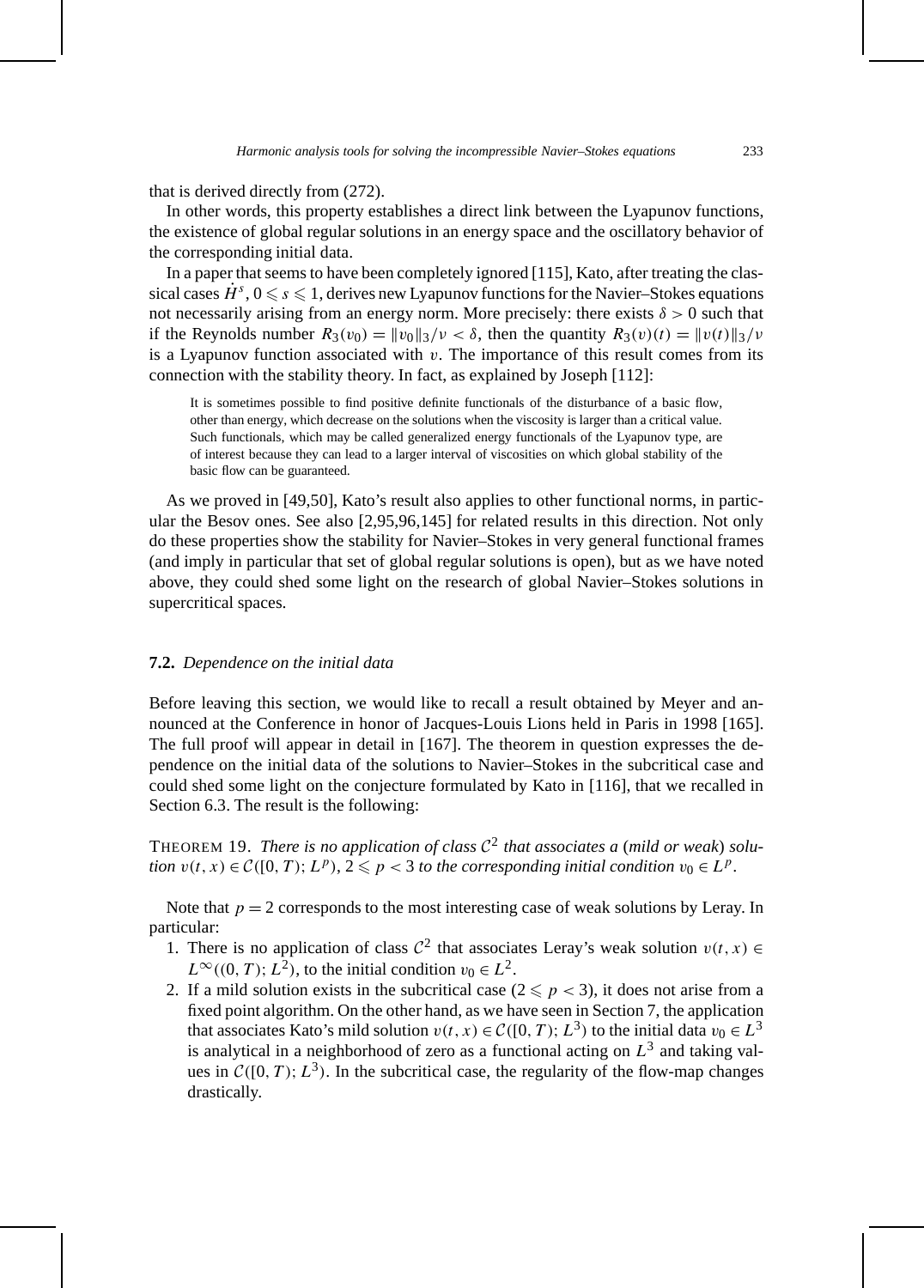that is derived directly from (272).

In other words, this property establishes a direct link between the Lyapunov functions, the existence of global regular solutions in an energy space and the oscillatory behavior of the corresponding initial data.

In a paper that seems to have been completely ignored [115], Kato, after treating the classical cases $\dot{H}^s$, $0 \leqslant s \leqslant 1$, derives new Lyapunov functions for the Navier–Stokes equations not necessarily arising from an energy norm. More precisely: there exists $\delta > 0$ such that if the Reynolds number $R_3(v_0) = \|v_0\|_3/\nu < \delta$, then the quantity $R_3(v)(t) = \|v(t)\|_3/\nu$ is a Lyapunov function associated with $v$. The importance of this result comes from its connection with the stability theory. In fact, as explained by Joseph [112]:

> It is sometimes possible to find positive definite functionals of the disturbance of a basic flow, other than energy, which decrease on the solutions when the viscosity is larger than a critical value. Such functionals, which may be called generalized energy functionals of the Lyapunov type, are of interest because they can lead to a larger interval of viscosities on which global stability of the basic flow can be guaranteed.

As we proved in [49,50], Kato's result also applies to other functional norms, in particular the Besov ones. See also [2,95,96,145] for related results in this direction. Not only do these properties show the stability for Navier–Stokes in very general functional frames (and imply in particular that set of global regular solutions is open), but as we have noted above, they could shed some light on the research of global Navier–Stokes solutions in supercritical spaces.

## 7.2. *Dependence on the initial data*

Before leaving this section, we would like to recall a result obtained by Meyer and announced at the Conference in honor of Jacques-Louis Lions held in Paris in 1998 [165]. The full proof will appear in detail in [167]. The theorem in question expresses the dependence on the initial data of the solutions to Navier–Stokes in the subcritical case and could shed some light on the conjecture formulated by Kato in [116], that we recalled in Section 6.3. The result is the following:

THEOREM 19. *There is no application of class $\mathcal{C}^2$ that associates a (mild or weak) solution $v(t,x) \in \mathcal{C}([0,T); L^p)$, $2 \leqslant p < 3$ to the corresponding initial condition $v_0 \in L^p$.*

Note that $p = 2$ corresponds to the most interesting case of weak solutions by Leray. In particular:

1. There is no application of class $\mathcal{C}^2$ that associates Leray's weak solution $v(t,x) \in L^\infty((0,T); L^2)$, to the initial condition $v_0 \in L^2$.
2. If a mild solution exists in the subcritical case ($2 \leqslant p < 3$), it does not arise from a fixed point algorithm. On the other hand, as we have seen in Section 7, the application that associates Kato's mild solution $v(t,x) \in \mathcal{C}([0,T); L^3)$ to the initial data $v_0 \in L^3$ is analytical in a neighborhood of zero as a functional acting on $L^3$ and taking values in $\mathcal{C}([0,T); L^3)$. In the subcritical case, the regularity of the flow-map changes drastically.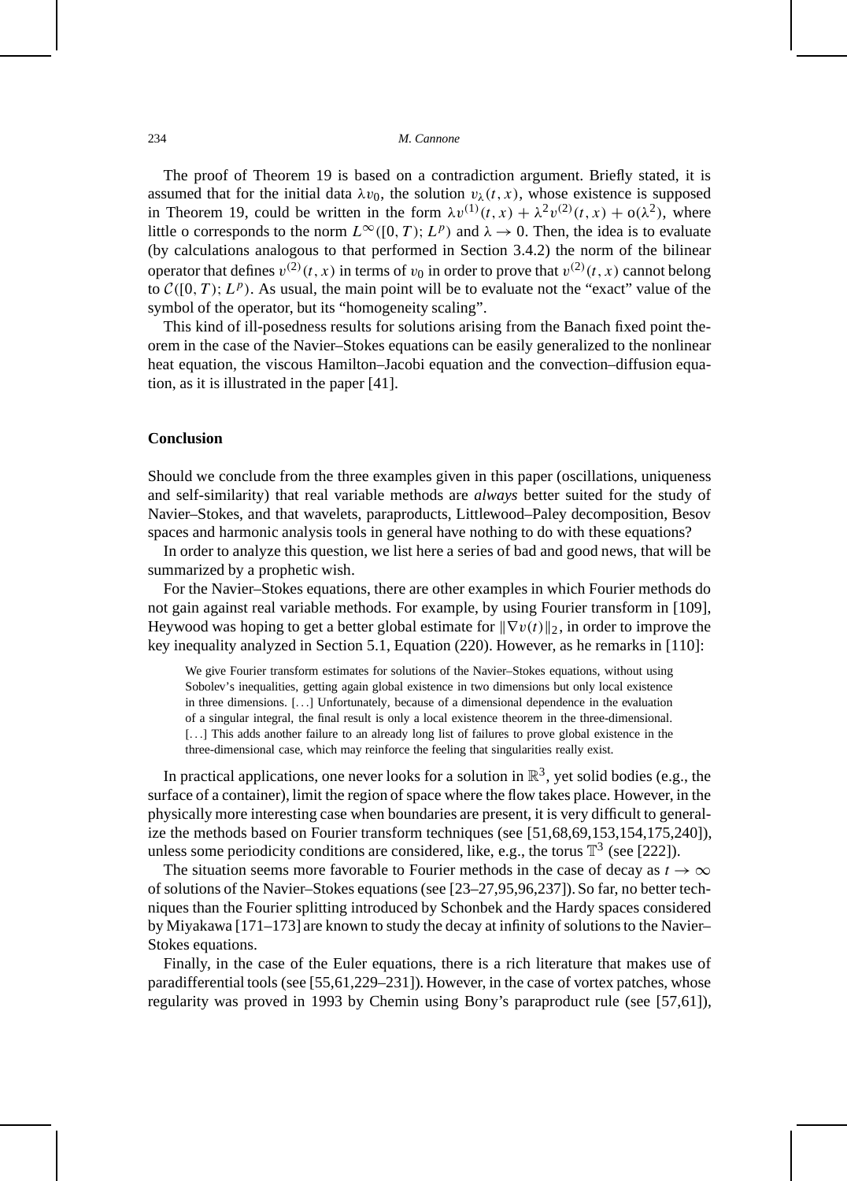The proof of Theorem 19 is based on a contradiction argument. Briefly stated, it is assumed that for the initial data $\lambda v_0$, the solution $v_\lambda(t, x)$, whose existence is supposed in Theorem 19, could be written in the form $\lambda v^{(1)}(t, x) + \lambda^2 v^{(2)}(t, x) + o(\lambda^2)$, where little o corresponds to the norm $L^\infty([0, T); L^p)$ and $\lambda \to 0$. Then, the idea is to evaluate (by calculations analogous to that performed in Section 3.4.2) the norm of the bilinear operator that defines $v^{(2)}(t, x)$ in terms of $v_0$ in order to prove that $v^{(2)}(t, x)$ cannot belong to $\mathcal{C}([0, T); L^p)$. As usual, the main point will be to evaluate not the "exact" value of the symbol of the operator, but its "homogeneity scaling".

This kind of ill-posedness results for solutions arising from the Banach fixed point theorem in the case of the Navier–Stokes equations can be easily generalized to the nonlinear heat equation, the viscous Hamilton–Jacobi equation and the convection–diffusion equation, as it is illustrated in the paper [41].

## Conclusion

Should we conclude from the three examples given in this paper (oscillations, uniqueness and self-similarity) that real variable methods are *always* better suited for the study of Navier–Stokes, and that wavelets, paraproducts, Littlewood–Paley decomposition, Besov spaces and harmonic analysis tools in general have nothing to do with these equations?

In order to analyze this question, we list here a series of bad and good news, that will be summarized by a prophetic wish.

For the Navier–Stokes equations, there are other examples in which Fourier methods do not gain against real variable methods. For example, by using Fourier transform in [109], Heywood was hoping to get a better global estimate for $\|\nabla v(t)\|_2$, in order to improve the key inequality analyzed in Section 5.1, Equation (220). However, as he remarks in [110]:

> We give Fourier transform estimates for solutions of the Navier–Stokes equations, without using Sobolev's inequalities, getting again global existence in two dimensions but only local existence in three dimensions. [...] Unfortunately, because of a dimensional dependence in the evaluation of a singular integral, the final result is only a local existence theorem in the three-dimensional. [...] This adds another failure to an already long list of failures to prove global existence in the three-dimensional case, which may reinforce the feeling that singularities really exist.

In practical applications, one never looks for a solution in $\mathbb{R}^3$, yet solid bodies (e.g., the surface of a container), limit the region of space where the flow takes place. However, in the physically more interesting case when boundaries are present, it is very difficult to generalize the methods based on Fourier transform techniques (see [51,68,69,153,154,175,240]), unless some periodicity conditions are considered, like, e.g., the torus $\mathbb{T}^3$ (see [222]).

The situation seems more favorable to Fourier methods in the case of decay as $t \to \infty$ of solutions of the Navier–Stokes equations (see [23–27,95,96,237]). So far, no better techniques than the Fourier splitting introduced by Schonbek and the Hardy spaces considered by Miyakawa [171–173] are known to study the decay at infinity of solutions to the Navier–Stokes equations.

Finally, in the case of the Euler equations, there is a rich literature that makes use of paradifferential tools (see [55,61,229–231]). However, in the case of vortex patches, whose regularity was proved in 1993 by Chemin using Bony's paraproduct rule (see [57,61]),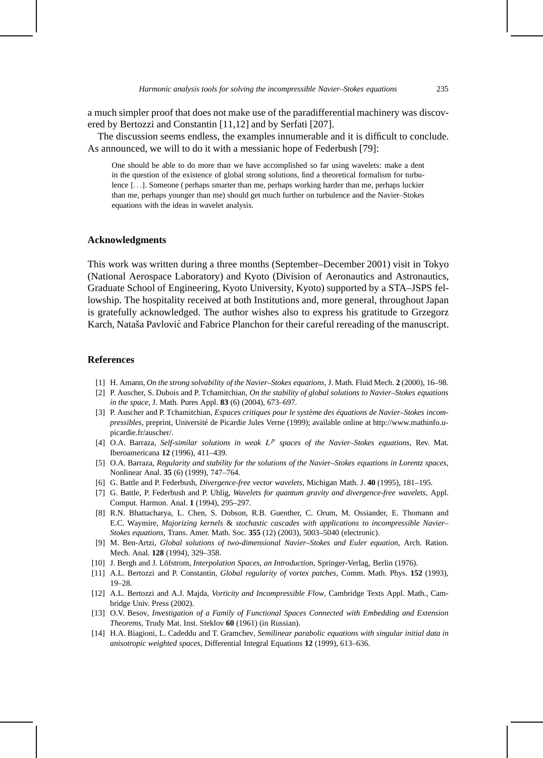a much simpler proof that does not make use of the paradifferential machinery was discovered by Bertozzi and Constantin [11,12] and by Serfati [207].

The discussion seems endless, the examples innumerable and it is difficult to conclude. As announced, we will to do it with a messianic hope of Federbush [79]:

> One should be able to do more than we have accomplished so far using wavelets: make a dent in the question of the existence of global strong solutions, find a theoretical formalism for turbulence [...]. Someone ( perhaps smarter than me, perhaps working harder than me, perhaps luckier than me, perhaps younger than me) should get much further on turbulence and the Navier–Stokes equations with the ideas in wavelet analysis.

## Acknowledgments

This work was written during a three months (September–December 2001) visit in Tokyo (National Aerospace Laboratory) and Kyoto (Division of Aeronautics and Astronautics, Graduate School of Engineering, Kyoto University, Kyoto) supported by a STA–JSPS fellowship. The hospitality received at both Institutions and, more general, throughout Japan is gratefully acknowledged. The author wishes also to express his gratitude to Grzegorz Karch, Nataša Pavlović and Fabrice Planchon for their careful rereading of the manuscript.

## References

[1] H. Amann, *On the strong solvability of the Navier–Stokes equations*, J. Math. Fluid Mech. **2** (2000), 16–98.

[2] P. Auscher, S. Dubois and P. Tchamitchian, *On the stability of global solutions to Navier–Stokes equations in the space*, J. Math. Pures Appl. **83** (6) (2004), 673–697.

[3] P. Auscher and P. Tchamitchian, *Espaces critiques pour le système des équations de Navier–Stokes incompressibles*, preprint, Université de Picardie Jules Verne (1999); available online at http://www.mathinfo.u-picardie.fr/auscher/.

[4] O.A. Barraza, *Self-similar solutions in weak $L^p$ spaces of the Navier–Stokes equations*, Rev. Mat. Iberoamericana **12** (1996), 411–439.

[5] O.A. Barraza, *Regularity and stability for the solutions of the Navier–Stokes equations in Lorentz spaces*, Nonlinear Anal. **35** (6) (1999), 747–764.

[6] G. Battle and P. Federbush, *Divergence-free vector wavelets*, Michigan Math. J. **40** (1995), 181–195.

[7] G. Battle, P. Federbush and P. Uhlig, *Wavelets for quantum gravity and divergence-free wavelets*, Appl. Comput. Harmon. Anal. **1** (1994), 295–297.

[8] R.N. Bhattacharya, L. Chen, S. Dobson, R.B. Guenther, C. Orum, M. Ossiander, E. Thomann and E.C. Waymire, *Majorizing kernels* & *stochastic cascades with applications to incompressible Navier–Stokes equations*, Trans. Amer. Math. Soc. **355** (12) (2003), 5003–5040 (electronic).

[9] M. Ben-Artzi, *Global solutions of two-dimensional Navier–Stokes and Euler equation*, Arch. Ration. Mech. Anal. **128** (1994), 329–358.

[10] J. Bergh and J. Löfstrom, *Interpolation Spaces, an Introduction*, Springer-Verlag, Berlin (1976).

[11] A.L. Bertozzi and P. Constantin, *Global regularity of vortex patches*, Comm. Math. Phys. **152** (1993), 19–28.

[12] A.L. Bertozzi and A.J. Majda, *Vorticity and Incompressible Flow*, Cambridge Texts Appl. Math., Cambridge Univ. Press (2002).

[13] O.V. Besov, *Investigation of a Family of Functional Spaces Connected with Embedding and Extension Theorems*, Trudy Mat. Inst. Steklov **60** (1961) (in Russian).

[14] H.A. Biagioni, L. Cadeddu and T. Gramchev, *Semilinear parabolic equations with singular initial data in anisotropic weighted spaces*, Differential Integral Equations **12** (1999), 613–636.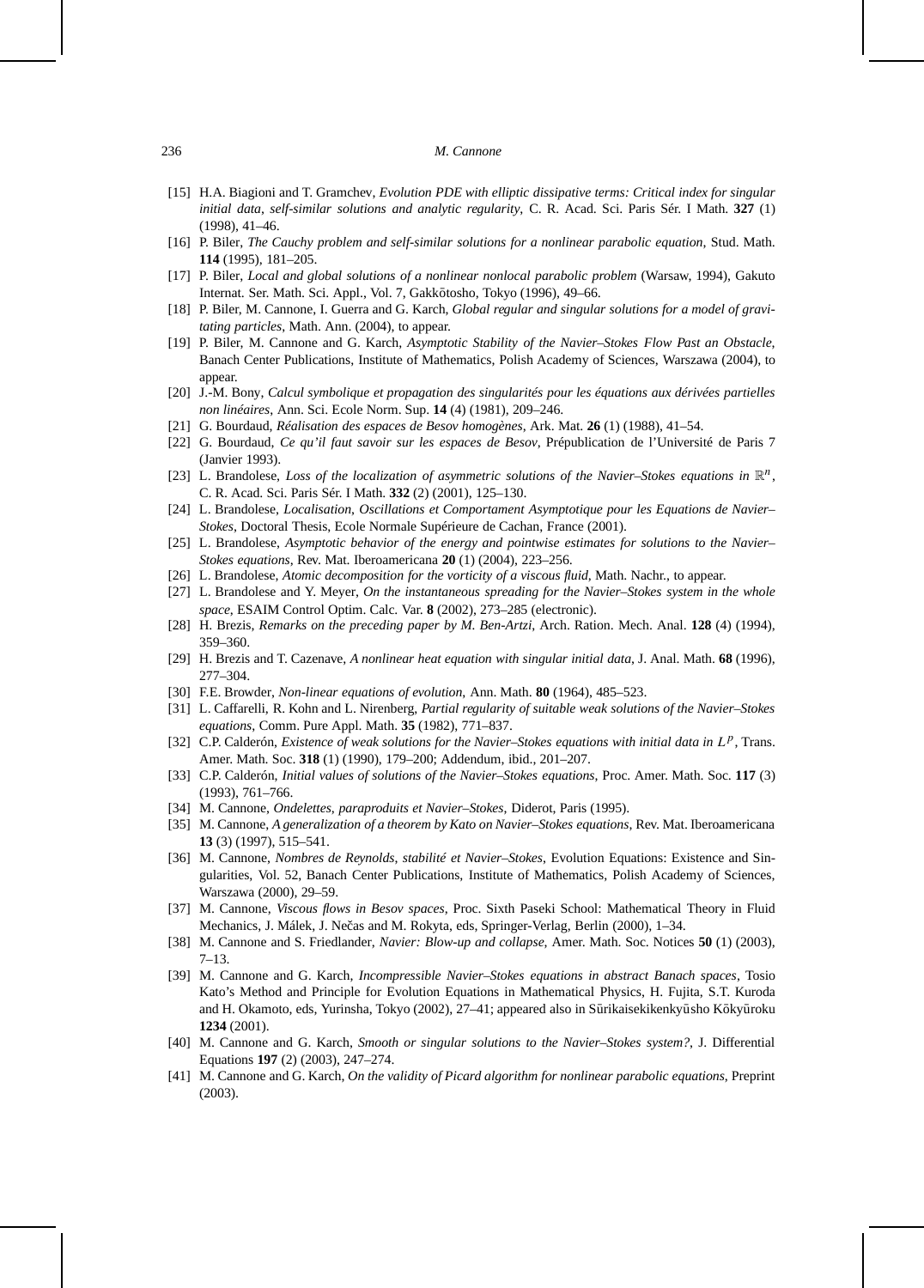[15] H.A. Biagioni and T. Gramchev, *Evolution PDE with elliptic dissipative terms: Critical index for singular initial data, self-similar solutions and analytic regularity*, C. R. Acad. Sci. Paris Sér. I Math. **327** (1) (1998), 41–46.

[16] P. Biler, *The Cauchy problem and self-similar solutions for a nonlinear parabolic equation*, Stud. Math. **114** (1995), 181–205.

[17] P. Biler, *Local and global solutions of a nonlinear nonlocal parabolic problem* (Warsaw, 1994), Gakuto Internat. Ser. Math. Sci. Appl., Vol. 7, Gakkōtosho, Tokyo (1996), 49–66.

[18] P. Biler, M. Cannone, I. Guerra and G. Karch, *Global regular and singular solutions for a model of gravitating particles*, Math. Ann. (2004), to appear.

[19] P. Biler, M. Cannone and G. Karch, *Asymptotic Stability of the Navier–Stokes Flow Past an Obstacle*, Banach Center Publications, Institute of Mathematics, Polish Academy of Sciences, Warszawa (2004), to appear.

[20] J.-M. Bony, *Calcul symbolique et propagation des singularités pour les équations aux dérivées partielles non linéaires*, Ann. Sci. Ecole Norm. Sup. **14** (4) (1981), 209–246.

[21] G. Bourdaud, *Réalisation des espaces de Besov homogènes*, Ark. Mat. **26** (1) (1988), 41–54.

[22] G. Bourdaud, *Ce qu'il faut savoir sur les espaces de Besov*, Prépublication de l'Université de Paris 7 (Janvier 1993).

[23] L. Brandolese, *Loss of the localization of asymmetric solutions of the Navier–Stokes equations in* $\mathbb{R}^n$, C. R. Acad. Sci. Paris Sér. I Math. **332** (2) (2001), 125–130.

[24] L. Brandolese, *Localisation, Oscillations et Comportament Asymptotique pour les Equations de Navier–Stokes*, Doctoral Thesis, Ecole Normale Supérieure de Cachan, France (2001).

[25] L. Brandolese, *Asymptotic behavior of the energy and pointwise estimates for solutions to the Navier–Stokes equations*, Rev. Mat. Iberoamericana **20** (1) (2004), 223–256.

[26] L. Brandolese, *Atomic decomposition for the vorticity of a viscous fluid*, Math. Nachr., to appear.

[27] L. Brandolese and Y. Meyer, *On the instantaneous spreading for the Navier–Stokes system in the whole space*, ESAIM Control Optim. Calc. Var. **8** (2002), 273–285 (electronic).

[28] H. Brezis, *Remarks on the preceding paper by M. Ben-Artzi*, Arch. Ration. Mech. Anal. **128** (4) (1994), 359–360.

[29] H. Brezis and T. Cazenave, *A nonlinear heat equation with singular initial data*, J. Anal. Math. **68** (1996), 277–304.

[30] F.E. Browder, *Non-linear equations of evolution*, Ann. Math. **80** (1964), 485–523.

[31] L. Caffarelli, R. Kohn and L. Nirenberg, *Partial regularity of suitable weak solutions of the Navier–Stokes equations*, Comm. Pure Appl. Math. **35** (1982), 771–837.

[32] C.P. Calderón, *Existence of weak solutions for the Navier–Stokes equations with initial data in* $L^p$, Trans. Amer. Math. Soc. **318** (1) (1990), 179–200; Addendum, ibid., 201–207.

[33] C.P. Calderón, *Initial values of solutions of the Navier–Stokes equations*, Proc. Amer. Math. Soc. **117** (3) (1993), 761–766.

[34] M. Cannone, *Ondelettes, paraproduits et Navier–Stokes*, Diderot, Paris (1995).

[35] M. Cannone, *A generalization of a theorem by Kato on Navier–Stokes equations*, Rev. Mat. Iberoamericana **13** (3) (1997), 515–541.

[36] M. Cannone, *Nombres de Reynolds, stabilité et Navier–Stokes*, Evolution Equations: Existence and Singularities, Vol. 52, Banach Center Publications, Institute of Mathematics, Polish Academy of Sciences, Warszawa (2000), 29–59.

[37] M. Cannone, *Viscous flows in Besov spaces*, Proc. Sixth Paseki School: Mathematical Theory in Fluid Mechanics, J. Málek, J. Nečas and M. Rokyta, eds, Springer-Verlag, Berlin (2000), 1–34.

[38] M. Cannone and S. Friedlander, *Navier: Blow-up and collapse*, Amer. Math. Soc. Notices **50** (1) (2003), 7–13.

[39] M. Cannone and G. Karch, *Incompressible Navier–Stokes equations in abstract Banach spaces*, Tosio Kato's Method and Principle for Evolution Equations in Mathematical Physics, H. Fujita, S.T. Kuroda and H. Okamoto, eds, Yurinsha, Tokyo (2002), 27–41; appeared also in Sūrikaisekikenkyūsho Kōkyūroku **1234** (2001).

[40] M. Cannone and G. Karch, *Smooth or singular solutions to the Navier–Stokes system?*, J. Differential Equations **197** (2) (2003), 247–274.

[41] M. Cannone and G. Karch, *On the validity of Picard algorithm for nonlinear parabolic equations*, Preprint (2003).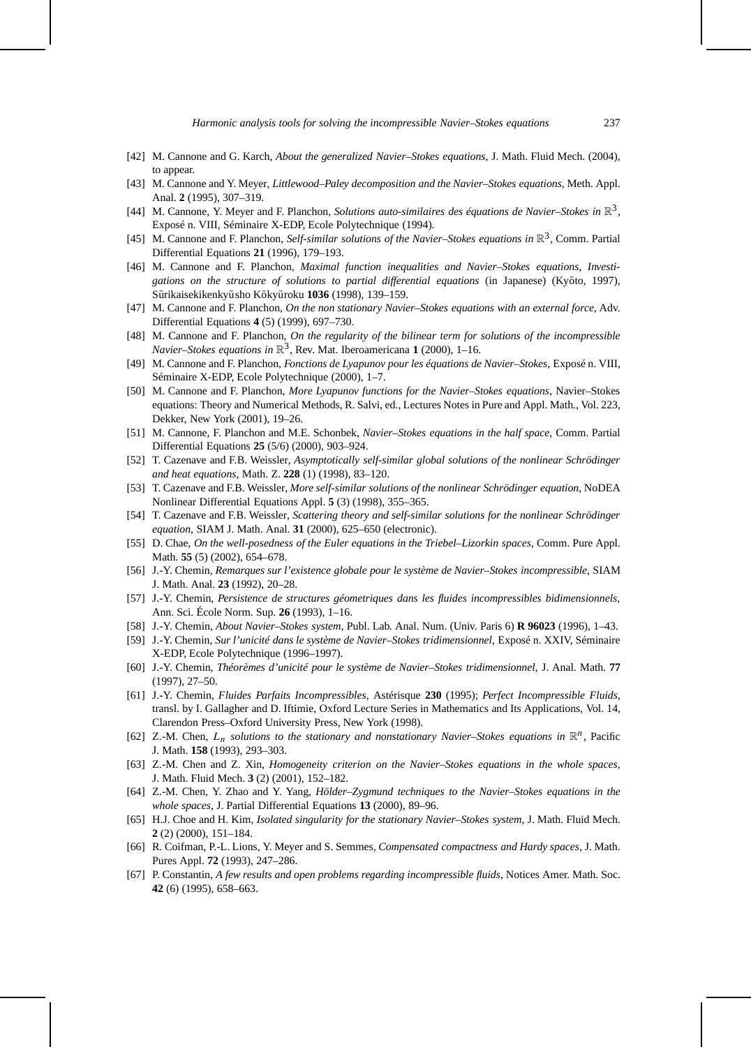[42] M. Cannone and G. Karch, *About the generalized Navier–Stokes equations*, J. Math. Fluid Mech. (2004), to appear.

[43] M. Cannone and Y. Meyer, *Littlewood–Paley decomposition and the Navier–Stokes equations*, Meth. Appl. Anal. **2** (1995), 307–319.

[44] M. Cannone, Y. Meyer and F. Planchon, *Solutions auto-similaires des équations de Navier–Stokes in* $\mathbb{R}^3$, Exposé n. VIII, Séminaire X-EDP, Ecole Polytechnique (1994).

[45] M. Cannone and F. Planchon, *Self-similar solutions of the Navier–Stokes equations in* $\mathbb{R}^3$, Comm. Partial Differential Equations **21** (1996), 179–193.

[46] M. Cannone and F. Planchon, *Maximal function inequalities and Navier–Stokes equations*, *Investigations on the structure of solutions to partial differential equations* (in Japanese) (Kyōto, 1997), Sūrikaisekikenkyūsho Kōkyūroku **1036** (1998), 139–159.

[47] M. Cannone and F. Planchon, *On the non stationary Navier–Stokes equations with an external force*, Adv. Differential Equations **4** (5) (1999), 697–730.

[48] M. Cannone and F. Planchon, *On the regularity of the bilinear term for solutions of the incompressible Navier–Stokes equations in* $\mathbb{R}^3$, Rev. Mat. Iberoamericana **1** (2000), 1–16.

[49] M. Cannone and F. Planchon, *Fonctions de Lyapunov pour les équations de Navier–Stokes*, Exposé n. VIII, Séminaire X-EDP, Ecole Polytechnique (2000), 1–7.

[50] M. Cannone and F. Planchon, *More Lyapunov functions for the Navier–Stokes equations*, Navier–Stokes equations: Theory and Numerical Methods, R. Salvi, ed., Lectures Notes in Pure and Appl. Math., Vol. 223, Dekker, New York (2001), 19–26.

[51] M. Cannone, F. Planchon and M.E. Schonbek, *Navier–Stokes equations in the half space*, Comm. Partial Differential Equations **25** (5/6) (2000), 903–924.

[52] T. Cazenave and F.B. Weissler, *Asymptotically self-similar global solutions of the nonlinear Schrödinger and heat equations*, Math. Z. **228** (1) (1998), 83–120.

[53] T. Cazenave and F.B. Weissler, *More self-similar solutions of the nonlinear Schrödinger equation*, NoDEA Nonlinear Differential Equations Appl. **5** (3) (1998), 355–365.

[54] T. Cazenave and F.B. Weissler, *Scattering theory and self-similar solutions for the nonlinear Schrödinger equation*, SIAM J. Math. Anal. **31** (2000), 625–650 (electronic).

[55] D. Chae, *On the well-posedness of the Euler equations in the Triebel–Lizorkin spaces*, Comm. Pure Appl. Math. **55** (5) (2002), 654–678.

[56] J.-Y. Chemin, *Remarques sur l'existence globale pour le système de Navier–Stokes incompressible*, SIAM J. Math. Anal. **23** (1992), 20–28.

[57] J.-Y. Chemin, *Persistence de structures géometriques dans les fluides incompressibles bidimensionnels*, Ann. Sci. École Norm. Sup. **26** (1993), 1–16.

[58] J.-Y. Chemin, *About Navier–Stokes system*, Publ. Lab. Anal. Num. (Univ. Paris 6) **R 96023** (1996), 1–43.

[59] J.-Y. Chemin, *Sur l'unicité dans le système de Navier–Stokes tridimensionnel*, Exposé n. XXIV, Séminaire X-EDP, Ecole Polytechnique (1996–1997).

[60] J.-Y. Chemin, *Théorèmes d'unicité pour le système de Navier–Stokes tridimensionnel*, J. Anal. Math. **77** (1997), 27–50.

[61] J.-Y. Chemin, *Fluides Parfaits Incompressibles*, Astérisque **230** (1995); *Perfect Incompressible Fluids*, transl. by I. Gallagher and D. Iftimie, Oxford Lecture Series in Mathematics and Its Applications, Vol. 14, Clarendon Press–Oxford University Press, New York (1998).

[62] Z.-M. Chen, $L_n$ *solutions to the stationary and nonstationary Navier–Stokes equations in* $\mathbb{R}^n$, Pacific J. Math. **158** (1993), 293–303.

[63] Z.-M. Chen and Z. Xin, *Homogeneity criterion on the Navier–Stokes equations in the whole spaces*, J. Math. Fluid Mech. **3** (2) (2001), 152–182.

[64] Z.-M. Chen, Y. Zhao and Y. Yang, *Hölder–Zygmund techniques to the Navier–Stokes equations in the whole spaces*, J. Partial Differential Equations **13** (2000), 89–96.

[65] H.J. Choe and H. Kim, *Isolated singularity for the stationary Navier–Stokes system*, J. Math. Fluid Mech. **2** (2) (2000), 151–184.

[66] R. Coifman, P.-L. Lions, Y. Meyer and S. Semmes, *Compensated compactness and Hardy spaces*, J. Math. Pures Appl. **72** (1993), 247–286.

[67] P. Constantin, *A few results and open problems regarding incompressible fluids*, Notices Amer. Math. Soc. **42** (6) (1995), 658–663.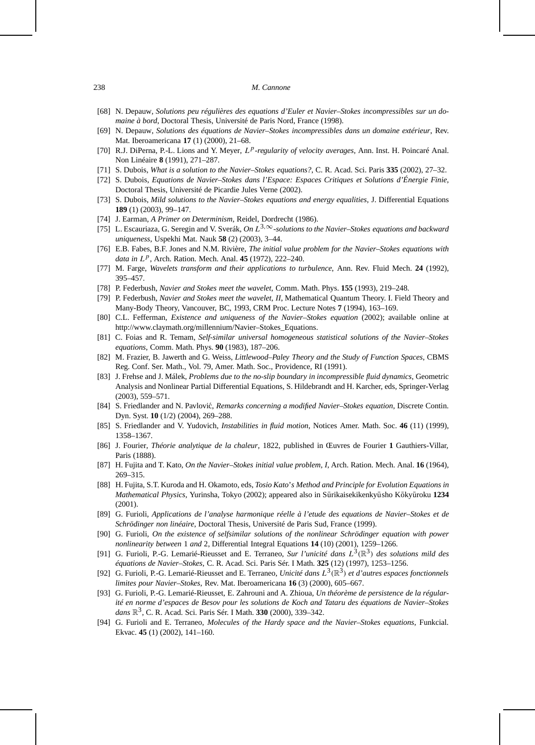[68] N. Depauw, *Solutions peu régulières des equations d'Euler et Navier–Stokes incompressibles sur un domaine à bord*, Doctoral Thesis, Université de Paris Nord, France (1998).

[69] N. Depauw, *Solutions des équations de Navier–Stokes incompressibles dans un domaine extérieur*, Rev. Mat. Iberoamericana **17** (1) (2000), 21–68.

[70] R.J. DiPerna, P.-L. Lions and Y. Meyer, *$L^p$-regularity of velocity averages*, Ann. Inst. H. Poincaré Anal. Non Linéaire **8** (1991), 271–287.

[71] S. Dubois, *What is a solution to the Navier–Stokes equations?*, C. R. Acad. Sci. Paris **335** (2002), 27–32.

[72] S. Dubois, *Equations de Navier–Stokes dans l'Espace: Espaces Critiques et Solutions d'Énergie Finie*, Doctoral Thesis, Université de Picardie Jules Verne (2002).

[73] S. Dubois, *Mild solutions to the Navier–Stokes equations and energy equalities*, J. Differential Equations **189** (1) (2003), 99–147.

[74] J. Earman, *A Primer on Determinism*, Reidel, Dordrecht (1986).

[75] L. Escauriaza, G. Seregin and V. Sverák, *On $L^{3,\infty}$-solutions to the Navier–Stokes equations and backward uniqueness*, Uspekhi Mat. Nauk **58** (2) (2003), 3–44.

[76] E.B. Fabes, B.F. Jones and N.M. Rivière, *The initial value problem for the Navier–Stokes equations with data in $L^p$*, Arch. Ration. Mech. Anal. **45** (1972), 222–240.

[77] M. Farge, *Wavelets transform and their applications to turbulence*, Ann. Rev. Fluid Mech. **24** (1992), 395–457.

[78] P. Federbush, *Navier and Stokes meet the wavelet*, Comm. Math. Phys. **155** (1993), 219–248.

[79] P. Federbush, *Navier and Stokes meet the wavelet, II*, Mathematical Quantum Theory. I. Field Theory and Many-Body Theory, Vancouver, BC, 1993, CRM Proc. Lecture Notes **7** (1994), 163–169.

[80] C.L. Fefferman, *Existence and uniqueness of the Navier–Stokes equation* (2002); available online at http://www.claymath.org/millennium/Navier–Stokes_Equations.

[81] C. Foias and R. Temam, *Self-similar universal homogeneous statistical solutions of the Navier–Stokes equations*, Comm. Math. Phys. **90** (1983), 187–206.

[82] M. Frazier, B. Jawerth and G. Weiss, *Littlewood–Paley Theory and the Study of Function Spaces*, CBMS Reg. Conf. Ser. Math., Vol. 79, Amer. Math. Soc., Providence, RI (1991).

[83] J. Frehse and J. Málek, *Problems due to the no-slip boundary in incompressible fluid dynamics*, Geometric Analysis and Nonlinear Partial Differential Equations, S. Hildebrandt and H. Karcher, eds, Springer-Verlag (2003), 559–571.

[84] S. Friedlander and N. Pavlović, *Remarks concerning a modified Navier–Stokes equation*, Discrete Contin. Dyn. Syst. **10** (1/2) (2004), 269–288.

[85] S. Friedlander and V. Yudovich, *Instabilities in fluid motion*, Notices Amer. Math. Soc. **46** (11) (1999), 1358–1367.

[86] J. Fourier, *Théorie analytique de la chaleur*, 1822, published in Œuvres de Fourier **1** Gauthiers-Villar, Paris (1888).

[87] H. Fujita and T. Kato, *On the Navier–Stokes initial value problem, I*, Arch. Ration. Mech. Anal. **16** (1964), 269–315.

[88] H. Fujita, S.T. Kuroda and H. Okamoto, eds, *Tosio Kato's Method and Principle for Evolution Equations in Mathematical Physics*, Yurinsha, Tokyo (2002); appeared also in Sūrikaisekikenkyūsho Kōkyūroku **1234** (2001).

[89] G. Furioli, *Applications de l'analyse harmonique réelle à l'etude des equations de Navier–Stokes et de Schrödinger non linéaire*, Doctoral Thesis, Université de Paris Sud, France (1999).

[90] G. Furioli, *On the existence of selfsimilar solutions of the nonlinear Schrödinger equation with power nonlinearity between* 1 *and* 2, Differential Integral Equations **14** (10) (2001), 1259–1266.

[91] G. Furioli, P.-G. Lemarié-Rieusset and E. Terraneo, *Sur l'unicité dans $L^3(\mathbb{R}^3)$ des solutions mild des équations de Navier–Stokes*, C. R. Acad. Sci. Paris Sér. I Math. **325** (12) (1997), 1253–1256.

[92] G. Furioli, P.-G. Lemarié-Rieusset and E. Terraneo, *Unicité dans $L^3(\mathbb{R}^3)$ et d'autres espaces fonctionnels limites pour Navier–Stokes*, Rev. Mat. Iberoamericana **16** (3) (2000), 605–667.

[93] G. Furioli, P.-G. Lemarié-Rieusset, E. Zahrouni and A. Zhioua, *Un théorème de persistence de la régularité en norme d'espaces de Besov pour les solutions de Koch and Tataru des équations de Navier–Stokes dans $\mathbb{R}^3$*, C. R. Acad. Sci. Paris Sér. I Math. **330** (2000), 339–342.

[94] G. Furioli and E. Terraneo, *Molecules of the Hardy space and the Navier–Stokes equations*, Funkcial. Ekvac. **45** (1) (2002), 141–160.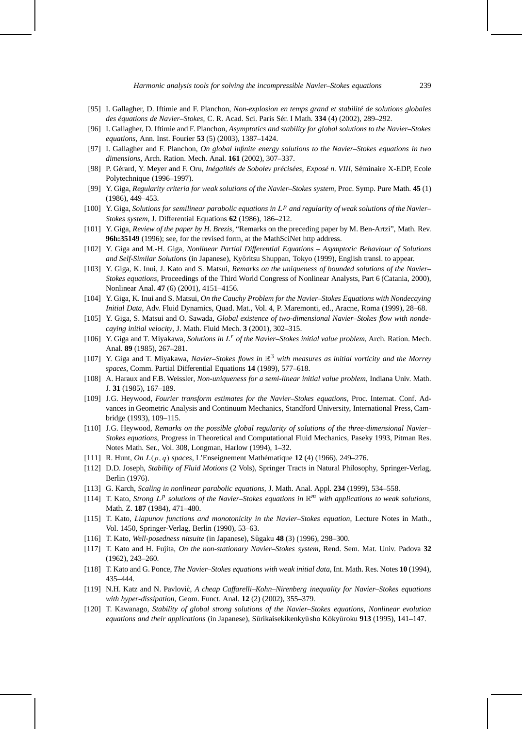[95] I. Gallagher, D. Iftimie and F. Planchon, *Non-explosion en temps grand et stabilité de solutions globales des équations de Navier–Stokes*, C. R. Acad. Sci. Paris Sér. I Math. **334** (4) (2002), 289–292.

[96] I. Gallagher, D. Iftimie and F. Planchon, *Asymptotics and stability for global solutions to the Navier–Stokes equations*, Ann. Inst. Fourier **53** (5) (2003), 1387–1424.

[97] I. Gallagher and F. Planchon, *On global infinite energy solutions to the Navier–Stokes equations in two dimensions*, Arch. Ration. Mech. Anal. **161** (2002), 307–337.

[98] P. Gérard, Y. Meyer and F. Oru, *Inégalités de Sobolev précisées, Exposé n. VIII*, Séminaire X-EDP, Ecole Polytechnique (1996–1997).

[99] Y. Giga, *Regularity criteria for weak solutions of the Navier–Stokes system*, Proc. Symp. Pure Math. **45** (1) (1986), 449–453.

[100] Y. Giga, *Solutions for semilinear parabolic equations in $L^p$ and regularity of weak solutions of the Navier–Stokes system*, J. Differential Equations **62** (1986), 186–212.

[101] Y. Giga, *Review of the paper by H. Brezis*, "Remarks on the preceding paper by M. Ben-Artzi", Math. Rev. **96h:35149** (1996); see, for the revised form, at the MathSciNet http address.

[102] Y. Giga and M.-H. Giga, *Nonlinear Partial Differential Equations – Asymptotic Behaviour of Solutions and Self-Similar Solutions* (in Japanese), Kyōritsu Shuppan, Tokyo (1999), English transl. to appear.

[103] Y. Giga, K. Inui, J. Kato and S. Matsui, *Remarks on the uniqueness of bounded solutions of the Navier–Stokes equations*, Proceedings of the Third World Congress of Nonlinear Analysts, Part 6 (Catania, 2000), Nonlinear Anal. **47** (6) (2001), 4151–4156.

[104] Y. Giga, K. Inui and S. Matsui, *On the Cauchy Problem for the Navier–Stokes Equations with Nondecaying Initial Data*, Adv. Fluid Dynamics, Quad. Mat., Vol. 4, P. Maremonti, ed., Aracne, Roma (1999), 28–68.

[105] Y. Giga, S. Matsui and O. Sawada, *Global existence of two-dimensional Navier–Stokes flow with nondecaying initial velocity*, J. Math. Fluid Mech. **3** (2001), 302–315.

[106] Y. Giga and T. Miyakawa, *Solutions in $L^r$ of the Navier–Stokes initial value problem*, Arch. Ration. Mech. Anal. **89** (1985), 267–281.

[107] Y. Giga and T. Miyakawa, *Navier–Stokes flows in $\mathbb{R}^3$ with measures as initial vorticity and the Morrey spaces*, Comm. Partial Differential Equations **14** (1989), 577–618.

[108] A. Haraux and F.B. Weissler, *Non-uniqueness for a semi-linear initial value problem*, Indiana Univ. Math. J. **31** (1985), 167–189.

[109] J.G. Heywood, *Fourier transform estimates for the Navier–Stokes equations*, Proc. Internat. Conf. Advances in Geometric Analysis and Continuum Mechanics, Standford University, International Press, Cambridge (1993), 109–115.

[110] J.G. Heywood, *Remarks on the possible global regularity of solutions of the three-dimensional Navier–Stokes equations*, Progress in Theoretical and Computational Fluid Mechanics, Paseky 1993, Pitman Res. Notes Math. Ser., Vol. 308, Longman, Harlow (1994), 1–32.

[111] R. Hunt, *On $L(p,q)$ spaces*, L'Enseignement Mathématique **12** (4) (1966), 249–276.

[112] D.D. Joseph, *Stability of Fluid Motions* (2 Vols), Springer Tracts in Natural Philosophy, Springer-Verlag, Berlin (1976).

[113] G. Karch, *Scaling in nonlinear parabolic equations*, J. Math. Anal. Appl. **234** (1999), 534–558.

[114] T. Kato, *Strong $L^p$ solutions of the Navier–Stokes equations in $\mathbb{R}^m$ with applications to weak solutions*, Math. Z. **187** (1984), 471–480.

[115] T. Kato, *Liapunov functions and monotonicity in the Navier–Stokes equation*, Lecture Notes in Math., Vol. 1450, Springer-Verlag, Berlin (1990), 53–63.

[116] T. Kato, *Well-posedness nitsuite* (in Japanese), Sūgaku **48** (3) (1996), 298–300.

[117] T. Kato and H. Fujita, *On the non-stationary Navier–Stokes system*, Rend. Sem. Mat. Univ. Padova **32** (1962), 243–260.

[118] T. Kato and G. Ponce, *The Navier–Stokes equations with weak initial data*, Int. Math. Res. Notes **10** (1994), 435–444.

[119] N.H. Katz and N. Pavlović, *A cheap Caffarelli–Kohn–Nirenberg inequality for Navier–Stokes equations with hyper-dissipation*, Geom. Funct. Anal. **12** (2) (2002), 355–379.

[120] T. Kawanago, *Stability of global strong solutions of the Navier–Stokes equations*, *Nonlinear evolution equations and their applications* (in Japanese), Sūrikaisekikenkyūsho Kōkyūroku **913** (1995), 141–147.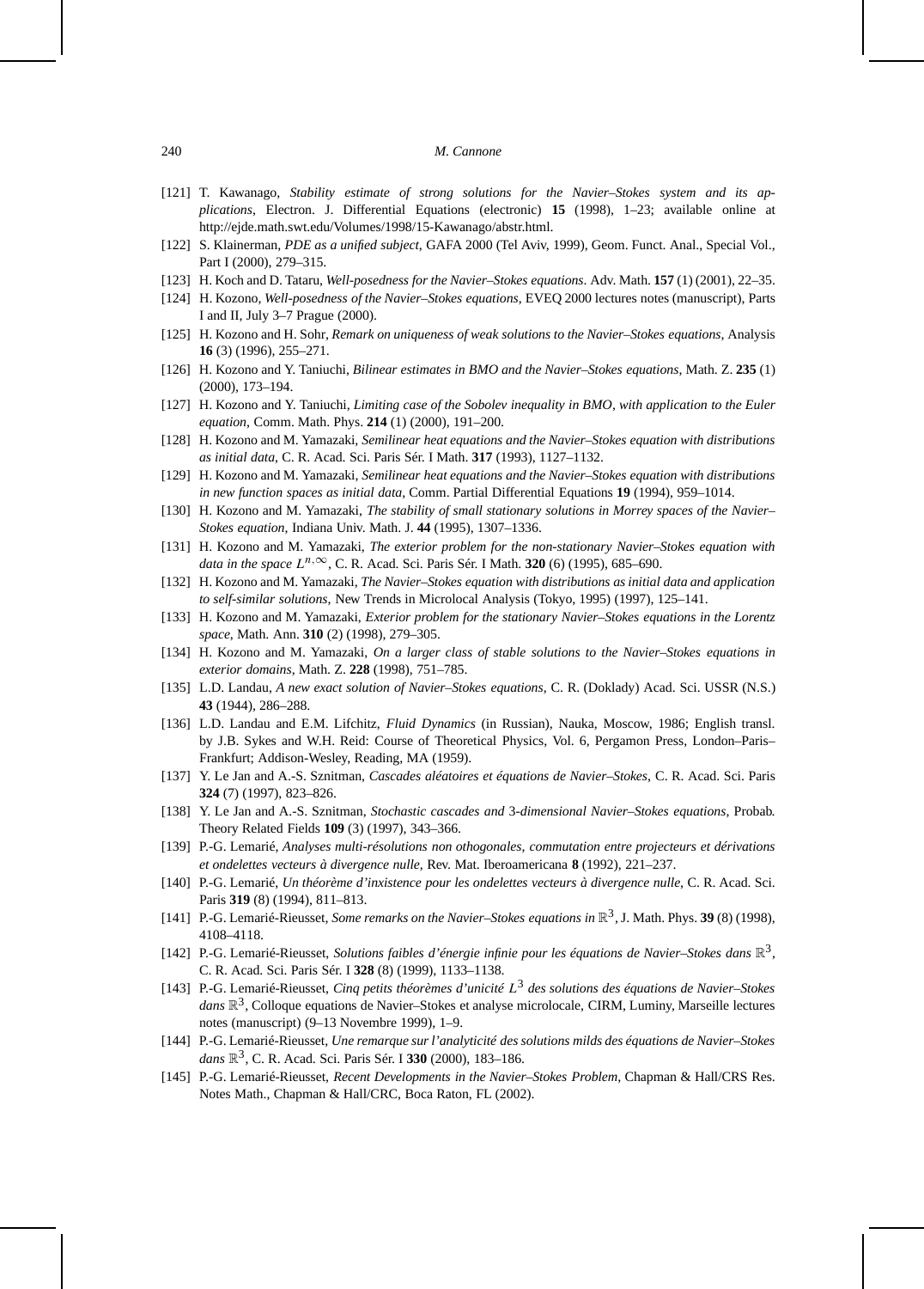[121] T. Kawanago, *Stability estimate of strong solutions for the Navier–Stokes system and its applications*, Electron. J. Differential Equations (electronic) **15** (1998), 1–23; available online at http://ejde.math.swt.edu/Volumes/1998/15-Kawanago/abstr.html.

[122] S. Klainerman, *PDE as a unified subject*, GAFA 2000 (Tel Aviv, 1999), Geom. Funct. Anal., Special Vol., Part I (2000), 279–315.

[123] H. Koch and D. Tataru, *Well-posedness for the Navier–Stokes equations*. Adv. Math. **157** (1) (2001), 22–35.

[124] H. Kozono, *Well-posedness of the Navier–Stokes equations*, EVEQ 2000 lectures notes (manuscript), Parts I and II, July 3–7 Prague (2000).

[125] H. Kozono and H. Sohr, *Remark on uniqueness of weak solutions to the Navier–Stokes equations*, Analysis **16** (3) (1996), 255–271.

[126] H. Kozono and Y. Taniuchi, *Bilinear estimates in BMO and the Navier–Stokes equations*, Math. Z. **235** (1) (2000), 173–194.

[127] H. Kozono and Y. Taniuchi, *Limiting case of the Sobolev inequality in BMO, with application to the Euler equation*, Comm. Math. Phys. **214** (1) (2000), 191–200.

[128] H. Kozono and M. Yamazaki, *Semilinear heat equations and the Navier–Stokes equation with distributions as initial data*, C. R. Acad. Sci. Paris Sér. I Math. **317** (1993), 1127–1132.

[129] H. Kozono and M. Yamazaki, *Semilinear heat equations and the Navier–Stokes equation with distributions in new function spaces as initial data*, Comm. Partial Differential Equations **19** (1994), 959–1014.

[130] H. Kozono and M. Yamazaki, *The stability of small stationary solutions in Morrey spaces of the Navier–Stokes equation*, Indiana Univ. Math. J. **44** (1995), 1307–1336.

[131] H. Kozono and M. Yamazaki, *The exterior problem for the non-stationary Navier–Stokes equation with data in the space $L^{n,\infty}$*, C. R. Acad. Sci. Paris Sér. I Math. **320** (6) (1995), 685–690.

[132] H. Kozono and M. Yamazaki, *The Navier–Stokes equation with distributions as initial data and application to self-similar solutions*, New Trends in Microlocal Analysis (Tokyo, 1995) (1997), 125–141.

[133] H. Kozono and M. Yamazaki, *Exterior problem for the stationary Navier–Stokes equations in the Lorentz space*, Math. Ann. **310** (2) (1998), 279–305.

[134] H. Kozono and M. Yamazaki, *On a larger class of stable solutions to the Navier–Stokes equations in exterior domains*, Math. Z. **228** (1998), 751–785.

[135] L.D. Landau, *A new exact solution of Navier–Stokes equations*, C. R. (Doklady) Acad. Sci. USSR (N.S.) **43** (1944), 286–288.

[136] L.D. Landau and E.M. Lifchitz, *Fluid Dynamics* (in Russian), Nauka, Moscow, 1986; English transl. by J.B. Sykes and W.H. Reid: Course of Theoretical Physics, Vol. 6, Pergamon Press, London–Paris–Frankfurt; Addison-Wesley, Reading, MA (1959).

[137] Y. Le Jan and A.-S. Sznitman, *Cascades aléatoires et équations de Navier–Stokes*, C. R. Acad. Sci. Paris **324** (7) (1997), 823–826.

[138] Y. Le Jan and A.-S. Sznitman, *Stochastic cascades and 3-dimensional Navier–Stokes equations*, Probab. Theory Related Fields **109** (3) (1997), 343–366.

[139] P.-G. Lemarié, *Analyses multi-résolutions non othogonales, commutation entre projecteurs et dérivations et ondelettes vecteurs à divergence nulle*, Rev. Mat. Iberoamericana **8** (1992), 221–237.

[140] P.-G. Lemarié, *Un théorème d'inxistence pour les ondelettes vecteurs à divergence nulle*, C. R. Acad. Sci. Paris **319** (8) (1994), 811–813.

[141] P.-G. Lemarié-Rieusset, *Some remarks on the Navier–Stokes equations in $\mathbb{R}^3$*, J. Math. Phys. **39** (8) (1998), 4108–4118.

[142] P.-G. Lemarié-Rieusset, *Solutions faibles d'énergie infinie pour les équations de Navier–Stokes dans $\mathbb{R}^3$*, C. R. Acad. Sci. Paris Sér. I **328** (8) (1999), 1133–1138.

[143] P.-G. Lemarié-Rieusset, *Cinq petits théorèmes d'unicité $L^3$ des solutions des équations de Navier–Stokes dans $\mathbb{R}^3$*, Colloque equations de Navier–Stokes et analyse microlocale, CIRM, Luminy, Marseille lectures notes (manuscript) (9–13 Novembre 1999), 1–9.

[144] P.-G. Lemarié-Rieusset, *Une remarque sur l'analyticité des solutions milds des équations de Navier–Stokes dans $\mathbb{R}^3$*, C. R. Acad. Sci. Paris Sér. I **330** (2000), 183–186.

[145] P.-G. Lemarié-Rieusset, *Recent Developments in the Navier–Stokes Problem*, Chapman & Hall/CRS Res. Notes Math., Chapman & Hall/CRC, Boca Raton, FL (2002).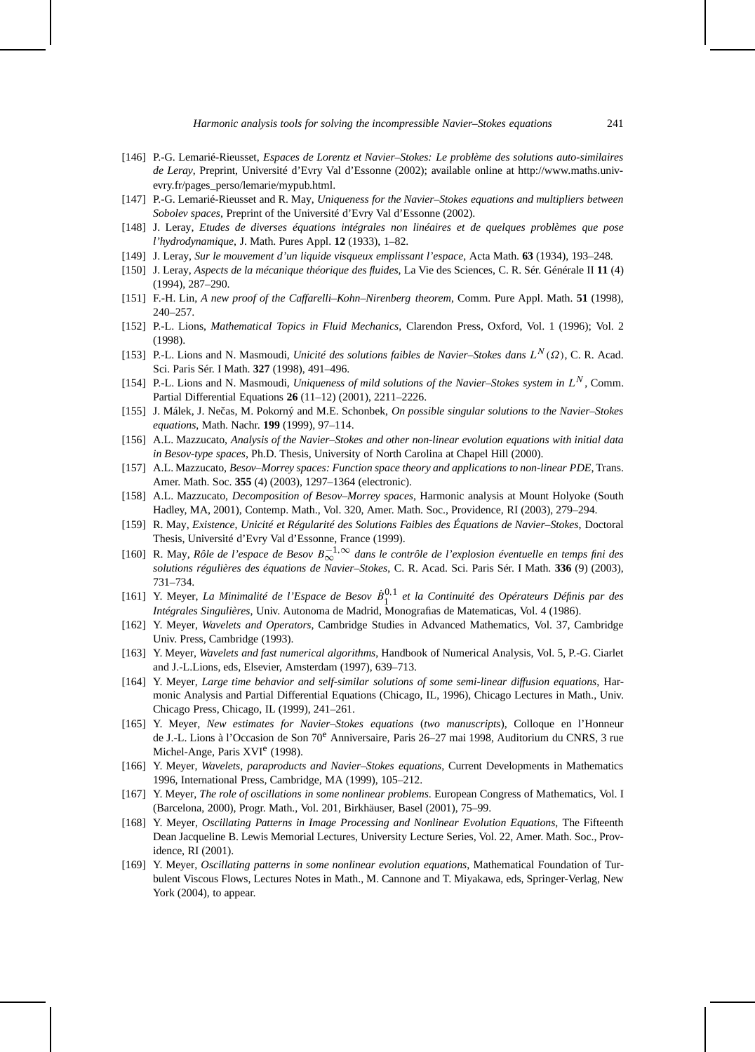[146] P.-G. Lemarié-Rieusset, *Espaces de Lorentz et Navier–Stokes: Le problème des solutions auto-similaires de Leray*, Preprint, Université d'Evry Val d'Essonne (2002); available online at http://www.maths.univ-evry.fr/pages_perso/lemarie/mypub.html.

[147] P.-G. Lemarié-Rieusset and R. May, *Uniqueness for the Navier–Stokes equations and multipliers between Sobolev spaces*, Preprint of the Université d'Evry Val d'Essonne (2002).

[148] J. Leray, *Etudes de diverses équations intégrales non linéaires et de quelques problèmes que pose l'hydrodynamique*, J. Math. Pures Appl. **12** (1933), 1–82.

[149] J. Leray, *Sur le mouvement d'un liquide visqueux emplissant l'espace*, Acta Math. **63** (1934), 193–248.

[150] J. Leray, *Aspects de la mécanique théorique des fluides*, La Vie des Sciences, C. R. Sér. Générale II **11** (4) (1994), 287–290.

[151] F.-H. Lin, *A new proof of the Caffarelli–Kohn–Nirenberg theorem*, Comm. Pure Appl. Math. **51** (1998), 240–257.

[152] P.-L. Lions, *Mathematical Topics in Fluid Mechanics*, Clarendon Press, Oxford, Vol. 1 (1996); Vol. 2 (1998).

[153] P.-L. Lions and N. Masmoudi, *Unicité des solutions faibles de Navier–Stokes dans $L^N(\Omega)$*, C. R. Acad. Sci. Paris Sér. I Math. **327** (1998), 491–496.

[154] P.-L. Lions and N. Masmoudi, *Uniqueness of mild solutions of the Navier–Stokes system in $L^N$*, Comm. Partial Differential Equations **26** (11–12) (2001), 2211–2226.

[155] J. Málek, J. Nečas, M. Pokorný and M.E. Schonbek, *On possible singular solutions to the Navier–Stokes equations*, Math. Nachr. **199** (1999), 97–114.

[156] A.L. Mazzucato, *Analysis of the Navier–Stokes and other non-linear evolution equations with initial data in Besov-type spaces*, Ph.D. Thesis, University of North Carolina at Chapel Hill (2000).

[157] A.L. Mazzucato, *Besov–Morrey spaces: Function space theory and applications to non-linear PDE*, Trans. Amer. Math. Soc. **355** (4) (2003), 1297–1364 (electronic).

[158] A.L. Mazzucato, *Decomposition of Besov–Morrey spaces*, Harmonic analysis at Mount Holyoke (South Hadley, MA, 2001), Contemp. Math., Vol. 320, Amer. Math. Soc., Providence, RI (2003), 279–294.

[159] R. May, *Existence, Unicité et Régularité des Solutions Faibles des Équations de Navier–Stokes*, Doctoral Thesis, Université d'Evry Val d'Essonne, France (1999).

[160] R. May, *Rôle de l'espace de Besov $B_\infty^{-1,\infty}$ dans le contrôle de l'explosion éventuelle en temps fini des solutions régulières des équations de Navier–Stokes*, C. R. Acad. Sci. Paris Sér. I Math. **336** (9) (2003), 731–734.

[161] Y. Meyer, *La Minimalité de l'Espace de Besov $\dot{B}_1^{0,1}$ et la Continuité des Opérateurs Définis par des Intégrales Singulières*, Univ. Autonoma de Madrid, Monografias de Matematicas, Vol. 4 (1986).

[162] Y. Meyer, *Wavelets and Operators*, Cambridge Studies in Advanced Mathematics, Vol. 37, Cambridge Univ. Press, Cambridge (1993).

[163] Y. Meyer, *Wavelets and fast numerical algorithms*, Handbook of Numerical Analysis, Vol. 5, P.-G. Ciarlet and J.-L.Lions, eds, Elsevier, Amsterdam (1997), 639–713.

[164] Y. Meyer, *Large time behavior and self-similar solutions of some semi-linear diffusion equations*, Harmonic Analysis and Partial Differential Equations (Chicago, IL, 1996), Chicago Lectures in Math., Univ. Chicago Press, Chicago, IL (1999), 241–261.

[165] Y. Meyer, *New estimates for Navier–Stokes equations* (*two manuscripts*), Colloque en l'Honneur de J.-L. Lions à l'Occasion de Son 70[e] Anniversaire, Paris 26–27 mai 1998, Auditorium du CNRS, 3 rue Michel-Ange, Paris XVI[e] (1998).

[166] Y. Meyer, *Wavelets, paraproducts and Navier–Stokes equations*, Current Developments in Mathematics 1996, International Press, Cambridge, MA (1999), 105–212.

[167] Y. Meyer, *The role of oscillations in some nonlinear problems*. European Congress of Mathematics, Vol. I (Barcelona, 2000), Progr. Math., Vol. 201, Birkhäuser, Basel (2001), 75–99.

[168] Y. Meyer, *Oscillating Patterns in Image Processing and Nonlinear Evolution Equations*, The Fifteenth Dean Jacqueline B. Lewis Memorial Lectures, University Lecture Series, Vol. 22, Amer. Math. Soc., Providence, RI (2001).

[169] Y. Meyer, *Oscillating patterns in some nonlinear evolution equations*, Mathematical Foundation of Turbulent Viscous Flows, Lectures Notes in Math., M. Cannone and T. Miyakawa, eds, Springer-Verlag, New York (2004), to appear.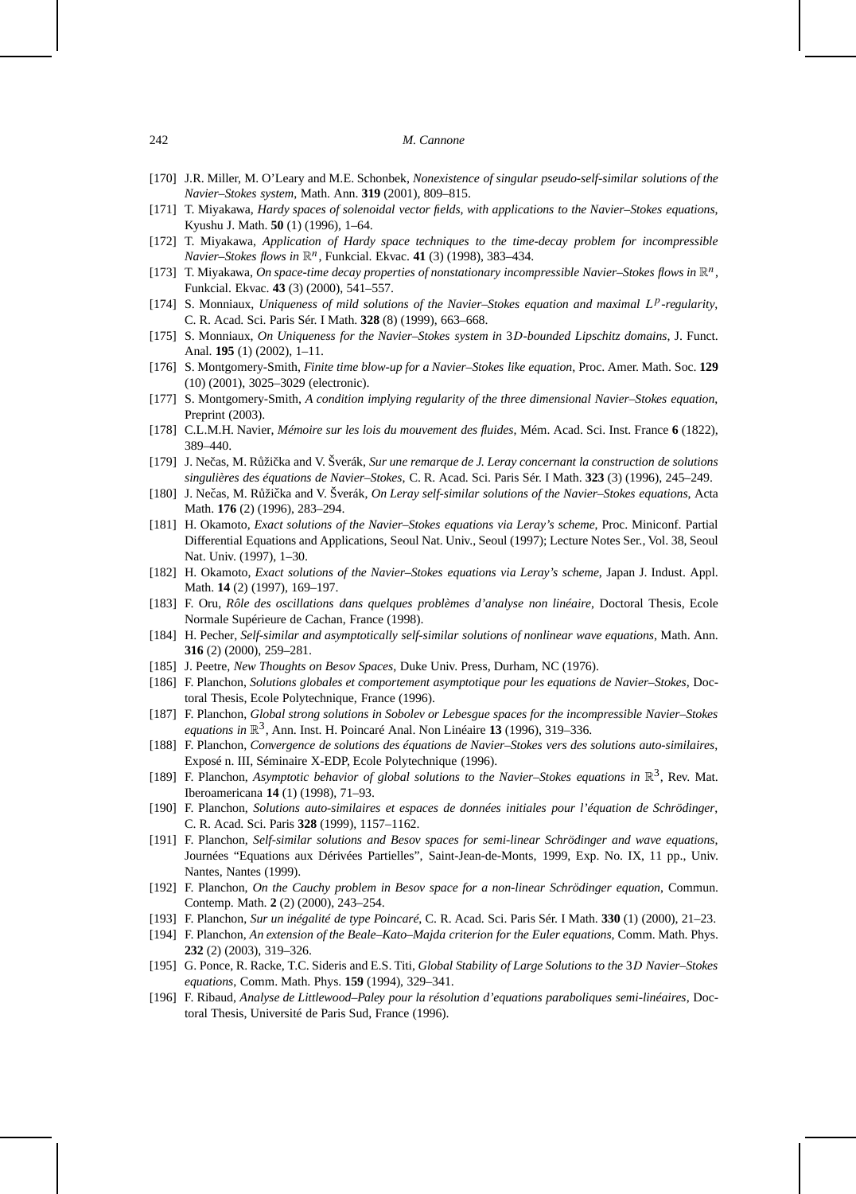[170] J.R. Miller, M. O'Leary and M.E. Schonbek, *Nonexistence of singular pseudo-self-similar solutions of the Navier–Stokes system*, Math. Ann. **319** (2001), 809–815.

[171] T. Miyakawa, *Hardy spaces of solenoidal vector fields, with applications to the Navier–Stokes equations*, Kyushu J. Math. **50** (1) (1996), 1–64.

[172] T. Miyakawa, *Application of Hardy space techniques to the time-decay problem for incompressible Navier–Stokes flows in* $\mathbb{R}^n$, Funkcial. Ekvac. **41** (3) (1998), 383–434.

[173] T. Miyakawa, *On space-time decay properties of nonstationary incompressible Navier–Stokes flows in* $\mathbb{R}^n$, Funkcial. Ekvac. **43** (3) (2000), 541–557.

[174] S. Monniaux, *Uniqueness of mild solutions of the Navier–Stokes equation and maximal* $L^p$*-regularity*, C. R. Acad. Sci. Paris Sér. I Math. **328** (8) (1999), 663–668.

[175] S. Monniaux, *On Uniqueness for the Navier–Stokes system in* $3D$*-bounded Lipschitz domains*, J. Funct. Anal. **195** (1) (2002), 1–11.

[176] S. Montgomery-Smith, *Finite time blow-up for a Navier–Stokes like equation*, Proc. Amer. Math. Soc. **129** (10) (2001), 3025–3029 (electronic).

[177] S. Montgomery-Smith, *A condition implying regularity of the three dimensional Navier–Stokes equation*, Preprint (2003).

[178] C.L.M.H. Navier, *Mémoire sur les lois du mouvement des fluides*, Mém. Acad. Sci. Inst. France **6** (1822), 389–440.

[179] J. Nečas, M. Růžička and V. Šverák, *Sur une remarque de J. Leray concernant la construction de solutions singulières des équations de Navier–Stokes*, C. R. Acad. Sci. Paris Sér. I Math. **323** (3) (1996), 245–249.

[180] J. Nečas, M. Růžička and V. Šverák, *On Leray self-similar solutions of the Navier–Stokes equations*, Acta Math. **176** (2) (1996), 283–294.

[181] H. Okamoto, *Exact solutions of the Navier–Stokes equations via Leray's scheme*, Proc. Miniconf. Partial Differential Equations and Applications, Seoul Nat. Univ., Seoul (1997); Lecture Notes Ser., Vol. 38, Seoul Nat. Univ. (1997), 1–30.

[182] H. Okamoto, *Exact solutions of the Navier–Stokes equations via Leray's scheme*, Japan J. Indust. Appl. Math. **14** (2) (1997), 169–197.

[183] F. Oru, *Rôle des oscillations dans quelques problèmes d'analyse non linéaire*, Doctoral Thesis, Ecole Normale Supérieure de Cachan, France (1998).

[184] H. Pecher, *Self-similar and asymptotically self-similar solutions of nonlinear wave equations*, Math. Ann. **316** (2) (2000), 259–281.

[185] J. Peetre, *New Thoughts on Besov Spaces*, Duke Univ. Press, Durham, NC (1976).

[186] F. Planchon, *Solutions globales et comportement asymptotique pour les equations de Navier–Stokes*, Doctoral Thesis, Ecole Polytechnique, France (1996).

[187] F. Planchon, *Global strong solutions in Sobolev or Lebesgue spaces for the incompressible Navier–Stokes equations in* $\mathbb{R}^3$, Ann. Inst. H. Poincaré Anal. Non Linéaire **13** (1996), 319–336.

[188] F. Planchon, *Convergence de solutions des équations de Navier–Stokes vers des solutions auto-similaires*, Exposé n. III, Séminaire X-EDP, Ecole Polytechnique (1996).

[189] F. Planchon, *Asymptotic behavior of global solutions to the Navier–Stokes equations in* $\mathbb{R}^3$, Rev. Mat. Iberoamericana **14** (1) (1998), 71–93.

[190] F. Planchon, *Solutions auto-similaires et espaces de données initiales pour l'équation de Schrödinger*, C. R. Acad. Sci. Paris **328** (1999), 1157–1162.

[191] F. Planchon, *Self-similar solutions and Besov spaces for semi-linear Schrödinger and wave equations*, Journées "Equations aux Dérivées Partielles", Saint-Jean-de-Monts, 1999, Exp. No. IX, 11 pp., Univ. Nantes, Nantes (1999).

[192] F. Planchon, *On the Cauchy problem in Besov space for a non-linear Schrödinger equation*, Commun. Contemp. Math. **2** (2) (2000), 243–254.

[193] F. Planchon, *Sur un inégalité de type Poincaré*, C. R. Acad. Sci. Paris Sér. I Math. **330** (1) (2000), 21–23.

[194] F. Planchon, *An extension of the Beale–Kato–Majda criterion for the Euler equations*, Comm. Math. Phys. **232** (2) (2003), 319–326.

[195] G. Ponce, R. Racke, T.C. Sideris and E.S. Titi, *Global Stability of Large Solutions to the* $3D$ *Navier–Stokes equations*, Comm. Math. Phys. **159** (1994), 329–341.

[196] F. Ribaud, *Analyse de Littlewood–Paley pour la résolution d'equations paraboliques semi-linéaires*, Doctoral Thesis, Université de Paris Sud, France (1996).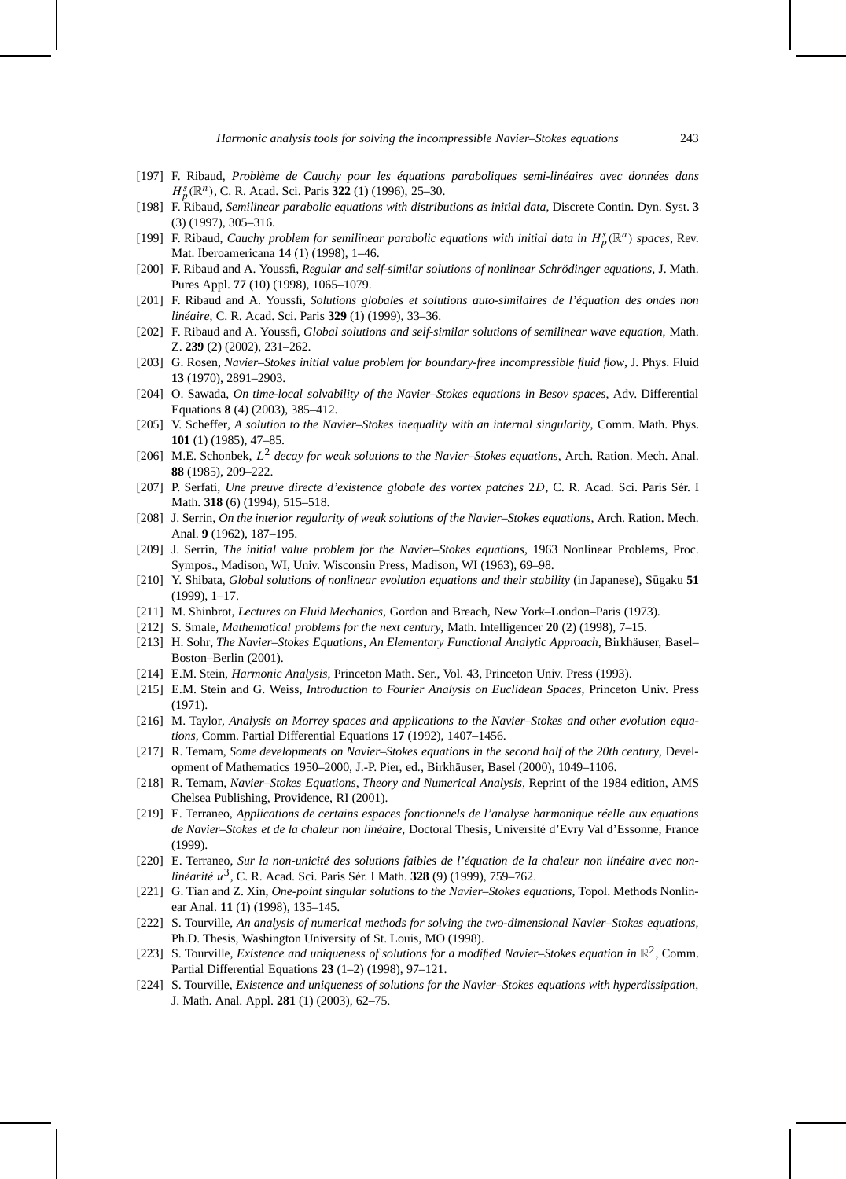- [197] F. Ribaud, *Problème de Cauchy pour les équations paraboliques semi-linéaires avec données dans* $H_p^s(\mathbb{R}^n)$, C. R. Acad. Sci. Paris **322** (1) (1996), 25–30.
- [198] F. Ribaud, *Semilinear parabolic equations with distributions as initial data*, Discrete Contin. Dyn. Syst. **3** (3) (1997), 305–316.
- [199] F. Ribaud, *Cauchy problem for semilinear parabolic equations with initial data in* $H_p^s(\mathbb{R}^n)$ *spaces*, Rev. Mat. Iberoamericana **14** (1) (1998), 1–46.
- [200] F. Ribaud and A. Youssfi, *Regular and self-similar solutions of nonlinear Schrödinger equations*, J. Math. Pures Appl. **77** (10) (1998), 1065–1079.
- [201] F. Ribaud and A. Youssfi, *Solutions globales et solutions auto-similaires de l'équation des ondes non linéaire*, C. R. Acad. Sci. Paris **329** (1) (1999), 33–36.
- [202] F. Ribaud and A. Youssfi, *Global solutions and self-similar solutions of semilinear wave equation*, Math. Z. **239** (2) (2002), 231–262.
- [203] G. Rosen, *Navier–Stokes initial value problem for boundary-free incompressible fluid flow*, J. Phys. Fluid **13** (1970), 2891–2903.
- [204] O. Sawada, *On time-local solvability of the Navier–Stokes equations in Besov spaces*, Adv. Differential Equations **8** (4) (2003), 385–412.
- [205] V. Scheffer, *A solution to the Navier–Stokes inequality with an internal singularity*, Comm. Math. Phys. **101** (1) (1985), 47–85.
- [206] M.E. Schonbek, $L^2$ *decay for weak solutions to the Navier–Stokes equations*, Arch. Ration. Mech. Anal. **88** (1985), 209–222.
- [207] P. Serfati, *Une preuve directe d'existence globale des vortex patches* $2D$, C. R. Acad. Sci. Paris Sér. I Math. **318** (6) (1994), 515–518.
- [208] J. Serrin, *On the interior regularity of weak solutions of the Navier–Stokes equations*, Arch. Ration. Mech. Anal. **9** (1962), 187–195.
- [209] J. Serrin, *The initial value problem for the Navier–Stokes equations*, 1963 Nonlinear Problems, Proc. Sympos., Madison, WI, Univ. Wisconsin Press, Madison, WI (1963), 69–98.
- [210] Y. Shibata, *Global solutions of nonlinear evolution equations and their stability* (in Japanese), Sūgaku **51** (1999), 1–17.
- [211] M. Shinbrot, *Lectures on Fluid Mechanics*, Gordon and Breach, New York–London–Paris (1973).
- [212] S. Smale, *Mathematical problems for the next century*, Math. Intelligencer **20** (2) (1998), 7–15.
- [213] H. Sohr, *The Navier–Stokes Equations, An Elementary Functional Analytic Approach*, Birkhäuser, Basel–Boston–Berlin (2001).
- [214] E.M. Stein, *Harmonic Analysis*, Princeton Math. Ser., Vol. 43, Princeton Univ. Press (1993).
- [215] E.M. Stein and G. Weiss, *Introduction to Fourier Analysis on Euclidean Spaces*, Princeton Univ. Press (1971).
- [216] M. Taylor, *Analysis on Morrey spaces and applications to the Navier–Stokes and other evolution equations*, Comm. Partial Differential Equations **17** (1992), 1407–1456.
- [217] R. Temam, *Some developments on Navier–Stokes equations in the second half of the 20th century*, Development of Mathematics 1950–2000, J.-P. Pier, ed., Birkhäuser, Basel (2000), 1049–1106.
- [218] R. Temam, *Navier–Stokes Equations, Theory and Numerical Analysis*, Reprint of the 1984 edition, AMS Chelsea Publishing, Providence, RI (2001).
- [219] E. Terraneo, *Applications de certains espaces fonctionnels de l'analyse harmonique réelle aux equations de Navier–Stokes et de la chaleur non linéaire*, Doctoral Thesis, Université d'Evry Val d'Essonne, France (1999).
- [220] E. Terraneo, *Sur la non-unicité des solutions faibles de l'équation de la chaleur non linéaire avec non-linéarité* $u^3$, C. R. Acad. Sci. Paris Sér. I Math. **328** (9) (1999), 759–762.
- [221] G. Tian and Z. Xin, *One-point singular solutions to the Navier–Stokes equations*, Topol. Methods Nonlinear Anal. **11** (1) (1998), 135–145.
- [222] S. Tourville, *An analysis of numerical methods for solving the two-dimensional Navier–Stokes equations*, Ph.D. Thesis, Washington University of St. Louis, MO (1998).
- [223] S. Tourville, *Existence and uniqueness of solutions for a modified Navier–Stokes equation in* $\mathbb{R}^2$, Comm. Partial Differential Equations **23** (1–2) (1998), 97–121.
- [224] S. Tourville, *Existence and uniqueness of solutions for the Navier–Stokes equations with hyperdissipation*, J. Math. Anal. Appl. **281** (1) (2003), 62–75.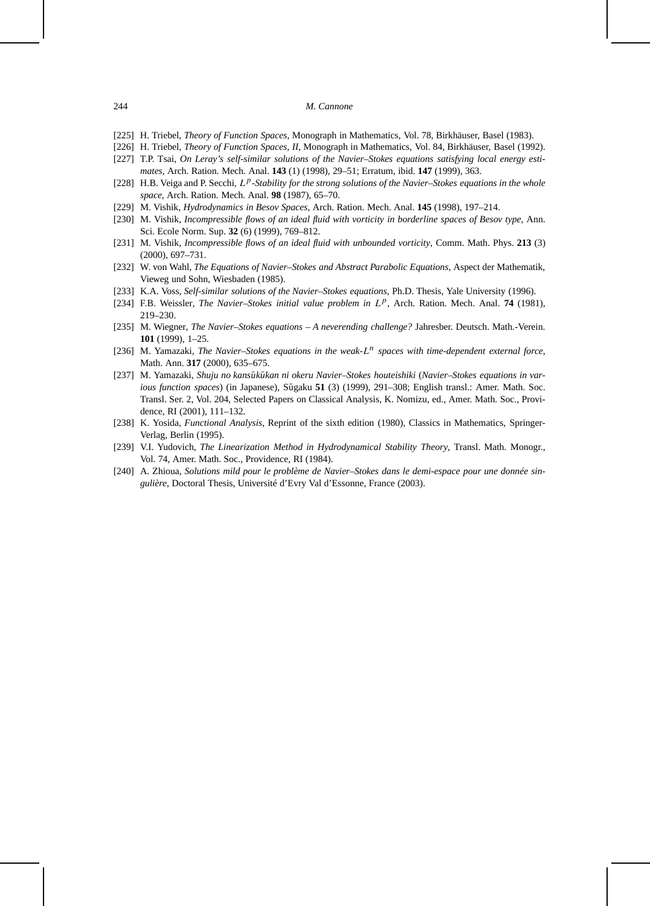[225] H. Triebel, *Theory of Function Spaces*, Monograph in Mathematics, Vol. 78, Birkhäuser, Basel (1983).

[226] H. Triebel, *Theory of Function Spaces, II*, Monograph in Mathematics, Vol. 84, Birkhäuser, Basel (1992).

[227] T.P. Tsai, *On Leray's self-similar solutions of the Navier–Stokes equations satisfying local energy estimates*, Arch. Ration. Mech. Anal. **143** (1) (1998), 29–51; Erratum, ibid. **147** (1999), 363.

[228] H.B. Veiga and P. Secchi, *$L^p$-Stability for the strong solutions of the Navier–Stokes equations in the whole space*, Arch. Ration. Mech. Anal. **98** (1987), 65–70.

[229] M. Vishik, *Hydrodynamics in Besov Spaces*, Arch. Ration. Mech. Anal. **145** (1998), 197–214.

[230] M. Vishik, *Incompressible flows of an ideal fluid with vorticity in borderline spaces of Besov type*, Ann. Sci. Ecole Norm. Sup. **32** (6) (1999), 769–812.

[231] M. Vishik, *Incompressible flows of an ideal fluid with unbounded vorticity*, Comm. Math. Phys. **213** (3) (2000), 697–731.

[232] W. von Wahl, *The Equations of Navier–Stokes and Abstract Parabolic Equations*, Aspect der Mathematik, Vieweg und Sohn, Wiesbaden (1985).

[233] K.A. Voss, *Self-similar solutions of the Navier–Stokes equations*, Ph.D. Thesis, Yale University (1996).

[234] F.B. Weissler, *The Navier–Stokes initial value problem in $L^p$*, Arch. Ration. Mech. Anal. **74** (1981), 219–230.

[235] M. Wiegner, *The Navier–Stokes equations – A neverending challenge?* Jahresber. Deutsch. Math.-Verein. **101** (1999), 1–25.

[236] M. Yamazaki, *The Navier–Stokes equations in the weak-$L^n$ spaces with time-dependent external force*, Math. Ann. **317** (2000), 635–675.

[237] M. Yamazaki, *Shuju no kansūkūkan ni okeru Navier–Stokes houteishiki* (*Navier–Stokes equations in various function spaces*) (in Japanese), Sūgaku **51** (3) (1999), 291–308; English transl.: Amer. Math. Soc. Transl. Ser. 2, Vol. 204, Selected Papers on Classical Analysis, K. Nomizu, ed., Amer. Math. Soc., Providence, RI (2001), 111–132.

[238] K. Yosida, *Functional Analysis*, Reprint of the sixth edition (1980), Classics in Mathematics, Springer-Verlag, Berlin (1995).

[239] V.I. Yudovich, *The Linearization Method in Hydrodynamical Stability Theory*, Transl. Math. Monogr., Vol. 74, Amer. Math. Soc., Providence, RI (1984).

[240] A. Zhioua, *Solutions mild pour le problème de Navier–Stokes dans le demi-espace pour une donnée singulière*, Doctoral Thesis, Université d'Evry Val d'Essonne, France (2003).